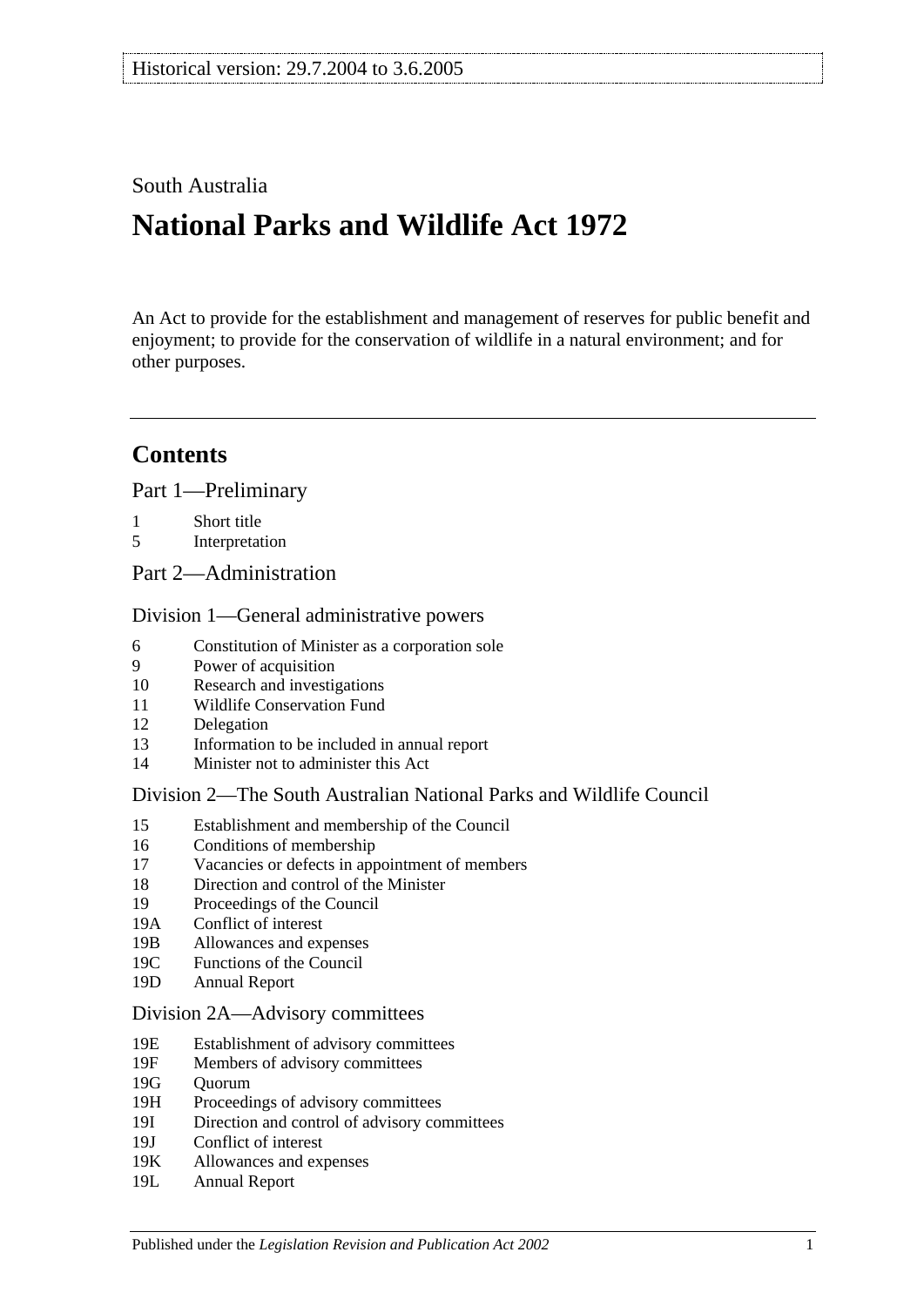Historical version: 29.7.2004 to 3.6.2005

South Australia

# National Parks and Wildlife Act 1972

An Act to provide for the establishment and management of reserves for public benefit and enjoyment; to provide for the conservation of wildlife in a natural environment; and for other purposes.

## Contents

Part 1—Preliminary

1 Short title
5 Interpretation

Part 2—Administration

Division 1—General administrative powers

6 Constitution of Minister as a corporation sole
9 Power of acquisition
10 Research and investigations
11 Wildlife Conservation Fund
12 Delegation
13 Information to be included in annual report
14 Minister not to administer this Act

Division 2—The South Australian National Parks and Wildlife Council

15 Establishment and membership of the Council
16 Conditions of membership
17 Vacancies or defects in appointment of members
18 Direction and control of the Minister
19 Proceedings of the Council
19A Conflict of interest
19B Allowances and expenses
19C Functions of the Council
19D Annual Report

Division 2A—Advisory committees

19E Establishment of advisory committees
19F Members of advisory committees
19G Quorum
19H Proceedings of advisory committees
19I Direction and control of advisory committees
19J Conflict of interest
19K Allowances and expenses
19L Annual Report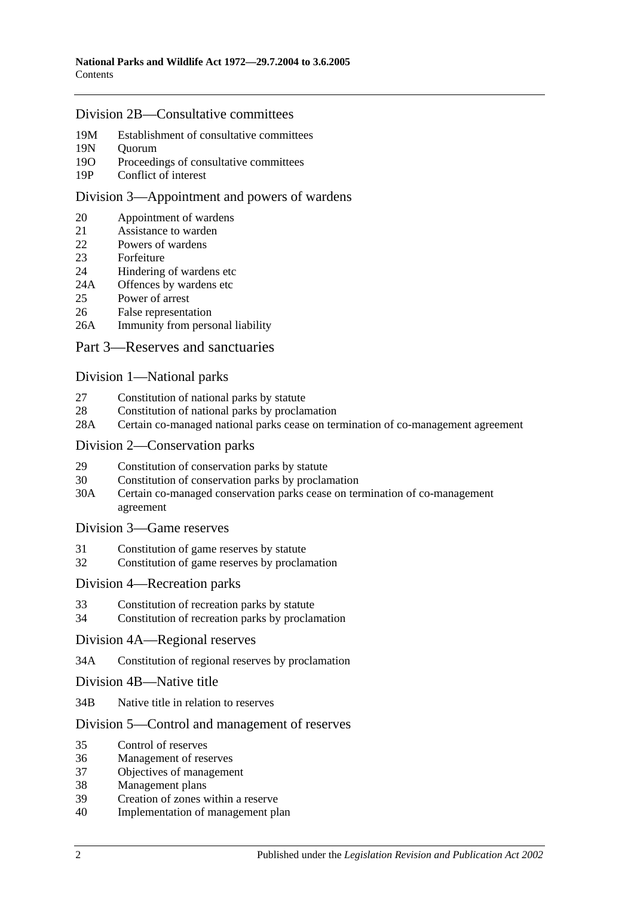## Division 2B—Consultative committees

- 19M Establishment of consultative committees
- 19N Quorum
- 19O Proceedings of consultative committees
- 19P Conflict of interest

## Division 3—Appointment and powers of wardens

- 20 Appointment of wardens
- 21 Assistance to warden
- 22 Powers of wardens
- 23 Forfeiture
- 24 Hindering of wardens etc
- 24A Offences by wardens etc
- 25 Power of arrest
- 26 False representation
- 26A Immunity from personal liability

# Part 3—Reserves and sanctuaries

## Division 1—National parks

- 27 Constitution of national parks by statute
- 28 Constitution of national parks by proclamation
- 28A Certain co-managed national parks cease on termination of co-management agreement

## Division 2—Conservation parks

- 29 Constitution of conservation parks by statute
- 30 Constitution of conservation parks by proclamation
- 30A Certain co-managed conservation parks cease on termination of co-management agreement

## Division 3—Game reserves

- 31 Constitution of game reserves by statute
- 32 Constitution of game reserves by proclamation

## Division 4—Recreation parks

- 33 Constitution of recreation parks by statute
- 34 Constitution of recreation parks by proclamation

## Division 4A—Regional reserves

- 34A Constitution of regional reserves by proclamation

## Division 4B—Native title

- 34B Native title in relation to reserves

## Division 5—Control and management of reserves

- 35 Control of reserves
- 36 Management of reserves
- 37 Objectives of management
- 38 Management plans
- 39 Creation of zones within a reserve
- 40 Implementation of management plan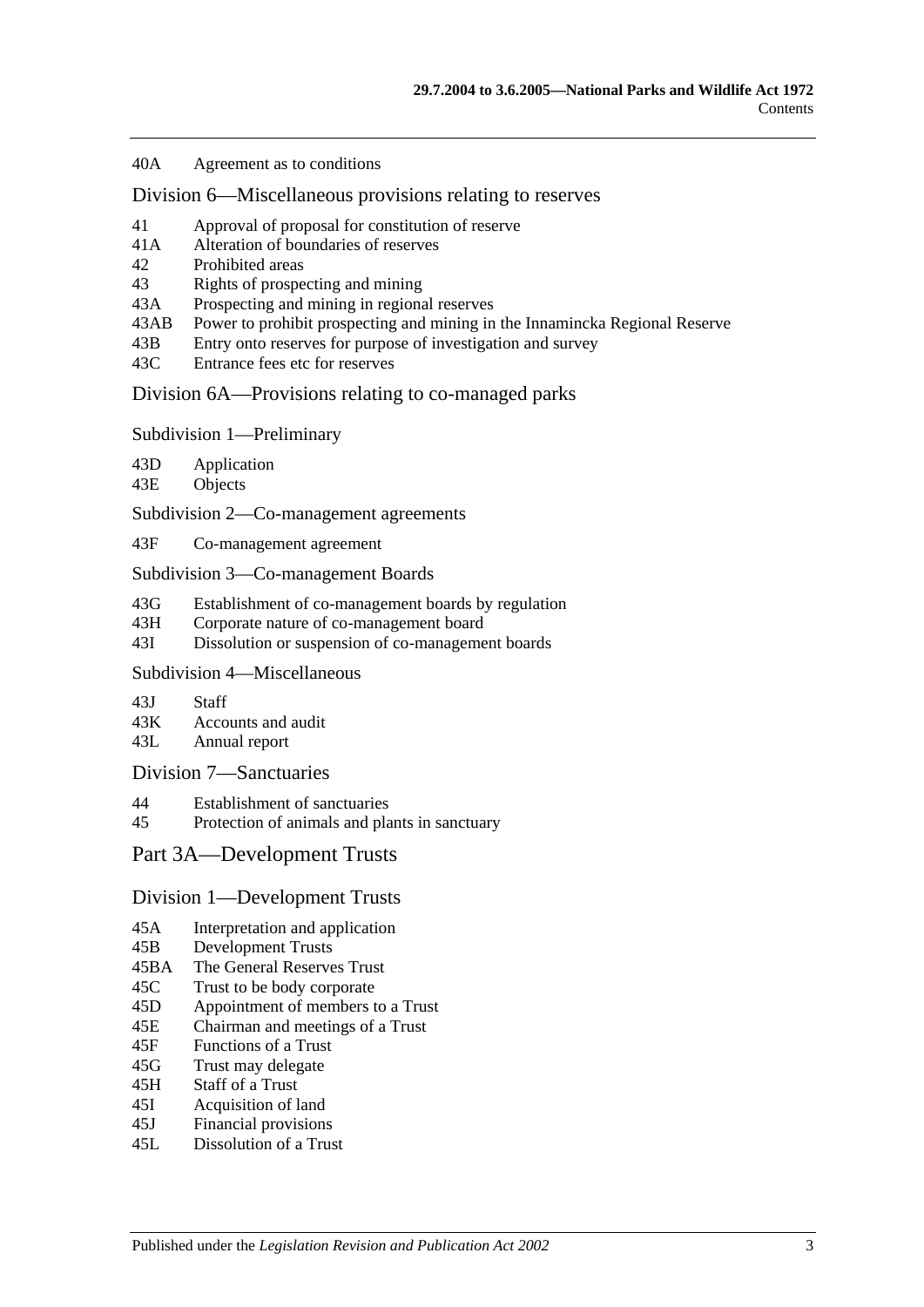40A Agreement as to conditions

## Division 6—Miscellaneous provisions relating to reserves

41 Approval of proposal for constitution of reserve
41A Alteration of boundaries of reserves
42 Prohibited areas
43 Rights of prospecting and mining
43A Prospecting and mining in regional reserves
43AB Power to prohibit prospecting and mining in the Innamincka Regional Reserve
43B Entry onto reserves for purpose of investigation and survey
43C Entrance fees etc for reserves

## Division 6A—Provisions relating to co-managed parks

### Subdivision 1—Preliminary

43D Application
43E Objects

### Subdivision 2—Co-management agreements

43F Co-management agreement

### Subdivision 3—Co-management Boards

43G Establishment of co-management boards by regulation
43H Corporate nature of co-management board
43I Dissolution or suspension of co-management boards

### Subdivision 4—Miscellaneous

43J Staff
43K Accounts and audit
43L Annual report

## Division 7—Sanctuaries

44 Establishment of sanctuaries
45 Protection of animals and plants in sanctuary

# Part 3A—Development Trusts

## Division 1—Development Trusts

45A Interpretation and application
45B Development Trusts
45BA The General Reserves Trust
45C Trust to be body corporate
45D Appointment of members to a Trust
45E Chairman and meetings of a Trust
45F Functions of a Trust
45G Trust may delegate
45H Staff of a Trust
45I Acquisition of land
45J Financial provisions
45L Dissolution of a Trust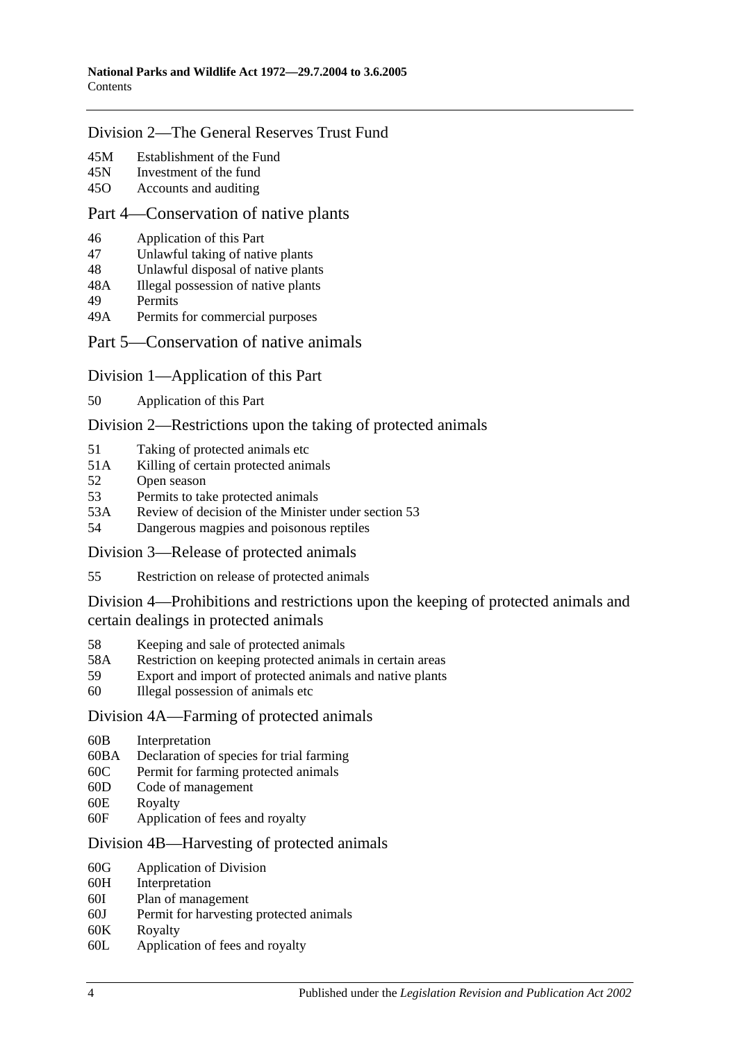## Division 2—The General Reserves Trust Fund

45M Establishment of the Fund
45N Investment of the fund
45O Accounts and auditing

## Part 4—Conservation of native plants

46 Application of this Part
47 Unlawful taking of native plants
48 Unlawful disposal of native plants
48A Illegal possession of native plants
49 Permits
49A Permits for commercial purposes

## Part 5—Conservation of native animals

## Division 1—Application of this Part

50 Application of this Part

## Division 2—Restrictions upon the taking of protected animals

51 Taking of protected animals etc
51A Killing of certain protected animals
52 Open season
53 Permits to take protected animals
53A Review of decision of the Minister under section 53
54 Dangerous magpies and poisonous reptiles

## Division 3—Release of protected animals

55 Restriction on release of protected animals

## Division 4—Prohibitions and restrictions upon the keeping of protected animals and certain dealings in protected animals

58 Keeping and sale of protected animals
58A Restriction on keeping protected animals in certain areas
59 Export and import of protected animals and native plants
60 Illegal possession of animals etc

## Division 4A—Farming of protected animals

60B Interpretation
60BA Declaration of species for trial farming
60C Permit for farming protected animals
60D Code of management
60E Royalty
60F Application of fees and royalty

## Division 4B—Harvesting of protected animals

60G Application of Division
60H Interpretation
60I Plan of management
60J Permit for harvesting protected animals
60K Royalty
60L Application of fees and royalty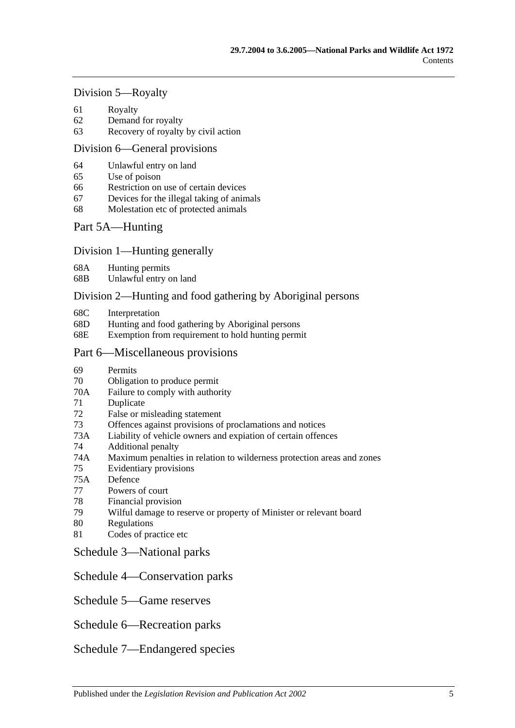### Division 5—Royalty

61 Royalty
62 Demand for royalty
63 Recovery of royalty by civil action

### Division 6—General provisions

64 Unlawful entry on land
65 Use of poison
66 Restriction on use of certain devices
67 Devices for the illegal taking of animals
68 Molestation etc of protected animals

## Part 5A—Hunting

### Division 1—Hunting generally

68A Hunting permits
68B Unlawful entry on land

### Division 2—Hunting and food gathering by Aboriginal persons

68C Interpretation
68D Hunting and food gathering by Aboriginal persons
68E Exemption from requirement to hold hunting permit

## Part 6—Miscellaneous provisions

69 Permits
70 Obligation to produce permit
70A Failure to comply with authority
71 Duplicate
72 False or misleading statement
73 Offences against provisions of proclamations and notices
73A Liability of vehicle owners and expiation of certain offences
74 Additional penalty
74A Maximum penalties in relation to wilderness protection areas and zones
75 Evidentiary provisions
75A Defence
77 Powers of court
78 Financial provision
79 Wilful damage to reserve or property of Minister or relevant board
80 Regulations
81 Codes of practice etc

## Schedule 3—National parks

## Schedule 4—Conservation parks

## Schedule 5—Game reserves

## Schedule 6—Recreation parks

## Schedule 7—Endangered species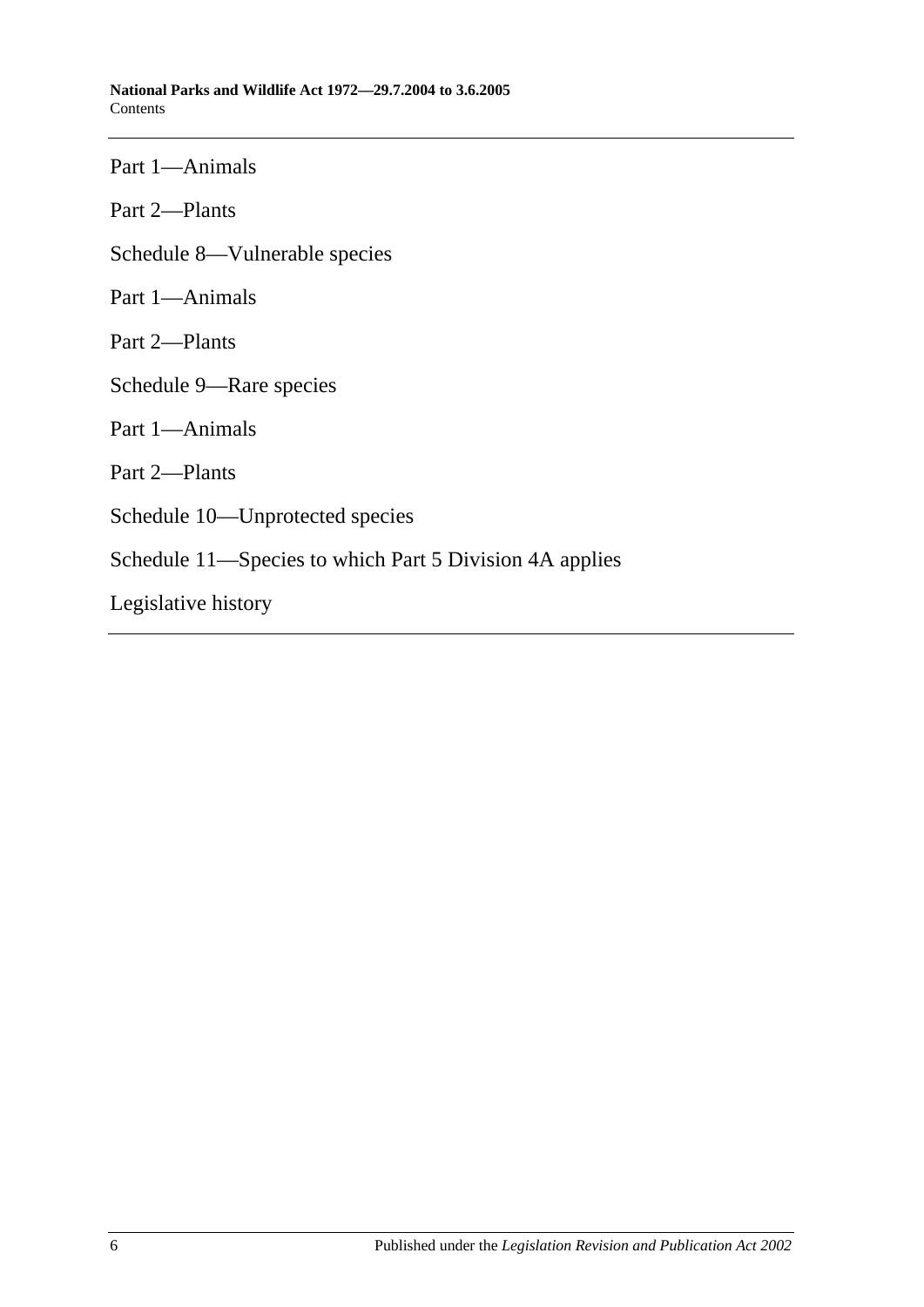Part 1—Animals

Part 2—Plants

Schedule 8—Vulnerable species

Part 1—Animals

Part 2—Plants

Schedule 9—Rare species

Part 1—Animals

Part 2—Plants

Schedule 10—Unprotected species

Schedule 11—Species to which Part 5 Division 4A applies

Legislative history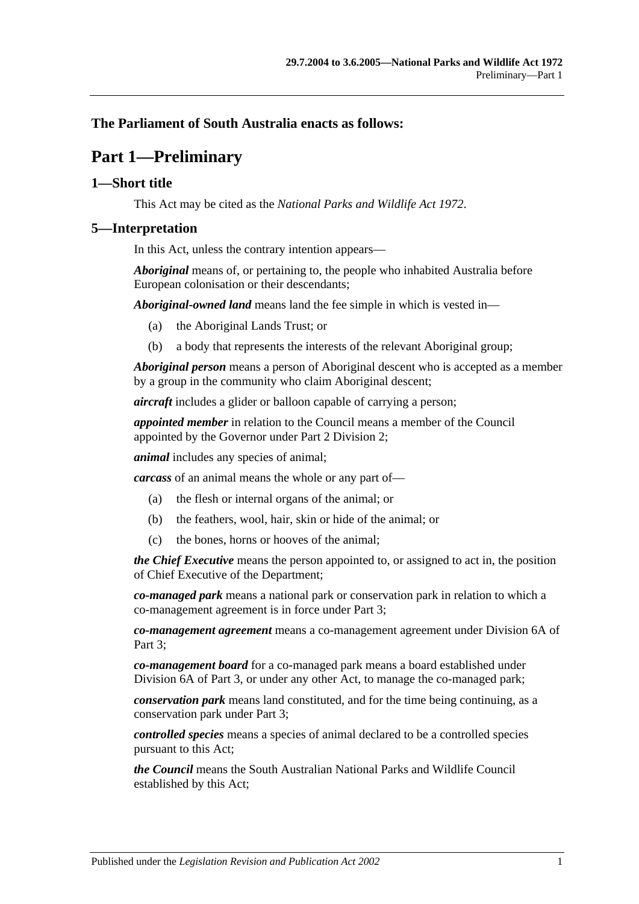**The Parliament of South Australia enacts as follows:**

# Part 1—Preliminary

## 1—Short title

This Act may be cited as the *National Parks and Wildlife Act 1972*.

## 5—Interpretation

In this Act, unless the contrary intention appears—

***Aboriginal*** means of, or pertaining to, the people who inhabited Australia before European colonisation or their descendants;

***Aboriginal-owned land*** means land the fee simple in which is vested in—

(a) the Aboriginal Lands Trust; or

(b) a body that represents the interests of the relevant Aboriginal group;

***Aboriginal person*** means a person of Aboriginal descent who is accepted as a member by a group in the community who claim Aboriginal descent;

***aircraft*** includes a glider or balloon capable of carrying a person;

***appointed member*** in relation to the Council means a member of the Council appointed by the Governor under Part 2 Division 2;

***animal*** includes any species of animal;

***carcass*** of an animal means the whole or any part of—

(a) the flesh or internal organs of the animal; or

(b) the feathers, wool, hair, skin or hide of the animal; or

(c) the bones, horns or hooves of the animal;

***the Chief Executive*** means the person appointed to, or assigned to act in, the position of Chief Executive of the Department;

***co-managed park*** means a national park or conservation park in relation to which a co-management agreement is in force under Part 3;

***co-management agreement*** means a co-management agreement under Division 6A of Part 3;

***co-management board*** for a co-managed park means a board established under Division 6A of Part 3, or under any other Act, to manage the co-managed park;

***conservation park*** means land constituted, and for the time being continuing, as a conservation park under Part 3;

***controlled species*** means a species of animal declared to be a controlled species pursuant to this Act;

***the Council*** means the South Australian National Parks and Wildlife Council established by this Act;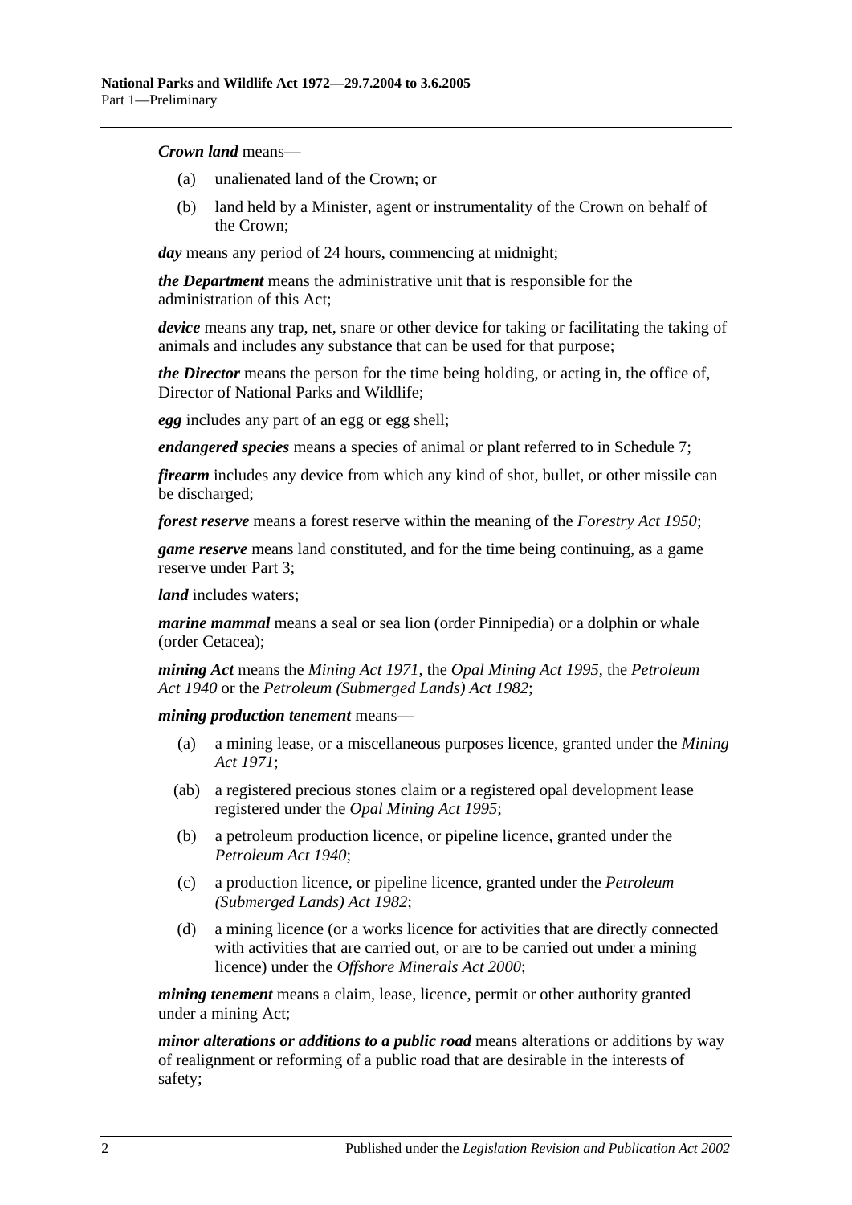***Crown land*** means—

(a) unalienated land of the Crown; or

(b) land held by a Minister, agent or instrumentality of the Crown on behalf of the Crown;

***day*** means any period of 24 hours, commencing at midnight;

***the Department*** means the administrative unit that is responsible for the administration of this Act;

***device*** means any trap, net, snare or other device for taking or facilitating the taking of animals and includes any substance that can be used for that purpose;

***the Director*** means the person for the time being holding, or acting in, the office of, Director of National Parks and Wildlife;

***egg*** includes any part of an egg or egg shell;

***endangered species*** means a species of animal or plant referred to in Schedule 7;

***firearm*** includes any device from which any kind of shot, bullet, or other missile can be discharged;

***forest reserve*** means a forest reserve within the meaning of the *Forestry Act 1950*;

***game reserve*** means land constituted, and for the time being continuing, as a game reserve under Part 3;

***land*** includes waters;

***marine mammal*** means a seal or sea lion (order Pinnipedia) or a dolphin or whale (order Cetacea);

***mining Act*** means the *Mining Act 1971*, the *Opal Mining Act 1995*, the *Petroleum Act 1940* or the *Petroleum (Submerged Lands) Act 1982*;

***mining production tenement*** means—

(a) a mining lease, or a miscellaneous purposes licence, granted under the *Mining Act 1971*;

(ab) a registered precious stones claim or a registered opal development lease registered under the *Opal Mining Act 1995*;

(b) a petroleum production licence, or pipeline licence, granted under the *Petroleum Act 1940*;

(c) a production licence, or pipeline licence, granted under the *Petroleum (Submerged Lands) Act 1982*;

(d) a mining licence (or a works licence for activities that are directly connected with activities that are carried out, or are to be carried out under a mining licence) under the *Offshore Minerals Act 2000*;

***mining tenement*** means a claim, lease, licence, permit or other authority granted under a mining Act;

***minor alterations or additions to a public road*** means alterations or additions by way of realignment or reforming of a public road that are desirable in the interests of safety;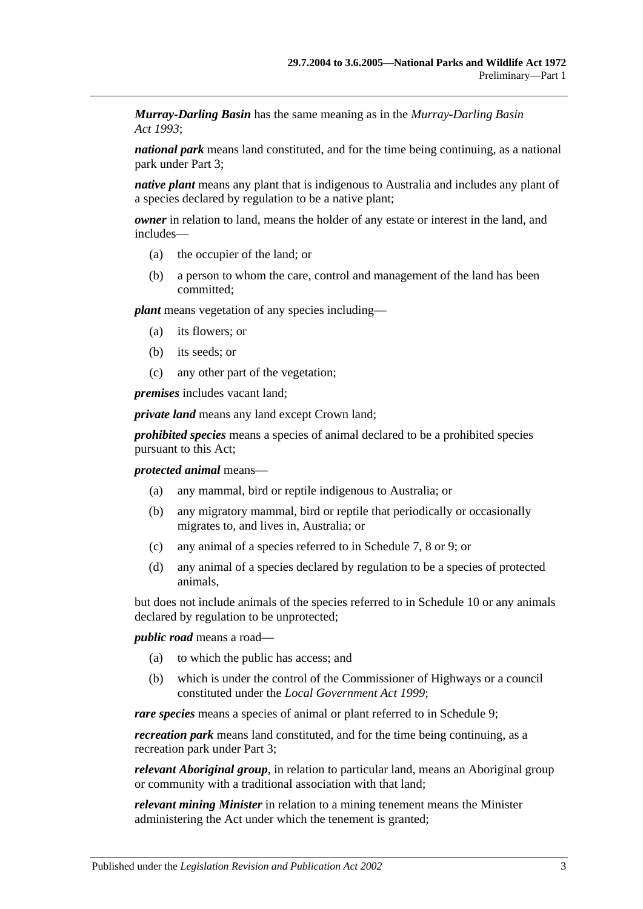***Murray-Darling Basin*** has the same meaning as in the *Murray-Darling Basin Act 1993*;

***national park*** means land constituted, and for the time being continuing, as a national park under Part 3;

***native plant*** means any plant that is indigenous to Australia and includes any plant of a species declared by regulation to be a native plant;

***owner*** in relation to land, means the holder of any estate or interest in the land, and includes—

(a) the occupier of the land; or

(b) a person to whom the care, control and management of the land has been committed;

***plant*** means vegetation of any species including—

(a) its flowers; or

(b) its seeds; or

(c) any other part of the vegetation;

***premises*** includes vacant land;

***private land*** means any land except Crown land;

***prohibited species*** means a species of animal declared to be a prohibited species pursuant to this Act;

***protected animal*** means—

(a) any mammal, bird or reptile indigenous to Australia; or

(b) any migratory mammal, bird or reptile that periodically or occasionally migrates to, and lives in, Australia; or

(c) any animal of a species referred to in Schedule 7, 8 or 9; or

(d) any animal of a species declared by regulation to be a species of protected animals,

but does not include animals of the species referred to in Schedule 10 or any animals declared by regulation to be unprotected;

***public road*** means a road—

(a) to which the public has access; and

(b) which is under the control of the Commissioner of Highways or a council constituted under the *Local Government Act 1999*;

***rare species*** means a species of animal or plant referred to in Schedule 9;

***recreation park*** means land constituted, and for the time being continuing, as a recreation park under Part 3;

***relevant Aboriginal group***, in relation to particular land, means an Aboriginal group or community with a traditional association with that land;

***relevant mining Minister*** in relation to a mining tenement means the Minister administering the Act under which the tenement is granted;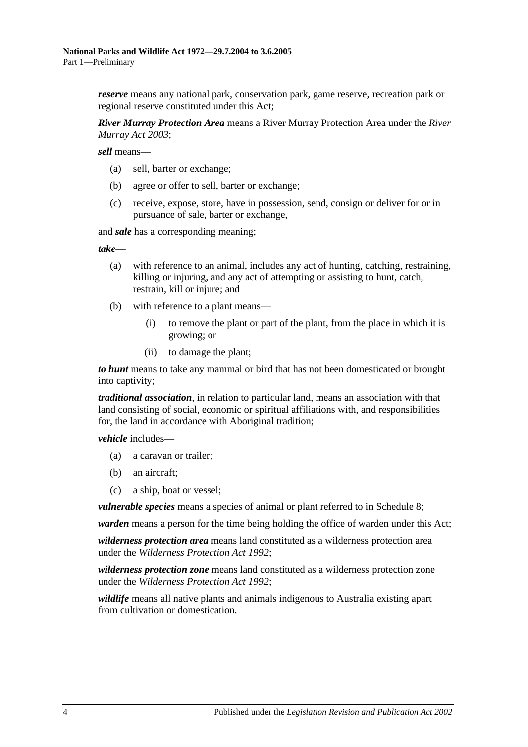***reserve*** means any national park, conservation park, game reserve, recreation park or regional reserve constituted under this Act;

***River Murray Protection Area*** means a River Murray Protection Area under the *River Murray Act 2003*;

***sell*** means—

(a) sell, barter or exchange;

(b) agree or offer to sell, barter or exchange;

(c) receive, expose, store, have in possession, send, consign or deliver for or in pursuance of sale, barter or exchange,

and ***sale*** has a corresponding meaning;

***take***—

(a) with reference to an animal, includes any act of hunting, catching, restraining, killing or injuring, and any act of attempting or assisting to hunt, catch, restrain, kill or injure; and

(b) with reference to a plant means—

(i) to remove the plant or part of the plant, from the place in which it is growing; or

(ii) to damage the plant;

***to hunt*** means to take any mammal or bird that has not been domesticated or brought into captivity;

***traditional association***, in relation to particular land, means an association with that land consisting of social, economic or spiritual affiliations with, and responsibilities for, the land in accordance with Aboriginal tradition;

***vehicle*** includes—

(a) a caravan or trailer;

(b) an aircraft;

(c) a ship, boat or vessel;

***vulnerable species*** means a species of animal or plant referred to in Schedule 8;

***warden*** means a person for the time being holding the office of warden under this Act;

***wilderness protection area*** means land constituted as a wilderness protection area under the *Wilderness Protection Act 1992*;

***wilderness protection zone*** means land constituted as a wilderness protection zone under the *Wilderness Protection Act 1992*;

***wildlife*** means all native plants and animals indigenous to Australia existing apart from cultivation or domestication.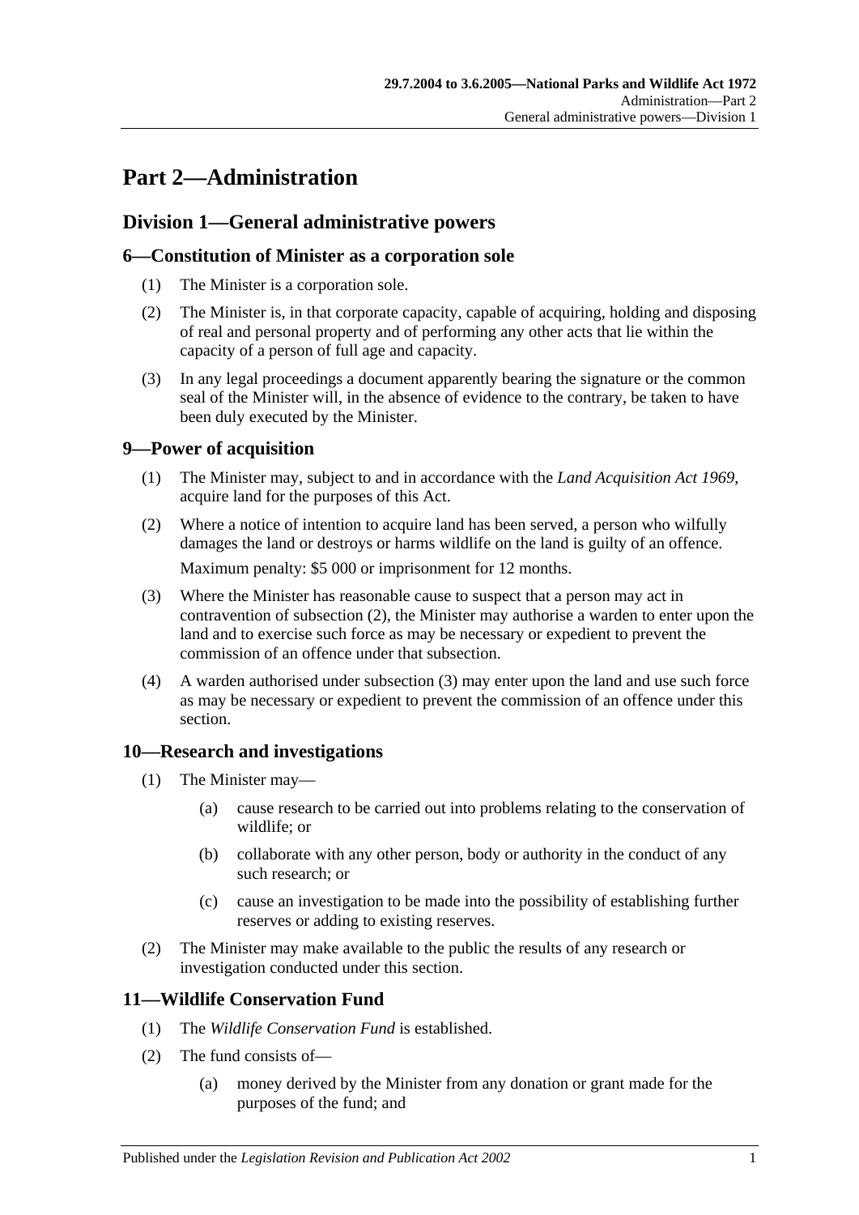# Part 2—Administration

## Division 1—General administrative powers

### 6—Constitution of Minister as a corporation sole

(1) The Minister is a corporation sole.

(2) The Minister is, in that corporate capacity, capable of acquiring, holding and disposing of real and personal property and of performing any other acts that lie within the capacity of a person of full age and capacity.

(3) In any legal proceedings a document apparently bearing the signature or the common seal of the Minister will, in the absence of evidence to the contrary, be taken to have been duly executed by the Minister.

### 9—Power of acquisition

(1) The Minister may, subject to and in accordance with the *Land Acquisition Act 1969*, acquire land for the purposes of this Act.

(2) Where a notice of intention to acquire land has been served, a person who wilfully damages the land or destroys or harms wildlife on the land is guilty of an offence.

Maximum penalty: $5 000 or imprisonment for 12 months.

(3) Where the Minister has reasonable cause to suspect that a person may act in contravention of subsection (2), the Minister may authorise a warden to enter upon the land and to exercise such force as may be necessary or expedient to prevent the commission of an offence under that subsection.

(4) A warden authorised under subsection (3) may enter upon the land and use such force as may be necessary or expedient to prevent the commission of an offence under this section.

### 10—Research and investigations

(1) The Minister may—

(a) cause research to be carried out into problems relating to the conservation of wildlife; or

(b) collaborate with any other person, body or authority in the conduct of any such research; or

(c) cause an investigation to be made into the possibility of establishing further reserves or adding to existing reserves.

(2) The Minister may make available to the public the results of any research or investigation conducted under this section.

### 11—Wildlife Conservation Fund

(1) The *Wildlife Conservation Fund* is established.

(2) The fund consists of—

(a) money derived by the Minister from any donation or grant made for the purposes of the fund; and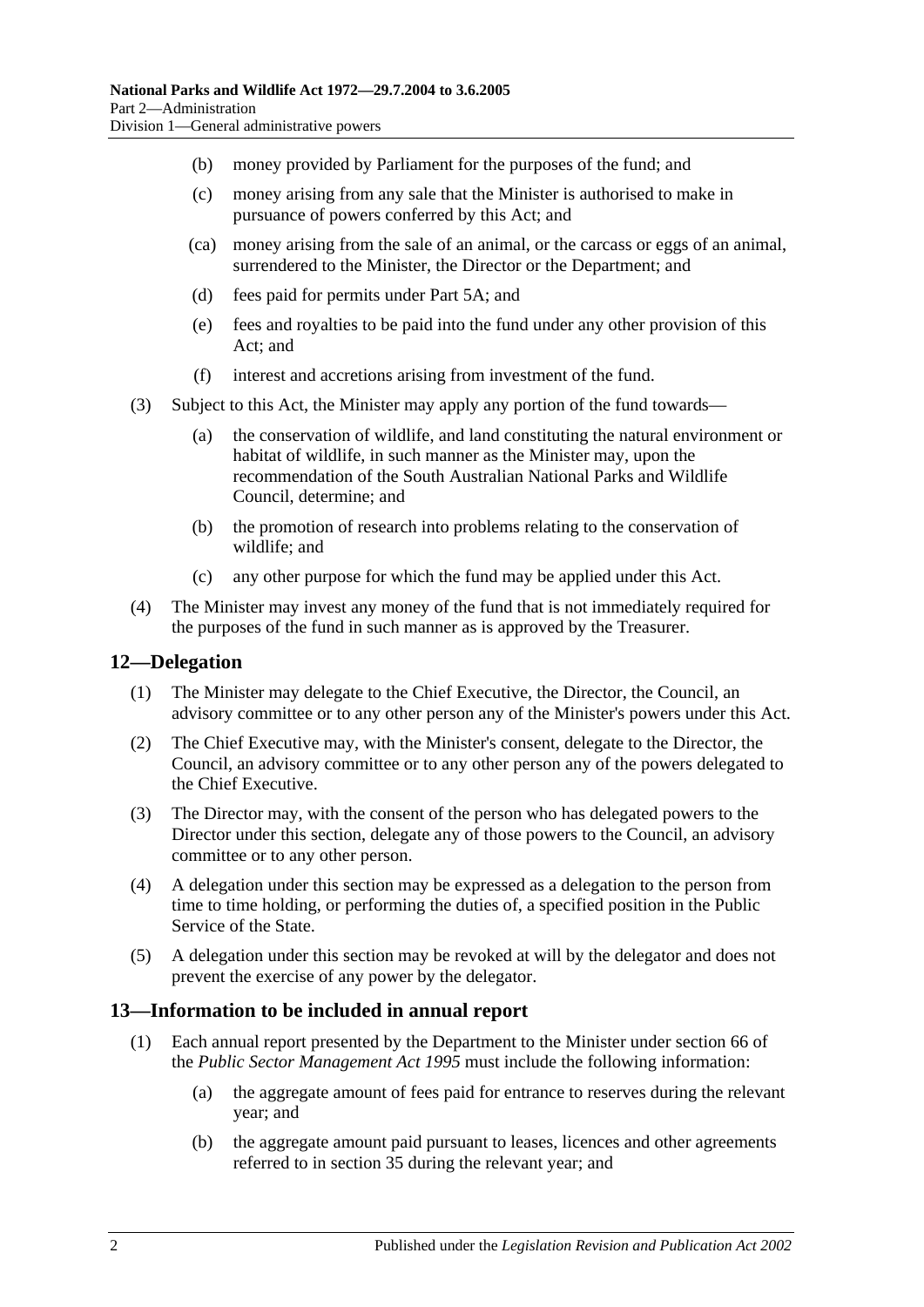(b) money provided by Parliament for the purposes of the fund; and

(c) money arising from any sale that the Minister is authorised to make in pursuance of powers conferred by this Act; and

(ca) money arising from the sale of an animal, or the carcass or eggs of an animal, surrendered to the Minister, the Director or the Department; and

(d) fees paid for permits under Part 5A; and

(e) fees and royalties to be paid into the fund under any other provision of this Act; and

(f) interest and accretions arising from investment of the fund.

(3) Subject to this Act, the Minister may apply any portion of the fund towards—

(a) the conservation of wildlife, and land constituting the natural environment or habitat of wildlife, in such manner as the Minister may, upon the recommendation of the South Australian National Parks and Wildlife Council, determine; and

(b) the promotion of research into problems relating to the conservation of wildlife; and

(c) any other purpose for which the fund may be applied under this Act.

(4) The Minister may invest any money of the fund that is not immediately required for the purposes of the fund in such manner as is approved by the Treasurer.

## 12—Delegation

(1) The Minister may delegate to the Chief Executive, the Director, the Council, an advisory committee or to any other person any of the Minister's powers under this Act.

(2) The Chief Executive may, with the Minister's consent, delegate to the Director, the Council, an advisory committee or to any other person any of the powers delegated to the Chief Executive.

(3) The Director may, with the consent of the person who has delegated powers to the Director under this section, delegate any of those powers to the Council, an advisory committee or to any other person.

(4) A delegation under this section may be expressed as a delegation to the person from time to time holding, or performing the duties of, a specified position in the Public Service of the State.

(5) A delegation under this section may be revoked at will by the delegator and does not prevent the exercise of any power by the delegator.

## 13—Information to be included in annual report

(1) Each annual report presented by the Department to the Minister under section 66 of the *Public Sector Management Act 1995* must include the following information:

(a) the aggregate amount of fees paid for entrance to reserves during the relevant year; and

(b) the aggregate amount paid pursuant to leases, licences and other agreements referred to in section 35 during the relevant year; and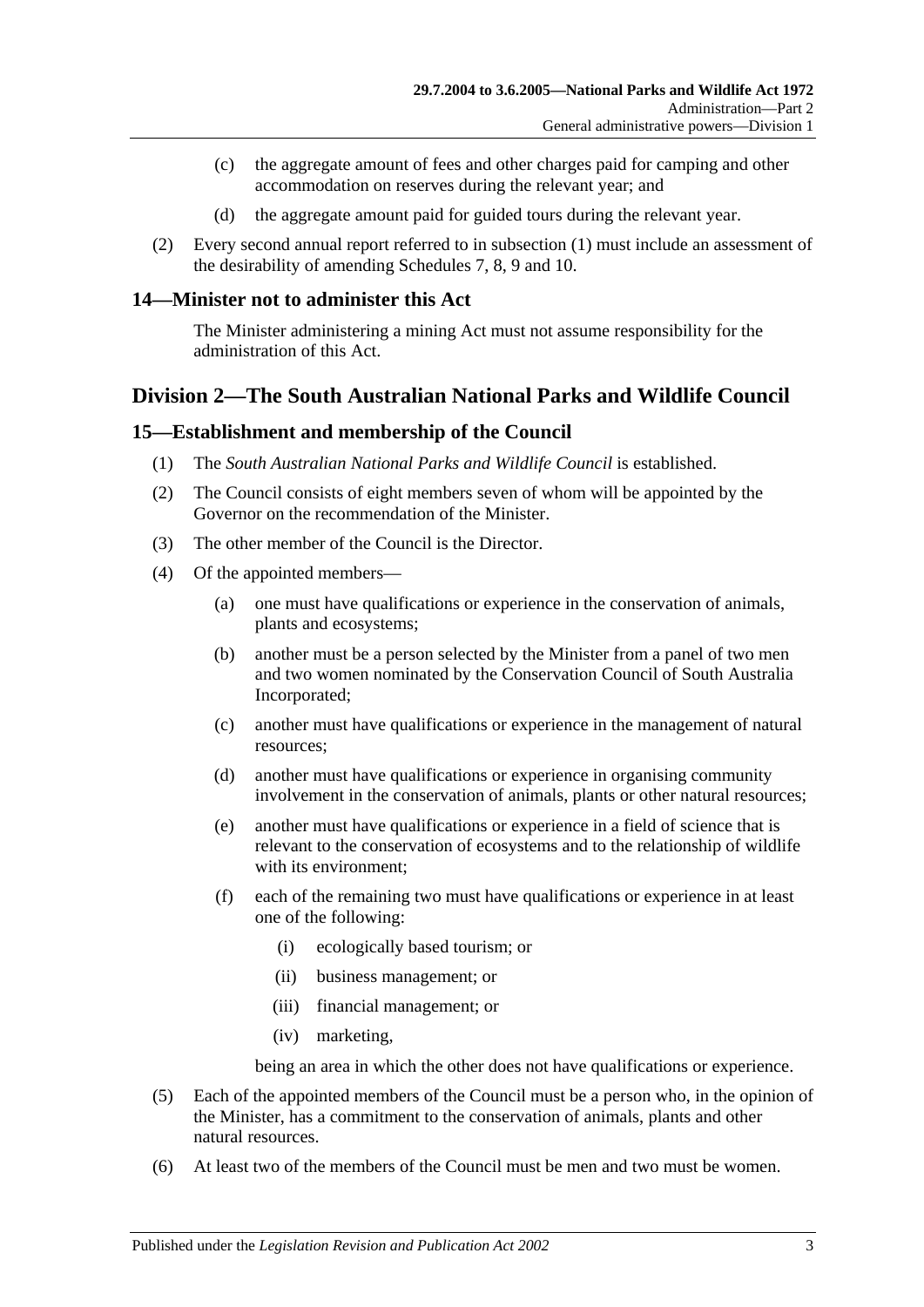(c) the aggregate amount of fees and other charges paid for camping and other accommodation on reserves during the relevant year; and

(d) the aggregate amount paid for guided tours during the relevant year.

(2) Every second annual report referred to in subsection (1) must include an assessment of the desirability of amending Schedules 7, 8, 9 and 10.

## 14—Minister not to administer this Act

The Minister administering a mining Act must not assume responsibility for the administration of this Act.

# Division 2—The South Australian National Parks and Wildlife Council

## 15—Establishment and membership of the Council

(1) The *South Australian National Parks and Wildlife Council* is established.

(2) The Council consists of eight members seven of whom will be appointed by the Governor on the recommendation of the Minister.

(3) The other member of the Council is the Director.

(4) Of the appointed members—

(a) one must have qualifications or experience in the conservation of animals, plants and ecosystems;

(b) another must be a person selected by the Minister from a panel of two men and two women nominated by the Conservation Council of South Australia Incorporated;

(c) another must have qualifications or experience in the management of natural resources;

(d) another must have qualifications or experience in organising community involvement in the conservation of animals, plants or other natural resources;

(e) another must have qualifications or experience in a field of science that is relevant to the conservation of ecosystems and to the relationship of wildlife with its environment;

(f) each of the remaining two must have qualifications or experience in at least one of the following:

(i) ecologically based tourism; or

(ii) business management; or

(iii) financial management; or

(iv) marketing,

being an area in which the other does not have qualifications or experience.

(5) Each of the appointed members of the Council must be a person who, in the opinion of the Minister, has a commitment to the conservation of animals, plants and other natural resources.

(6) At least two of the members of the Council must be men and two must be women.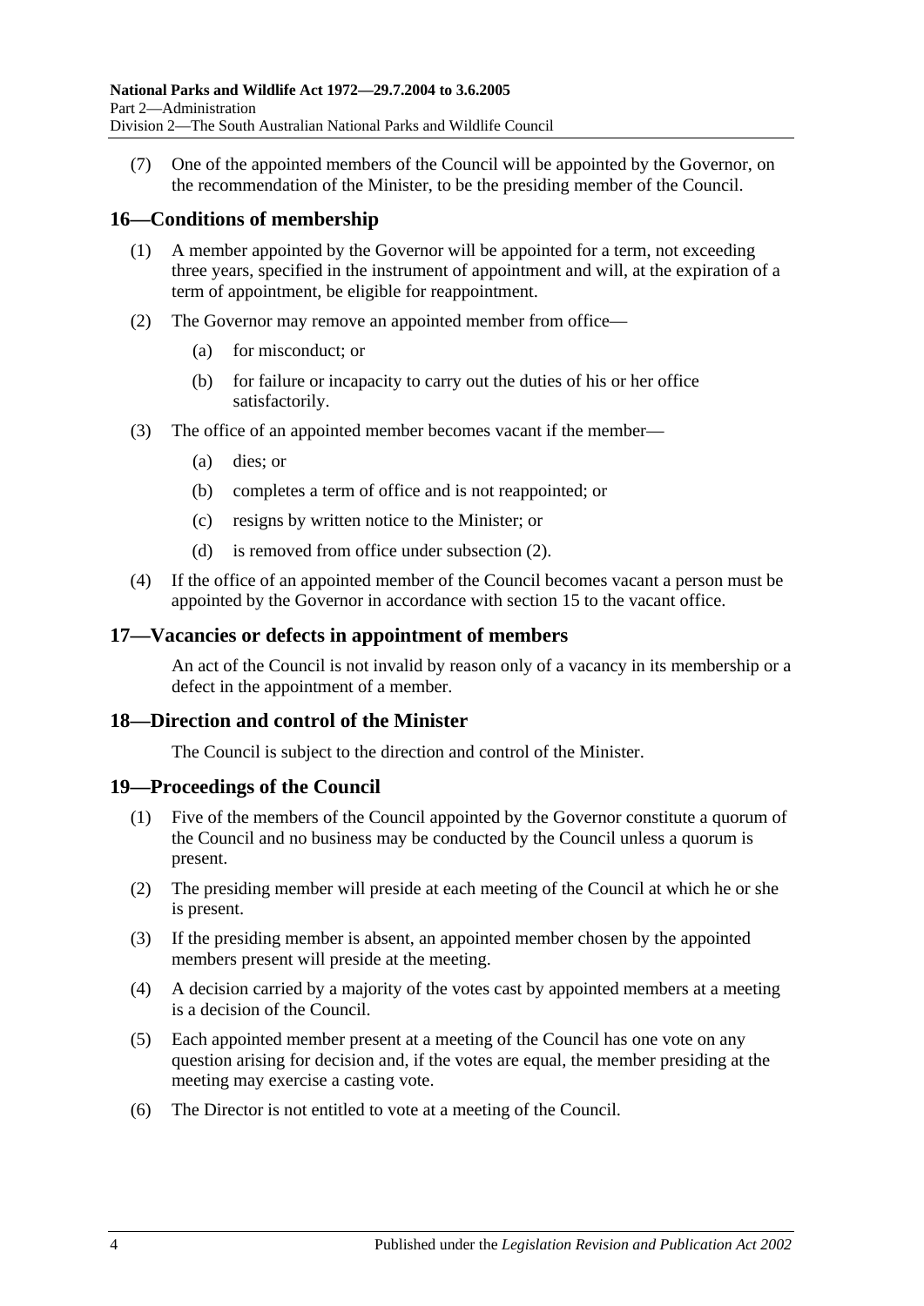(7) One of the appointed members of the Council will be appointed by the Governor, on the recommendation of the Minister, to be the presiding member of the Council.

## 16—Conditions of membership

(1) A member appointed by the Governor will be appointed for a term, not exceeding three years, specified in the instrument of appointment and will, at the expiration of a term of appointment, be eligible for reappointment.

(2) The Governor may remove an appointed member from office—

- (a) for misconduct; or
- (b) for failure or incapacity to carry out the duties of his or her office satisfactorily.

(3) The office of an appointed member becomes vacant if the member—

- (a) dies; or
- (b) completes a term of office and is not reappointed; or
- (c) resigns by written notice to the Minister; or
- (d) is removed from office under subsection (2).

(4) If the office of an appointed member of the Council becomes vacant a person must be appointed by the Governor in accordance with section 15 to the vacant office.

## 17—Vacancies or defects in appointment of members

An act of the Council is not invalid by reason only of a vacancy in its membership or a defect in the appointment of a member.

## 18—Direction and control of the Minister

The Council is subject to the direction and control of the Minister.

## 19—Proceedings of the Council

(1) Five of the members of the Council appointed by the Governor constitute a quorum of the Council and no business may be conducted by the Council unless a quorum is present.

(2) The presiding member will preside at each meeting of the Council at which he or she is present.

(3) If the presiding member is absent, an appointed member chosen by the appointed members present will preside at the meeting.

(4) A decision carried by a majority of the votes cast by appointed members at a meeting is a decision of the Council.

(5) Each appointed member present at a meeting of the Council has one vote on any question arising for decision and, if the votes are equal, the member presiding at the meeting may exercise a casting vote.

(6) The Director is not entitled to vote at a meeting of the Council.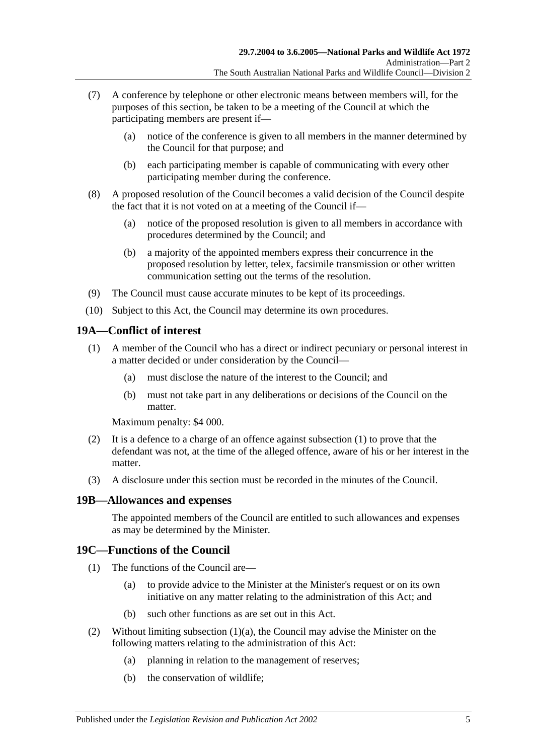(7) A conference by telephone or other electronic means between members will, for the purposes of this section, be taken to be a meeting of the Council at which the participating members are present if—

(a) notice of the conference is given to all members in the manner determined by the Council for that purpose; and

(b) each participating member is capable of communicating with every other participating member during the conference.

(8) A proposed resolution of the Council becomes a valid decision of the Council despite the fact that it is not voted on at a meeting of the Council if—

(a) notice of the proposed resolution is given to all members in accordance with procedures determined by the Council; and

(b) a majority of the appointed members express their concurrence in the proposed resolution by letter, telex, facsimile transmission or other written communication setting out the terms of the resolution.

(9) The Council must cause accurate minutes to be kept of its proceedings.

(10) Subject to this Act, the Council may determine its own procedures.

## 19A—Conflict of interest

(1) A member of the Council who has a direct or indirect pecuniary or personal interest in a matter decided or under consideration by the Council—

(a) must disclose the nature of the interest to the Council; and

(b) must not take part in any deliberations or decisions of the Council on the matter.

Maximum penalty: $4 000.

(2) It is a defence to a charge of an offence against subsection (1) to prove that the defendant was not, at the time of the alleged offence, aware of his or her interest in the matter.

(3) A disclosure under this section must be recorded in the minutes of the Council.

## 19B—Allowances and expenses

The appointed members of the Council are entitled to such allowances and expenses as may be determined by the Minister.

## 19C—Functions of the Council

(1) The functions of the Council are—

(a) to provide advice to the Minister at the Minister's request or on its own initiative on any matter relating to the administration of this Act; and

(b) such other functions as are set out in this Act.

(2) Without limiting subsection (1)(a), the Council may advise the Minister on the following matters relating to the administration of this Act:

(a) planning in relation to the management of reserves;

(b) the conservation of wildlife;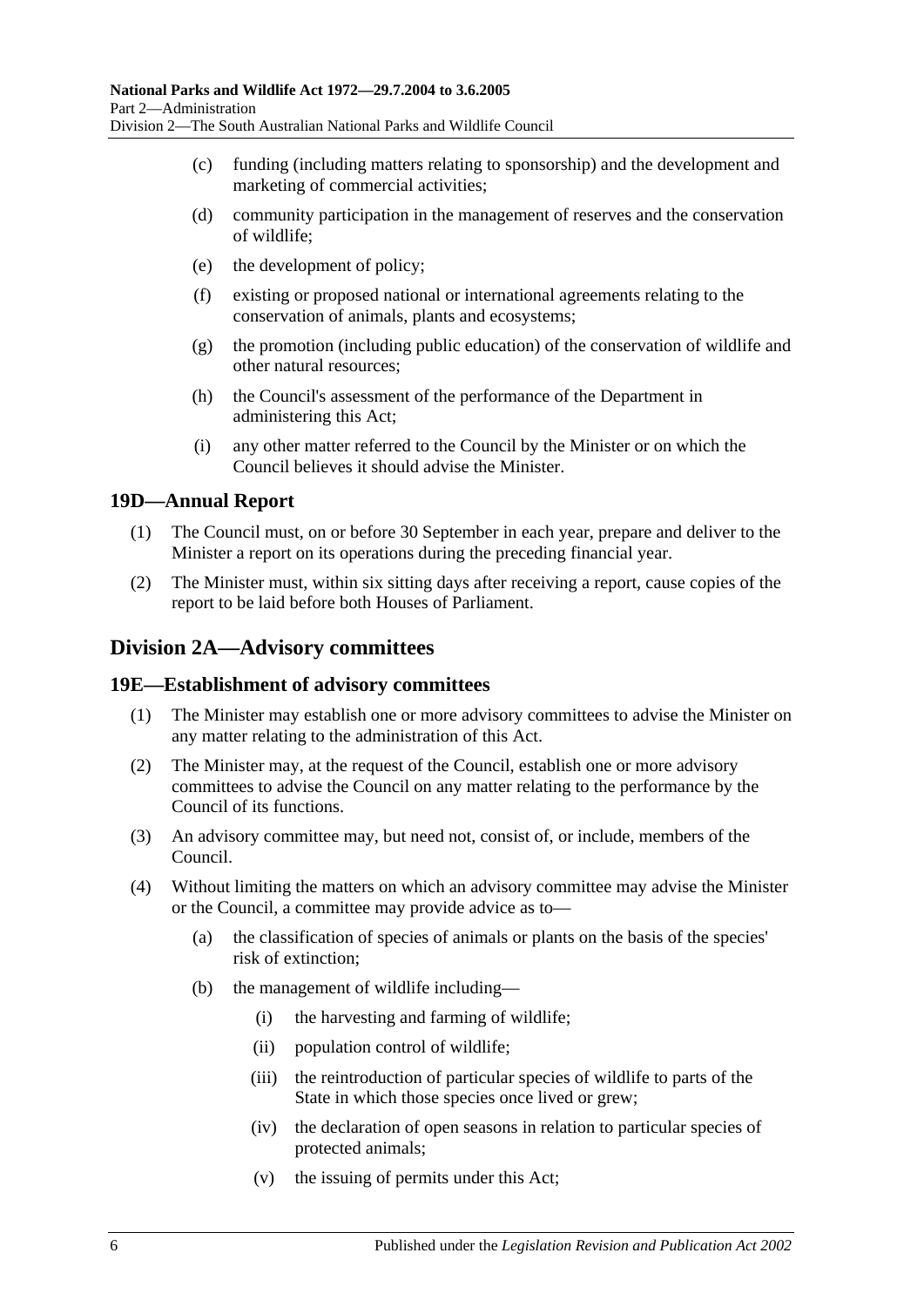(c) funding (including matters relating to sponsorship) and the development and marketing of commercial activities;

(d) community participation in the management of reserves and the conservation of wildlife;

(e) the development of policy;

(f) existing or proposed national or international agreements relating to the conservation of animals, plants and ecosystems;

(g) the promotion (including public education) of the conservation of wildlife and other natural resources;

(h) the Council's assessment of the performance of the Department in administering this Act;

(i) any other matter referred to the Council by the Minister or on which the Council believes it should advise the Minister.

## 19D—Annual Report

(1) The Council must, on or before 30 September in each year, prepare and deliver to the Minister a report on its operations during the preceding financial year.

(2) The Minister must, within six sitting days after receiving a report, cause copies of the report to be laid before both Houses of Parliament.

# Division 2A—Advisory committees

## 19E—Establishment of advisory committees

(1) The Minister may establish one or more advisory committees to advise the Minister on any matter relating to the administration of this Act.

(2) The Minister may, at the request of the Council, establish one or more advisory committees to advise the Council on any matter relating to the performance by the Council of its functions.

(3) An advisory committee may, but need not, consist of, or include, members of the Council.

(4) Without limiting the matters on which an advisory committee may advise the Minister or the Council, a committee may provide advice as to—

(a) the classification of species of animals or plants on the basis of the species' risk of extinction;

(b) the management of wildlife including—

(i) the harvesting and farming of wildlife;

(ii) population control of wildlife;

(iii) the reintroduction of particular species of wildlife to parts of the State in which those species once lived or grew;

(iv) the declaration of open seasons in relation to particular species of protected animals;

(v) the issuing of permits under this Act;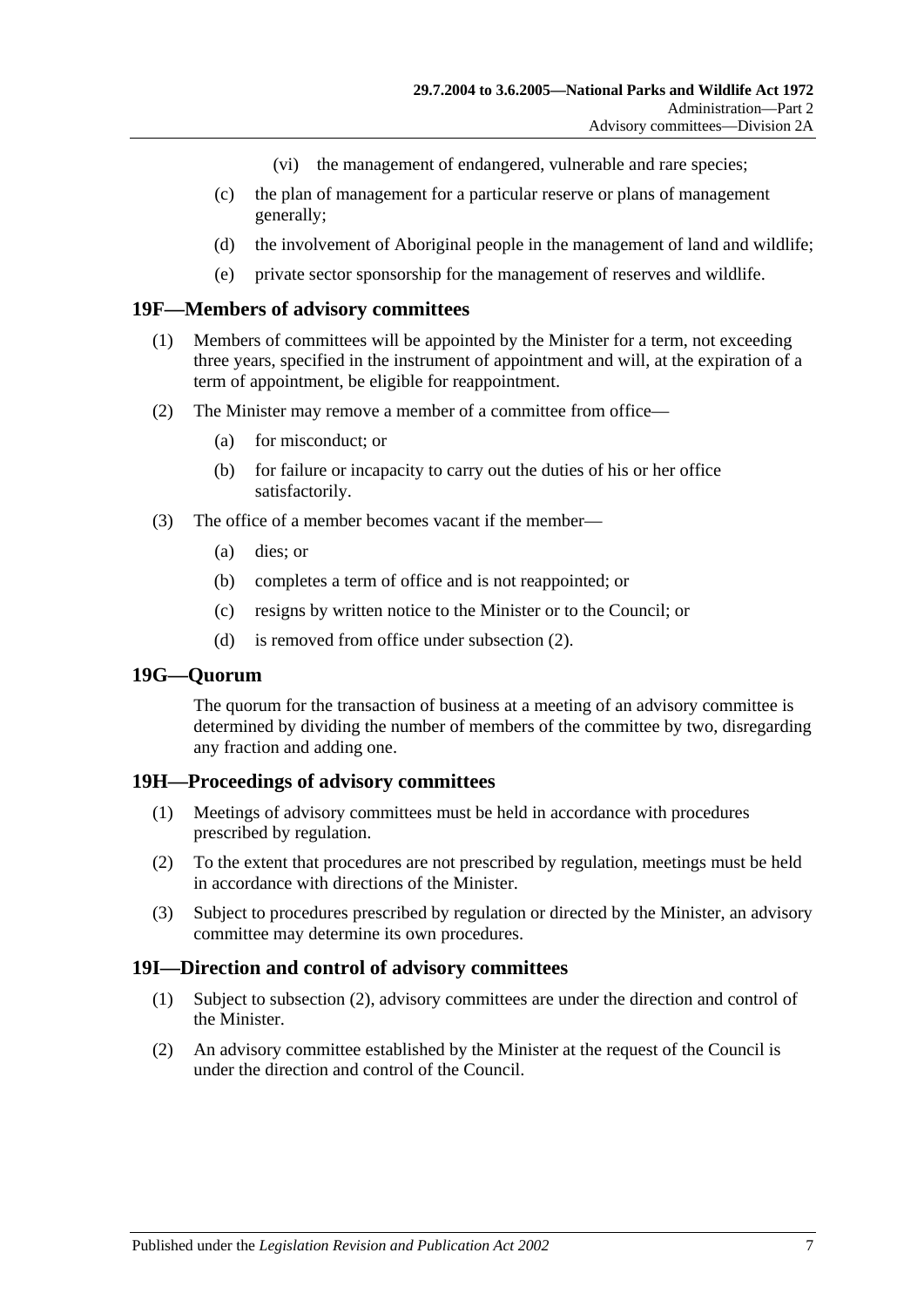(vi) the management of endangered, vulnerable and rare species;

(c) the plan of management for a particular reserve or plans of management generally;

(d) the involvement of Aboriginal people in the management of land and wildlife;

(e) private sector sponsorship for the management of reserves and wildlife.

## 19F—Members of advisory committees

(1) Members of committees will be appointed by the Minister for a term, not exceeding three years, specified in the instrument of appointment and will, at the expiration of a term of appointment, be eligible for reappointment.

(2) The Minister may remove a member of a committee from office—

(a) for misconduct; or

(b) for failure or incapacity to carry out the duties of his or her office satisfactorily.

(3) The office of a member becomes vacant if the member—

(a) dies; or

(b) completes a term of office and is not reappointed; or

(c) resigns by written notice to the Minister or to the Council; or

(d) is removed from office under subsection (2).

## 19G—Quorum

The quorum for the transaction of business at a meeting of an advisory committee is determined by dividing the number of members of the committee by two, disregarding any fraction and adding one.

## 19H—Proceedings of advisory committees

(1) Meetings of advisory committees must be held in accordance with procedures prescribed by regulation.

(2) To the extent that procedures are not prescribed by regulation, meetings must be held in accordance with directions of the Minister.

(3) Subject to procedures prescribed by regulation or directed by the Minister, an advisory committee may determine its own procedures.

## 19I—Direction and control of advisory committees

(1) Subject to subsection (2), advisory committees are under the direction and control of the Minister.

(2) An advisory committee established by the Minister at the request of the Council is under the direction and control of the Council.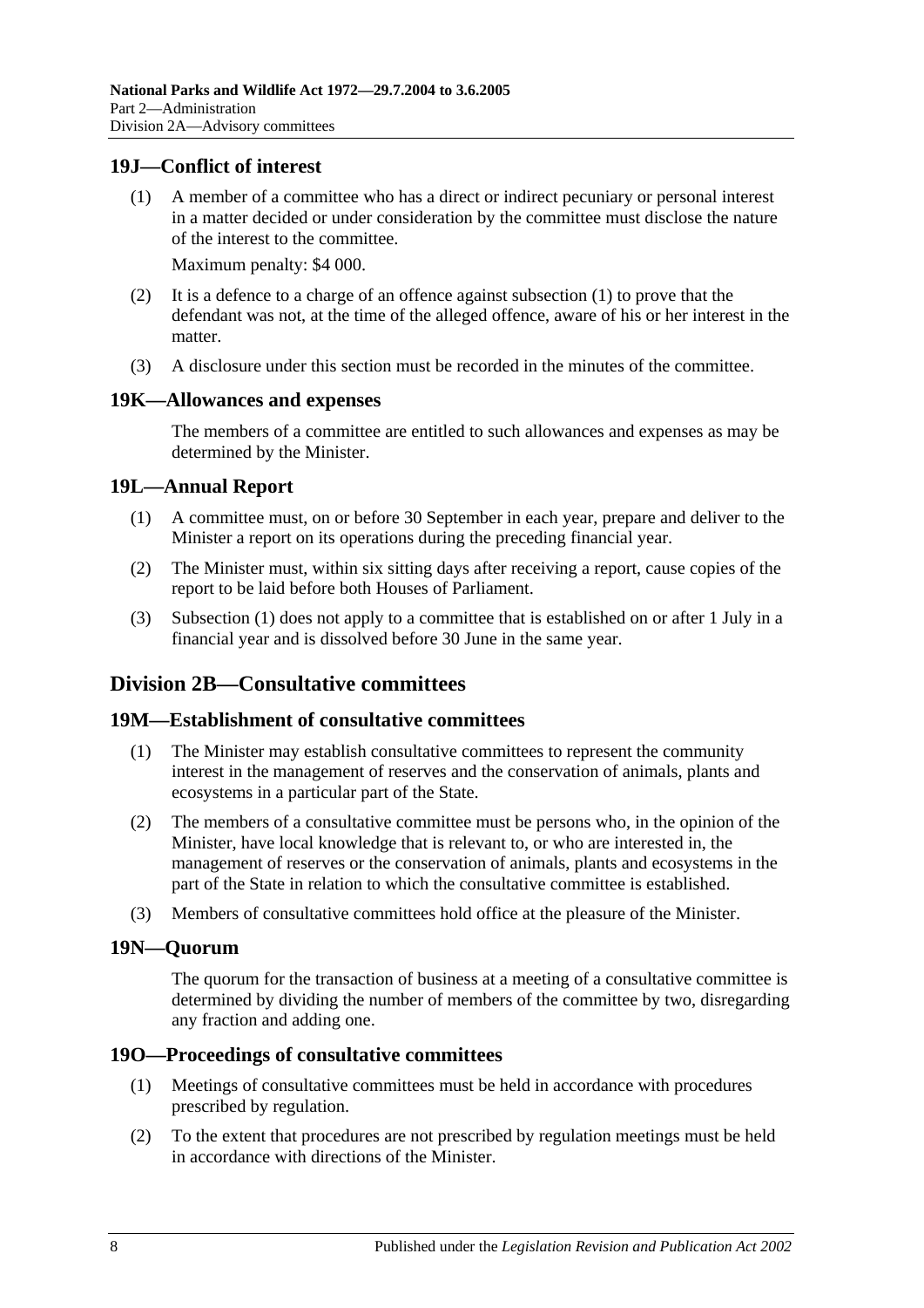### 19J—Conflict of interest

(1) A member of a committee who has a direct or indirect pecuniary or personal interest in a matter decided or under consideration by the committee must disclose the nature of the interest to the committee.

Maximum penalty: $4 000.

(2) It is a defence to a charge of an offence against subsection (1) to prove that the defendant was not, at the time of the alleged offence, aware of his or her interest in the matter.

(3) A disclosure under this section must be recorded in the minutes of the committee.

### 19K—Allowances and expenses

The members of a committee are entitled to such allowances and expenses as may be determined by the Minister.

### 19L—Annual Report

(1) A committee must, on or before 30 September in each year, prepare and deliver to the Minister a report on its operations during the preceding financial year.

(2) The Minister must, within six sitting days after receiving a report, cause copies of the report to be laid before both Houses of Parliament.

(3) Subsection (1) does not apply to a committee that is established on or after 1 July in a financial year and is dissolved before 30 June in the same year.

## Division 2B—Consultative committees

### 19M—Establishment of consultative committees

(1) The Minister may establish consultative committees to represent the community interest in the management of reserves and the conservation of animals, plants and ecosystems in a particular part of the State.

(2) The members of a consultative committee must be persons who, in the opinion of the Minister, have local knowledge that is relevant to, or who are interested in, the management of reserves or the conservation of animals, plants and ecosystems in the part of the State in relation to which the consultative committee is established.

(3) Members of consultative committees hold office at the pleasure of the Minister.

### 19N—Quorum

The quorum for the transaction of business at a meeting of a consultative committee is determined by dividing the number of members of the committee by two, disregarding any fraction and adding one.

### 19O—Proceedings of consultative committees

(1) Meetings of consultative committees must be held in accordance with procedures prescribed by regulation.

(2) To the extent that procedures are not prescribed by regulation meetings must be held in accordance with directions of the Minister.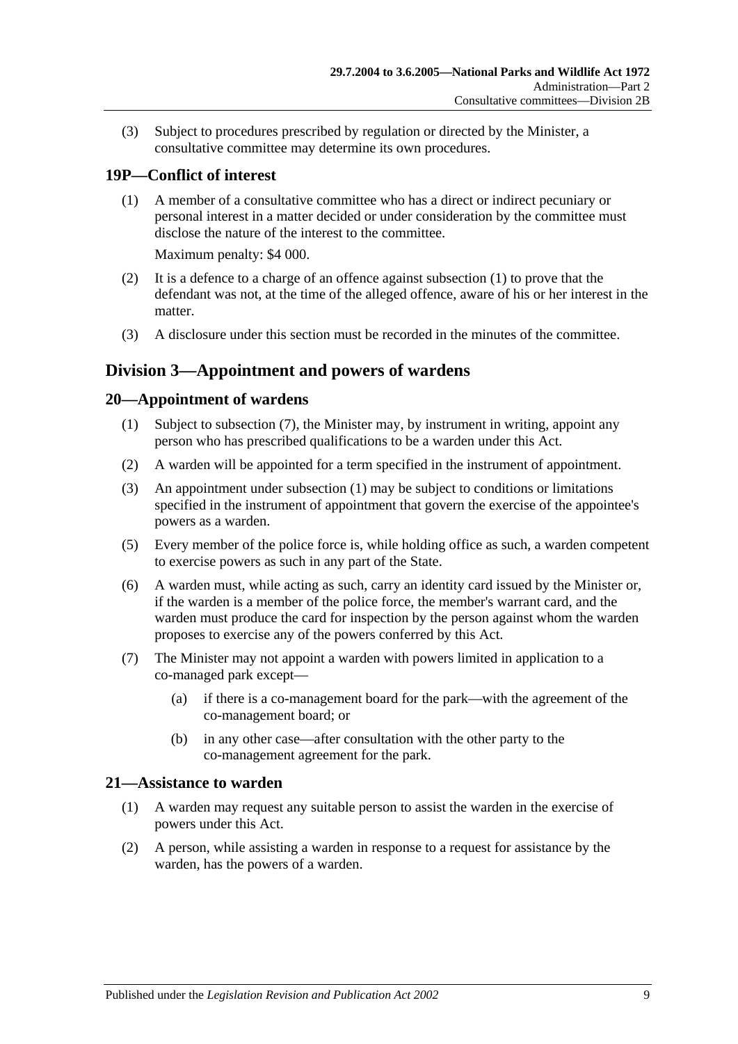(3) Subject to procedures prescribed by regulation or directed by the Minister, a consultative committee may determine its own procedures.

## 19P—Conflict of interest

(1) A member of a consultative committee who has a direct or indirect pecuniary or personal interest in a matter decided or under consideration by the committee must disclose the nature of the interest to the committee.

Maximum penalty: $4 000.

(2) It is a defence to a charge of an offence against subsection (1) to prove that the defendant was not, at the time of the alleged offence, aware of his or her interest in the matter.

(3) A disclosure under this section must be recorded in the minutes of the committee.

# Division 3—Appointment and powers of wardens

## 20—Appointment of wardens

(1) Subject to subsection (7), the Minister may, by instrument in writing, appoint any person who has prescribed qualifications to be a warden under this Act.

(2) A warden will be appointed for a term specified in the instrument of appointment.

(3) An appointment under subsection (1) may be subject to conditions or limitations specified in the instrument of appointment that govern the exercise of the appointee's powers as a warden.

(5) Every member of the police force is, while holding office as such, a warden competent to exercise powers as such in any part of the State.

(6) A warden must, while acting as such, carry an identity card issued by the Minister or, if the warden is a member of the police force, the member's warrant card, and the warden must produce the card for inspection by the person against whom the warden proposes to exercise any of the powers conferred by this Act.

(7) The Minister may not appoint a warden with powers limited in application to a co-managed park except—

(a) if there is a co-management board for the park—with the agreement of the co-management board; or

(b) in any other case—after consultation with the other party to the co-management agreement for the park.

## 21—Assistance to warden

(1) A warden may request any suitable person to assist the warden in the exercise of powers under this Act.

(2) A person, while assisting a warden in response to a request for assistance by the warden, has the powers of a warden.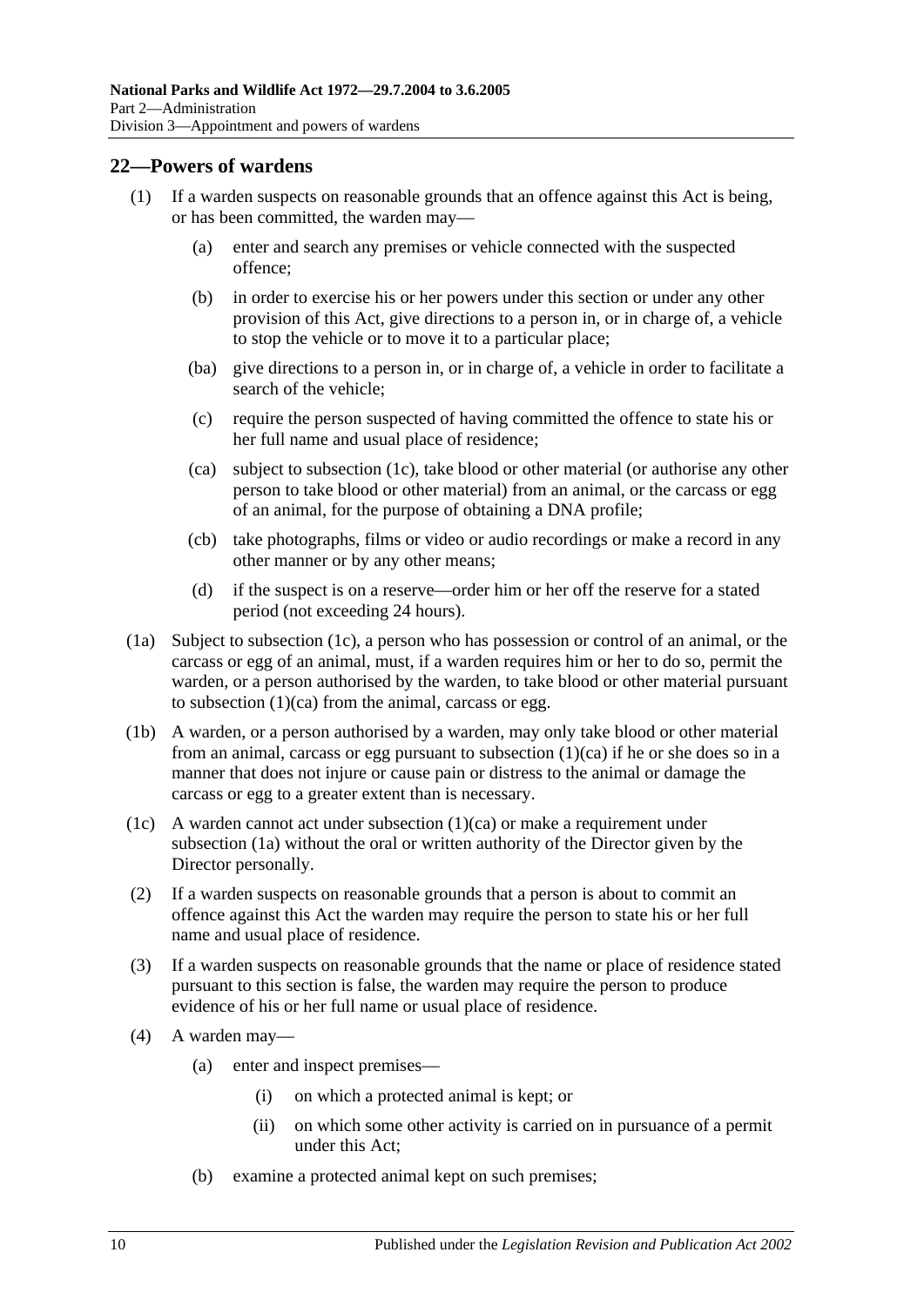## 22—Powers of wardens

(1) If a warden suspects on reasonable grounds that an offence against this Act is being, or has been committed, the warden may—

(a) enter and search any premises or vehicle connected with the suspected offence;

(b) in order to exercise his or her powers under this section or under any other provision of this Act, give directions to a person in, or in charge of, a vehicle to stop the vehicle or to move it to a particular place;

(ba) give directions to a person in, or in charge of, a vehicle in order to facilitate a search of the vehicle;

(c) require the person suspected of having committed the offence to state his or her full name and usual place of residence;

(ca) subject to subsection (1c), take blood or other material (or authorise any other person to take blood or other material) from an animal, or the carcass or egg of an animal, for the purpose of obtaining a DNA profile;

(cb) take photographs, films or video or audio recordings or make a record in any other manner or by any other means;

(d) if the suspect is on a reserve—order him or her off the reserve for a stated period (not exceeding 24 hours).

(1a) Subject to subsection (1c), a person who has possession or control of an animal, or the carcass or egg of an animal, must, if a warden requires him or her to do so, permit the warden, or a person authorised by the warden, to take blood or other material pursuant to subsection (1)(ca) from the animal, carcass or egg.

(1b) A warden, or a person authorised by a warden, may only take blood or other material from an animal, carcass or egg pursuant to subsection (1)(ca) if he or she does so in a manner that does not injure or cause pain or distress to the animal or damage the carcass or egg to a greater extent than is necessary.

(1c) A warden cannot act under subsection (1)(ca) or make a requirement under subsection (1a) without the oral or written authority of the Director given by the Director personally.

(2) If a warden suspects on reasonable grounds that a person is about to commit an offence against this Act the warden may require the person to state his or her full name and usual place of residence.

(3) If a warden suspects on reasonable grounds that the name or place of residence stated pursuant to this section is false, the warden may require the person to produce evidence of his or her full name or usual place of residence.

(4) A warden may—

(a) enter and inspect premises—

(i) on which a protected animal is kept; or

(ii) on which some other activity is carried on in pursuance of a permit under this Act;

(b) examine a protected animal kept on such premises;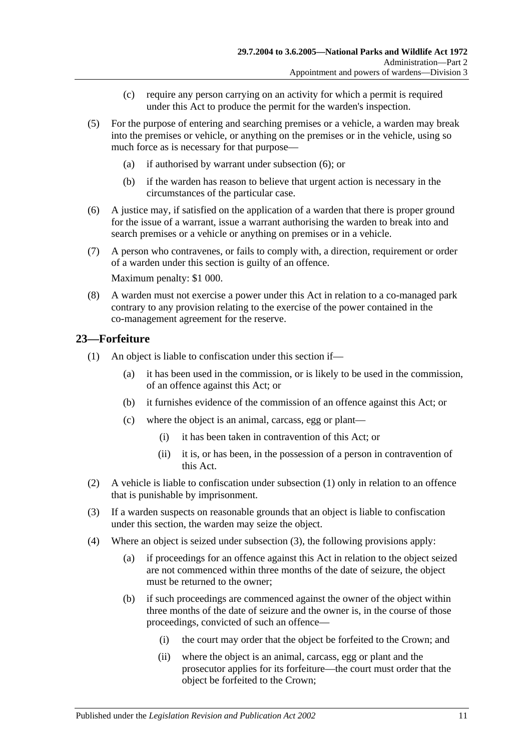(c) require any person carrying on an activity for which a permit is required under this Act to produce the permit for the warden's inspection.

(5) For the purpose of entering and searching premises or a vehicle, a warden may break into the premises or vehicle, or anything on the premises or in the vehicle, using so much force as is necessary for that purpose—

(a) if authorised by warrant under subsection (6); or

(b) if the warden has reason to believe that urgent action is necessary in the circumstances of the particular case.

(6) A justice may, if satisfied on the application of a warden that there is proper ground for the issue of a warrant, issue a warrant authorising the warden to break into and search premises or a vehicle or anything on premises or in a vehicle.

(7) A person who contravenes, or fails to comply with, a direction, requirement or order of a warden under this section is guilty of an offence.

Maximum penalty: $1 000.

(8) A warden must not exercise a power under this Act in relation to a co-managed park contrary to any provision relating to the exercise of the power contained in the co-management agreement for the reserve.

## 23—Forfeiture

(1) An object is liable to confiscation under this section if—

(a) it has been used in the commission, or is likely to be used in the commission, of an offence against this Act; or

(b) it furnishes evidence of the commission of an offence against this Act; or

(c) where the object is an animal, carcass, egg or plant—

(i) it has been taken in contravention of this Act; or

(ii) it is, or has been, in the possession of a person in contravention of this Act.

(2) A vehicle is liable to confiscation under subsection (1) only in relation to an offence that is punishable by imprisonment.

(3) If a warden suspects on reasonable grounds that an object is liable to confiscation under this section, the warden may seize the object.

(4) Where an object is seized under subsection (3), the following provisions apply:

(a) if proceedings for an offence against this Act in relation to the object seized are not commenced within three months of the date of seizure, the object must be returned to the owner;

(b) if such proceedings are commenced against the owner of the object within three months of the date of seizure and the owner is, in the course of those proceedings, convicted of such an offence—

(i) the court may order that the object be forfeited to the Crown; and

(ii) where the object is an animal, carcass, egg or plant and the prosecutor applies for its forfeiture—the court must order that the object be forfeited to the Crown;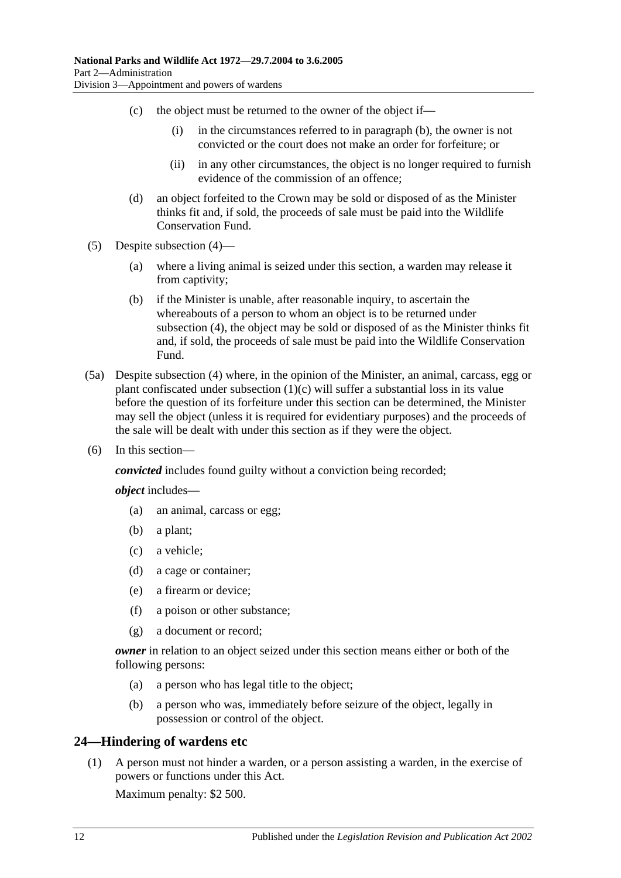(c) the object must be returned to the owner of the object if—

  (i) in the circumstances referred to in paragraph (b), the owner is not convicted or the court does not make an order for forfeiture; or

  (ii) in any other circumstances, the object is no longer required to furnish evidence of the commission of an offence;

(d) an object forfeited to the Crown may be sold or disposed of as the Minister thinks fit and, if sold, the proceeds of sale must be paid into the Wildlife Conservation Fund.

(5) Despite subsection (4)—

  (a) where a living animal is seized under this section, a warden may release it from captivity;

  (b) if the Minister is unable, after reasonable inquiry, to ascertain the whereabouts of a person to whom an object is to be returned under subsection (4), the object may be sold or disposed of as the Minister thinks fit and, if sold, the proceeds of sale must be paid into the Wildlife Conservation Fund.

(5a) Despite subsection (4) where, in the opinion of the Minister, an animal, carcass, egg or plant confiscated under subsection (1)(c) will suffer a substantial loss in its value before the question of its forfeiture under this section can be determined, the Minister may sell the object (unless it is required for evidentiary purposes) and the proceeds of the sale will be dealt with under this section as if they were the object.

(6) In this section—

***convicted*** includes found guilty without a conviction being recorded;

***object*** includes—

  (a) an animal, carcass or egg;

  (b) a plant;

  (c) a vehicle;

  (d) a cage or container;

  (e) a firearm or device;

  (f) a poison or other substance;

  (g) a document or record;

***owner*** in relation to an object seized under this section means either or both of the following persons:

  (a) a person who has legal title to the object;

  (b) a person who was, immediately before seizure of the object, legally in possession or control of the object.

## 24—Hindering of wardens etc

(1) A person must not hinder a warden, or a person assisting a warden, in the exercise of powers or functions under this Act.

Maximum penalty: $2 500.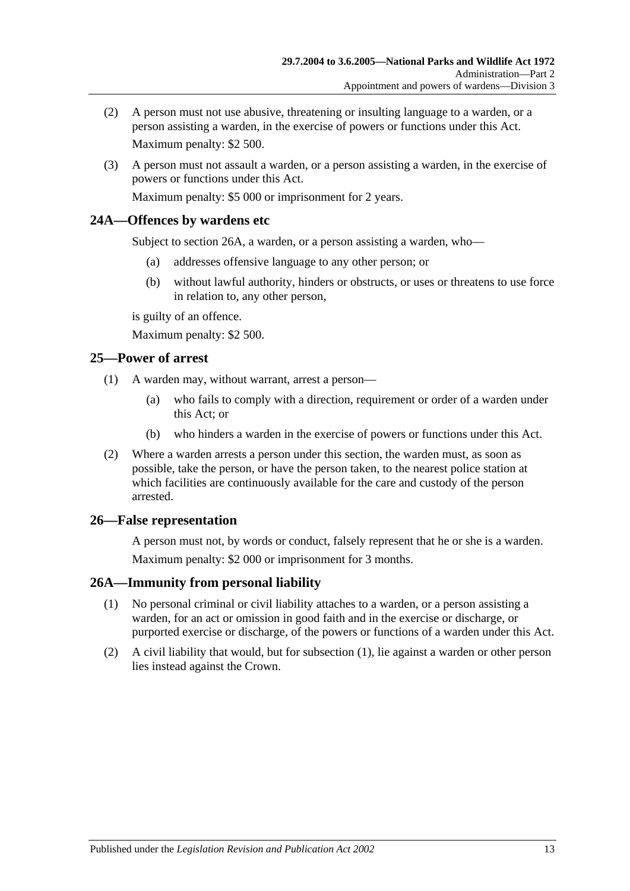(2) A person must not use abusive, threatening or insulting language to a warden, or a person assisting a warden, in the exercise of powers or functions under this Act.

Maximum penalty: $2 500.

(3) A person must not assault a warden, or a person assisting a warden, in the exercise of powers or functions under this Act.

Maximum penalty: $5 000 or imprisonment for 2 years.

## 24A—Offences by wardens etc

Subject to section 26A, a warden, or a person assisting a warden, who—

(a) addresses offensive language to any other person; or

(b) without lawful authority, hinders or obstructs, or uses or threatens to use force in relation to, any other person,

is guilty of an offence.

Maximum penalty: $2 500.

## 25—Power of arrest

(1) A warden may, without warrant, arrest a person—

(a) who fails to comply with a direction, requirement or order of a warden under this Act; or

(b) who hinders a warden in the exercise of powers or functions under this Act.

(2) Where a warden arrests a person under this section, the warden must, as soon as possible, take the person, or have the person taken, to the nearest police station at which facilities are continuously available for the care and custody of the person arrested.

## 26—False representation

A person must not, by words or conduct, falsely represent that he or she is a warden.

Maximum penalty: $2 000 or imprisonment for 3 months.

## 26A—Immunity from personal liability

(1) No personal criminal or civil liability attaches to a warden, or a person assisting a warden, for an act or omission in good faith and in the exercise or discharge, or purported exercise or discharge, of the powers or functions of a warden under this Act.

(2) A civil liability that would, but for subsection (1), lie against a warden or other person lies instead against the Crown.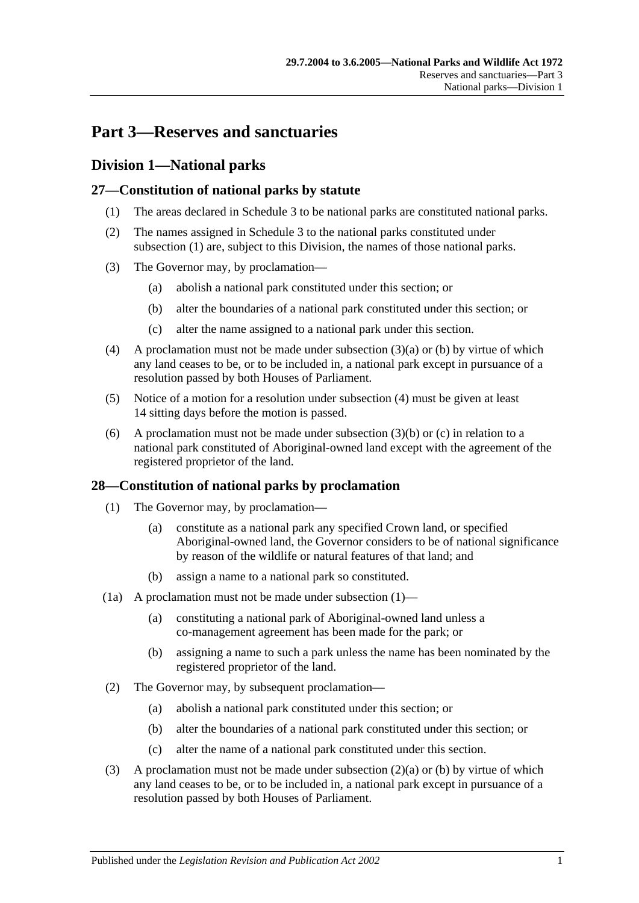# Part 3—Reserves and sanctuaries

## Division 1—National parks

### 27—Constitution of national parks by statute

(1) The areas declared in Schedule 3 to be national parks are constituted national parks.

(2) The names assigned in Schedule 3 to the national parks constituted under subsection (1) are, subject to this Division, the names of those national parks.

(3) The Governor may, by proclamation—

(a) abolish a national park constituted under this section; or

(b) alter the boundaries of a national park constituted under this section; or

(c) alter the name assigned to a national park under this section.

(4) A proclamation must not be made under subsection (3)(a) or (b) by virtue of which any land ceases to be, or to be included in, a national park except in pursuance of a resolution passed by both Houses of Parliament.

(5) Notice of a motion for a resolution under subsection (4) must be given at least 14 sitting days before the motion is passed.

(6) A proclamation must not be made under subsection (3)(b) or (c) in relation to a national park constituted of Aboriginal-owned land except with the agreement of the registered proprietor of the land.

### 28—Constitution of national parks by proclamation

(1) The Governor may, by proclamation—

(a) constitute as a national park any specified Crown land, or specified Aboriginal-owned land, the Governor considers to be of national significance by reason of the wildlife or natural features of that land; and

(b) assign a name to a national park so constituted.

(1a) A proclamation must not be made under subsection (1)—

(a) constituting a national park of Aboriginal-owned land unless a co-management agreement has been made for the park; or

(b) assigning a name to such a park unless the name has been nominated by the registered proprietor of the land.

(2) The Governor may, by subsequent proclamation—

(a) abolish a national park constituted under this section; or

(b) alter the boundaries of a national park constituted under this section; or

(c) alter the name of a national park constituted under this section.

(3) A proclamation must not be made under subsection (2)(a) or (b) by virtue of which any land ceases to be, or to be included in, a national park except in pursuance of a resolution passed by both Houses of Parliament.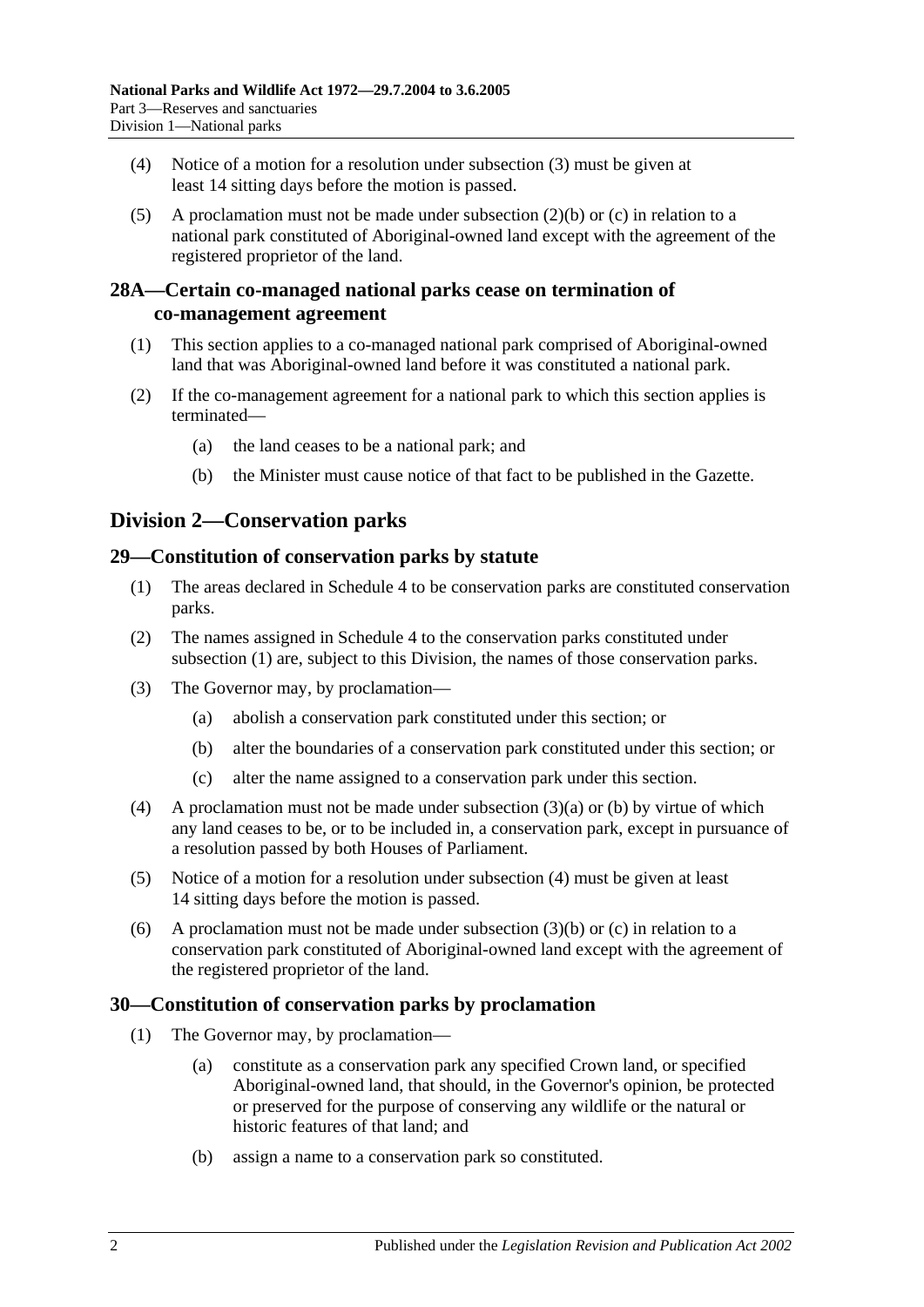(4) Notice of a motion for a resolution under subsection (3) must be given at least 14 sitting days before the motion is passed.

(5) A proclamation must not be made under subsection (2)(b) or (c) in relation to a national park constituted of Aboriginal-owned land except with the agreement of the registered proprietor of the land.

## 28A—Certain co-managed national parks cease on termination of co-management agreement

(1) This section applies to a co-managed national park comprised of Aboriginal-owned land that was Aboriginal-owned land before it was constituted a national park.

(2) If the co-management agreement for a national park to which this section applies is terminated—

(a) the land ceases to be a national park; and

(b) the Minister must cause notice of that fact to be published in the Gazette.

# Division 2—Conservation parks

## 29—Constitution of conservation parks by statute

(1) The areas declared in Schedule 4 to be conservation parks are constituted conservation parks.

(2) The names assigned in Schedule 4 to the conservation parks constituted under subsection (1) are, subject to this Division, the names of those conservation parks.

(3) The Governor may, by proclamation—

(a) abolish a conservation park constituted under this section; or

(b) alter the boundaries of a conservation park constituted under this section; or

(c) alter the name assigned to a conservation park under this section.

(4) A proclamation must not be made under subsection (3)(a) or (b) by virtue of which any land ceases to be, or to be included in, a conservation park, except in pursuance of a resolution passed by both Houses of Parliament.

(5) Notice of a motion for a resolution under subsection (4) must be given at least 14 sitting days before the motion is passed.

(6) A proclamation must not be made under subsection (3)(b) or (c) in relation to a conservation park constituted of Aboriginal-owned land except with the agreement of the registered proprietor of the land.

## 30—Constitution of conservation parks by proclamation

(1) The Governor may, by proclamation—

(a) constitute as a conservation park any specified Crown land, or specified Aboriginal-owned land, that should, in the Governor's opinion, be protected or preserved for the purpose of conserving any wildlife or the natural or historic features of that land; and

(b) assign a name to a conservation park so constituted.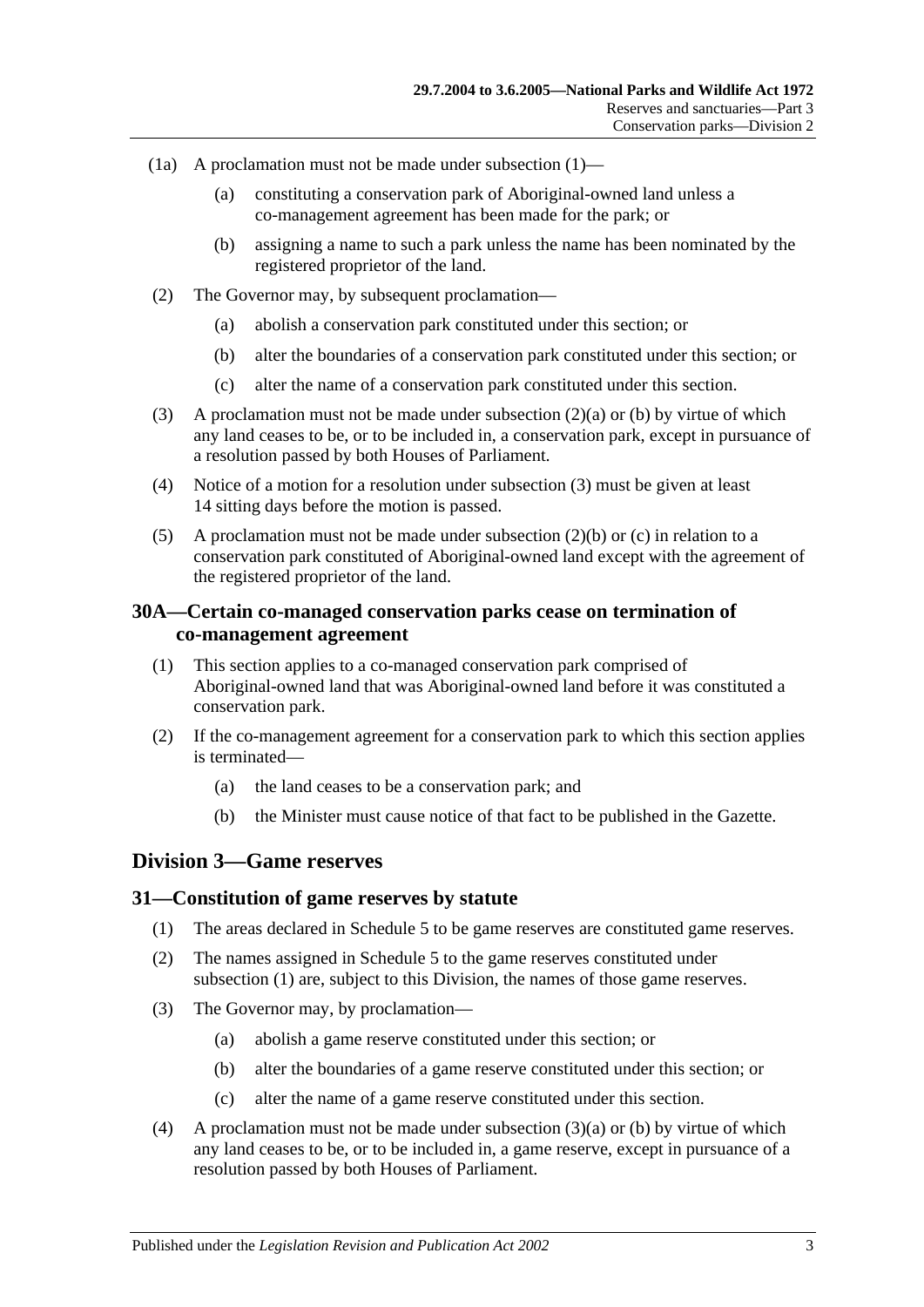(1a) A proclamation must not be made under subsection (1)—

(a) constituting a conservation park of Aboriginal-owned land unless a co-management agreement has been made for the park; or

(b) assigning a name to such a park unless the name has been nominated by the registered proprietor of the land.

(2) The Governor may, by subsequent proclamation—

(a) abolish a conservation park constituted under this section; or

(b) alter the boundaries of a conservation park constituted under this section; or

(c) alter the name of a conservation park constituted under this section.

(3) A proclamation must not be made under subsection (2)(a) or (b) by virtue of which any land ceases to be, or to be included in, a conservation park, except in pursuance of a resolution passed by both Houses of Parliament.

(4) Notice of a motion for a resolution under subsection (3) must be given at least 14 sitting days before the motion is passed.

(5) A proclamation must not be made under subsection (2)(b) or (c) in relation to a conservation park constituted of Aboriginal-owned land except with the agreement of the registered proprietor of the land.

### 30A—Certain co-managed conservation parks cease on termination of co-management agreement

(1) This section applies to a co-managed conservation park comprised of Aboriginal-owned land that was Aboriginal-owned land before it was constituted a conservation park.

(2) If the co-management agreement for a conservation park to which this section applies is terminated—

(a) the land ceases to be a conservation park; and

(b) the Minister must cause notice of that fact to be published in the Gazette.

## Division 3—Game reserves

### 31—Constitution of game reserves by statute

(1) The areas declared in Schedule 5 to be game reserves are constituted game reserves.

(2) The names assigned in Schedule 5 to the game reserves constituted under subsection (1) are, subject to this Division, the names of those game reserves.

(3) The Governor may, by proclamation—

(a) abolish a game reserve constituted under this section; or

(b) alter the boundaries of a game reserve constituted under this section; or

(c) alter the name of a game reserve constituted under this section.

(4) A proclamation must not be made under subsection (3)(a) or (b) by virtue of which any land ceases to be, or to be included in, a game reserve, except in pursuance of a resolution passed by both Houses of Parliament.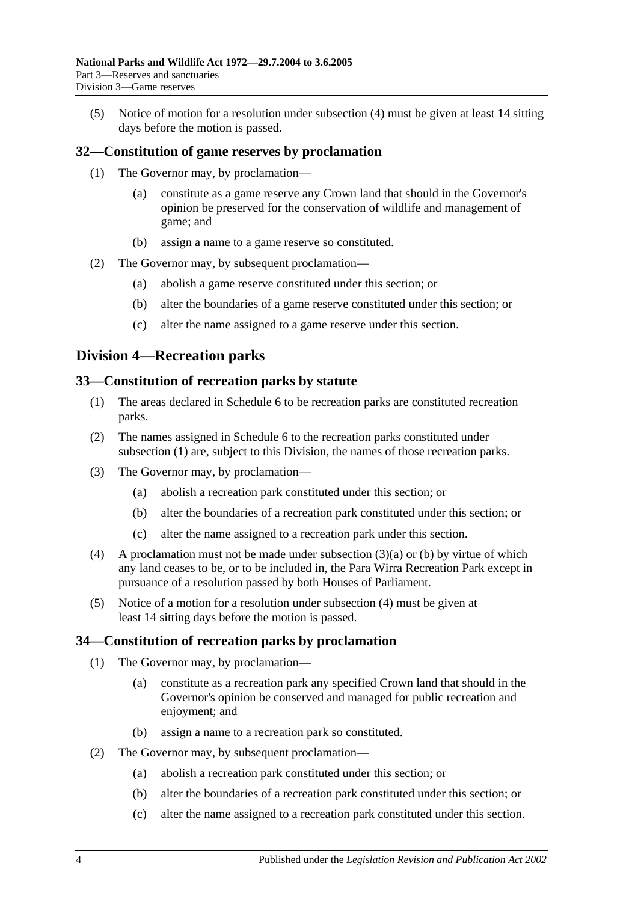(5) Notice of motion for a resolution under subsection (4) must be given at least 14 sitting days before the motion is passed.

## 32—Constitution of game reserves by proclamation

(1) The Governor may, by proclamation—

(a) constitute as a game reserve any Crown land that should in the Governor's opinion be preserved for the conservation of wildlife and management of game; and

(b) assign a name to a game reserve so constituted.

(2) The Governor may, by subsequent proclamation—

(a) abolish a game reserve constituted under this section; or

(b) alter the boundaries of a game reserve constituted under this section; or

(c) alter the name assigned to a game reserve under this section.

# Division 4—Recreation parks

## 33—Constitution of recreation parks by statute

(1) The areas declared in Schedule 6 to be recreation parks are constituted recreation parks.

(2) The names assigned in Schedule 6 to the recreation parks constituted under subsection (1) are, subject to this Division, the names of those recreation parks.

(3) The Governor may, by proclamation—

(a) abolish a recreation park constituted under this section; or

(b) alter the boundaries of a recreation park constituted under this section; or

(c) alter the name assigned to a recreation park under this section.

(4) A proclamation must not be made under subsection (3)(a) or (b) by virtue of which any land ceases to be, or to be included in, the Para Wirra Recreation Park except in pursuance of a resolution passed by both Houses of Parliament.

(5) Notice of a motion for a resolution under subsection (4) must be given at least 14 sitting days before the motion is passed.

## 34—Constitution of recreation parks by proclamation

(1) The Governor may, by proclamation—

(a) constitute as a recreation park any specified Crown land that should in the Governor's opinion be conserved and managed for public recreation and enjoyment; and

(b) assign a name to a recreation park so constituted.

(2) The Governor may, by subsequent proclamation—

(a) abolish a recreation park constituted under this section; or

(b) alter the boundaries of a recreation park constituted under this section; or

(c) alter the name assigned to a recreation park constituted under this section.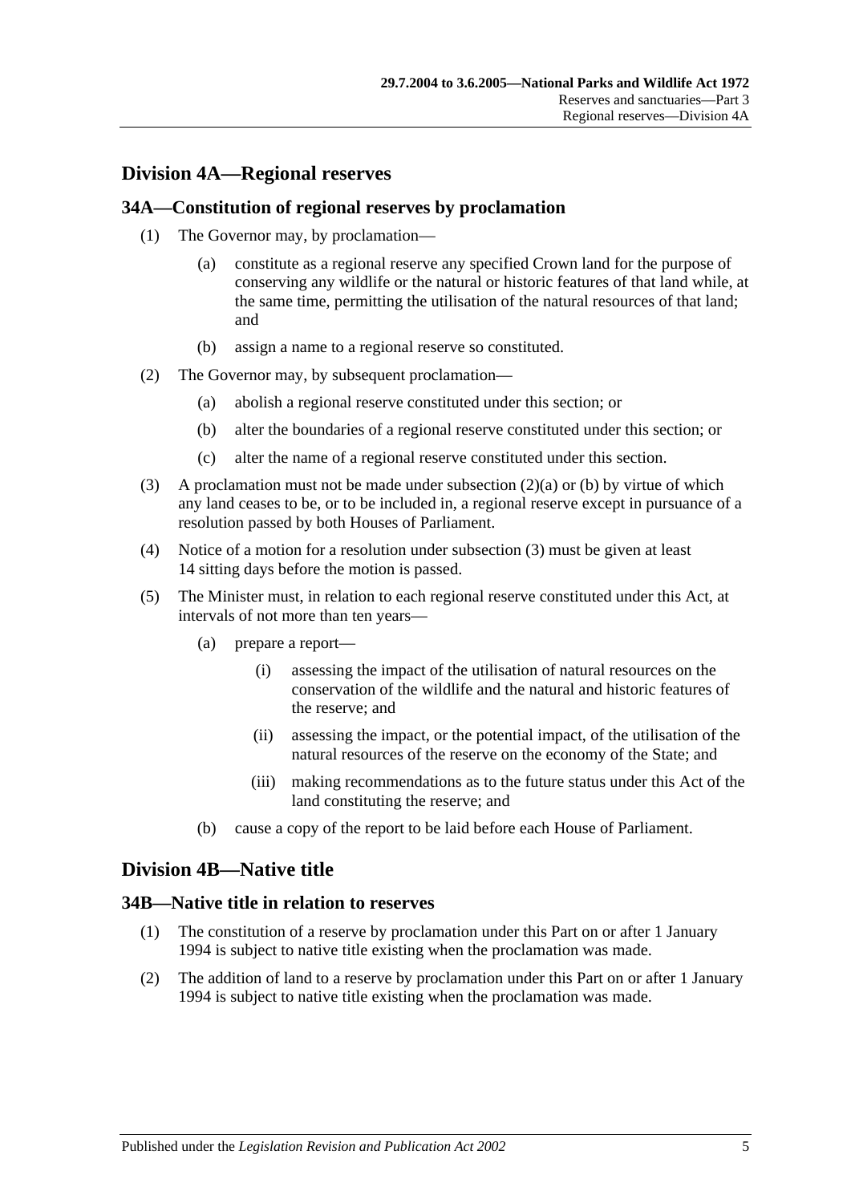## Division 4A—Regional reserves

### 34A—Constitution of regional reserves by proclamation

(1) The Governor may, by proclamation—

(a) constitute as a regional reserve any specified Crown land for the purpose of conserving any wildlife or the natural or historic features of that land while, at the same time, permitting the utilisation of the natural resources of that land; and

(b) assign a name to a regional reserve so constituted.

(2) The Governor may, by subsequent proclamation—

(a) abolish a regional reserve constituted under this section; or

(b) alter the boundaries of a regional reserve constituted under this section; or

(c) alter the name of a regional reserve constituted under this section.

(3) A proclamation must not be made under subsection (2)(a) or (b) by virtue of which any land ceases to be, or to be included in, a regional reserve except in pursuance of a resolution passed by both Houses of Parliament.

(4) Notice of a motion for a resolution under subsection (3) must be given at least 14 sitting days before the motion is passed.

(5) The Minister must, in relation to each regional reserve constituted under this Act, at intervals of not more than ten years—

(a) prepare a report—

(i) assessing the impact of the utilisation of natural resources on the conservation of the wildlife and the natural and historic features of the reserve; and

(ii) assessing the impact, or the potential impact, of the utilisation of the natural resources of the reserve on the economy of the State; and

(iii) making recommendations as to the future status under this Act of the land constituting the reserve; and

(b) cause a copy of the report to be laid before each House of Parliament.

## Division 4B—Native title

### 34B—Native title in relation to reserves

(1) The constitution of a reserve by proclamation under this Part on or after 1 January 1994 is subject to native title existing when the proclamation was made.

(2) The addition of land to a reserve by proclamation under this Part on or after 1 January 1994 is subject to native title existing when the proclamation was made.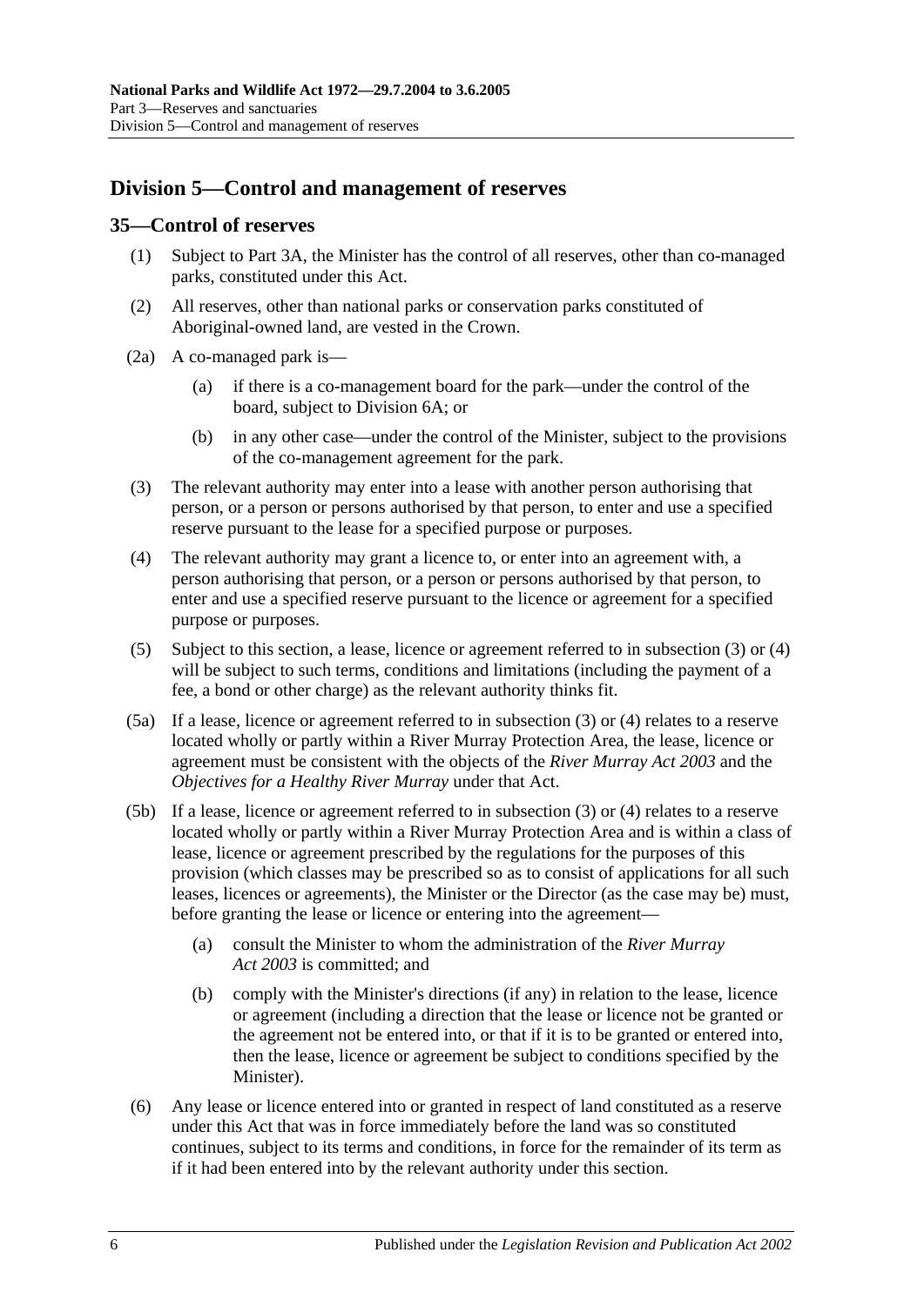## Division 5—Control and management of reserves

### 35—Control of reserves

(1) Subject to Part 3A, the Minister has the control of all reserves, other than co-managed parks, constituted under this Act.

(2) All reserves, other than national parks or conservation parks constituted of Aboriginal-owned land, are vested in the Crown.

(2a) A co-managed park is—

(a) if there is a co-management board for the park—under the control of the board, subject to Division 6A; or

(b) in any other case—under the control of the Minister, subject to the provisions of the co-management agreement for the park.

(3) The relevant authority may enter into a lease with another person authorising that person, or a person or persons authorised by that person, to enter and use a specified reserve pursuant to the lease for a specified purpose or purposes.

(4) The relevant authority may grant a licence to, or enter into an agreement with, a person authorising that person, or a person or persons authorised by that person, to enter and use a specified reserve pursuant to the licence or agreement for a specified purpose or purposes.

(5) Subject to this section, a lease, licence or agreement referred to in subsection (3) or (4) will be subject to such terms, conditions and limitations (including the payment of a fee, a bond or other charge) as the relevant authority thinks fit.

(5a) If a lease, licence or agreement referred to in subsection (3) or (4) relates to a reserve located wholly or partly within a River Murray Protection Area, the lease, licence or agreement must be consistent with the objects of the *River Murray Act 2003* and the *Objectives for a Healthy River Murray* under that Act.

(5b) If a lease, licence or agreement referred to in subsection (3) or (4) relates to a reserve located wholly or partly within a River Murray Protection Area and is within a class of lease, licence or agreement prescribed by the regulations for the purposes of this provision (which classes may be prescribed so as to consist of applications for all such leases, licences or agreements), the Minister or the Director (as the case may be) must, before granting the lease or licence or entering into the agreement—

(a) consult the Minister to whom the administration of the *River Murray Act 2003* is committed; and

(b) comply with the Minister's directions (if any) in relation to the lease, licence or agreement (including a direction that the lease or licence not be granted or the agreement not be entered into, or that if it is to be granted or entered into, then the lease, licence or agreement be subject to conditions specified by the Minister).

(6) Any lease or licence entered into or granted in respect of land constituted as a reserve under this Act that was in force immediately before the land was so constituted continues, subject to its terms and conditions, in force for the remainder of its term as if it had been entered into by the relevant authority under this section.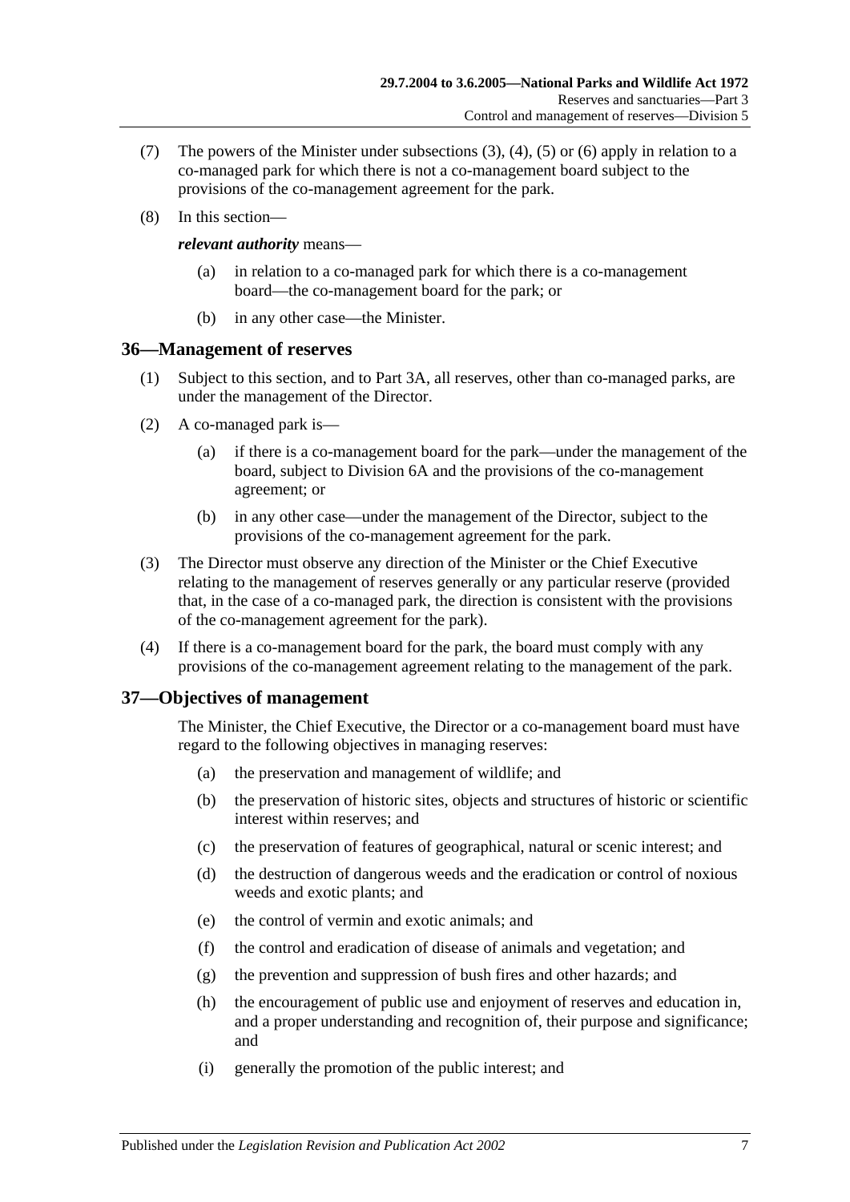(7) The powers of the Minister under subsections (3), (4), (5) or (6) apply in relation to a co-managed park for which there is not a co-management board subject to the provisions of the co-management agreement for the park.

(8) In this section—

***relevant authority*** means—

(a) in relation to a co-managed park for which there is a co-management board—the co-management board for the park; or

(b) in any other case—the Minister.

## 36—Management of reserves

(1) Subject to this section, and to Part 3A, all reserves, other than co-managed parks, are under the management of the Director.

(2) A co-managed park is—

(a) if there is a co-management board for the park—under the management of the board, subject to Division 6A and the provisions of the co-management agreement; or

(b) in any other case—under the management of the Director, subject to the provisions of the co-management agreement for the park.

(3) The Director must observe any direction of the Minister or the Chief Executive relating to the management of reserves generally or any particular reserve (provided that, in the case of a co-managed park, the direction is consistent with the provisions of the co-management agreement for the park).

(4) If there is a co-management board for the park, the board must comply with any provisions of the co-management agreement relating to the management of the park.

## 37—Objectives of management

The Minister, the Chief Executive, the Director or a co-management board must have regard to the following objectives in managing reserves:

(a) the preservation and management of wildlife; and

(b) the preservation of historic sites, objects and structures of historic or scientific interest within reserves; and

(c) the preservation of features of geographical, natural or scenic interest; and

(d) the destruction of dangerous weeds and the eradication or control of noxious weeds and exotic plants; and

(e) the control of vermin and exotic animals; and

(f) the control and eradication of disease of animals and vegetation; and

(g) the prevention and suppression of bush fires and other hazards; and

(h) the encouragement of public use and enjoyment of reserves and education in, and a proper understanding and recognition of, their purpose and significance; and

(i) generally the promotion of the public interest; and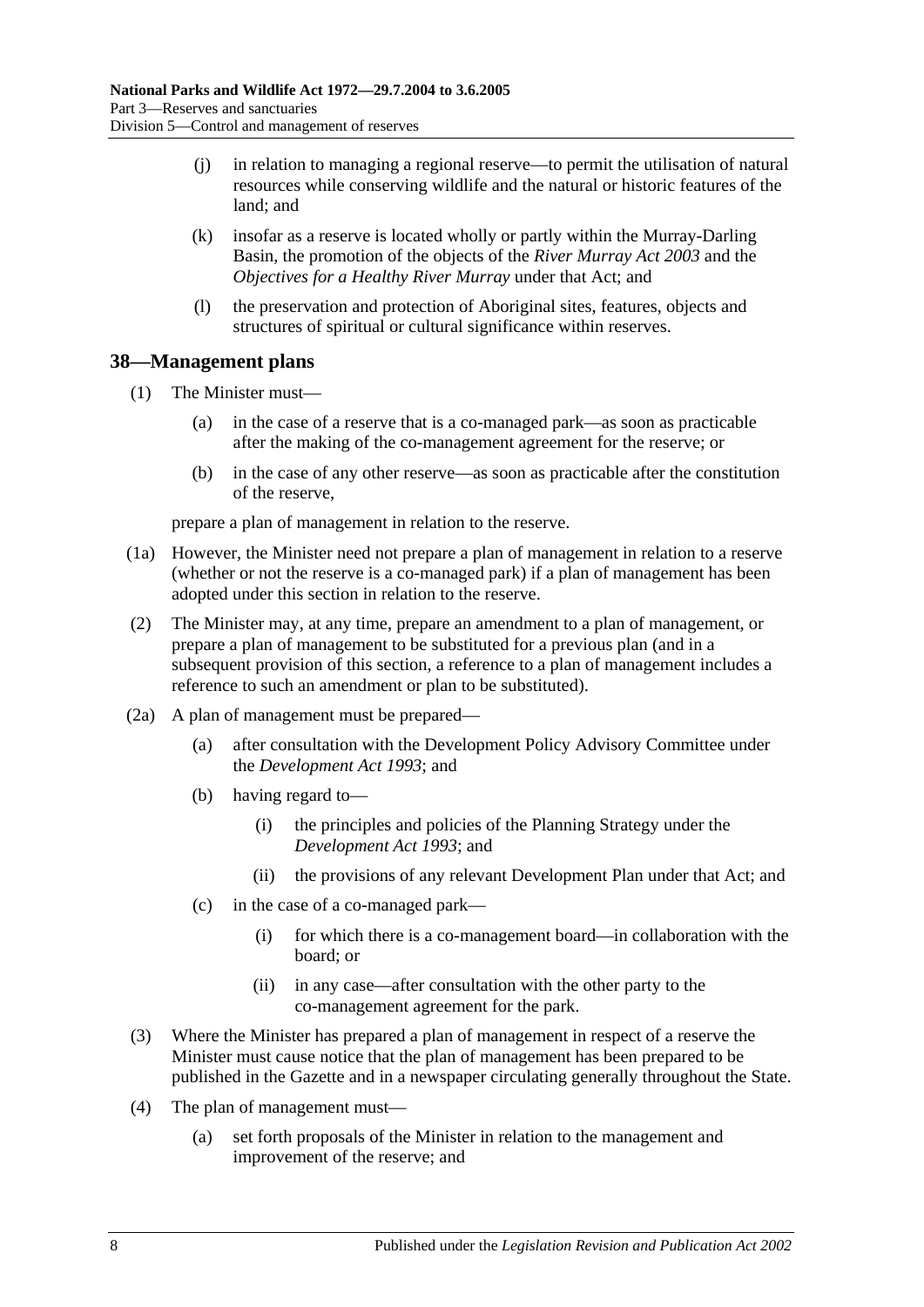(j) in relation to managing a regional reserve—to permit the utilisation of natural resources while conserving wildlife and the natural or historic features of the land; and

(k) insofar as a reserve is located wholly or partly within the Murray-Darling Basin, the promotion of the objects of the *River Murray Act 2003* and the *Objectives for a Healthy River Murray* under that Act; and

(l) the preservation and protection of Aboriginal sites, features, objects and structures of spiritual or cultural significance within reserves.

## 38—Management plans

(1) The Minister must—

(a) in the case of a reserve that is a co-managed park—as soon as practicable after the making of the co-management agreement for the reserve; or

(b) in the case of any other reserve—as soon as practicable after the constitution of the reserve,

prepare a plan of management in relation to the reserve.

(1a) However, the Minister need not prepare a plan of management in relation to a reserve (whether or not the reserve is a co-managed park) if a plan of management has been adopted under this section in relation to the reserve.

(2) The Minister may, at any time, prepare an amendment to a plan of management, or prepare a plan of management to be substituted for a previous plan (and in a subsequent provision of this section, a reference to a plan of management includes a reference to such an amendment or plan to be substituted).

(2a) A plan of management must be prepared—

(a) after consultation with the Development Policy Advisory Committee under the *Development Act 1993*; and

(b) having regard to—

(i) the principles and policies of the Planning Strategy under the *Development Act 1993*; and

(ii) the provisions of any relevant Development Plan under that Act; and

(c) in the case of a co-managed park—

(i) for which there is a co-management board—in collaboration with the board; or

(ii) in any case—after consultation with the other party to the co-management agreement for the park.

(3) Where the Minister has prepared a plan of management in respect of a reserve the Minister must cause notice that the plan of management has been prepared to be published in the Gazette and in a newspaper circulating generally throughout the State.

(4) The plan of management must—

(a) set forth proposals of the Minister in relation to the management and improvement of the reserve; and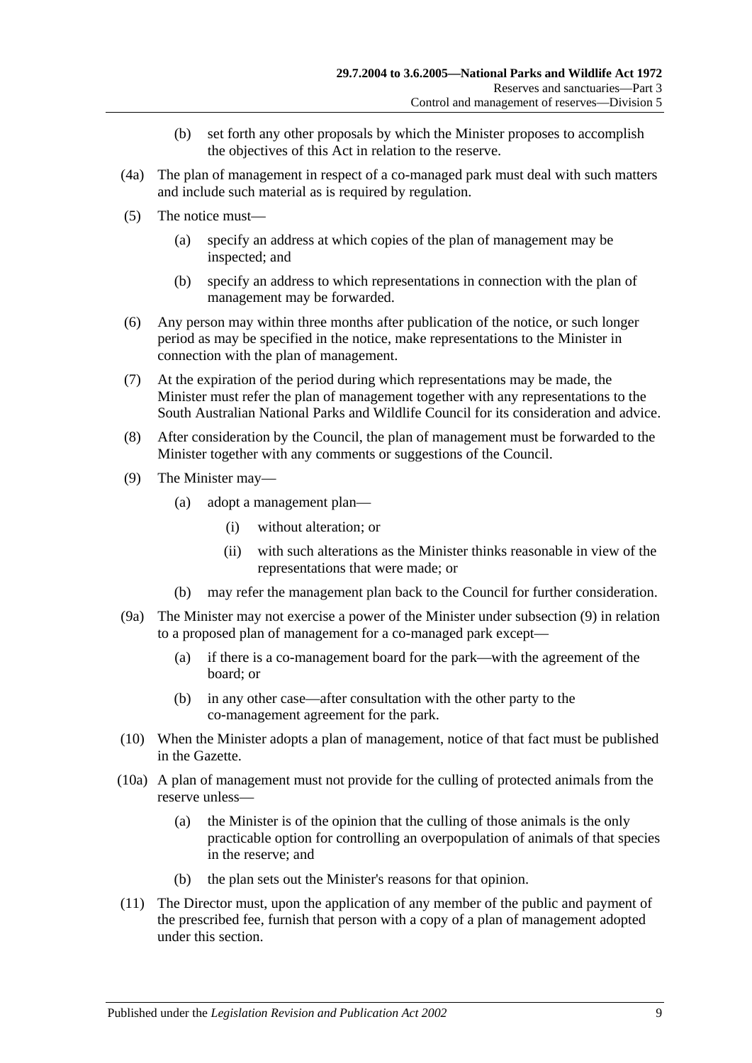(b) set forth any other proposals by which the Minister proposes to accomplish the objectives of this Act in relation to the reserve.

(4a) The plan of management in respect of a co-managed park must deal with such matters and include such material as is required by regulation.

(5) The notice must—

(a) specify an address at which copies of the plan of management may be inspected; and

(b) specify an address to which representations in connection with the plan of management may be forwarded.

(6) Any person may within three months after publication of the notice, or such longer period as may be specified in the notice, make representations to the Minister in connection with the plan of management.

(7) At the expiration of the period during which representations may be made, the Minister must refer the plan of management together with any representations to the South Australian National Parks and Wildlife Council for its consideration and advice.

(8) After consideration by the Council, the plan of management must be forwarded to the Minister together with any comments or suggestions of the Council.

(9) The Minister may—

(a) adopt a management plan—

(i) without alteration; or

(ii) with such alterations as the Minister thinks reasonable in view of the representations that were made; or

(b) may refer the management plan back to the Council for further consideration.

(9a) The Minister may not exercise a power of the Minister under subsection (9) in relation to a proposed plan of management for a co-managed park except—

(a) if there is a co-management board for the park—with the agreement of the board; or

(b) in any other case—after consultation with the other party to the co-management agreement for the park.

(10) When the Minister adopts a plan of management, notice of that fact must be published in the Gazette.

(10a) A plan of management must not provide for the culling of protected animals from the reserve unless—

(a) the Minister is of the opinion that the culling of those animals is the only practicable option for controlling an overpopulation of animals of that species in the reserve; and

(b) the plan sets out the Minister's reasons for that opinion.

(11) The Director must, upon the application of any member of the public and payment of the prescribed fee, furnish that person with a copy of a plan of management adopted under this section.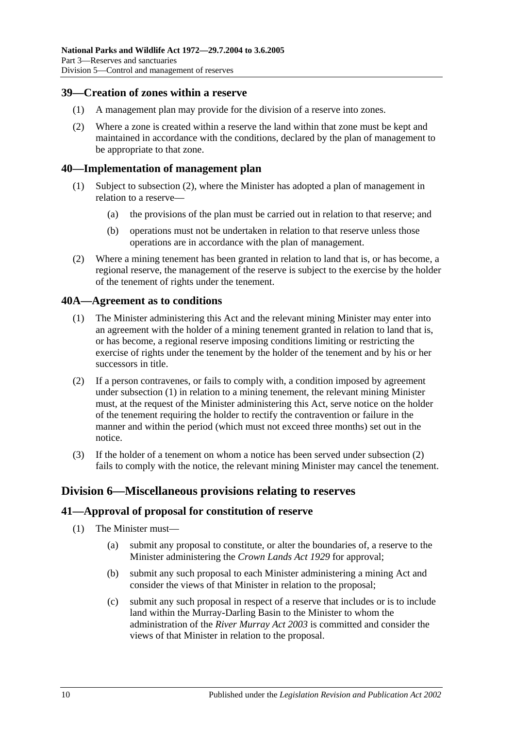## 39—Creation of zones within a reserve

(1) A management plan may provide for the division of a reserve into zones.

(2) Where a zone is created within a reserve the land within that zone must be kept and maintained in accordance with the conditions, declared by the plan of management to be appropriate to that zone.

## 40—Implementation of management plan

(1) Subject to subsection (2), where the Minister has adopted a plan of management in relation to a reserve—

(a) the provisions of the plan must be carried out in relation to that reserve; and

(b) operations must not be undertaken in relation to that reserve unless those operations are in accordance with the plan of management.

(2) Where a mining tenement has been granted in relation to land that is, or has become, a regional reserve, the management of the reserve is subject to the exercise by the holder of the tenement of rights under the tenement.

## 40A—Agreement as to conditions

(1) The Minister administering this Act and the relevant mining Minister may enter into an agreement with the holder of a mining tenement granted in relation to land that is, or has become, a regional reserve imposing conditions limiting or restricting the exercise of rights under the tenement by the holder of the tenement and by his or her successors in title.

(2) If a person contravenes, or fails to comply with, a condition imposed by agreement under subsection (1) in relation to a mining tenement, the relevant mining Minister must, at the request of the Minister administering this Act, serve notice on the holder of the tenement requiring the holder to rectify the contravention or failure in the manner and within the period (which must not exceed three months) set out in the notice.

(3) If the holder of a tenement on whom a notice has been served under subsection (2) fails to comply with the notice, the relevant mining Minister may cancel the tenement.

# Division 6—Miscellaneous provisions relating to reserves

## 41—Approval of proposal for constitution of reserve

(1) The Minister must—

(a) submit any proposal to constitute, or alter the boundaries of, a reserve to the Minister administering the *Crown Lands Act 1929* for approval;

(b) submit any such proposal to each Minister administering a mining Act and consider the views of that Minister in relation to the proposal;

(c) submit any such proposal in respect of a reserve that includes or is to include land within the Murray-Darling Basin to the Minister to whom the administration of the *River Murray Act 2003* is committed and consider the views of that Minister in relation to the proposal.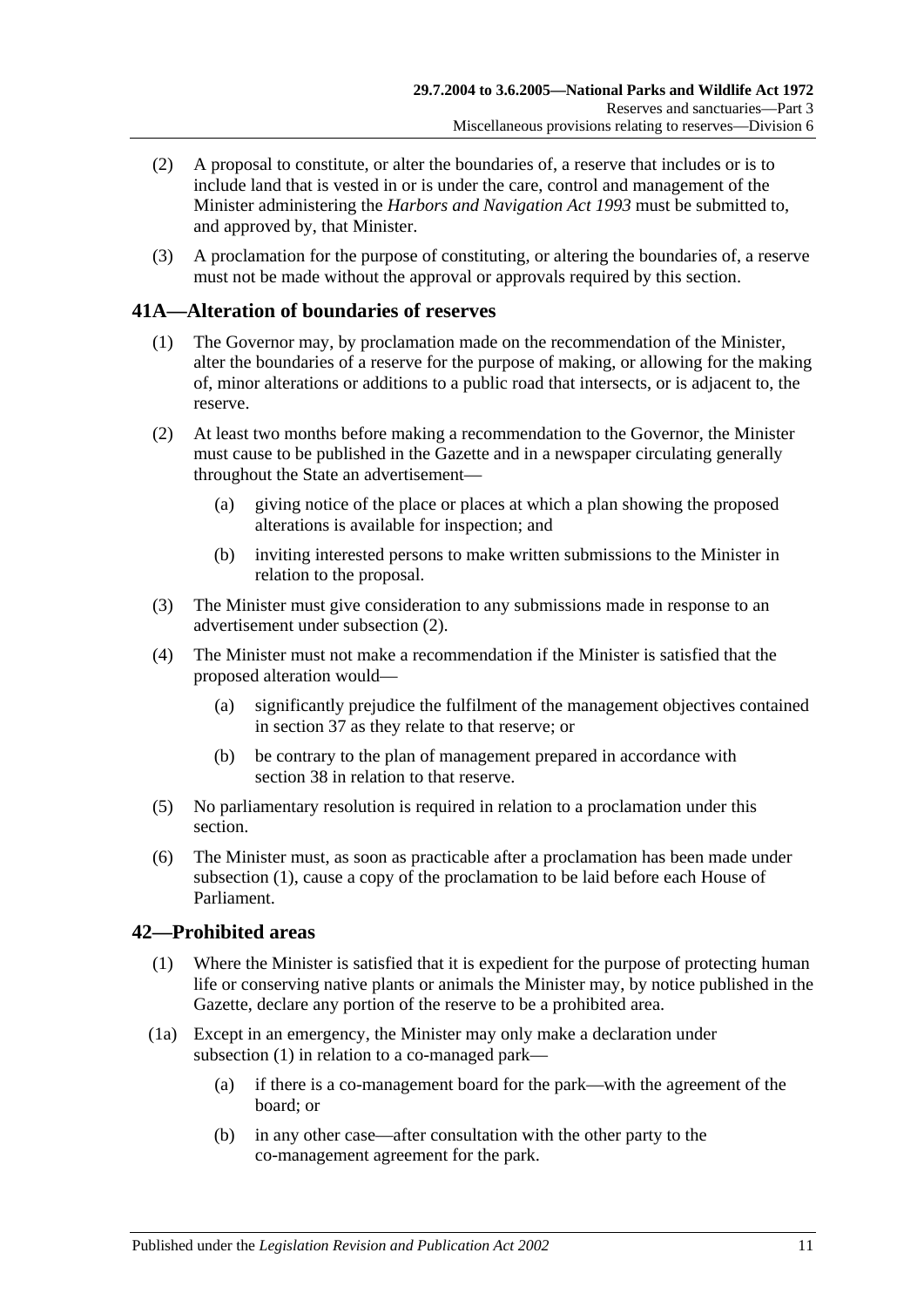(2) A proposal to constitute, or alter the boundaries of, a reserve that includes or is to include land that is vested in or is under the care, control and management of the Minister administering the *Harbors and Navigation Act 1993* must be submitted to, and approved by, that Minister.

(3) A proclamation for the purpose of constituting, or altering the boundaries of, a reserve must not be made without the approval or approvals required by this section.

## 41A—Alteration of boundaries of reserves

(1) The Governor may, by proclamation made on the recommendation of the Minister, alter the boundaries of a reserve for the purpose of making, or allowing for the making of, minor alterations or additions to a public road that intersects, or is adjacent to, the reserve.

(2) At least two months before making a recommendation to the Governor, the Minister must cause to be published in the Gazette and in a newspaper circulating generally throughout the State an advertisement—

(a) giving notice of the place or places at which a plan showing the proposed alterations is available for inspection; and

(b) inviting interested persons to make written submissions to the Minister in relation to the proposal.

(3) The Minister must give consideration to any submissions made in response to an advertisement under subsection (2).

(4) The Minister must not make a recommendation if the Minister is satisfied that the proposed alteration would—

(a) significantly prejudice the fulfilment of the management objectives contained in section 37 as they relate to that reserve; or

(b) be contrary to the plan of management prepared in accordance with section 38 in relation to that reserve.

(5) No parliamentary resolution is required in relation to a proclamation under this section.

(6) The Minister must, as soon as practicable after a proclamation has been made under subsection (1), cause a copy of the proclamation to be laid before each House of Parliament.

## 42—Prohibited areas

(1) Where the Minister is satisfied that it is expedient for the purpose of protecting human life or conserving native plants or animals the Minister may, by notice published in the Gazette, declare any portion of the reserve to be a prohibited area.

(1a) Except in an emergency, the Minister may only make a declaration under subsection (1) in relation to a co-managed park—

(a) if there is a co-management board for the park—with the agreement of the board; or

(b) in any other case—after consultation with the other party to the co-management agreement for the park.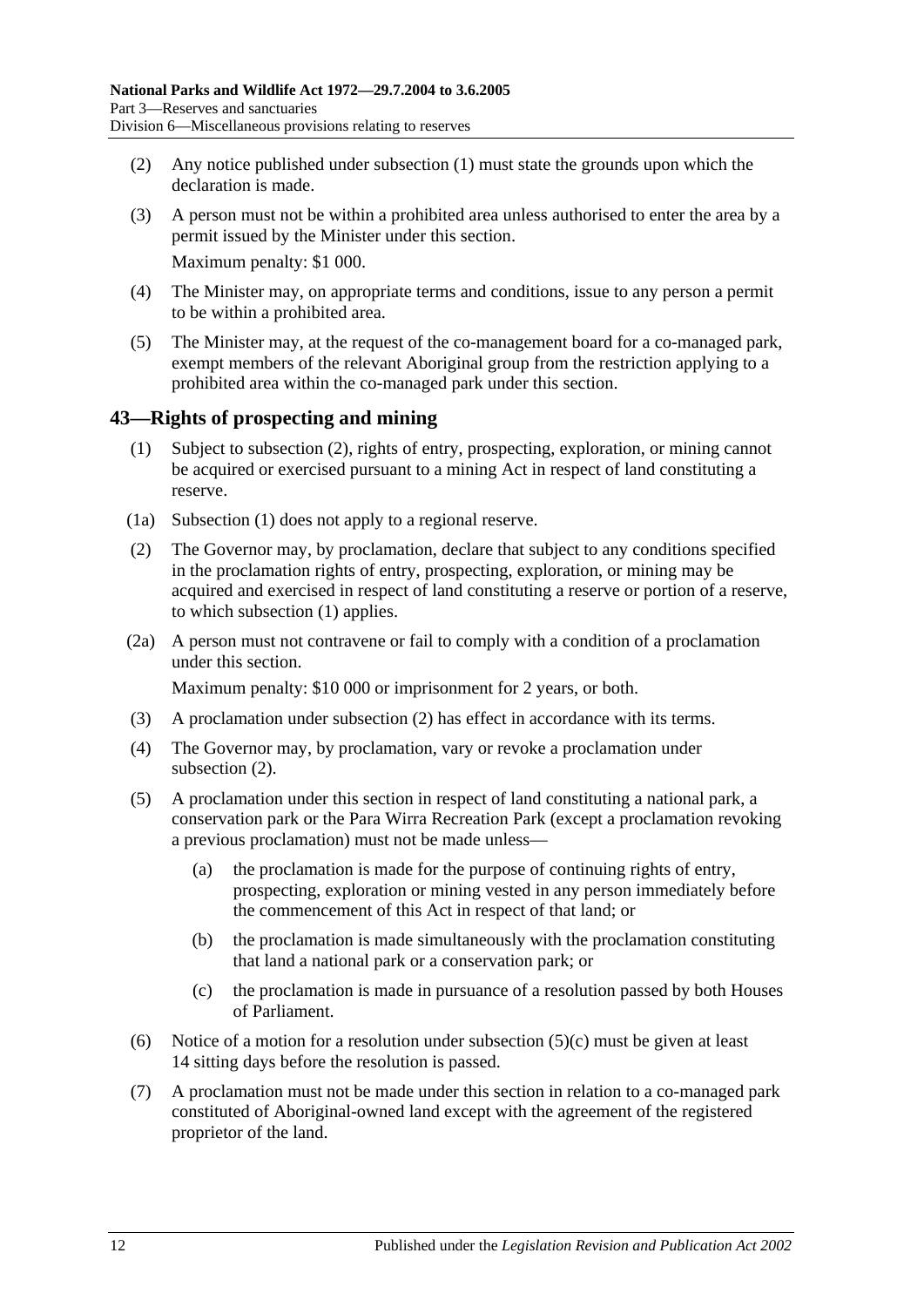(2) Any notice published under subsection (1) must state the grounds upon which the declaration is made.

(3) A person must not be within a prohibited area unless authorised to enter the area by a permit issued by the Minister under this section.

Maximum penalty: $1 000.

(4) The Minister may, on appropriate terms and conditions, issue to any person a permit to be within a prohibited area.

(5) The Minister may, at the request of the co-management board for a co-managed park, exempt members of the relevant Aboriginal group from the restriction applying to a prohibited area within the co-managed park under this section.

## 43—Rights of prospecting and mining

(1) Subject to subsection (2), rights of entry, prospecting, exploration, or mining cannot be acquired or exercised pursuant to a mining Act in respect of land constituting a reserve.

(1a) Subsection (1) does not apply to a regional reserve.

(2) The Governor may, by proclamation, declare that subject to any conditions specified in the proclamation rights of entry, prospecting, exploration, or mining may be acquired and exercised in respect of land constituting a reserve or portion of a reserve, to which subsection (1) applies.

(2a) A person must not contravene or fail to comply with a condition of a proclamation under this section.

Maximum penalty: $10 000 or imprisonment for 2 years, or both.

(3) A proclamation under subsection (2) has effect in accordance with its terms.

(4) The Governor may, by proclamation, vary or revoke a proclamation under subsection (2).

(5) A proclamation under this section in respect of land constituting a national park, a conservation park or the Para Wirra Recreation Park (except a proclamation revoking a previous proclamation) must not be made unless—

(a) the proclamation is made for the purpose of continuing rights of entry, prospecting, exploration or mining vested in any person immediately before the commencement of this Act in respect of that land; or

(b) the proclamation is made simultaneously with the proclamation constituting that land a national park or a conservation park; or

(c) the proclamation is made in pursuance of a resolution passed by both Houses of Parliament.

(6) Notice of a motion for a resolution under subsection (5)(c) must be given at least 14 sitting days before the resolution is passed.

(7) A proclamation must not be made under this section in relation to a co-managed park constituted of Aboriginal-owned land except with the agreement of the registered proprietor of the land.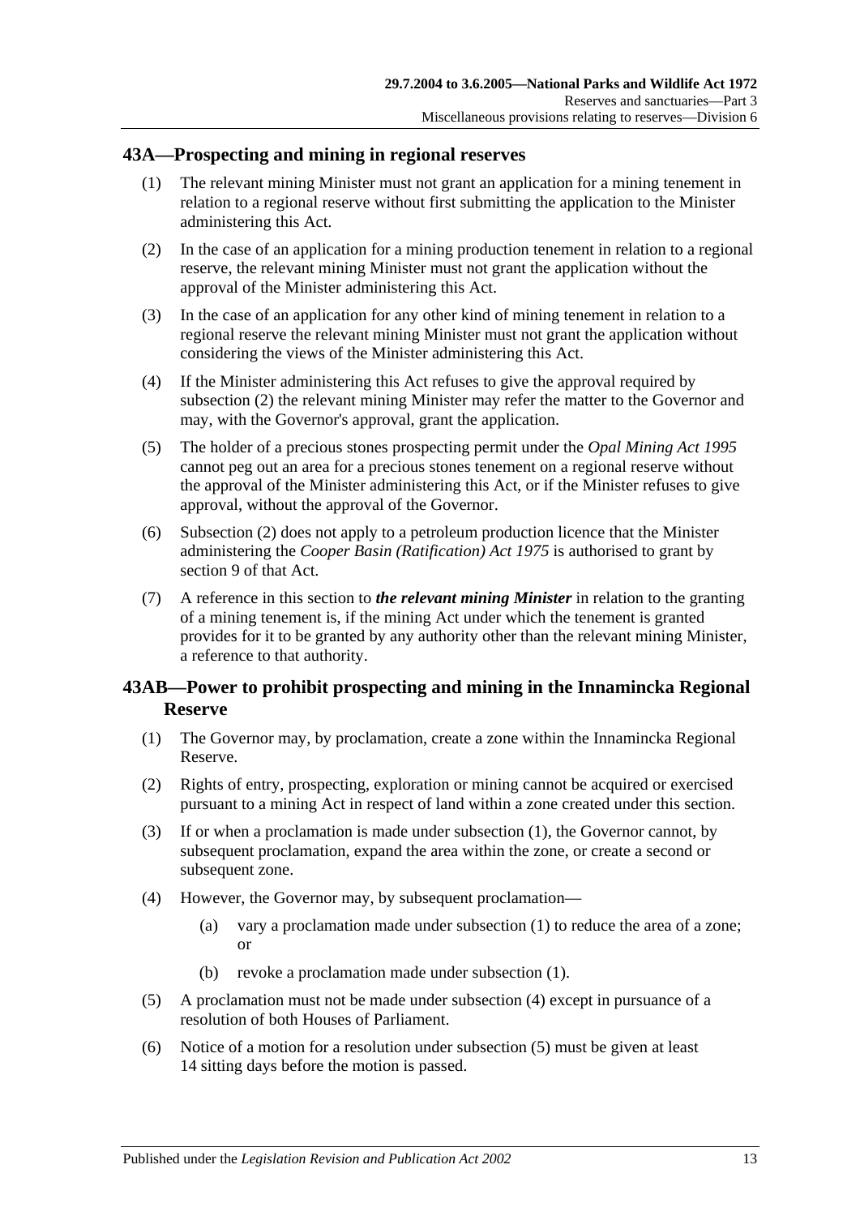## 43A—Prospecting and mining in regional reserves

(1) The relevant mining Minister must not grant an application for a mining tenement in relation to a regional reserve without first submitting the application to the Minister administering this Act.

(2) In the case of an application for a mining production tenement in relation to a regional reserve, the relevant mining Minister must not grant the application without the approval of the Minister administering this Act.

(3) In the case of an application for any other kind of mining tenement in relation to a regional reserve the relevant mining Minister must not grant the application without considering the views of the Minister administering this Act.

(4) If the Minister administering this Act refuses to give the approval required by subsection (2) the relevant mining Minister may refer the matter to the Governor and may, with the Governor's approval, grant the application.

(5) The holder of a precious stones prospecting permit under the *Opal Mining Act 1995* cannot peg out an area for a precious stones tenement on a regional reserve without the approval of the Minister administering this Act, or if the Minister refuses to give approval, without the approval of the Governor.

(6) Subsection (2) does not apply to a petroleum production licence that the Minister administering the *Cooper Basin (Ratification) Act 1975* is authorised to grant by section 9 of that Act.

(7) A reference in this section to ***the relevant mining Minister*** in relation to the granting of a mining tenement is, if the mining Act under which the tenement is granted provides for it to be granted by any authority other than the relevant mining Minister, a reference to that authority.

## 43AB—Power to prohibit prospecting and mining in the Innamincka Regional Reserve

(1) The Governor may, by proclamation, create a zone within the Innamincka Regional Reserve.

(2) Rights of entry, prospecting, exploration or mining cannot be acquired or exercised pursuant to a mining Act in respect of land within a zone created under this section.

(3) If or when a proclamation is made under subsection (1), the Governor cannot, by subsequent proclamation, expand the area within the zone, or create a second or subsequent zone.

(4) However, the Governor may, by subsequent proclamation—

(a) vary a proclamation made under subsection (1) to reduce the area of a zone; or

(b) revoke a proclamation made under subsection (1).

(5) A proclamation must not be made under subsection (4) except in pursuance of a resolution of both Houses of Parliament.

(6) Notice of a motion for a resolution under subsection (5) must be given at least 14 sitting days before the motion is passed.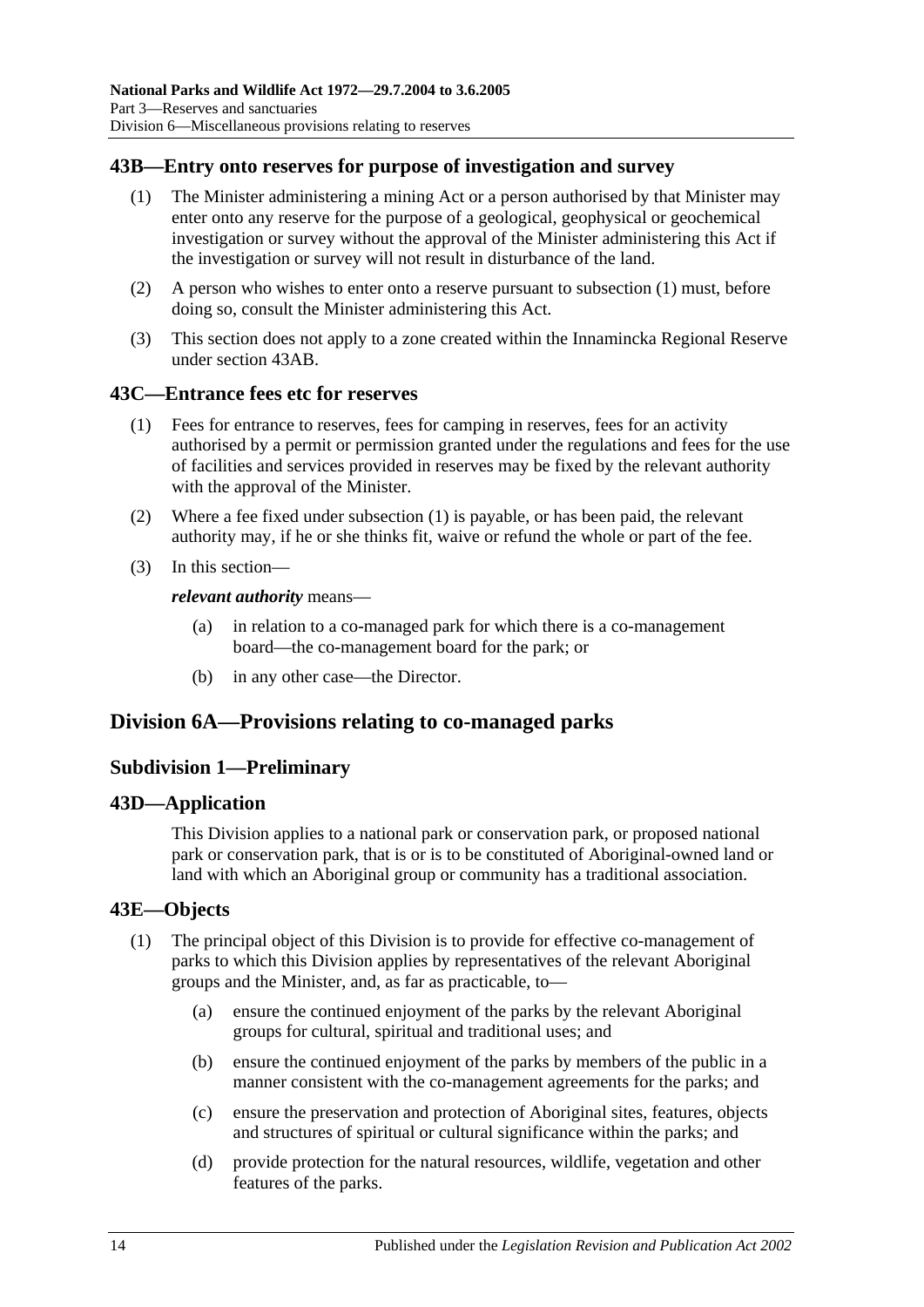## 43B—Entry onto reserves for purpose of investigation and survey

(1) The Minister administering a mining Act or a person authorised by that Minister may enter onto any reserve for the purpose of a geological, geophysical or geochemical investigation or survey without the approval of the Minister administering this Act if the investigation or survey will not result in disturbance of the land.

(2) A person who wishes to enter onto a reserve pursuant to subsection (1) must, before doing so, consult the Minister administering this Act.

(3) This section does not apply to a zone created within the Innamincka Regional Reserve under section 43AB.

## 43C—Entrance fees etc for reserves

(1) Fees for entrance to reserves, fees for camping in reserves, fees for an activity authorised by a permit or permission granted under the regulations and fees for the use of facilities and services provided in reserves may be fixed by the relevant authority with the approval of the Minister.

(2) Where a fee fixed under subsection (1) is payable, or has been paid, the relevant authority may, if he or she thinks fit, waive or refund the whole or part of the fee.

(3) In this section—

***relevant authority*** means—

(a) in relation to a co-managed park for which there is a co-management board—the co-management board for the park; or

(b) in any other case—the Director.

# Division 6A—Provisions relating to co-managed parks

## Subdivision 1—Preliminary

## 43D—Application

This Division applies to a national park or conservation park, or proposed national park or conservation park, that is or is to be constituted of Aboriginal-owned land or land with which an Aboriginal group or community has a traditional association.

## 43E—Objects

(1) The principal object of this Division is to provide for effective co-management of parks to which this Division applies by representatives of the relevant Aboriginal groups and the Minister, and, as far as practicable, to—

(a) ensure the continued enjoyment of the parks by the relevant Aboriginal groups for cultural, spiritual and traditional uses; and

(b) ensure the continued enjoyment of the parks by members of the public in a manner consistent with the co-management agreements for the parks; and

(c) ensure the preservation and protection of Aboriginal sites, features, objects and structures of spiritual or cultural significance within the parks; and

(d) provide protection for the natural resources, wildlife, vegetation and other features of the parks.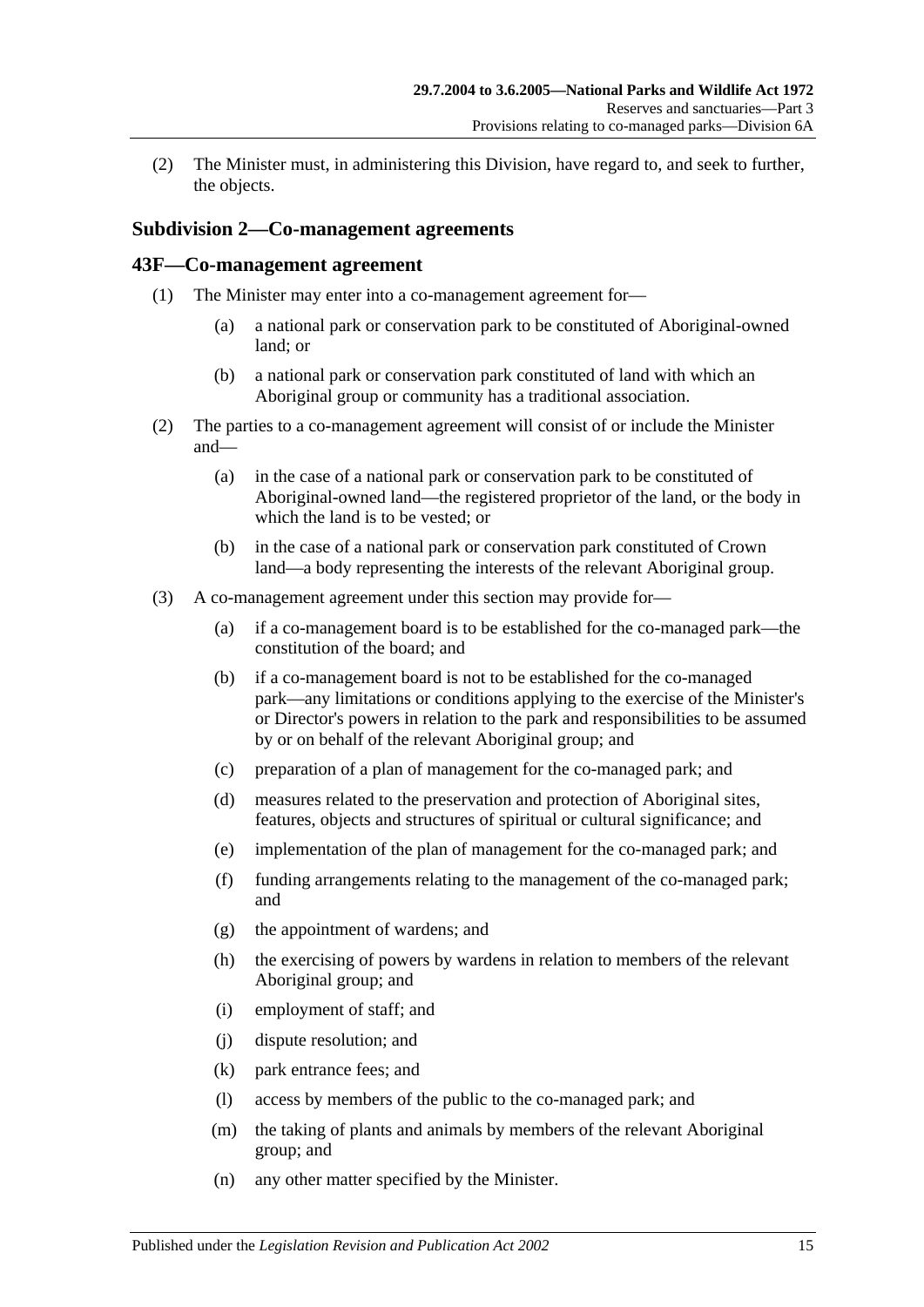(2) The Minister must, in administering this Division, have regard to, and seek to further, the objects.

### Subdivision 2—Co-management agreements

## 43F—Co-management agreement

(1) The Minister may enter into a co-management agreement for—

- (a) a national park or conservation park to be constituted of Aboriginal-owned land; or
- (b) a national park or conservation park constituted of land with which an Aboriginal group or community has a traditional association.

(2) The parties to a co-management agreement will consist of or include the Minister and—

- (a) in the case of a national park or conservation park to be constituted of Aboriginal-owned land—the registered proprietor of the land, or the body in which the land is to be vested; or
- (b) in the case of a national park or conservation park constituted of Crown land—a body representing the interests of the relevant Aboriginal group.

(3) A co-management agreement under this section may provide for—

- (a) if a co-management board is to be established for the co-managed park—the constitution of the board; and
- (b) if a co-management board is not to be established for the co-managed park—any limitations or conditions applying to the exercise of the Minister's or Director's powers in relation to the park and responsibilities to be assumed by or on behalf of the relevant Aboriginal group; and
- (c) preparation of a plan of management for the co-managed park; and
- (d) measures related to the preservation and protection of Aboriginal sites, features, objects and structures of spiritual or cultural significance; and
- (e) implementation of the plan of management for the co-managed park; and
- (f) funding arrangements relating to the management of the co-managed park; and
- (g) the appointment of wardens; and
- (h) the exercising of powers by wardens in relation to members of the relevant Aboriginal group; and
- (i) employment of staff; and
- (j) dispute resolution; and
- (k) park entrance fees; and
- (l) access by members of the public to the co-managed park; and
- (m) the taking of plants and animals by members of the relevant Aboriginal group; and
- (n) any other matter specified by the Minister.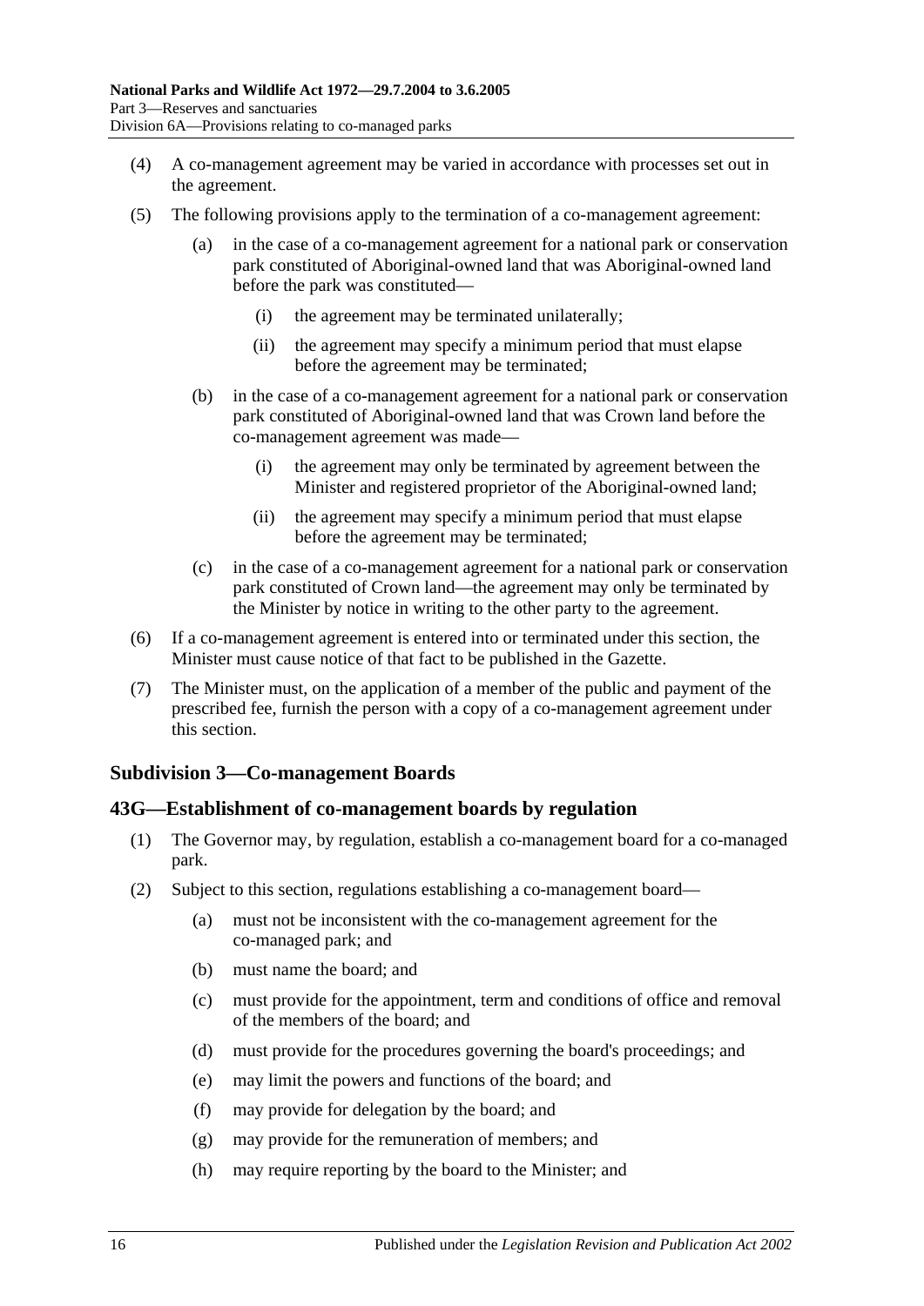(4) A co-management agreement may be varied in accordance with processes set out in the agreement.

(5) The following provisions apply to the termination of a co-management agreement:

(a) in the case of a co-management agreement for a national park or conservation park constituted of Aboriginal-owned land that was Aboriginal-owned land before the park was constituted—

(i) the agreement may be terminated unilaterally;

(ii) the agreement may specify a minimum period that must elapse before the agreement may be terminated;

(b) in the case of a co-management agreement for a national park or conservation park constituted of Aboriginal-owned land that was Crown land before the co-management agreement was made—

(i) the agreement may only be terminated by agreement between the Minister and registered proprietor of the Aboriginal-owned land;

(ii) the agreement may specify a minimum period that must elapse before the agreement may be terminated;

(c) in the case of a co-management agreement for a national park or conservation park constituted of Crown land—the agreement may only be terminated by the Minister by notice in writing to the other party to the agreement.

(6) If a co-management agreement is entered into or terminated under this section, the Minister must cause notice of that fact to be published in the Gazette.

(7) The Minister must, on the application of a member of the public and payment of the prescribed fee, furnish the person with a copy of a co-management agreement under this section.

### Subdivision 3—Co-management Boards

## 43G—Establishment of co-management boards by regulation

(1) The Governor may, by regulation, establish a co-management board for a co-managed park.

(2) Subject to this section, regulations establishing a co-management board—

(a) must not be inconsistent with the co-management agreement for the co-managed park; and

(b) must name the board; and

(c) must provide for the appointment, term and conditions of office and removal of the members of the board; and

(d) must provide for the procedures governing the board's proceedings; and

(e) may limit the powers and functions of the board; and

(f) may provide for delegation by the board; and

(g) may provide for the remuneration of members; and

(h) may require reporting by the board to the Minister; and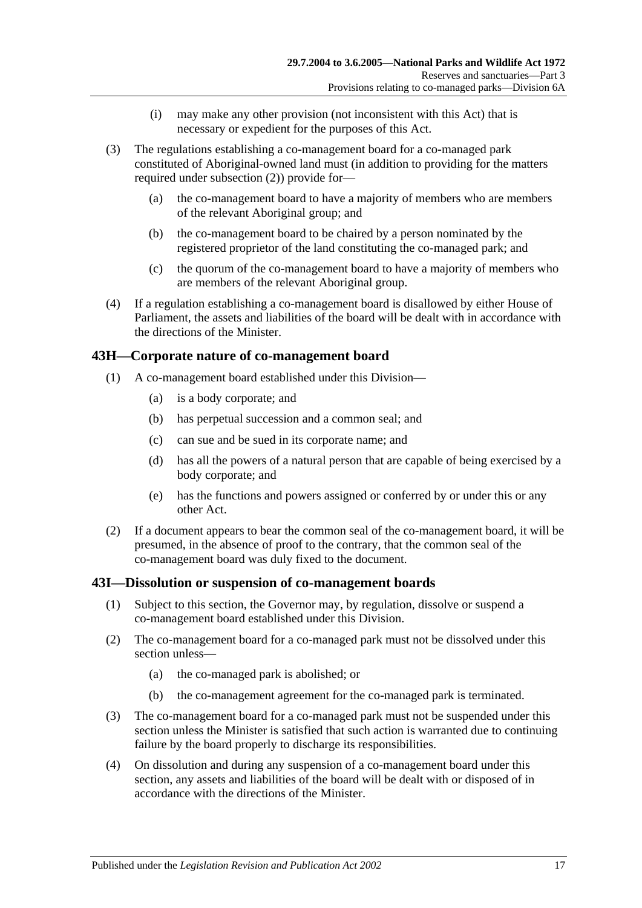(i) may make any other provision (not inconsistent with this Act) that is necessary or expedient for the purposes of this Act.

(3) The regulations establishing a co-management board for a co-managed park constituted of Aboriginal-owned land must (in addition to providing for the matters required under subsection (2)) provide for—

(a) the co-management board to have a majority of members who are members of the relevant Aboriginal group; and

(b) the co-management board to be chaired by a person nominated by the registered proprietor of the land constituting the co-managed park; and

(c) the quorum of the co-management board to have a majority of members who are members of the relevant Aboriginal group.

(4) If a regulation establishing a co-management board is disallowed by either House of Parliament, the assets and liabilities of the board will be dealt with in accordance with the directions of the Minister.

## 43H—Corporate nature of co-management board

(1) A co-management board established under this Division—

(a) is a body corporate; and

(b) has perpetual succession and a common seal; and

(c) can sue and be sued in its corporate name; and

(d) has all the powers of a natural person that are capable of being exercised by a body corporate; and

(e) has the functions and powers assigned or conferred by or under this or any other Act.

(2) If a document appears to bear the common seal of the co-management board, it will be presumed, in the absence of proof to the contrary, that the common seal of the co-management board was duly fixed to the document.

## 43I—Dissolution or suspension of co-management boards

(1) Subject to this section, the Governor may, by regulation, dissolve or suspend a co-management board established under this Division.

(2) The co-management board for a co-managed park must not be dissolved under this section unless—

(a) the co-managed park is abolished; or

(b) the co-management agreement for the co-managed park is terminated.

(3) The co-management board for a co-managed park must not be suspended under this section unless the Minister is satisfied that such action is warranted due to continuing failure by the board properly to discharge its responsibilities.

(4) On dissolution and during any suspension of a co-management board under this section, any assets and liabilities of the board will be dealt with or disposed of in accordance with the directions of the Minister.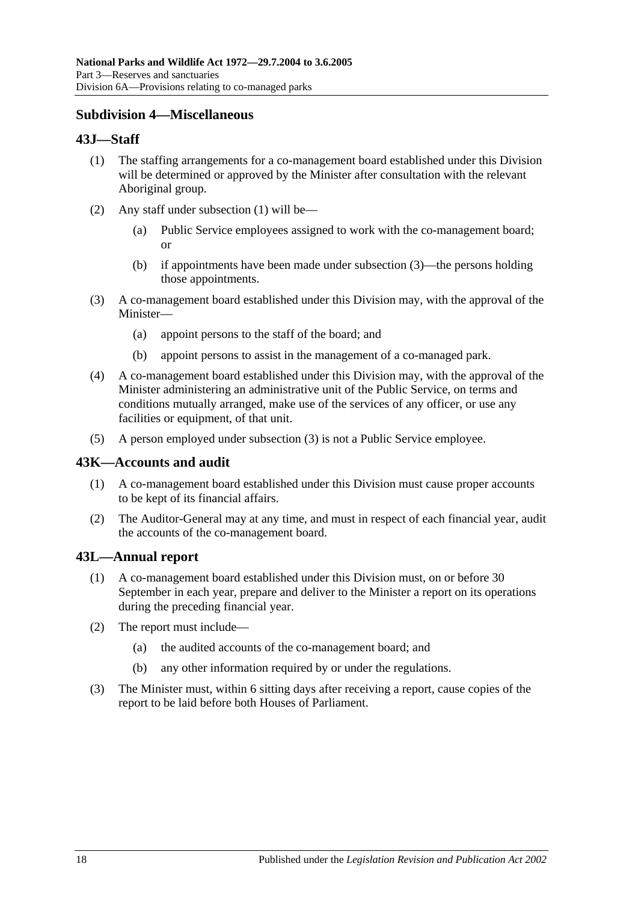### Subdivision 4—Miscellaneous

#### 43J—Staff

(1) The staffing arrangements for a co-management board established under this Division will be determined or approved by the Minister after consultation with the relevant Aboriginal group.

(2) Any staff under subsection (1) will be—

(a) Public Service employees assigned to work with the co-management board; or

(b) if appointments have been made under subsection (3)—the persons holding those appointments.

(3) A co-management board established under this Division may, with the approval of the Minister—

(a) appoint persons to the staff of the board; and

(b) appoint persons to assist in the management of a co-managed park.

(4) A co-management board established under this Division may, with the approval of the Minister administering an administrative unit of the Public Service, on terms and conditions mutually arranged, make use of the services of any officer, or use any facilities or equipment, of that unit.

(5) A person employed under subsection (3) is not a Public Service employee.

#### 43K—Accounts and audit

(1) A co-management board established under this Division must cause proper accounts to be kept of its financial affairs.

(2) The Auditor-General may at any time, and must in respect of each financial year, audit the accounts of the co-management board.

#### 43L—Annual report

(1) A co-management board established under this Division must, on or before 30 September in each year, prepare and deliver to the Minister a report on its operations during the preceding financial year.

(2) The report must include—

(a) the audited accounts of the co-management board; and

(b) any other information required by or under the regulations.

(3) The Minister must, within 6 sitting days after receiving a report, cause copies of the report to be laid before both Houses of Parliament.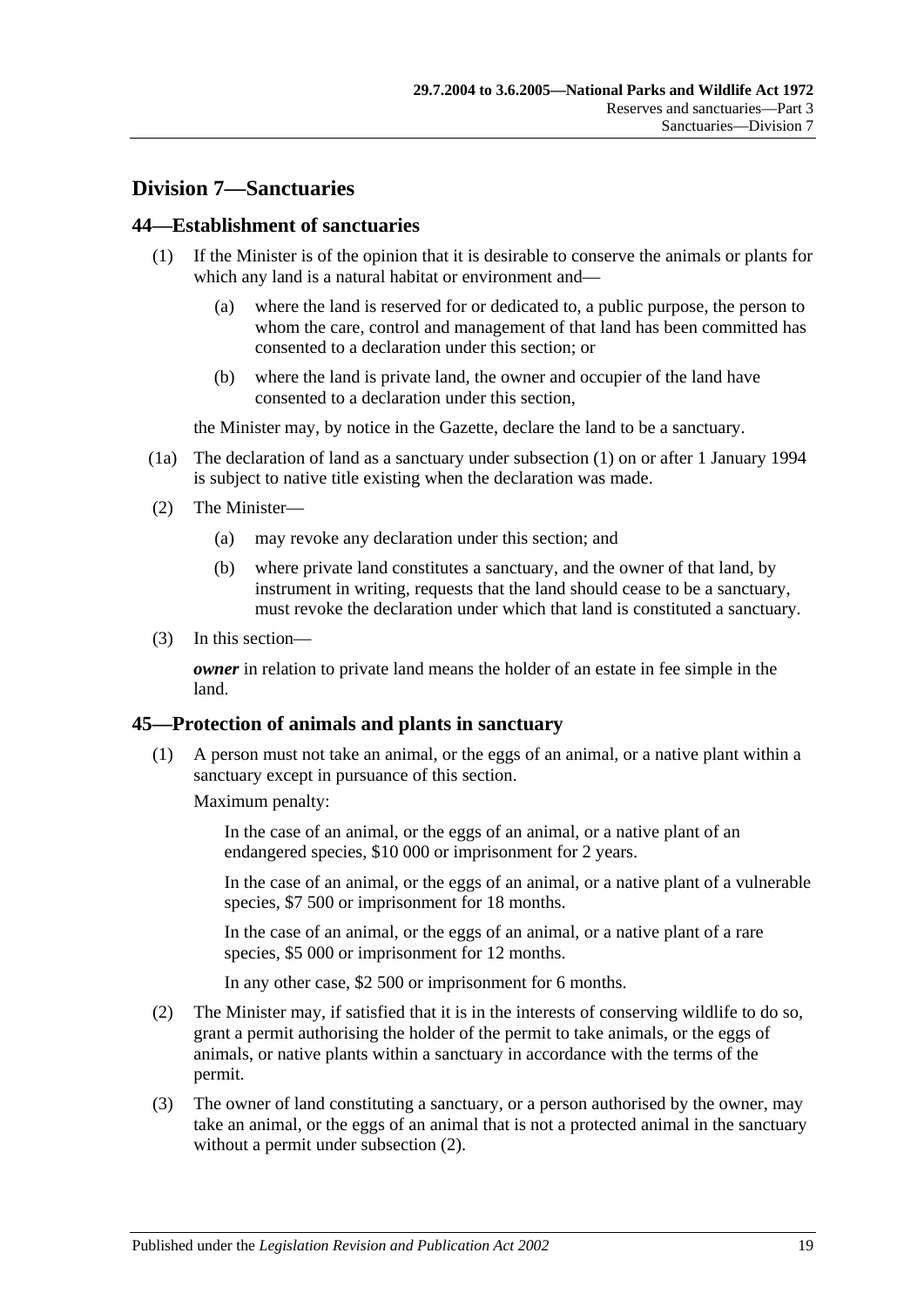## Division 7—Sanctuaries

### 44—Establishment of sanctuaries

(1) If the Minister is of the opinion that it is desirable to conserve the animals or plants for which any land is a natural habitat or environment and—

(a) where the land is reserved for or dedicated to, a public purpose, the person to whom the care, control and management of that land has been committed has consented to a declaration under this section; or

(b) where the land is private land, the owner and occupier of the land have consented to a declaration under this section,

the Minister may, by notice in the Gazette, declare the land to be a sanctuary.

(1a) The declaration of land as a sanctuary under subsection (1) on or after 1 January 1994 is subject to native title existing when the declaration was made.

(2) The Minister—

(a) may revoke any declaration under this section; and

(b) where private land constitutes a sanctuary, and the owner of that land, by instrument in writing, requests that the land should cease to be a sanctuary, must revoke the declaration under which that land is constituted a sanctuary.

(3) In this section—

***owner*** in relation to private land means the holder of an estate in fee simple in the land.

### 45—Protection of animals and plants in sanctuary

(1) A person must not take an animal, or the eggs of an animal, or a native plant within a sanctuary except in pursuance of this section.

Maximum penalty:

In the case of an animal, or the eggs of an animal, or a native plant of an endangered species, \$10 000 or imprisonment for 2 years.

In the case of an animal, or the eggs of an animal, or a native plant of a vulnerable species, \$7 500 or imprisonment for 18 months.

In the case of an animal, or the eggs of an animal, or a native plant of a rare species, \$5 000 or imprisonment for 12 months.

In any other case, \$2 500 or imprisonment for 6 months.

(2) The Minister may, if satisfied that it is in the interests of conserving wildlife to do so, grant a permit authorising the holder of the permit to take animals, or the eggs of animals, or native plants within a sanctuary in accordance with the terms of the permit.

(3) The owner of land constituting a sanctuary, or a person authorised by the owner, may take an animal, or the eggs of an animal that is not a protected animal in the sanctuary without a permit under subsection (2).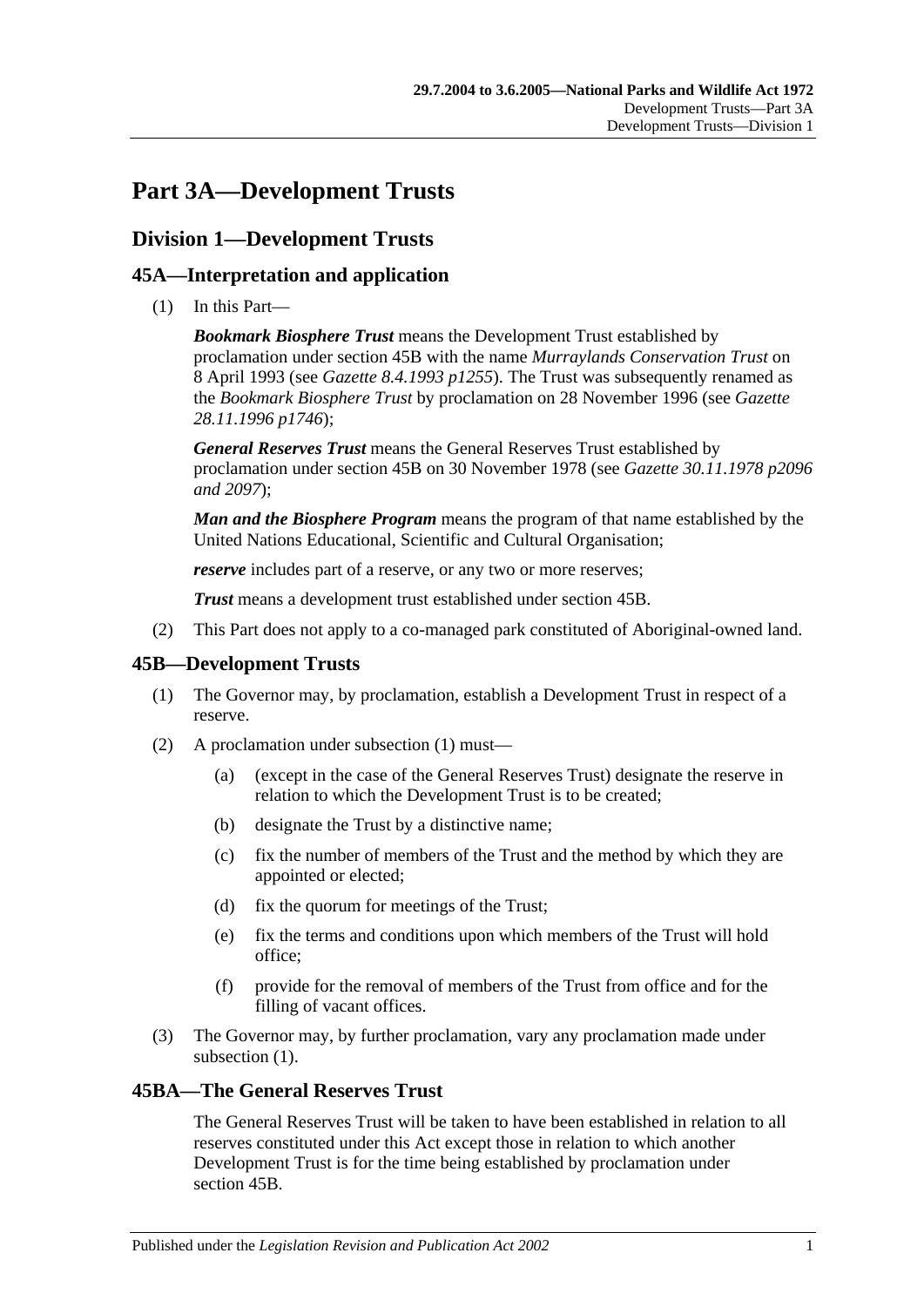# Part 3A—Development Trusts

## Division 1—Development Trusts

### 45A—Interpretation and application

(1) In this Part—

***Bookmark Biosphere Trust*** means the Development Trust established by proclamation under section 45B with the name *Murraylands Conservation Trust* on 8 April 1993 (see *Gazette 8.4.1993 p1255*). The Trust was subsequently renamed as the *Bookmark Biosphere Trust* by proclamation on 28 November 1996 (see *Gazette 28.11.1996 p1746*);

***General Reserves Trust*** means the General Reserves Trust established by proclamation under section 45B on 30 November 1978 (see *Gazette 30.11.1978 p2096 and 2097*);

***Man and the Biosphere Program*** means the program of that name established by the United Nations Educational, Scientific and Cultural Organisation;

***reserve*** includes part of a reserve, or any two or more reserves;

***Trust*** means a development trust established under section 45B.

(2) This Part does not apply to a co-managed park constituted of Aboriginal-owned land.

### 45B—Development Trusts

(1) The Governor may, by proclamation, establish a Development Trust in respect of a reserve.

(2) A proclamation under subsection (1) must—

- (a) (except in the case of the General Reserves Trust) designate the reserve in relation to which the Development Trust is to be created;
- (b) designate the Trust by a distinctive name;
- (c) fix the number of members of the Trust and the method by which they are appointed or elected;
- (d) fix the quorum for meetings of the Trust;
- (e) fix the terms and conditions upon which members of the Trust will hold office;
- (f) provide for the removal of members of the Trust from office and for the filling of vacant offices.

(3) The Governor may, by further proclamation, vary any proclamation made under subsection (1).

### 45BA—The General Reserves Trust

The General Reserves Trust will be taken to have been established in relation to all reserves constituted under this Act except those in relation to which another Development Trust is for the time being established by proclamation under section 45B.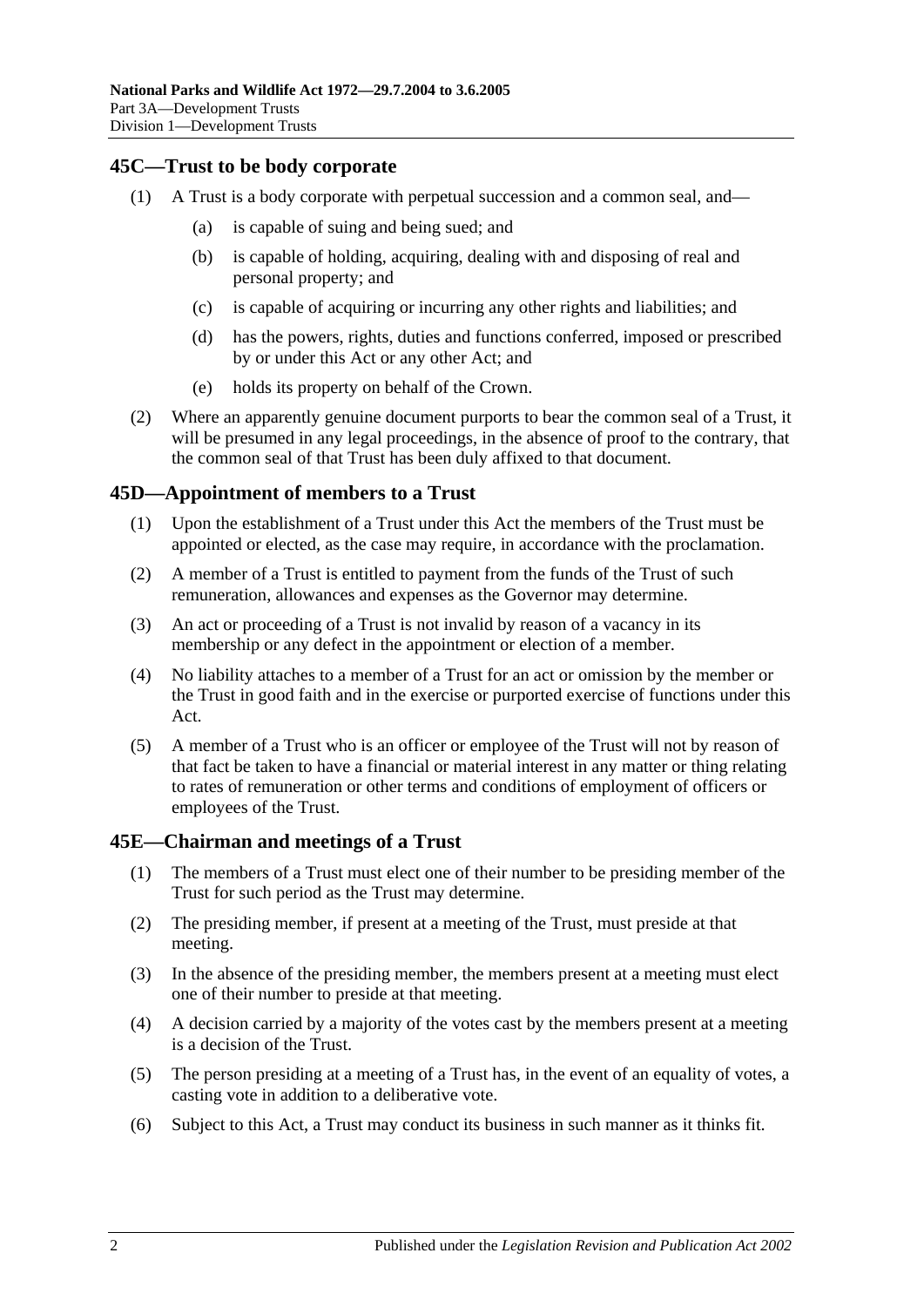## 45C—Trust to be body corporate

(1) A Trust is a body corporate with perpetual succession and a common seal, and—

(a) is capable of suing and being sued; and

(b) is capable of holding, acquiring, dealing with and disposing of real and personal property; and

(c) is capable of acquiring or incurring any other rights and liabilities; and

(d) has the powers, rights, duties and functions conferred, imposed or prescribed by or under this Act or any other Act; and

(e) holds its property on behalf of the Crown.

(2) Where an apparently genuine document purports to bear the common seal of a Trust, it will be presumed in any legal proceedings, in the absence of proof to the contrary, that the common seal of that Trust has been duly affixed to that document.

## 45D—Appointment of members to a Trust

(1) Upon the establishment of a Trust under this Act the members of the Trust must be appointed or elected, as the case may require, in accordance with the proclamation.

(2) A member of a Trust is entitled to payment from the funds of the Trust of such remuneration, allowances and expenses as the Governor may determine.

(3) An act or proceeding of a Trust is not invalid by reason of a vacancy in its membership or any defect in the appointment or election of a member.

(4) No liability attaches to a member of a Trust for an act or omission by the member or the Trust in good faith and in the exercise or purported exercise of functions under this Act.

(5) A member of a Trust who is an officer or employee of the Trust will not by reason of that fact be taken to have a financial or material interest in any matter or thing relating to rates of remuneration or other terms and conditions of employment of officers or employees of the Trust.

## 45E—Chairman and meetings of a Trust

(1) The members of a Trust must elect one of their number to be presiding member of the Trust for such period as the Trust may determine.

(2) The presiding member, if present at a meeting of the Trust, must preside at that meeting.

(3) In the absence of the presiding member, the members present at a meeting must elect one of their number to preside at that meeting.

(4) A decision carried by a majority of the votes cast by the members present at a meeting is a decision of the Trust.

(5) The person presiding at a meeting of a Trust has, in the event of an equality of votes, a casting vote in addition to a deliberative vote.

(6) Subject to this Act, a Trust may conduct its business in such manner as it thinks fit.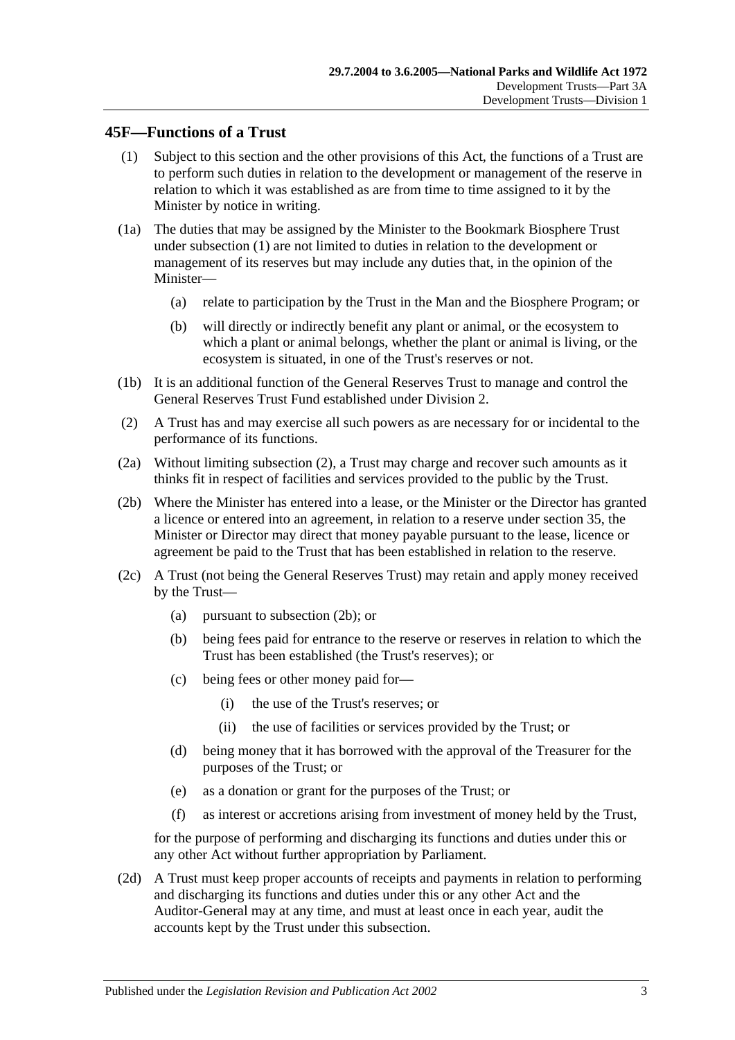## 45F—Functions of a Trust

(1) Subject to this section and the other provisions of this Act, the functions of a Trust are to perform such duties in relation to the development or management of the reserve in relation to which it was established as are from time to time assigned to it by the Minister by notice in writing.

(1a) The duties that may be assigned by the Minister to the Bookmark Biosphere Trust under subsection (1) are not limited to duties in relation to the development or management of its reserves but may include any duties that, in the opinion of the Minister—

- (a) relate to participation by the Trust in the Man and the Biosphere Program; or
- (b) will directly or indirectly benefit any plant or animal, or the ecosystem to which a plant or animal belongs, whether the plant or animal is living, or the ecosystem is situated, in one of the Trust's reserves or not.

(1b) It is an additional function of the General Reserves Trust to manage and control the General Reserves Trust Fund established under Division 2.

(2) A Trust has and may exercise all such powers as are necessary for or incidental to the performance of its functions.

(2a) Without limiting subsection (2), a Trust may charge and recover such amounts as it thinks fit in respect of facilities and services provided to the public by the Trust.

(2b) Where the Minister has entered into a lease, or the Minister or the Director has granted a licence or entered into an agreement, in relation to a reserve under section 35, the Minister or Director may direct that money payable pursuant to the lease, licence or agreement be paid to the Trust that has been established in relation to the reserve.

(2c) A Trust (not being the General Reserves Trust) may retain and apply money received by the Trust—

- (a) pursuant to subsection (2b); or
- (b) being fees paid for entrance to the reserve or reserves in relation to which the Trust has been established (the Trust's reserves); or
- (c) being fees or other money paid for—
  - (i) the use of the Trust's reserves; or
  - (ii) the use of facilities or services provided by the Trust; or
- (d) being money that it has borrowed with the approval of the Treasurer for the purposes of the Trust; or
- (e) as a donation or grant for the purposes of the Trust; or
- (f) as interest or accretions arising from investment of money held by the Trust,

for the purpose of performing and discharging its functions and duties under this or any other Act without further appropriation by Parliament.

(2d) A Trust must keep proper accounts of receipts and payments in relation to performing and discharging its functions and duties under this or any other Act and the Auditor-General may at any time, and must at least once in each year, audit the accounts kept by the Trust under this subsection.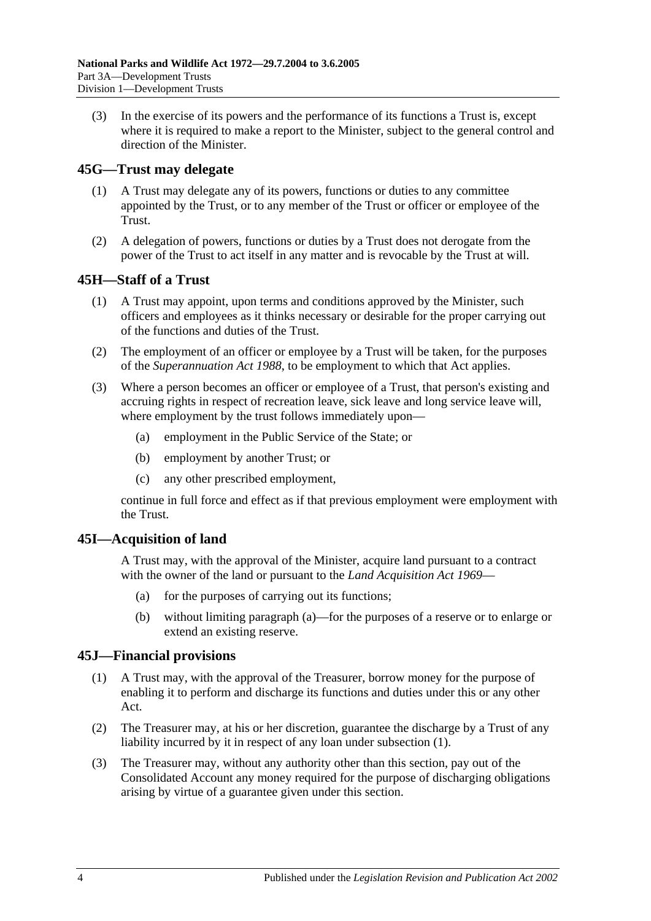(3) In the exercise of its powers and the performance of its functions a Trust is, except where it is required to make a report to the Minister, subject to the general control and direction of the Minister.

## 45G—Trust may delegate

(1) A Trust may delegate any of its powers, functions or duties to any committee appointed by the Trust, or to any member of the Trust or officer or employee of the Trust.

(2) A delegation of powers, functions or duties by a Trust does not derogate from the power of the Trust to act itself in any matter and is revocable by the Trust at will.

## 45H—Staff of a Trust

(1) A Trust may appoint, upon terms and conditions approved by the Minister, such officers and employees as it thinks necessary or desirable for the proper carrying out of the functions and duties of the Trust.

(2) The employment of an officer or employee by a Trust will be taken, for the purposes of the *Superannuation Act 1988*, to be employment to which that Act applies.

(3) Where a person becomes an officer or employee of a Trust, that person's existing and accruing rights in respect of recreation leave, sick leave and long service leave will, where employment by the trust follows immediately upon—

(a) employment in the Public Service of the State; or

(b) employment by another Trust; or

(c) any other prescribed employment,

continue in full force and effect as if that previous employment were employment with the Trust.

## 45I—Acquisition of land

A Trust may, with the approval of the Minister, acquire land pursuant to a contract with the owner of the land or pursuant to the *Land Acquisition Act 1969*—

(a) for the purposes of carrying out its functions;

(b) without limiting paragraph (a)—for the purposes of a reserve or to enlarge or extend an existing reserve.

## 45J—Financial provisions

(1) A Trust may, with the approval of the Treasurer, borrow money for the purpose of enabling it to perform and discharge its functions and duties under this or any other Act.

(2) The Treasurer may, at his or her discretion, guarantee the discharge by a Trust of any liability incurred by it in respect of any loan under subsection (1).

(3) The Treasurer may, without any authority other than this section, pay out of the Consolidated Account any money required for the purpose of discharging obligations arising by virtue of a guarantee given under this section.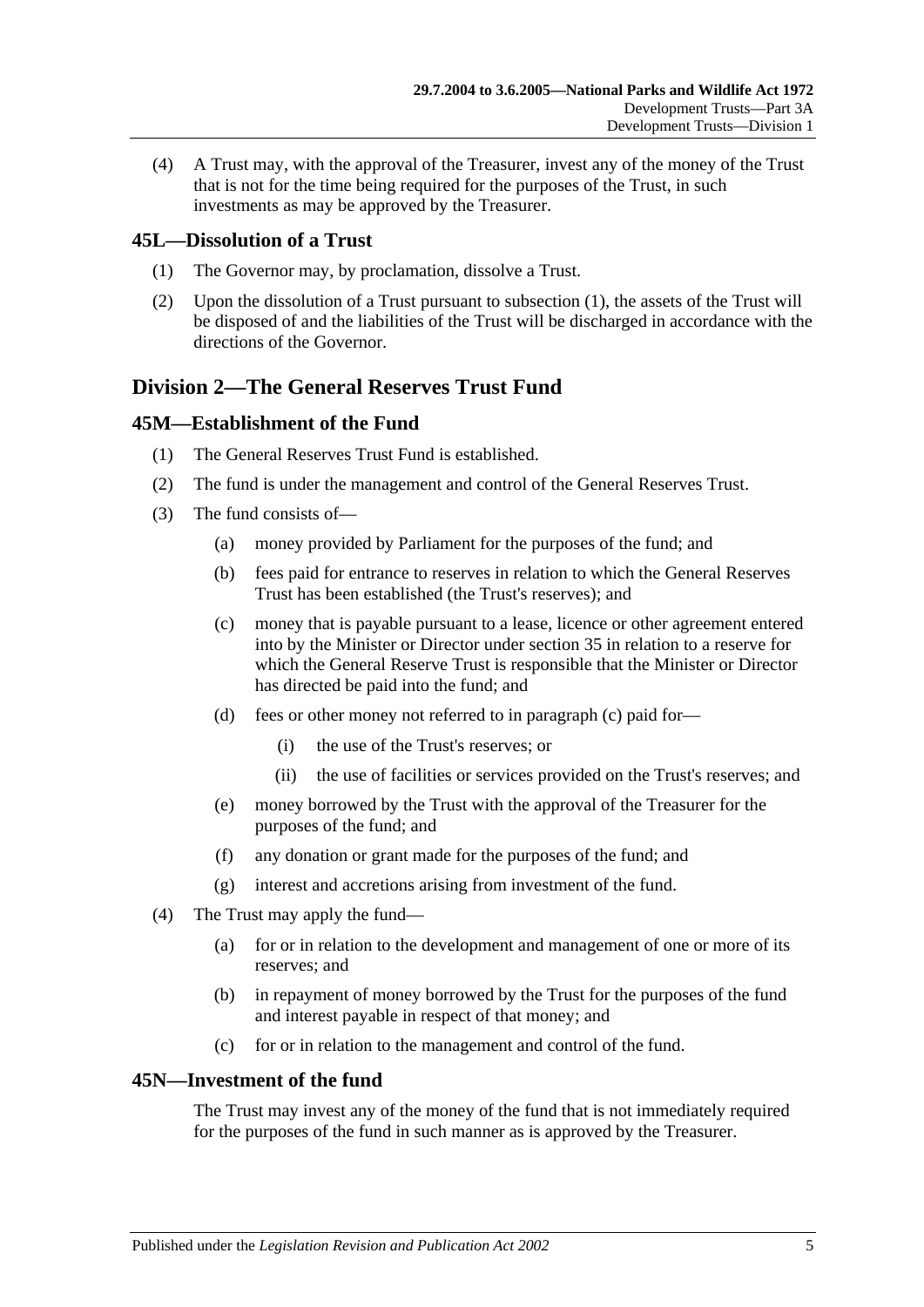(4) A Trust may, with the approval of the Treasurer, invest any of the money of the Trust that is not for the time being required for the purposes of the Trust, in such investments as may be approved by the Treasurer.

### 45L—Dissolution of a Trust

(1) The Governor may, by proclamation, dissolve a Trust.

(2) Upon the dissolution of a Trust pursuant to subsection (1), the assets of the Trust will be disposed of and the liabilities of the Trust will be discharged in accordance with the directions of the Governor.

## Division 2—The General Reserves Trust Fund

### 45M—Establishment of the Fund

(1) The General Reserves Trust Fund is established.

(2) The fund is under the management and control of the General Reserves Trust.

(3) The fund consists of—

- (a) money provided by Parliament for the purposes of the fund; and
- (b) fees paid for entrance to reserves in relation to which the General Reserves Trust has been established (the Trust's reserves); and
- (c) money that is payable pursuant to a lease, licence or other agreement entered into by the Minister or Director under section 35 in relation to a reserve for which the General Reserve Trust is responsible that the Minister or Director has directed be paid into the fund; and
- (d) fees or other money not referred to in paragraph (c) paid for—
  - (i) the use of the Trust's reserves; or
  - (ii) the use of facilities or services provided on the Trust's reserves; and
- (e) money borrowed by the Trust with the approval of the Treasurer for the purposes of the fund; and
- (f) any donation or grant made for the purposes of the fund; and
- (g) interest and accretions arising from investment of the fund.

(4) The Trust may apply the fund—

- (a) for or in relation to the development and management of one or more of its reserves; and
- (b) in repayment of money borrowed by the Trust for the purposes of the fund and interest payable in respect of that money; and
- (c) for or in relation to the management and control of the fund.

### 45N—Investment of the fund

The Trust may invest any of the money of the fund that is not immediately required for the purposes of the fund in such manner as is approved by the Treasurer.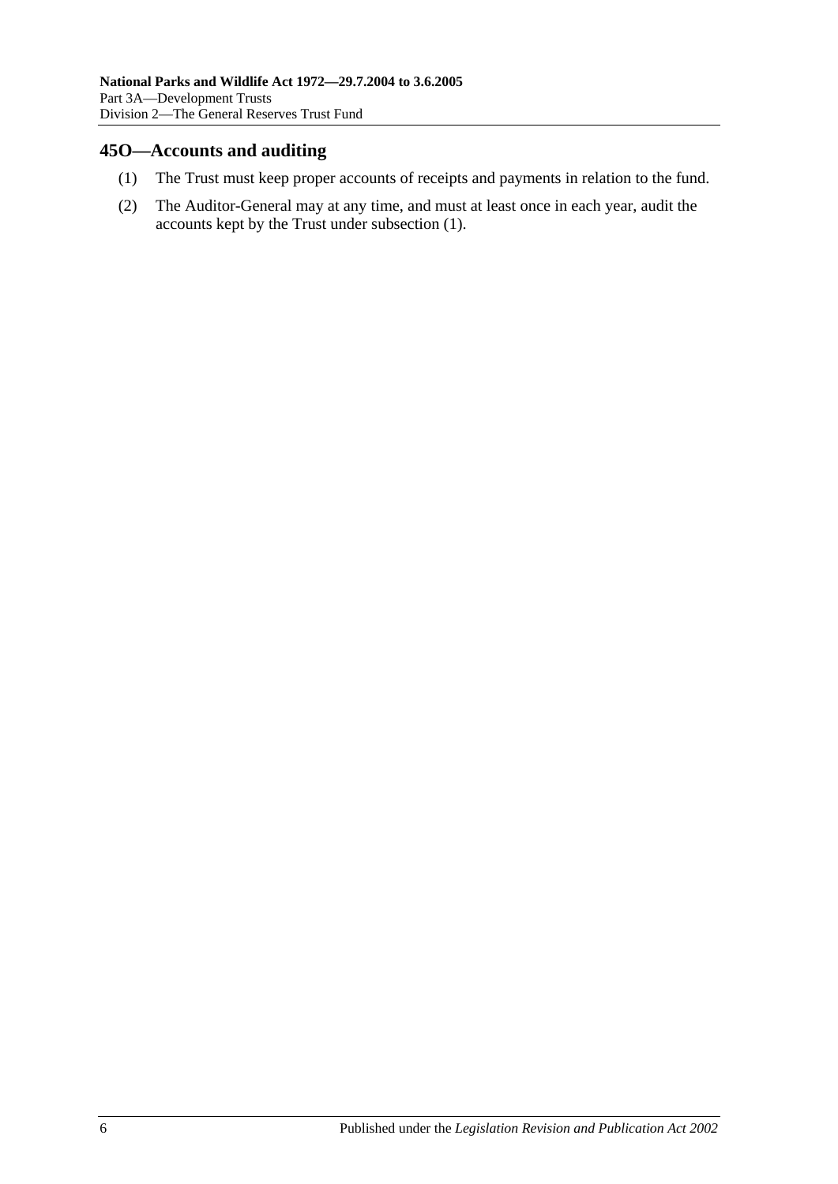## 45O—Accounts and auditing

(1) The Trust must keep proper accounts of receipts and payments in relation to the fund.

(2) The Auditor-General may at any time, and must at least once in each year, audit the accounts kept by the Trust under subsection (1).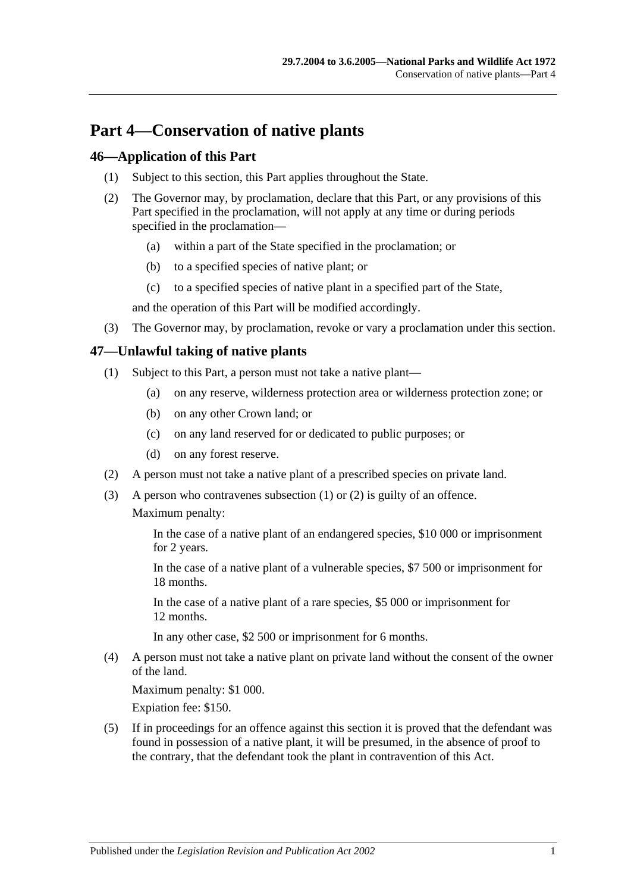# Part 4—Conservation of native plants

## 46—Application of this Part

(1) Subject to this section, this Part applies throughout the State.

(2) The Governor may, by proclamation, declare that this Part, or any provisions of this Part specified in the proclamation, will not apply at any time or during periods specified in the proclamation—

(a) within a part of the State specified in the proclamation; or

(b) to a specified species of native plant; or

(c) to a specified species of native plant in a specified part of the State,

and the operation of this Part will be modified accordingly.

(3) The Governor may, by proclamation, revoke or vary a proclamation under this section.

## 47—Unlawful taking of native plants

(1) Subject to this Part, a person must not take a native plant—

(a) on any reserve, wilderness protection area or wilderness protection zone; or

(b) on any other Crown land; or

(c) on any land reserved for or dedicated to public purposes; or

(d) on any forest reserve.

(2) A person must not take a native plant of a prescribed species on private land.

(3) A person who contravenes subsection (1) or (2) is guilty of an offence.

Maximum penalty:

In the case of a native plant of an endangered species, \$10 000 or imprisonment for 2 years.

In the case of a native plant of a vulnerable species, \$7 500 or imprisonment for 18 months.

In the case of a native plant of a rare species, \$5 000 or imprisonment for 12 months.

In any other case, \$2 500 or imprisonment for 6 months.

(4) A person must not take a native plant on private land without the consent of the owner of the land.

Maximum penalty: \$1 000.

Expiation fee: \$150.

(5) If in proceedings for an offence against this section it is proved that the defendant was found in possession of a native plant, it will be presumed, in the absence of proof to the contrary, that the defendant took the plant in contravention of this Act.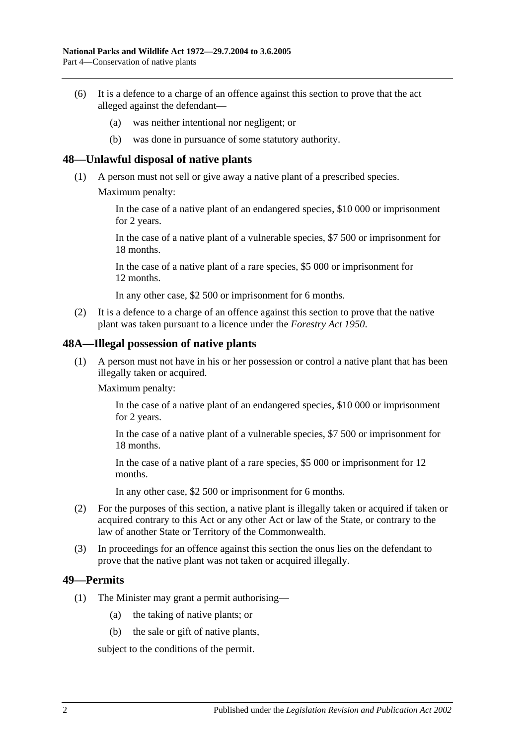(6) It is a defence to a charge of an offence against this section to prove that the act alleged against the defendant—

(a) was neither intentional nor negligent; or

(b) was done in pursuance of some statutory authority.

## 48—Unlawful disposal of native plants

(1) A person must not sell or give away a native plant of a prescribed species.

Maximum penalty:

In the case of a native plant of an endangered species, $10 000 or imprisonment for 2 years.

In the case of a native plant of a vulnerable species, $7 500 or imprisonment for 18 months.

In the case of a native plant of a rare species, $5 000 or imprisonment for 12 months.

In any other case, $2 500 or imprisonment for 6 months.

(2) It is a defence to a charge of an offence against this section to prove that the native plant was taken pursuant to a licence under the *Forestry Act 1950*.

## 48A—Illegal possession of native plants

(1) A person must not have in his or her possession or control a native plant that has been illegally taken or acquired.

Maximum penalty:

In the case of a native plant of an endangered species, $10 000 or imprisonment for 2 years.

In the case of a native plant of a vulnerable species, $7 500 or imprisonment for 18 months.

In the case of a native plant of a rare species, $5 000 or imprisonment for 12 months.

In any other case, $2 500 or imprisonment for 6 months.

(2) For the purposes of this section, a native plant is illegally taken or acquired if taken or acquired contrary to this Act or any other Act or law of the State, or contrary to the law of another State or Territory of the Commonwealth.

(3) In proceedings for an offence against this section the onus lies on the defendant to prove that the native plant was not taken or acquired illegally.

## 49—Permits

(1) The Minister may grant a permit authorising—

(a) the taking of native plants; or

(b) the sale or gift of native plants,

subject to the conditions of the permit.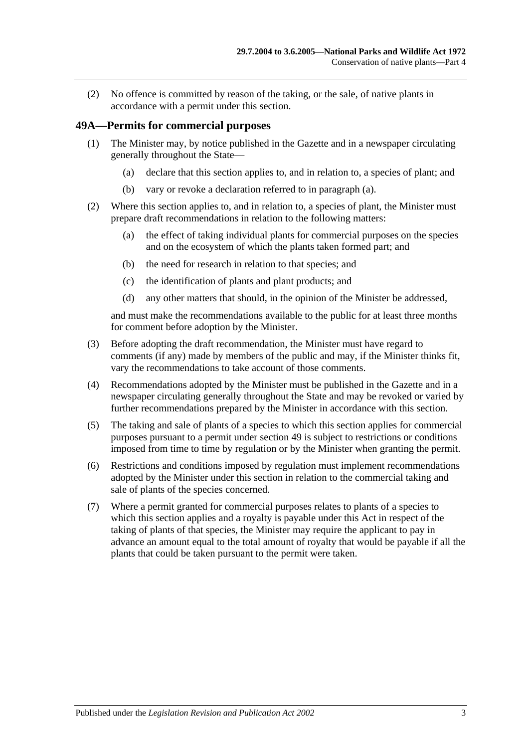(2) No offence is committed by reason of the taking, or the sale, of native plants in accordance with a permit under this section.

## 49A—Permits for commercial purposes

(1) The Minister may, by notice published in the Gazette and in a newspaper circulating generally throughout the State—

   (a) declare that this section applies to, and in relation to, a species of plant; and

   (b) vary or revoke a declaration referred to in paragraph (a).

(2) Where this section applies to, and in relation to, a species of plant, the Minister must prepare draft recommendations in relation to the following matters:

   (a) the effect of taking individual plants for commercial purposes on the species and on the ecosystem of which the plants taken formed part; and

   (b) the need for research in relation to that species; and

   (c) the identification of plants and plant products; and

   (d) any other matters that should, in the opinion of the Minister be addressed,

and must make the recommendations available to the public for at least three months for comment before adoption by the Minister.

(3) Before adopting the draft recommendation, the Minister must have regard to comments (if any) made by members of the public and may, if the Minister thinks fit, vary the recommendations to take account of those comments.

(4) Recommendations adopted by the Minister must be published in the Gazette and in a newspaper circulating generally throughout the State and may be revoked or varied by further recommendations prepared by the Minister in accordance with this section.

(5) The taking and sale of plants of a species to which this section applies for commercial purposes pursuant to a permit under section 49 is subject to restrictions or conditions imposed from time to time by regulation or by the Minister when granting the permit.

(6) Restrictions and conditions imposed by regulation must implement recommendations adopted by the Minister under this section in relation to the commercial taking and sale of plants of the species concerned.

(7) Where a permit granted for commercial purposes relates to plants of a species to which this section applies and a royalty is payable under this Act in respect of the taking of plants of that species, the Minister may require the applicant to pay in advance an amount equal to the total amount of royalty that would be payable if all the plants that could be taken pursuant to the permit were taken.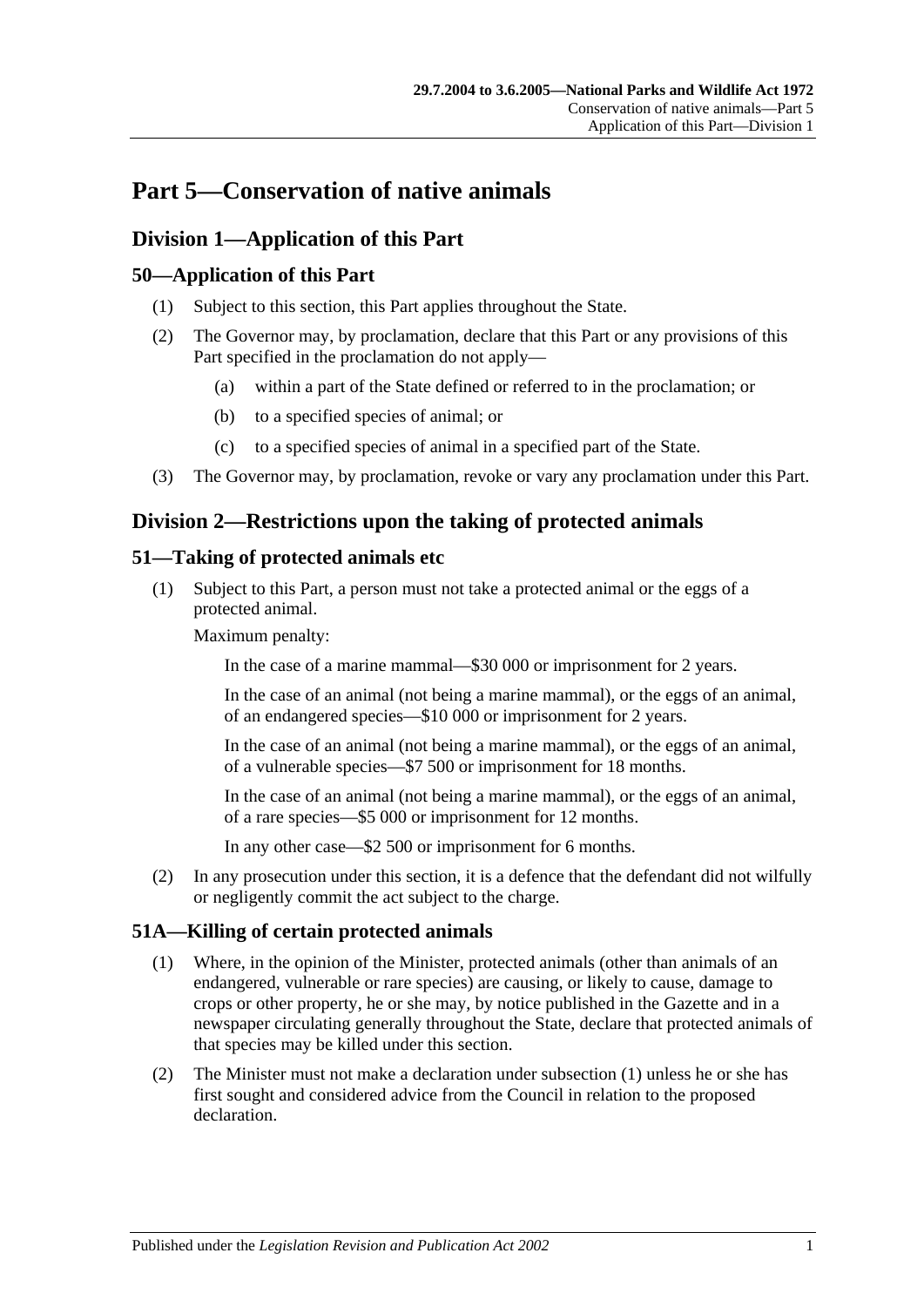# Part 5—Conservation of native animals

## Division 1—Application of this Part

### 50—Application of this Part

(1) Subject to this section, this Part applies throughout the State.

(2) The Governor may, by proclamation, declare that this Part or any provisions of this Part specified in the proclamation do not apply—

(a) within a part of the State defined or referred to in the proclamation; or

(b) to a specified species of animal; or

(c) to a specified species of animal in a specified part of the State.

(3) The Governor may, by proclamation, revoke or vary any proclamation under this Part.

## Division 2—Restrictions upon the taking of protected animals

### 51—Taking of protected animals etc

(1) Subject to this Part, a person must not take a protected animal or the eggs of a protected animal.

Maximum penalty:

In the case of a marine mammal—$30 000 or imprisonment for 2 years.

In the case of an animal (not being a marine mammal), or the eggs of an animal, of an endangered species—$10 000 or imprisonment for 2 years.

In the case of an animal (not being a marine mammal), or the eggs of an animal, of a vulnerable species—$7 500 or imprisonment for 18 months.

In the case of an animal (not being a marine mammal), or the eggs of an animal, of a rare species—$5 000 or imprisonment for 12 months.

In any other case—$2 500 or imprisonment for 6 months.

(2) In any prosecution under this section, it is a defence that the defendant did not wilfully or negligently commit the act subject to the charge.

### 51A—Killing of certain protected animals

(1) Where, in the opinion of the Minister, protected animals (other than animals of an endangered, vulnerable or rare species) are causing, or likely to cause, damage to crops or other property, he or she may, by notice published in the Gazette and in a newspaper circulating generally throughout the State, declare that protected animals of that species may be killed under this section.

(2) The Minister must not make a declaration under subsection (1) unless he or she has first sought and considered advice from the Council in relation to the proposed declaration.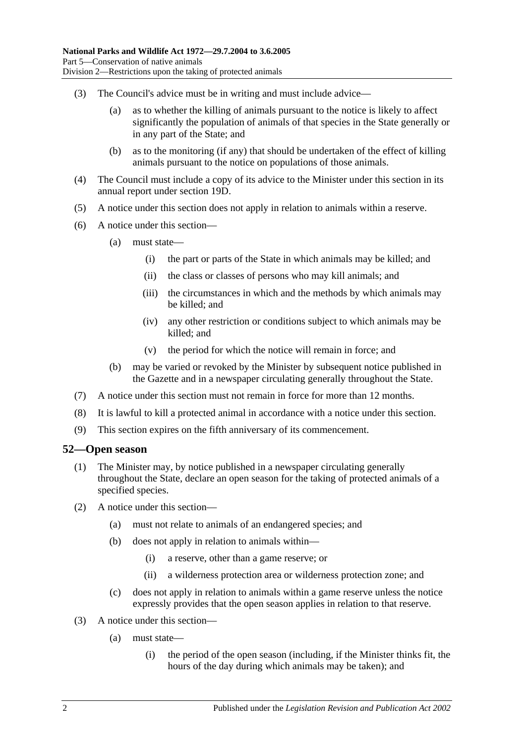(3) The Council's advice must be in writing and must include advice—

(a) as to whether the killing of animals pursuant to the notice is likely to affect significantly the population of animals of that species in the State generally or in any part of the State; and

(b) as to the monitoring (if any) that should be undertaken of the effect of killing animals pursuant to the notice on populations of those animals.

(4) The Council must include a copy of its advice to the Minister under this section in its annual report under section 19D.

(5) A notice under this section does not apply in relation to animals within a reserve.

(6) A notice under this section—

(a) must state—

(i) the part or parts of the State in which animals may be killed; and

(ii) the class or classes of persons who may kill animals; and

(iii) the circumstances in which and the methods by which animals may be killed; and

(iv) any other restriction or conditions subject to which animals may be killed; and

(v) the period for which the notice will remain in force; and

(b) may be varied or revoked by the Minister by subsequent notice published in the Gazette and in a newspaper circulating generally throughout the State.

(7) A notice under this section must not remain in force for more than 12 months.

(8) It is lawful to kill a protected animal in accordance with a notice under this section.

(9) This section expires on the fifth anniversary of its commencement.

## 52—Open season

(1) The Minister may, by notice published in a newspaper circulating generally throughout the State, declare an open season for the taking of protected animals of a specified species.

(2) A notice under this section—

(a) must not relate to animals of an endangered species; and

(b) does not apply in relation to animals within—

(i) a reserve, other than a game reserve; or

(ii) a wilderness protection area or wilderness protection zone; and

(c) does not apply in relation to animals within a game reserve unless the notice expressly provides that the open season applies in relation to that reserve.

(3) A notice under this section—

(a) must state—

(i) the period of the open season (including, if the Minister thinks fit, the hours of the day during which animals may be taken); and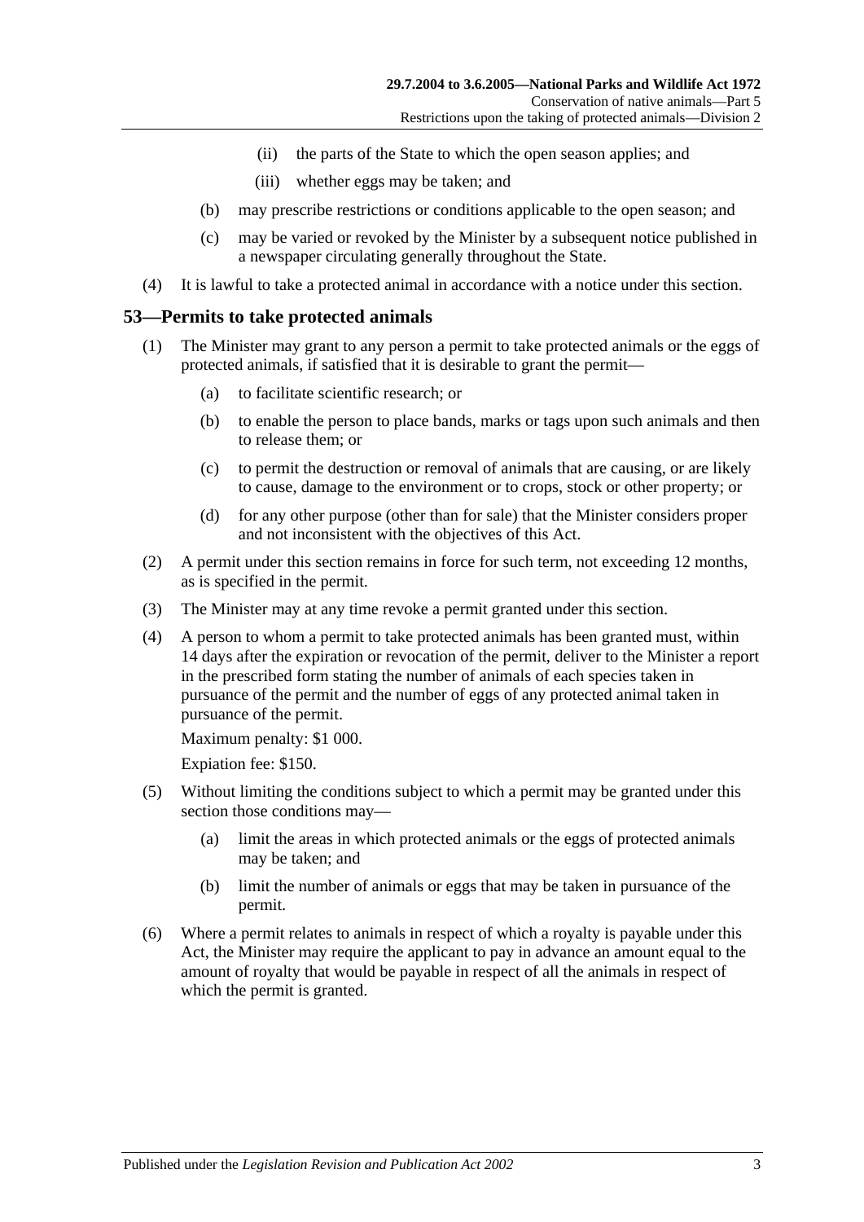(ii) the parts of the State to which the open season applies; and

(iii) whether eggs may be taken; and

(b) may prescribe restrictions or conditions applicable to the open season; and

(c) may be varied or revoked by the Minister by a subsequent notice published in a newspaper circulating generally throughout the State.

(4) It is lawful to take a protected animal in accordance with a notice under this section.

## 53—Permits to take protected animals

(1) The Minister may grant to any person a permit to take protected animals or the eggs of protected animals, if satisfied that it is desirable to grant the permit—

(a) to facilitate scientific research; or

(b) to enable the person to place bands, marks or tags upon such animals and then to release them; or

(c) to permit the destruction or removal of animals that are causing, or are likely to cause, damage to the environment or to crops, stock or other property; or

(d) for any other purpose (other than for sale) that the Minister considers proper and not inconsistent with the objectives of this Act.

(2) A permit under this section remains in force for such term, not exceeding 12 months, as is specified in the permit.

(3) The Minister may at any time revoke a permit granted under this section.

(4) A person to whom a permit to take protected animals has been granted must, within 14 days after the expiration or revocation of the permit, deliver to the Minister a report in the prescribed form stating the number of animals of each species taken in pursuance of the permit and the number of eggs of any protected animal taken in pursuance of the permit.

Maximum penalty: $1 000.

Expiation fee: $150.

(5) Without limiting the conditions subject to which a permit may be granted under this section those conditions may—

(a) limit the areas in which protected animals or the eggs of protected animals may be taken; and

(b) limit the number of animals or eggs that may be taken in pursuance of the permit.

(6) Where a permit relates to animals in respect of which a royalty is payable under this Act, the Minister may require the applicant to pay in advance an amount equal to the amount of royalty that would be payable in respect of all the animals in respect of which the permit is granted.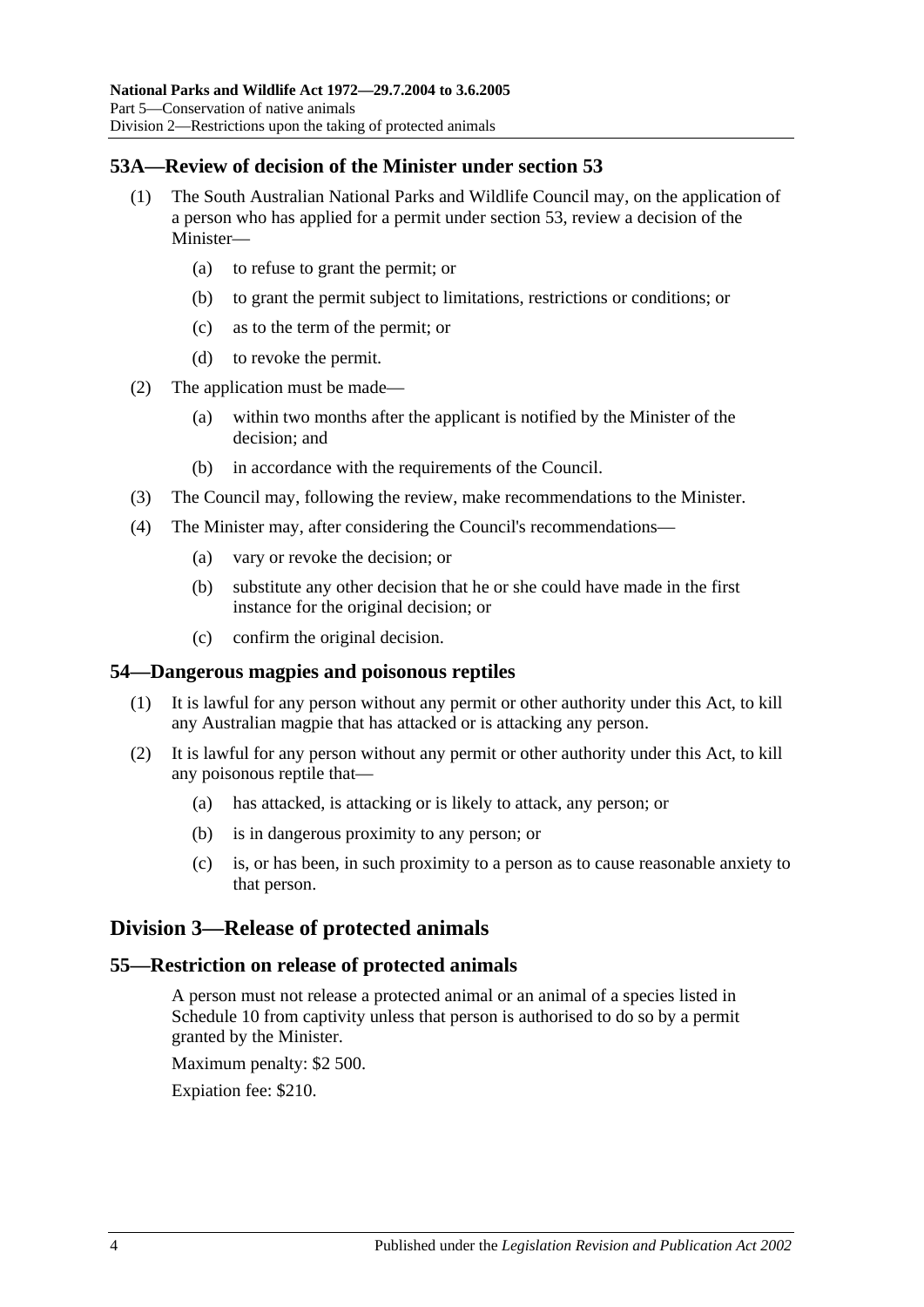## 53A—Review of decision of the Minister under section 53

(1) The South Australian National Parks and Wildlife Council may, on the application of a person who has applied for a permit under section 53, review a decision of the Minister—

  (a) to refuse to grant the permit; or

  (b) to grant the permit subject to limitations, restrictions or conditions; or

  (c) as to the term of the permit; or

  (d) to revoke the permit.

(2) The application must be made—

  (a) within two months after the applicant is notified by the Minister of the decision; and

  (b) in accordance with the requirements of the Council.

(3) The Council may, following the review, make recommendations to the Minister.

(4) The Minister may, after considering the Council's recommendations—

  (a) vary or revoke the decision; or

  (b) substitute any other decision that he or she could have made in the first instance for the original decision; or

  (c) confirm the original decision.

## 54—Dangerous magpies and poisonous reptiles

(1) It is lawful for any person without any permit or other authority under this Act, to kill any Australian magpie that has attacked or is attacking any person.

(2) It is lawful for any person without any permit or other authority under this Act, to kill any poisonous reptile that—

  (a) has attacked, is attacking or is likely to attack, any person; or

  (b) is in dangerous proximity to any person; or

  (c) is, or has been, in such proximity to a person as to cause reasonable anxiety to that person.

# Division 3—Release of protected animals

## 55—Restriction on release of protected animals

A person must not release a protected animal or an animal of a species listed in Schedule 10 from captivity unless that person is authorised to do so by a permit granted by the Minister.

Maximum penalty: $2 500.

Expiation fee: $210.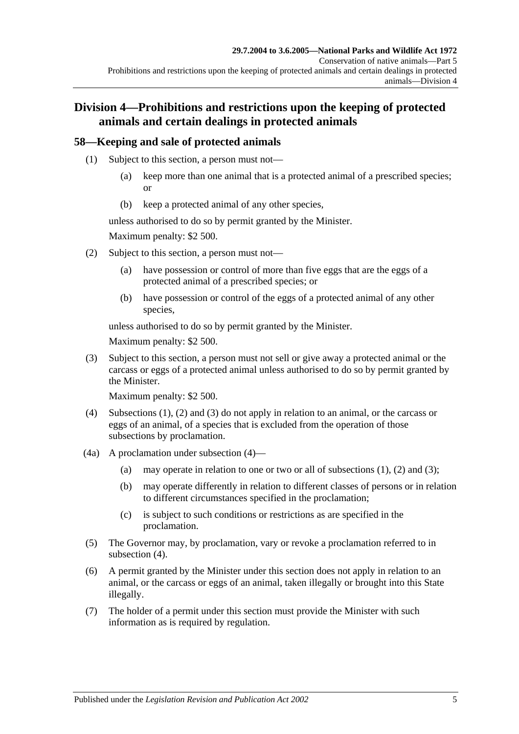## Division 4—Prohibitions and restrictions upon the keeping of protected animals and certain dealings in protected animals

### 58—Keeping and sale of protected animals

(1) Subject to this section, a person must not—

- (a) keep more than one animal that is a protected animal of a prescribed species; or
- (b) keep a protected animal of any other species,

unless authorised to do so by permit granted by the Minister.

Maximum penalty: $2 500.

(2) Subject to this section, a person must not—

- (a) have possession or control of more than five eggs that are the eggs of a protected animal of a prescribed species; or
- (b) have possession or control of the eggs of a protected animal of any other species,

unless authorised to do so by permit granted by the Minister.

Maximum penalty: $2 500.

(3) Subject to this section, a person must not sell or give away a protected animal or the carcass or eggs of a protected animal unless authorised to do so by permit granted by the Minister.

Maximum penalty: $2 500.

(4) Subsections (1), (2) and (3) do not apply in relation to an animal, or the carcass or eggs of an animal, of a species that is excluded from the operation of those subsections by proclamation.

(4a) A proclamation under subsection (4)—

- (a) may operate in relation to one or two or all of subsections (1), (2) and (3);
- (b) may operate differently in relation to different classes of persons or in relation to different circumstances specified in the proclamation;
- (c) is subject to such conditions or restrictions as are specified in the proclamation.

(5) The Governor may, by proclamation, vary or revoke a proclamation referred to in subsection (4).

(6) A permit granted by the Minister under this section does not apply in relation to an animal, or the carcass or eggs of an animal, taken illegally or brought into this State illegally.

(7) The holder of a permit under this section must provide the Minister with such information as is required by regulation.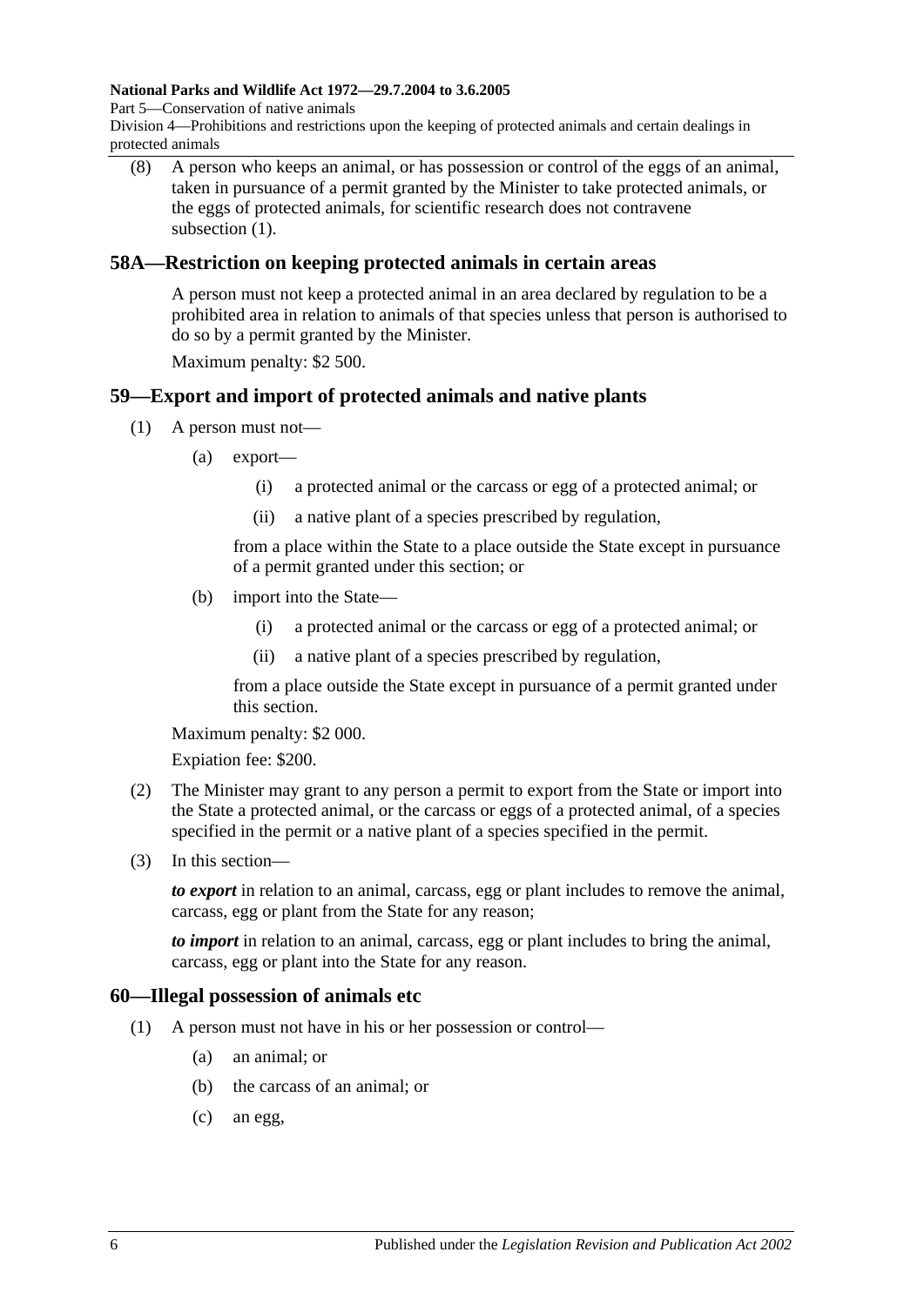(8) A person who keeps an animal, or has possession or control of the eggs of an animal, taken in pursuance of a permit granted by the Minister to take protected animals, or the eggs of protected animals, for scientific research does not contravene subsection (1).

## 58A—Restriction on keeping protected animals in certain areas

A person must not keep a protected animal in an area declared by regulation to be a prohibited area in relation to animals of that species unless that person is authorised to do so by a permit granted by the Minister.

Maximum penalty: $2 500.

## 59—Export and import of protected animals and native plants

(1) A person must not—

(a) export—

(i) a protected animal or the carcass or egg of a protected animal; or

(ii) a native plant of a species prescribed by regulation,

from a place within the State to a place outside the State except in pursuance of a permit granted under this section; or

(b) import into the State—

(i) a protected animal or the carcass or egg of a protected animal; or

(ii) a native plant of a species prescribed by regulation,

from a place outside the State except in pursuance of a permit granted under this section.

Maximum penalty: $2 000.

Expiation fee: $200.

(2) The Minister may grant to any person a permit to export from the State or import into the State a protected animal, or the carcass or eggs of a protected animal, of a species specified in the permit or a native plant of a species specified in the permit.

(3) In this section—

***to export*** in relation to an animal, carcass, egg or plant includes to remove the animal, carcass, egg or plant from the State for any reason;

***to import*** in relation to an animal, carcass, egg or plant includes to bring the animal, carcass, egg or plant into the State for any reason.

## 60—Illegal possession of animals etc

(1) A person must not have in his or her possession or control—

(a) an animal; or

(b) the carcass of an animal; or

(c) an egg,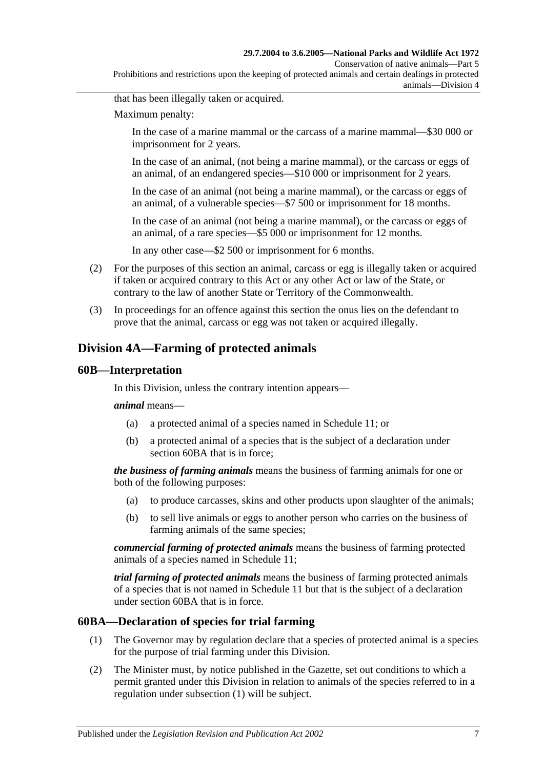that has been illegally taken or acquired.

Maximum penalty:

In the case of a marine mammal or the carcass of a marine mammal—$30 000 or imprisonment for 2 years.

In the case of an animal, (not being a marine mammal), or the carcass or eggs of an animal, of an endangered species—$10 000 or imprisonment for 2 years.

In the case of an animal (not being a marine mammal), or the carcass or eggs of an animal, of a vulnerable species—$7 500 or imprisonment for 18 months.

In the case of an animal (not being a marine mammal), or the carcass or eggs of an animal, of a rare species—$5 000 or imprisonment for 12 months.

In any other case—$2 500 or imprisonment for 6 months.

(2) For the purposes of this section an animal, carcass or egg is illegally taken or acquired if taken or acquired contrary to this Act or any other Act or law of the State, or contrary to the law of another State or Territory of the Commonwealth.

(3) In proceedings for an offence against this section the onus lies on the defendant to prove that the animal, carcass or egg was not taken or acquired illegally.

## Division 4A—Farming of protected animals

### 60B—Interpretation

In this Division, unless the contrary intention appears—

***animal*** means—

(a) a protected animal of a species named in Schedule 11; or

(b) a protected animal of a species that is the subject of a declaration under section 60BA that is in force;

***the business of farming animals*** means the business of farming animals for one or both of the following purposes:

(a) to produce carcasses, skins and other products upon slaughter of the animals;

(b) to sell live animals or eggs to another person who carries on the business of farming animals of the same species;

***commercial farming of protected animals*** means the business of farming protected animals of a species named in Schedule 11;

***trial farming of protected animals*** means the business of farming protected animals of a species that is not named in Schedule 11 but that is the subject of a declaration under section 60BA that is in force.

### 60BA—Declaration of species for trial farming

(1) The Governor may by regulation declare that a species of protected animal is a species for the purpose of trial farming under this Division.

(2) The Minister must, by notice published in the Gazette, set out conditions to which a permit granted under this Division in relation to animals of the species referred to in a regulation under subsection (1) will be subject.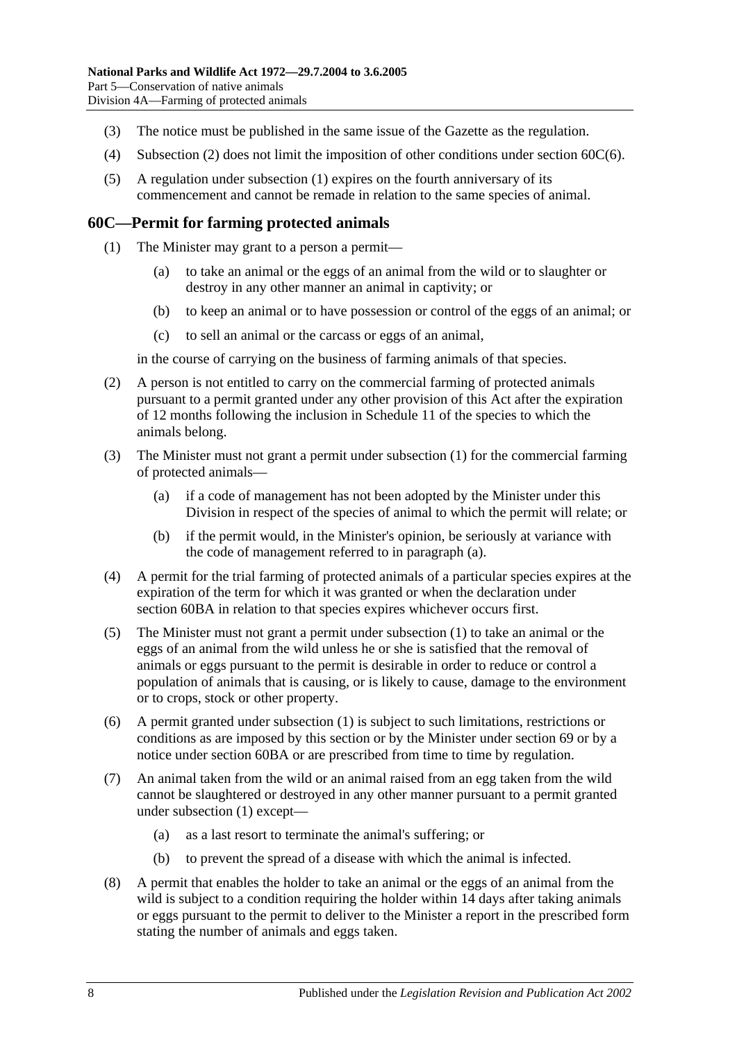(3) The notice must be published in the same issue of the Gazette as the regulation.

(4) Subsection (2) does not limit the imposition of other conditions under section 60C(6).

(5) A regulation under subsection (1) expires on the fourth anniversary of its commencement and cannot be remade in relation to the same species of animal.

## 60C—Permit for farming protected animals

(1) The Minister may grant to a person a permit—

(a) to take an animal or the eggs of an animal from the wild or to slaughter or destroy in any other manner an animal in captivity; or

(b) to keep an animal or to have possession or control of the eggs of an animal; or

(c) to sell an animal or the carcass or eggs of an animal,

in the course of carrying on the business of farming animals of that species.

(2) A person is not entitled to carry on the commercial farming of protected animals pursuant to a permit granted under any other provision of this Act after the expiration of 12 months following the inclusion in Schedule 11 of the species to which the animals belong.

(3) The Minister must not grant a permit under subsection (1) for the commercial farming of protected animals—

(a) if a code of management has not been adopted by the Minister under this Division in respect of the species of animal to which the permit will relate; or

(b) if the permit would, in the Minister's opinion, be seriously at variance with the code of management referred to in paragraph (a).

(4) A permit for the trial farming of protected animals of a particular species expires at the expiration of the term for which it was granted or when the declaration under section 60BA in relation to that species expires whichever occurs first.

(5) The Minister must not grant a permit under subsection (1) to take an animal or the eggs of an animal from the wild unless he or she is satisfied that the removal of animals or eggs pursuant to the permit is desirable in order to reduce or control a population of animals that is causing, or is likely to cause, damage to the environment or to crops, stock or other property.

(6) A permit granted under subsection (1) is subject to such limitations, restrictions or conditions as are imposed by this section or by the Minister under section 69 or by a notice under section 60BA or are prescribed from time to time by regulation.

(7) An animal taken from the wild or an animal raised from an egg taken from the wild cannot be slaughtered or destroyed in any other manner pursuant to a permit granted under subsection (1) except—

(a) as a last resort to terminate the animal's suffering; or

(b) to prevent the spread of a disease with which the animal is infected.

(8) A permit that enables the holder to take an animal or the eggs of an animal from the wild is subject to a condition requiring the holder within 14 days after taking animals or eggs pursuant to the permit to deliver to the Minister a report in the prescribed form stating the number of animals and eggs taken.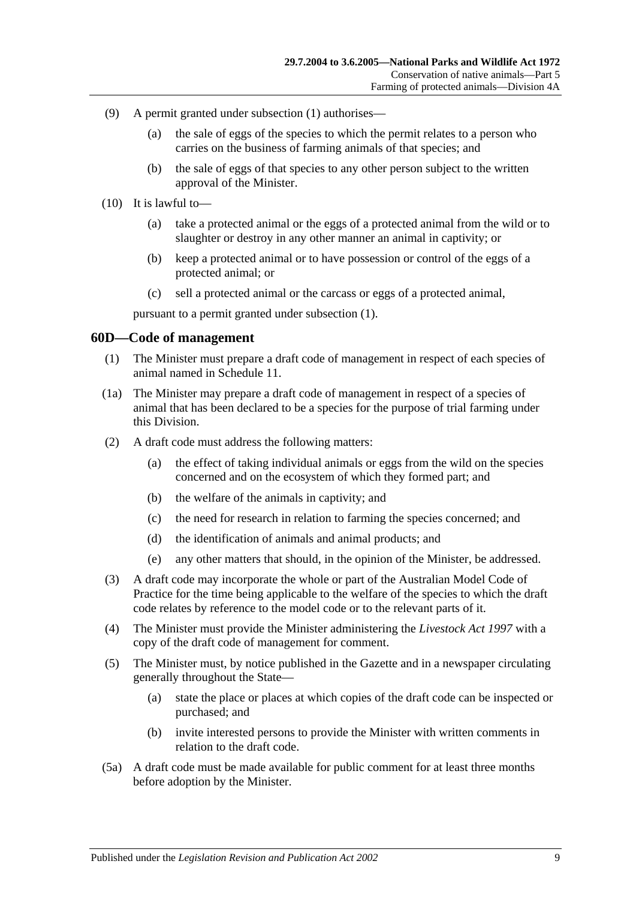(9) A permit granted under subsection (1) authorises—

(a) the sale of eggs of the species to which the permit relates to a person who carries on the business of farming animals of that species; and

(b) the sale of eggs of that species to any other person subject to the written approval of the Minister.

(10) It is lawful to—

(a) take a protected animal or the eggs of a protected animal from the wild or to slaughter or destroy in any other manner an animal in captivity; or

(b) keep a protected animal or to have possession or control of the eggs of a protected animal; or

(c) sell a protected animal or the carcass or eggs of a protected animal,

pursuant to a permit granted under subsection (1).

## 60D—Code of management

(1) The Minister must prepare a draft code of management in respect of each species of animal named in Schedule 11.

(1a) The Minister may prepare a draft code of management in respect of a species of animal that has been declared to be a species for the purpose of trial farming under this Division.

(2) A draft code must address the following matters:

(a) the effect of taking individual animals or eggs from the wild on the species concerned and on the ecosystem of which they formed part; and

(b) the welfare of the animals in captivity; and

(c) the need for research in relation to farming the species concerned; and

(d) the identification of animals and animal products; and

(e) any other matters that should, in the opinion of the Minister, be addressed.

(3) A draft code may incorporate the whole or part of the Australian Model Code of Practice for the time being applicable to the welfare of the species to which the draft code relates by reference to the model code or to the relevant parts of it.

(4) The Minister must provide the Minister administering the *Livestock Act 1997* with a copy of the draft code of management for comment.

(5) The Minister must, by notice published in the Gazette and in a newspaper circulating generally throughout the State—

(a) state the place or places at which copies of the draft code can be inspected or purchased; and

(b) invite interested persons to provide the Minister with written comments in relation to the draft code.

(5a) A draft code must be made available for public comment for at least three months before adoption by the Minister.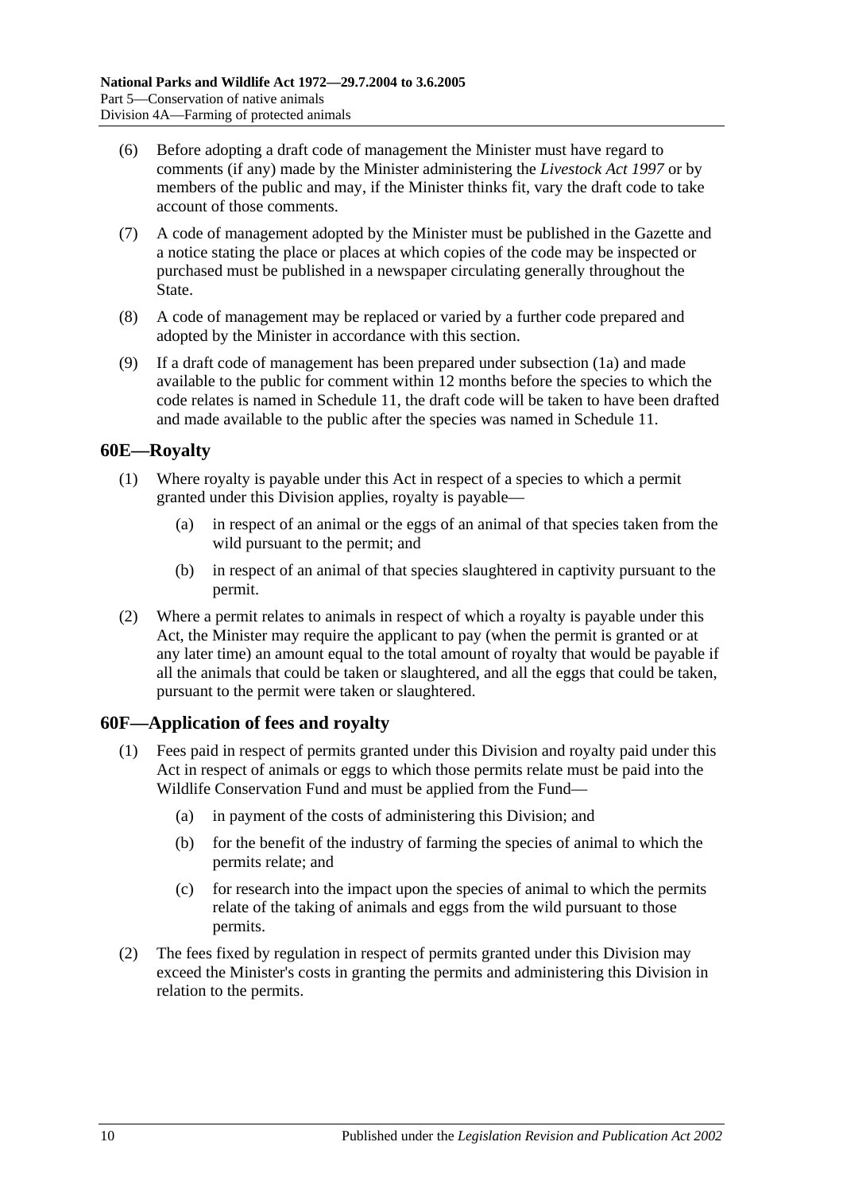(6) Before adopting a draft code of management the Minister must have regard to comments (if any) made by the Minister administering the *Livestock Act 1997* or by members of the public and may, if the Minister thinks fit, vary the draft code to take account of those comments.

(7) A code of management adopted by the Minister must be published in the Gazette and a notice stating the place or places at which copies of the code may be inspected or purchased must be published in a newspaper circulating generally throughout the State.

(8) A code of management may be replaced or varied by a further code prepared and adopted by the Minister in accordance with this section.

(9) If a draft code of management has been prepared under subsection (1a) and made available to the public for comment within 12 months before the species to which the code relates is named in Schedule 11, the draft code will be taken to have been drafted and made available to the public after the species was named in Schedule 11.

## 60E—Royalty

(1) Where royalty is payable under this Act in respect of a species to which a permit granted under this Division applies, royalty is payable—

(a) in respect of an animal or the eggs of an animal of that species taken from the wild pursuant to the permit; and

(b) in respect of an animal of that species slaughtered in captivity pursuant to the permit.

(2) Where a permit relates to animals in respect of which a royalty is payable under this Act, the Minister may require the applicant to pay (when the permit is granted or at any later time) an amount equal to the total amount of royalty that would be payable if all the animals that could be taken or slaughtered, and all the eggs that could be taken, pursuant to the permit were taken or slaughtered.

## 60F—Application of fees and royalty

(1) Fees paid in respect of permits granted under this Division and royalty paid under this Act in respect of animals or eggs to which those permits relate must be paid into the Wildlife Conservation Fund and must be applied from the Fund—

(a) in payment of the costs of administering this Division; and

(b) for the benefit of the industry of farming the species of animal to which the permits relate; and

(c) for research into the impact upon the species of animal to which the permits relate of the taking of animals and eggs from the wild pursuant to those permits.

(2) The fees fixed by regulation in respect of permits granted under this Division may exceed the Minister's costs in granting the permits and administering this Division in relation to the permits.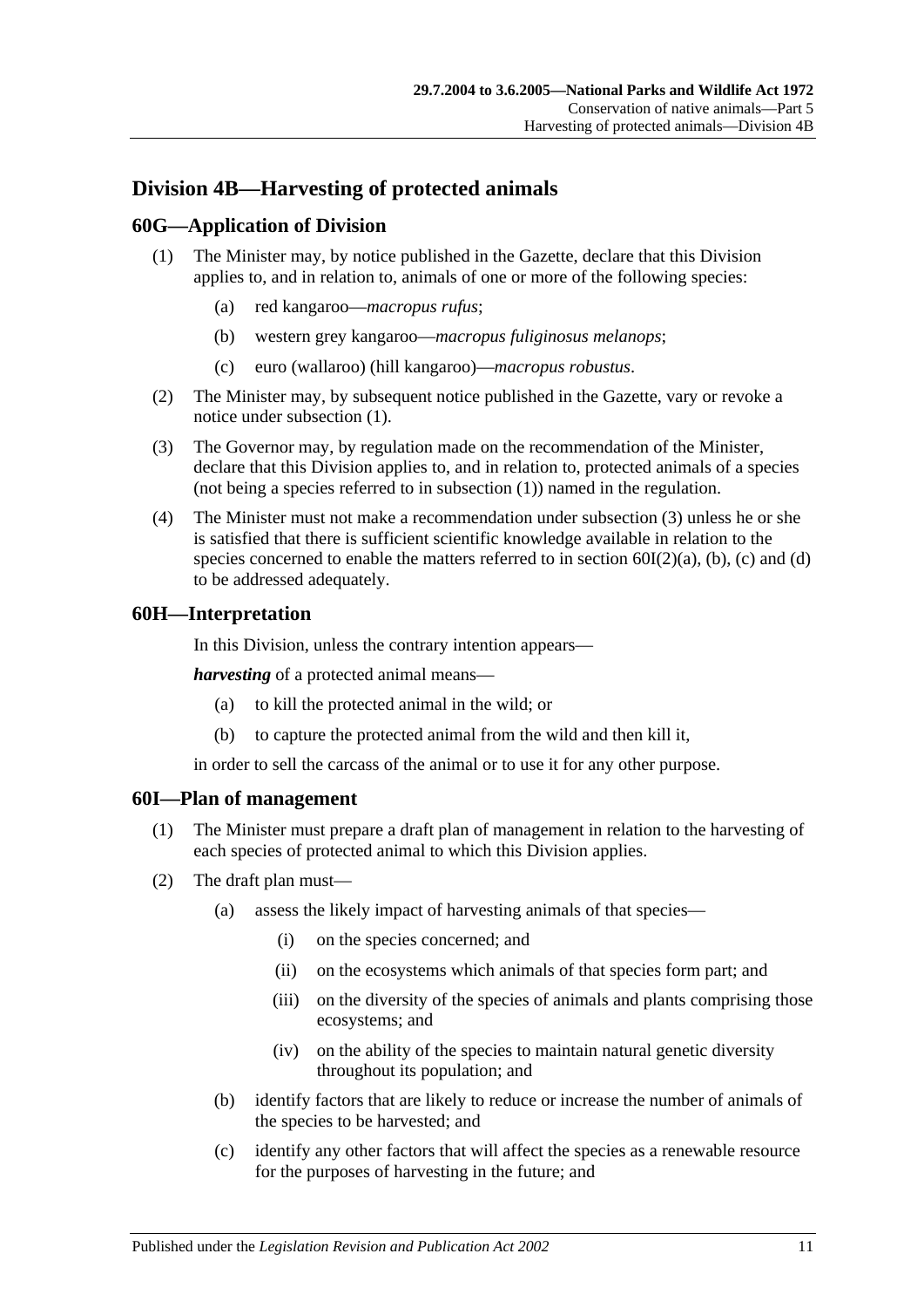## Division 4B—Harvesting of protected animals

### 60G—Application of Division

(1) The Minister may, by notice published in the Gazette, declare that this Division applies to, and in relation to, animals of one or more of the following species:

(a) red kangaroo—*macropus rufus*;

(b) western grey kangaroo—*macropus fuliginosus melanops*;

(c) euro (wallaroo) (hill kangaroo)—*macropus robustus*.

(2) The Minister may, by subsequent notice published in the Gazette, vary or revoke a notice under subsection (1).

(3) The Governor may, by regulation made on the recommendation of the Minister, declare that this Division applies to, and in relation to, protected animals of a species (not being a species referred to in subsection (1)) named in the regulation.

(4) The Minister must not make a recommendation under subsection (3) unless he or she is satisfied that there is sufficient scientific knowledge available in relation to the species concerned to enable the matters referred to in section 60I(2)(a), (b), (c) and (d) to be addressed adequately.

### 60H—Interpretation

In this Division, unless the contrary intention appears—

***harvesting*** of a protected animal means—

(a) to kill the protected animal in the wild; or

(b) to capture the protected animal from the wild and then kill it,

in order to sell the carcass of the animal or to use it for any other purpose.

### 60I—Plan of management

(1) The Minister must prepare a draft plan of management in relation to the harvesting of each species of protected animal to which this Division applies.

(2) The draft plan must—

(a) assess the likely impact of harvesting animals of that species—

(i) on the species concerned; and

(ii) on the ecosystems which animals of that species form part; and

(iii) on the diversity of the species of animals and plants comprising those ecosystems; and

(iv) on the ability of the species to maintain natural genetic diversity throughout its population; and

(b) identify factors that are likely to reduce or increase the number of animals of the species to be harvested; and

(c) identify any other factors that will affect the species as a renewable resource for the purposes of harvesting in the future; and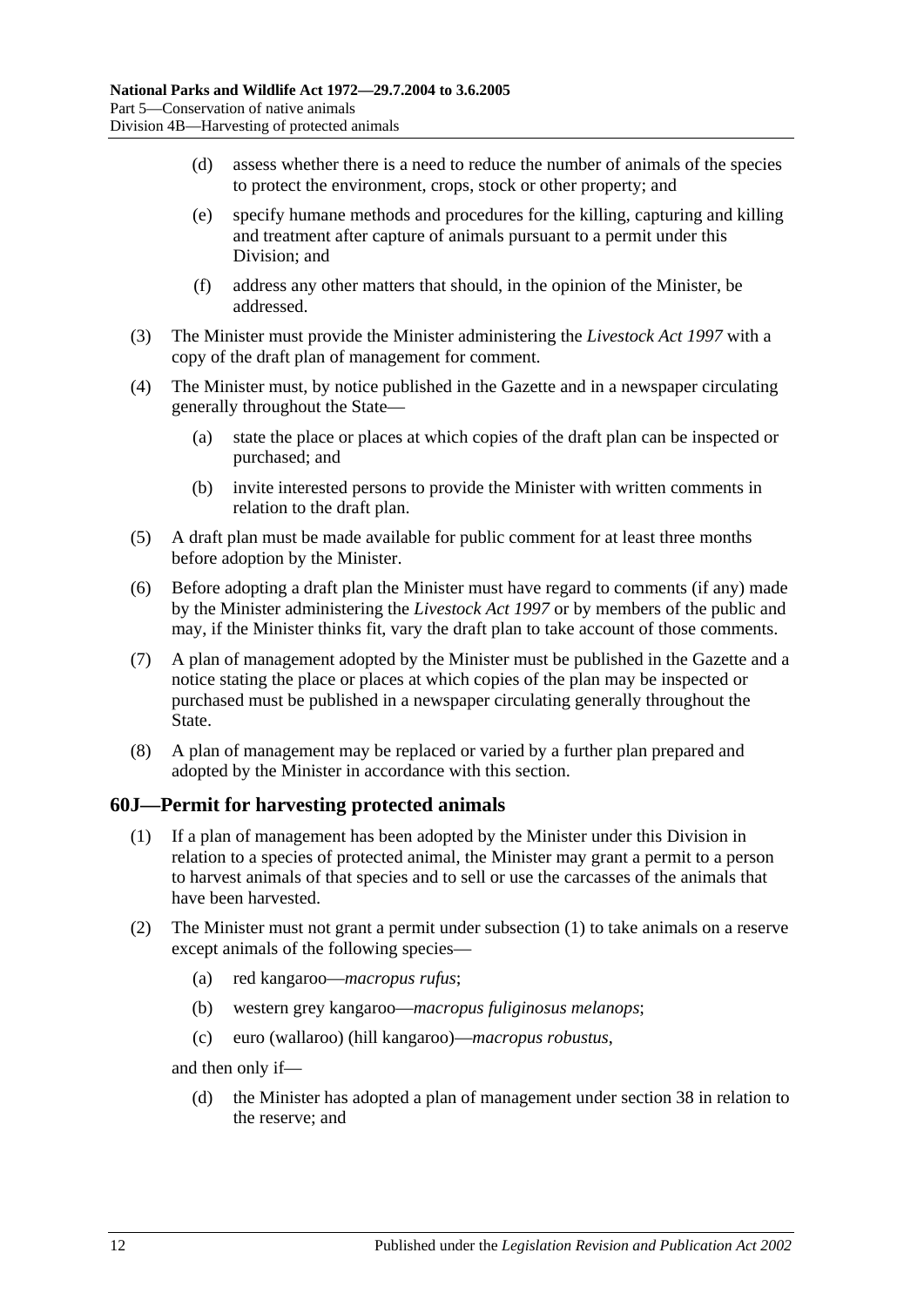(d) assess whether there is a need to reduce the number of animals of the species to protect the environment, crops, stock or other property; and

(e) specify humane methods and procedures for the killing, capturing and killing and treatment after capture of animals pursuant to a permit under this Division; and

(f) address any other matters that should, in the opinion of the Minister, be addressed.

(3) The Minister must provide the Minister administering the *Livestock Act 1997* with a copy of the draft plan of management for comment.

(4) The Minister must, by notice published in the Gazette and in a newspaper circulating generally throughout the State—

(a) state the place or places at which copies of the draft plan can be inspected or purchased; and

(b) invite interested persons to provide the Minister with written comments in relation to the draft plan.

(5) A draft plan must be made available for public comment for at least three months before adoption by the Minister.

(6) Before adopting a draft plan the Minister must have regard to comments (if any) made by the Minister administering the *Livestock Act 1997* or by members of the public and may, if the Minister thinks fit, vary the draft plan to take account of those comments.

(7) A plan of management adopted by the Minister must be published in the Gazette and a notice stating the place or places at which copies of the plan may be inspected or purchased must be published in a newspaper circulating generally throughout the State.

(8) A plan of management may be replaced or varied by a further plan prepared and adopted by the Minister in accordance with this section.

## 60J—Permit for harvesting protected animals

(1) If a plan of management has been adopted by the Minister under this Division in relation to a species of protected animal, the Minister may grant a permit to a person to harvest animals of that species and to sell or use the carcasses of the animals that have been harvested.

(2) The Minister must not grant a permit under subsection (1) to take animals on a reserve except animals of the following species—

(a) red kangaroo—*macropus rufus*;

(b) western grey kangaroo—*macropus fuliginosus melanops*;

(c) euro (wallaroo) (hill kangaroo)—*macropus robustus*,

and then only if—

(d) the Minister has adopted a plan of management under section 38 in relation to the reserve; and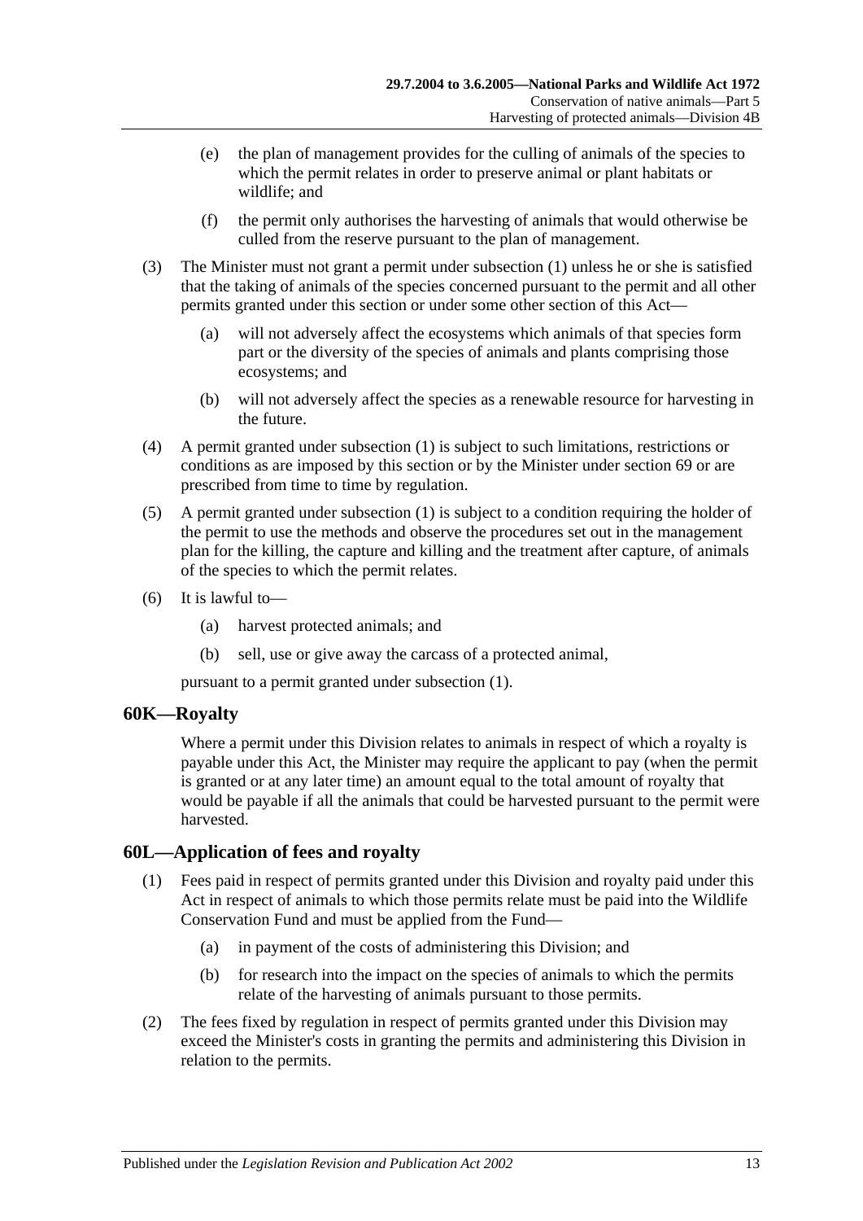(e) the plan of management provides for the culling of animals of the species to which the permit relates in order to preserve animal or plant habitats or wildlife; and

(f) the permit only authorises the harvesting of animals that would otherwise be culled from the reserve pursuant to the plan of management.

(3) The Minister must not grant a permit under subsection (1) unless he or she is satisfied that the taking of animals of the species concerned pursuant to the permit and all other permits granted under this section or under some other section of this Act—

(a) will not adversely affect the ecosystems which animals of that species form part or the diversity of the species of animals and plants comprising those ecosystems; and

(b) will not adversely affect the species as a renewable resource for harvesting in the future.

(4) A permit granted under subsection (1) is subject to such limitations, restrictions or conditions as are imposed by this section or by the Minister under section 69 or are prescribed from time to time by regulation.

(5) A permit granted under subsection (1) is subject to a condition requiring the holder of the permit to use the methods and observe the procedures set out in the management plan for the killing, the capture and killing and the treatment after capture, of animals of the species to which the permit relates.

(6) It is lawful to—

(a) harvest protected animals; and

(b) sell, use or give away the carcass of a protected animal,

pursuant to a permit granted under subsection (1).

## 60K—Royalty

Where a permit under this Division relates to animals in respect of which a royalty is payable under this Act, the Minister may require the applicant to pay (when the permit is granted or at any later time) an amount equal to the total amount of royalty that would be payable if all the animals that could be harvested pursuant to the permit were harvested.

## 60L—Application of fees and royalty

(1) Fees paid in respect of permits granted under this Division and royalty paid under this Act in respect of animals to which those permits relate must be paid into the Wildlife Conservation Fund and must be applied from the Fund—

(a) in payment of the costs of administering this Division; and

(b) for research into the impact on the species of animals to which the permits relate of the harvesting of animals pursuant to those permits.

(2) The fees fixed by regulation in respect of permits granted under this Division may exceed the Minister's costs in granting the permits and administering this Division in relation to the permits.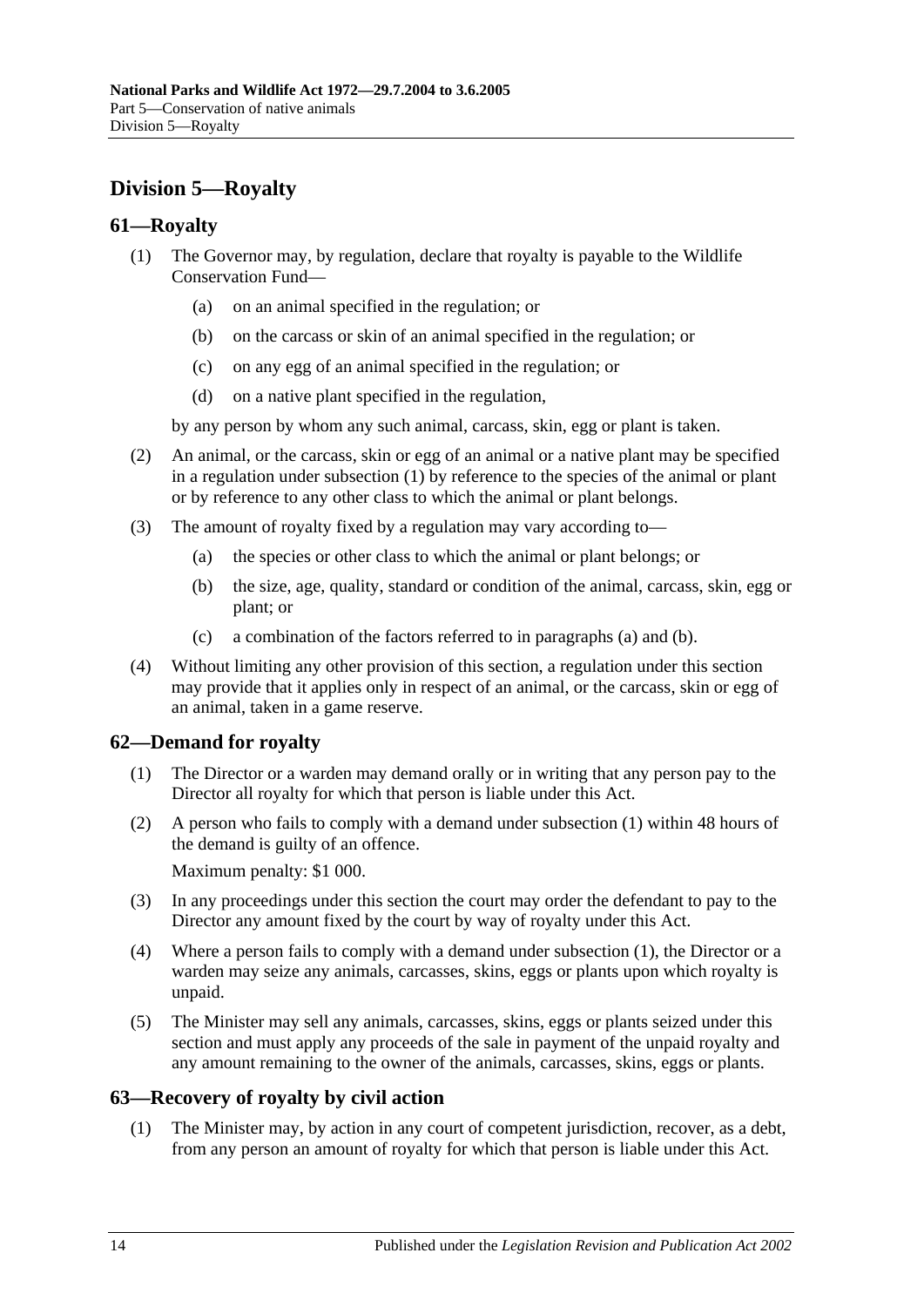## Division 5—Royalty

### 61—Royalty

(1) The Governor may, by regulation, declare that royalty is payable to the Wildlife Conservation Fund—

   (a) on an animal specified in the regulation; or

   (b) on the carcass or skin of an animal specified in the regulation; or

   (c) on any egg of an animal specified in the regulation; or

   (d) on a native plant specified in the regulation,

   by any person by whom any such animal, carcass, skin, egg or plant is taken.

(2) An animal, or the carcass, skin or egg of an animal or a native plant may be specified in a regulation under subsection (1) by reference to the species of the animal or plant or by reference to any other class to which the animal or plant belongs.

(3) The amount of royalty fixed by a regulation may vary according to—

   (a) the species or other class to which the animal or plant belongs; or

   (b) the size, age, quality, standard or condition of the animal, carcass, skin, egg or plant; or

   (c) a combination of the factors referred to in paragraphs (a) and (b).

(4) Without limiting any other provision of this section, a regulation under this section may provide that it applies only in respect of an animal, or the carcass, skin or egg of an animal, taken in a game reserve.

### 62—Demand for royalty

(1) The Director or a warden may demand orally or in writing that any person pay to the Director all royalty for which that person is liable under this Act.

(2) A person who fails to comply with a demand under subsection (1) within 48 hours of the demand is guilty of an offence.

   Maximum penalty: $1 000.

(3) In any proceedings under this section the court may order the defendant to pay to the Director any amount fixed by the court by way of royalty under this Act.

(4) Where a person fails to comply with a demand under subsection (1), the Director or a warden may seize any animals, carcasses, skins, eggs or plants upon which royalty is unpaid.

(5) The Minister may sell any animals, carcasses, skins, eggs or plants seized under this section and must apply any proceeds of the sale in payment of the unpaid royalty and any amount remaining to the owner of the animals, carcasses, skins, eggs or plants.

### 63—Recovery of royalty by civil action

(1) The Minister may, by action in any court of competent jurisdiction, recover, as a debt, from any person an amount of royalty for which that person is liable under this Act.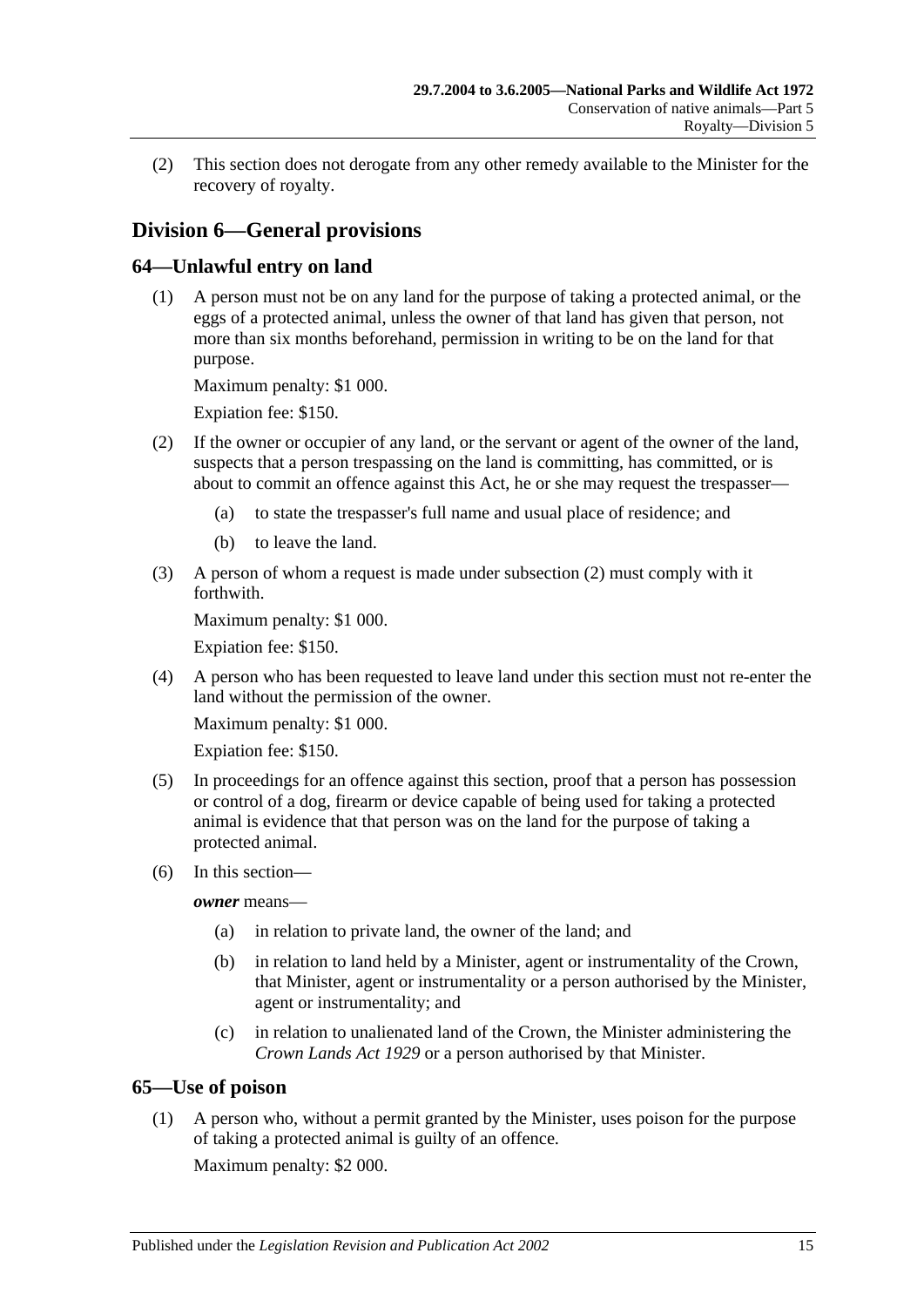(2) This section does not derogate from any other remedy available to the Minister for the recovery of royalty.

## Division 6—General provisions

### 64—Unlawful entry on land

(1) A person must not be on any land for the purpose of taking a protected animal, or the eggs of a protected animal, unless the owner of that land has given that person, not more than six months beforehand, permission in writing to be on the land for that purpose.

Maximum penalty: $1 000.

Expiation fee: $150.

(2) If the owner or occupier of any land, or the servant or agent of the owner of the land, suspects that a person trespassing on the land is committing, has committed, or is about to commit an offence against this Act, he or she may request the trespasser—

(a) to state the trespasser's full name and usual place of residence; and

(b) to leave the land.

(3) A person of whom a request is made under subsection (2) must comply with it forthwith.

Maximum penalty: $1 000.

Expiation fee: $150.

(4) A person who has been requested to leave land under this section must not re-enter the land without the permission of the owner.

Maximum penalty: $1 000.

Expiation fee: $150.

(5) In proceedings for an offence against this section, proof that a person has possession or control of a dog, firearm or device capable of being used for taking a protected animal is evidence that that person was on the land for the purpose of taking a protected animal.

(6) In this section—

***owner*** means—

(a) in relation to private land, the owner of the land; and

(b) in relation to land held by a Minister, agent or instrumentality of the Crown, that Minister, agent or instrumentality or a person authorised by the Minister, agent or instrumentality; and

(c) in relation to unalienated land of the Crown, the Minister administering the *Crown Lands Act 1929* or a person authorised by that Minister.

### 65—Use of poison

(1) A person who, without a permit granted by the Minister, uses poison for the purpose of taking a protected animal is guilty of an offence.

Maximum penalty: $2 000.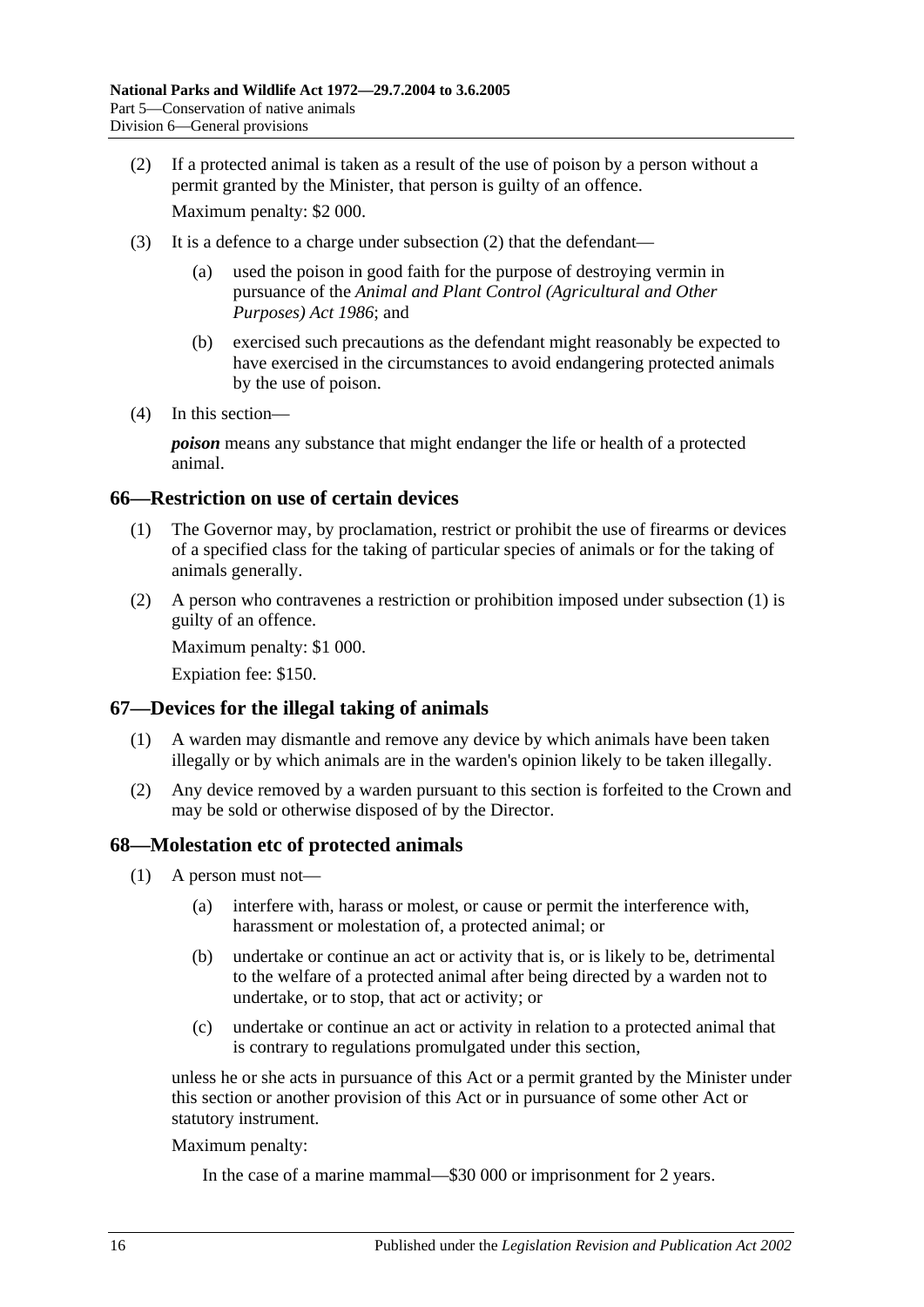(2) If a protected animal is taken as a result of the use of poison by a person without a permit granted by the Minister, that person is guilty of an offence.

Maximum penalty: $2 000.

(3) It is a defence to a charge under subsection (2) that the defendant—

(a) used the poison in good faith for the purpose of destroying vermin in pursuance of the *Animal and Plant Control (Agricultural and Other Purposes) Act 1986*; and

(b) exercised such precautions as the defendant might reasonably be expected to have exercised in the circumstances to avoid endangering protected animals by the use of poison.

(4) In this section—

***poison*** means any substance that might endanger the life or health of a protected animal.

## 66—Restriction on use of certain devices

(1) The Governor may, by proclamation, restrict or prohibit the use of firearms or devices of a specified class for the taking of particular species of animals or for the taking of animals generally.

(2) A person who contravenes a restriction or prohibition imposed under subsection (1) is guilty of an offence.

Maximum penalty: $1 000.

Expiation fee: $150.

## 67—Devices for the illegal taking of animals

(1) A warden may dismantle and remove any device by which animals have been taken illegally or by which animals are in the warden's opinion likely to be taken illegally.

(2) Any device removed by a warden pursuant to this section is forfeited to the Crown and may be sold or otherwise disposed of by the Director.

## 68—Molestation etc of protected animals

(1) A person must not—

(a) interfere with, harass or molest, or cause or permit the interference with, harassment or molestation of, a protected animal; or

(b) undertake or continue an act or activity that is, or is likely to be, detrimental to the welfare of a protected animal after being directed by a warden not to undertake, or to stop, that act or activity; or

(c) undertake or continue an act or activity in relation to a protected animal that is contrary to regulations promulgated under this section,

unless he or she acts in pursuance of this Act or a permit granted by the Minister under this section or another provision of this Act or in pursuance of some other Act or statutory instrument.

Maximum penalty:

In the case of a marine mammal—$30 000 or imprisonment for 2 years.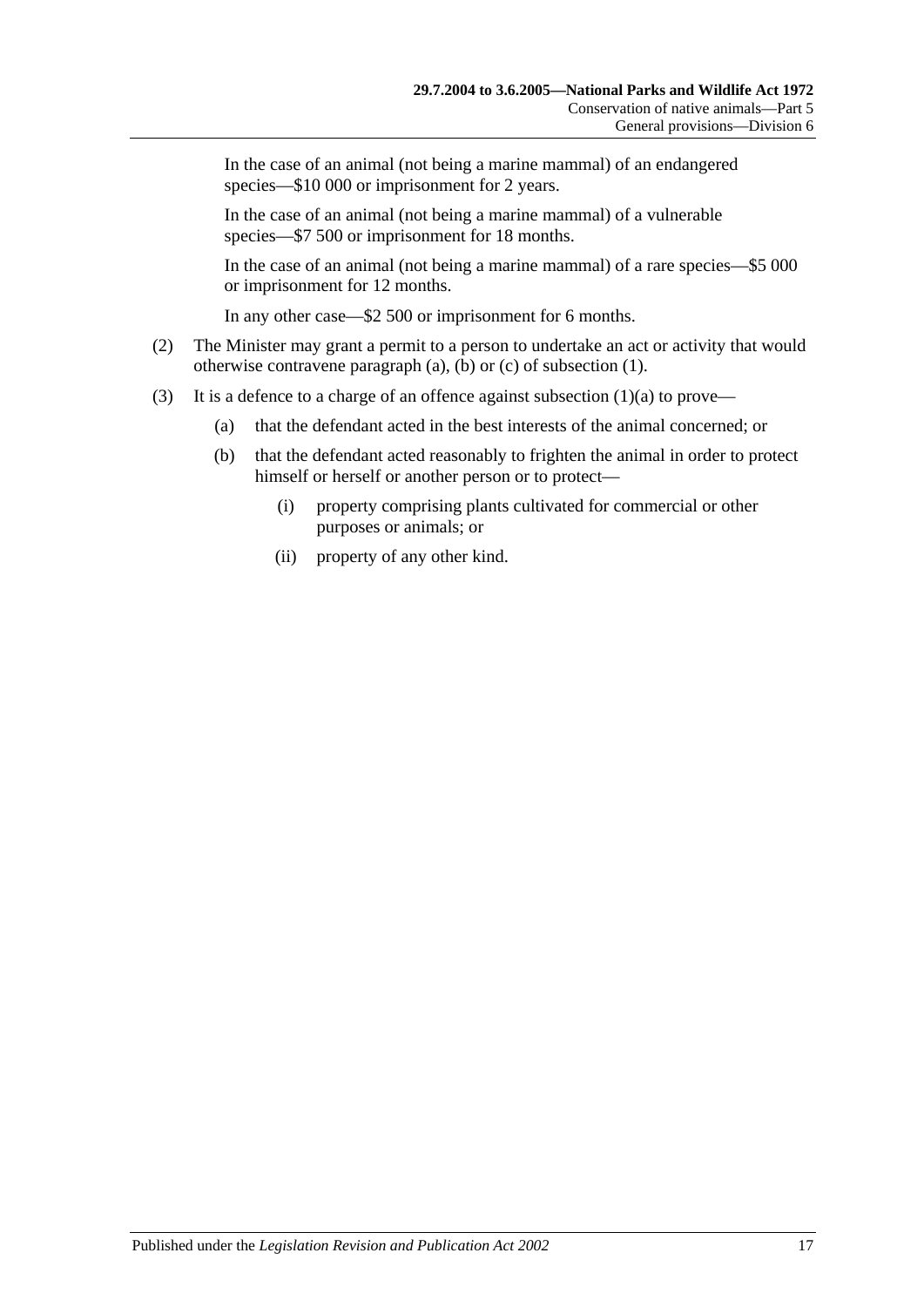In the case of an animal (not being a marine mammal) of an endangered species—$10 000 or imprisonment for 2 years.

In the case of an animal (not being a marine mammal) of a vulnerable species—$7 500 or imprisonment for 18 months.

In the case of an animal (not being a marine mammal) of a rare species—$5 000 or imprisonment for 12 months.

In any other case—$2 500 or imprisonment for 6 months.

(2) The Minister may grant a permit to a person to undertake an act or activity that would otherwise contravene paragraph (a), (b) or (c) of subsection (1).

(3) It is a defence to a charge of an offence against subsection (1)(a) to prove—

(a) that the defendant acted in the best interests of the animal concerned; or

(b) that the defendant acted reasonably to frighten the animal in order to protect himself or herself or another person or to protect—

(i) property comprising plants cultivated for commercial or other purposes or animals; or

(ii) property of any other kind.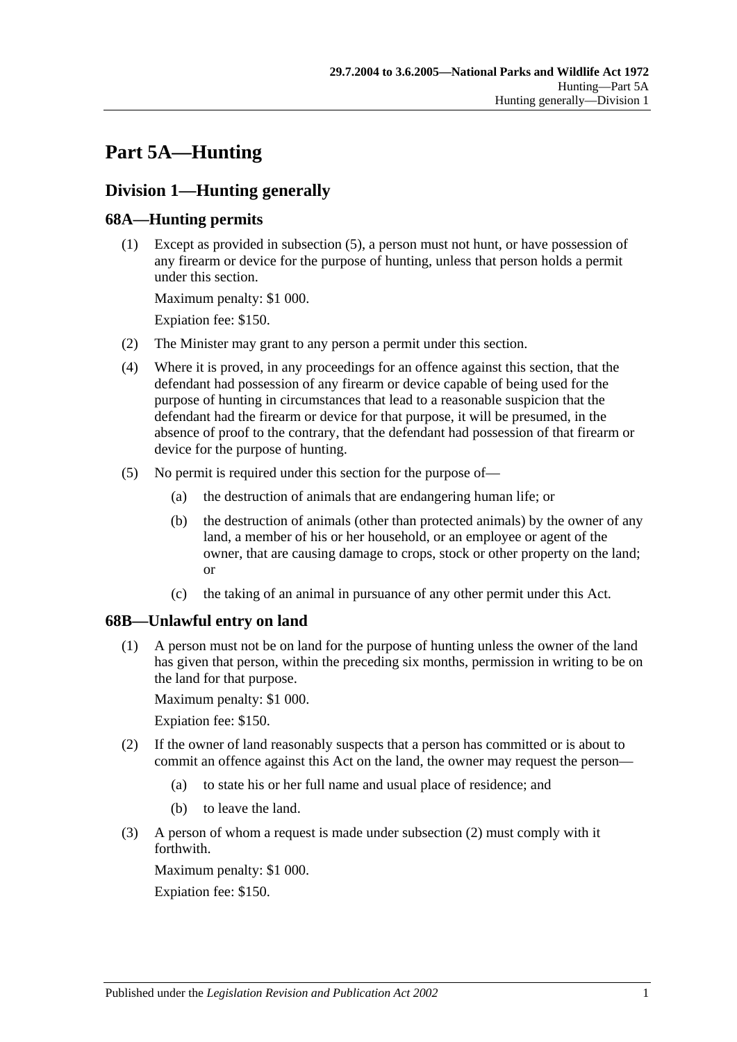# Part 5A—Hunting

## Division 1—Hunting generally

### 68A—Hunting permits

(1) Except as provided in subsection (5), a person must not hunt, or have possession of any firearm or device for the purpose of hunting, unless that person holds a permit under this section.

Maximum penalty: $1 000.

Expiation fee: $150.

(2) The Minister may grant to any person a permit under this section.

(4) Where it is proved, in any proceedings for an offence against this section, that the defendant had possession of any firearm or device capable of being used for the purpose of hunting in circumstances that lead to a reasonable suspicion that the defendant had the firearm or device for that purpose, it will be presumed, in the absence of proof to the contrary, that the defendant had possession of that firearm or device for the purpose of hunting.

(5) No permit is required under this section for the purpose of—

(a) the destruction of animals that are endangering human life; or

(b) the destruction of animals (other than protected animals) by the owner of any land, a member of his or her household, or an employee or agent of the owner, that are causing damage to crops, stock or other property on the land; or

(c) the taking of an animal in pursuance of any other permit under this Act.

### 68B—Unlawful entry on land

(1) A person must not be on land for the purpose of hunting unless the owner of the land has given that person, within the preceding six months, permission in writing to be on the land for that purpose.

Maximum penalty: $1 000.

Expiation fee: $150.

(2) If the owner of land reasonably suspects that a person has committed or is about to commit an offence against this Act on the land, the owner may request the person—

(a) to state his or her full name and usual place of residence; and

(b) to leave the land.

(3) A person of whom a request is made under subsection (2) must comply with it forthwith.

Maximum penalty: $1 000.

Expiation fee: $150.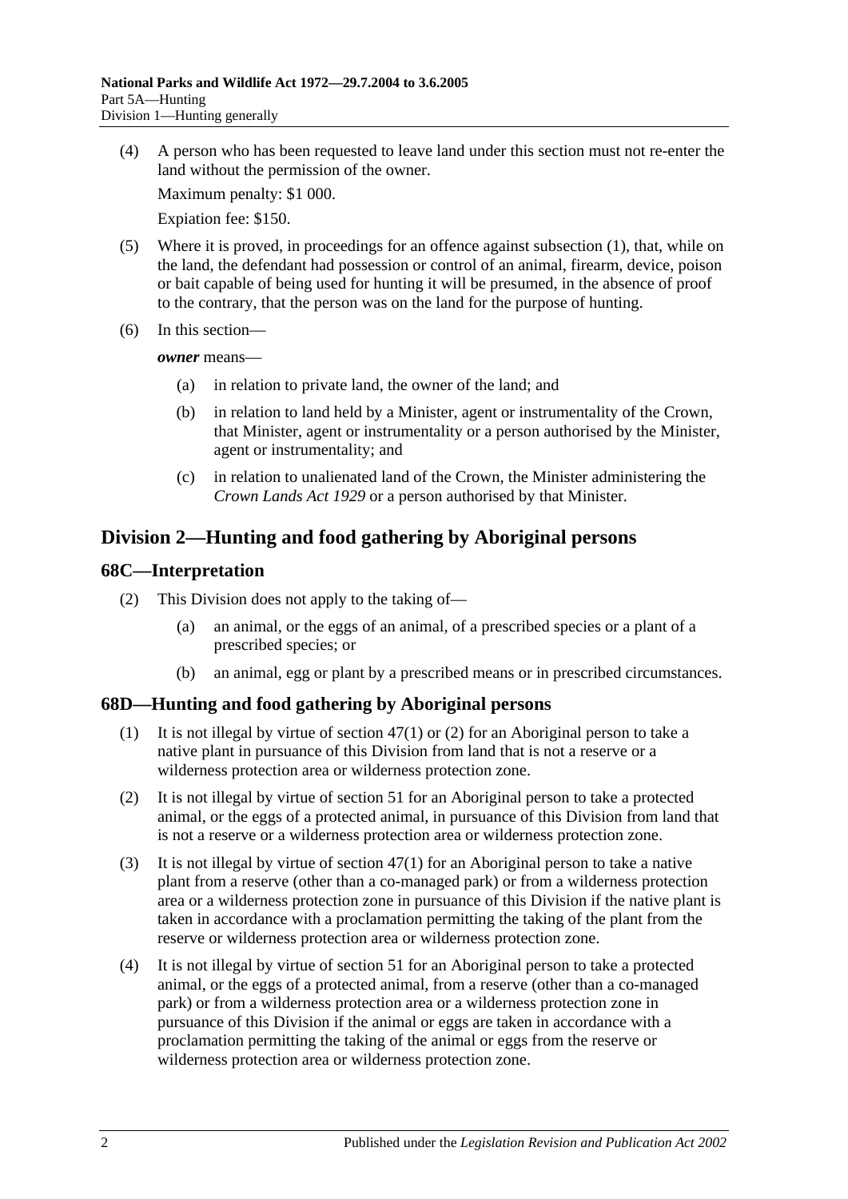(4) A person who has been requested to leave land under this section must not re-enter the land without the permission of the owner.

Maximum penalty: $1 000.

Expiation fee: $150.

(5) Where it is proved, in proceedings for an offence against subsection (1), that, while on the land, the defendant had possession or control of an animal, firearm, device, poison or bait capable of being used for hunting it will be presumed, in the absence of proof to the contrary, that the person was on the land for the purpose of hunting.

(6) In this section—

***owner*** means—

(a) in relation to private land, the owner of the land; and

(b) in relation to land held by a Minister, agent or instrumentality of the Crown, that Minister, agent or instrumentality or a person authorised by the Minister, agent or instrumentality; and

(c) in relation to unalienated land of the Crown, the Minister administering the *Crown Lands Act 1929* or a person authorised by that Minister.

## Division 2—Hunting and food gathering by Aboriginal persons

### 68C—Interpretation

(2) This Division does not apply to the taking of—

(a) an animal, or the eggs of an animal, of a prescribed species or a plant of a prescribed species; or

(b) an animal, egg or plant by a prescribed means or in prescribed circumstances.

### 68D—Hunting and food gathering by Aboriginal persons

(1) It is not illegal by virtue of section 47(1) or (2) for an Aboriginal person to take a native plant in pursuance of this Division from land that is not a reserve or a wilderness protection area or wilderness protection zone.

(2) It is not illegal by virtue of section 51 for an Aboriginal person to take a protected animal, or the eggs of a protected animal, in pursuance of this Division from land that is not a reserve or a wilderness protection area or wilderness protection zone.

(3) It is not illegal by virtue of section 47(1) for an Aboriginal person to take a native plant from a reserve (other than a co-managed park) or from a wilderness protection area or a wilderness protection zone in pursuance of this Division if the native plant is taken in accordance with a proclamation permitting the taking of the plant from the reserve or wilderness protection area or wilderness protection zone.

(4) It is not illegal by virtue of section 51 for an Aboriginal person to take a protected animal, or the eggs of a protected animal, from a reserve (other than a co-managed park) or from a wilderness protection area or a wilderness protection zone in pursuance of this Division if the animal or eggs are taken in accordance with a proclamation permitting the taking of the animal or eggs from the reserve or wilderness protection area or wilderness protection zone.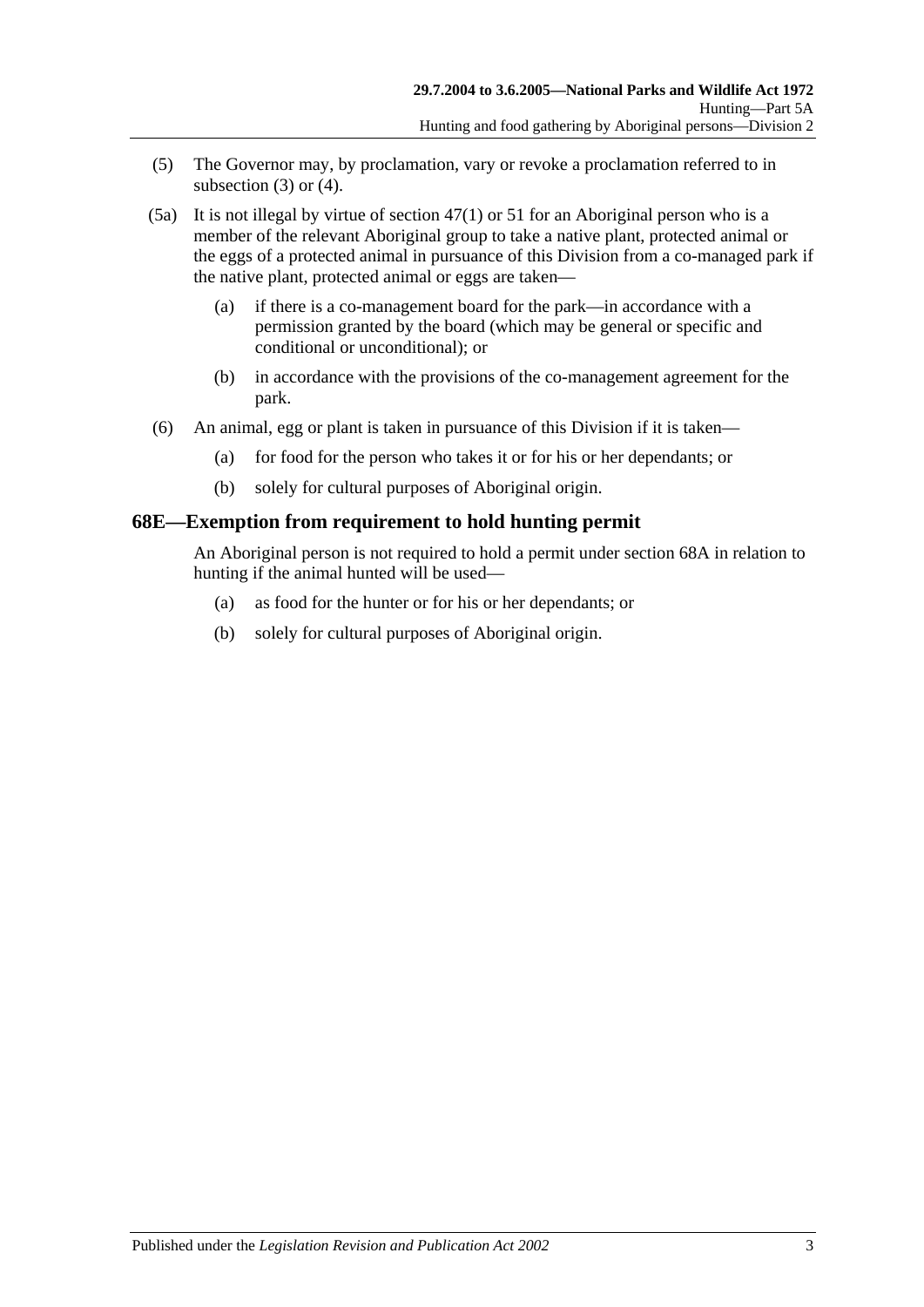(5) The Governor may, by proclamation, vary or revoke a proclamation referred to in subsection (3) or (4).

(5a) It is not illegal by virtue of section 47(1) or 51 for an Aboriginal person who is a member of the relevant Aboriginal group to take a native plant, protected animal or the eggs of a protected animal in pursuance of this Division from a co-managed park if the native plant, protected animal or eggs are taken—

(a) if there is a co-management board for the park—in accordance with a permission granted by the board (which may be general or specific and conditional or unconditional); or

(b) in accordance with the provisions of the co-management agreement for the park.

(6) An animal, egg or plant is taken in pursuance of this Division if it is taken—

(a) for food for the person who takes it or for his or her dependants; or

(b) solely for cultural purposes of Aboriginal origin.

## 68E—Exemption from requirement to hold hunting permit

An Aboriginal person is not required to hold a permit under section 68A in relation to hunting if the animal hunted will be used—

(a) as food for the hunter or for his or her dependants; or

(b) solely for cultural purposes of Aboriginal origin.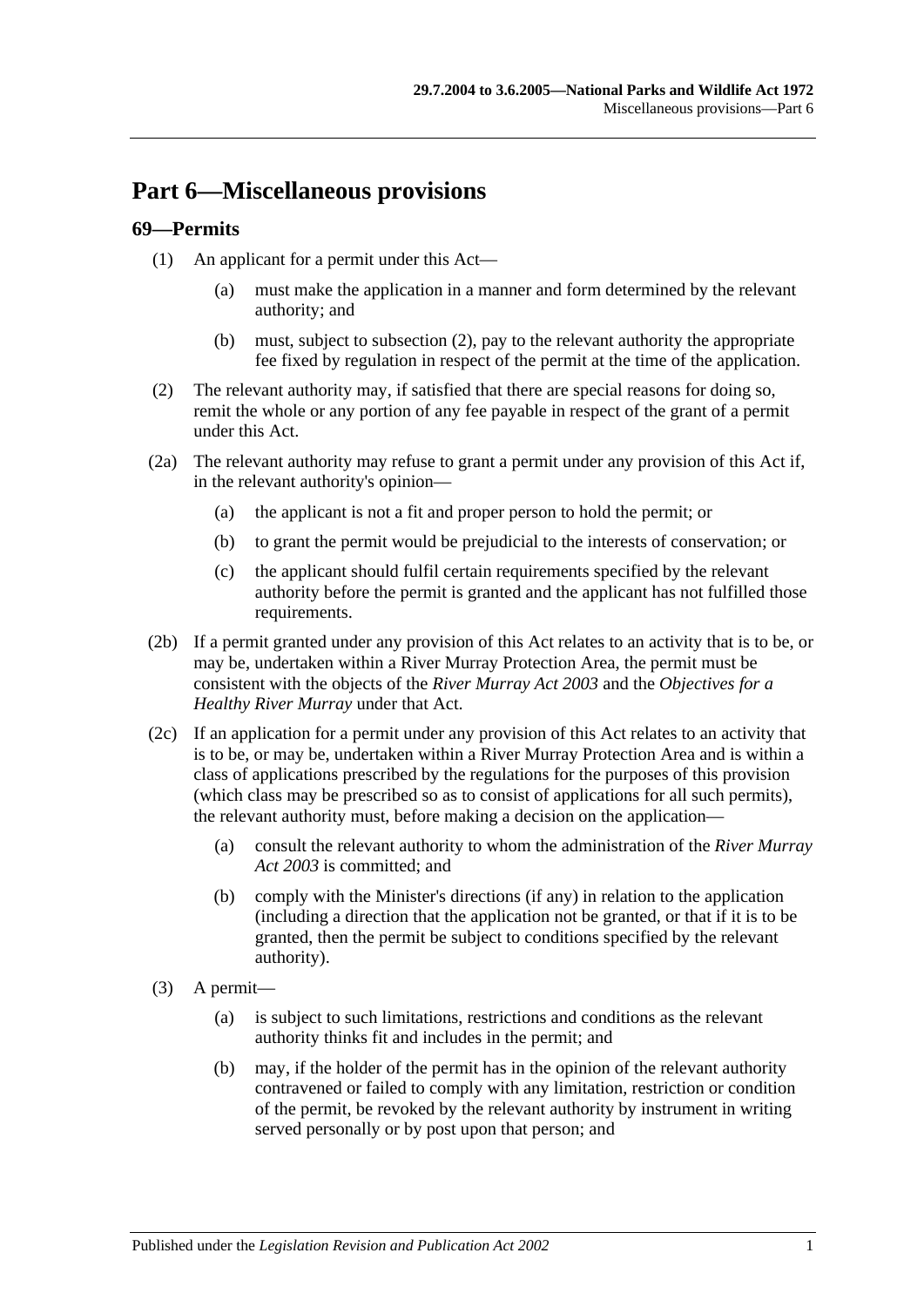# Part 6—Miscellaneous provisions

## 69—Permits

(1) An applicant for a permit under this Act—

(a) must make the application in a manner and form determined by the relevant authority; and

(b) must, subject to subsection (2), pay to the relevant authority the appropriate fee fixed by regulation in respect of the permit at the time of the application.

(2) The relevant authority may, if satisfied that there are special reasons for doing so, remit the whole or any portion of any fee payable in respect of the grant of a permit under this Act.

(2a) The relevant authority may refuse to grant a permit under any provision of this Act if, in the relevant authority's opinion—

(a) the applicant is not a fit and proper person to hold the permit; or

(b) to grant the permit would be prejudicial to the interests of conservation; or

(c) the applicant should fulfil certain requirements specified by the relevant authority before the permit is granted and the applicant has not fulfilled those requirements.

(2b) If a permit granted under any provision of this Act relates to an activity that is to be, or may be, undertaken within a River Murray Protection Area, the permit must be consistent with the objects of the *River Murray Act 2003* and the *Objectives for a Healthy River Murray* under that Act.

(2c) If an application for a permit under any provision of this Act relates to an activity that is to be, or may be, undertaken within a River Murray Protection Area and is within a class of applications prescribed by the regulations for the purposes of this provision (which class may be prescribed so as to consist of applications for all such permits), the relevant authority must, before making a decision on the application—

(a) consult the relevant authority to whom the administration of the *River Murray Act 2003* is committed; and

(b) comply with the Minister's directions (if any) in relation to the application (including a direction that the application not be granted, or that if it is to be granted, then the permit be subject to conditions specified by the relevant authority).

(3) A permit—

(a) is subject to such limitations, restrictions and conditions as the relevant authority thinks fit and includes in the permit; and

(b) may, if the holder of the permit has in the opinion of the relevant authority contravened or failed to comply with any limitation, restriction or condition of the permit, be revoked by the relevant authority by instrument in writing served personally or by post upon that person; and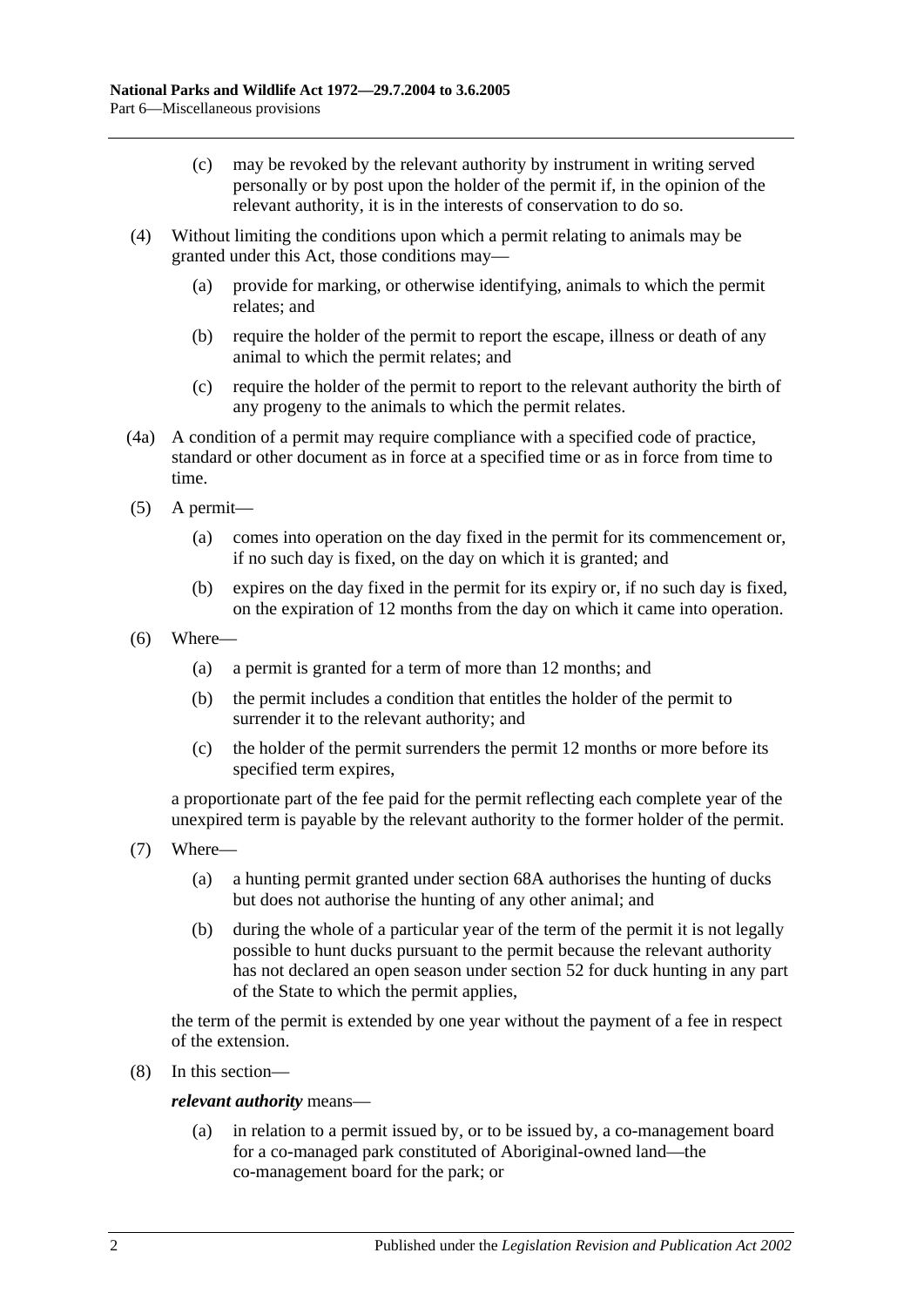(c) may be revoked by the relevant authority by instrument in writing served personally or by post upon the holder of the permit if, in the opinion of the relevant authority, it is in the interests of conservation to do so.

(4) Without limiting the conditions upon which a permit relating to animals may be granted under this Act, those conditions may—

(a) provide for marking, or otherwise identifying, animals to which the permit relates; and

(b) require the holder of the permit to report the escape, illness or death of any animal to which the permit relates; and

(c) require the holder of the permit to report to the relevant authority the birth of any progeny to the animals to which the permit relates.

(4a) A condition of a permit may require compliance with a specified code of practice, standard or other document as in force at a specified time or as in force from time to time.

(5) A permit—

(a) comes into operation on the day fixed in the permit for its commencement or, if no such day is fixed, on the day on which it is granted; and

(b) expires on the day fixed in the permit for its expiry or, if no such day is fixed, on the expiration of 12 months from the day on which it came into operation.

(6) Where—

(a) a permit is granted for a term of more than 12 months; and

(b) the permit includes a condition that entitles the holder of the permit to surrender it to the relevant authority; and

(c) the holder of the permit surrenders the permit 12 months or more before its specified term expires,

a proportionate part of the fee paid for the permit reflecting each complete year of the unexpired term is payable by the relevant authority to the former holder of the permit.

(7) Where—

(a) a hunting permit granted under section 68A authorises the hunting of ducks but does not authorise the hunting of any other animal; and

(b) during the whole of a particular year of the term of the permit it is not legally possible to hunt ducks pursuant to the permit because the relevant authority has not declared an open season under section 52 for duck hunting in any part of the State to which the permit applies,

the term of the permit is extended by one year without the payment of a fee in respect of the extension.

(8) In this section—

***relevant authority*** means—

(a) in relation to a permit issued by, or to be issued by, a co-management board for a co-managed park constituted of Aboriginal-owned land—the co-management board for the park; or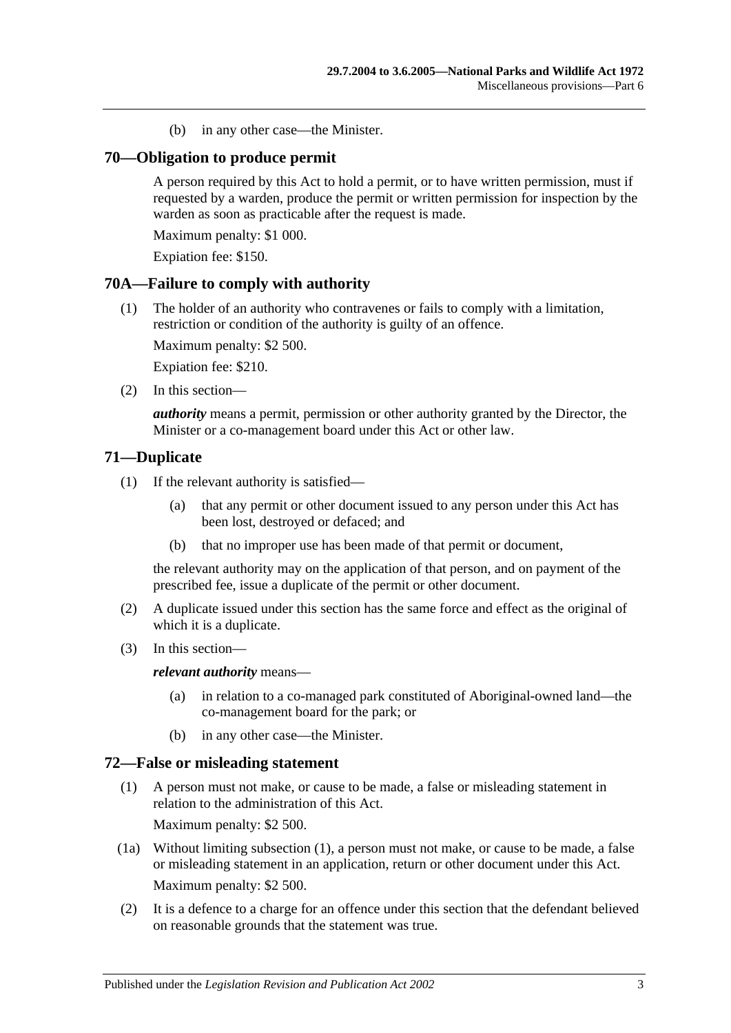(b) in any other case—the Minister.

## 70—Obligation to produce permit

A person required by this Act to hold a permit, or to have written permission, must if requested by a warden, produce the permit or written permission for inspection by the warden as soon as practicable after the request is made.

Maximum penalty: $1 000.

Expiation fee: $150.

## 70A—Failure to comply with authority

(1) The holder of an authority who contravenes or fails to comply with a limitation, restriction or condition of the authority is guilty of an offence.

Maximum penalty: $2 500.

Expiation fee: $210.

(2) In this section—

***authority*** means a permit, permission or other authority granted by the Director, the Minister or a co-management board under this Act or other law.

## 71—Duplicate

(1) If the relevant authority is satisfied—

(a) that any permit or other document issued to any person under this Act has been lost, destroyed or defaced; and

(b) that no improper use has been made of that permit or document,

the relevant authority may on the application of that person, and on payment of the prescribed fee, issue a duplicate of the permit or other document.

(2) A duplicate issued under this section has the same force and effect as the original of which it is a duplicate.

(3) In this section—

***relevant authority*** means—

(a) in relation to a co-managed park constituted of Aboriginal-owned land—the co-management board for the park; or

(b) in any other case—the Minister.

## 72—False or misleading statement

(1) A person must not make, or cause to be made, a false or misleading statement in relation to the administration of this Act.

Maximum penalty: $2 500.

(1a) Without limiting subsection (1), a person must not make, or cause to be made, a false or misleading statement in an application, return or other document under this Act.

Maximum penalty: $2 500.

(2) It is a defence to a charge for an offence under this section that the defendant believed on reasonable grounds that the statement was true.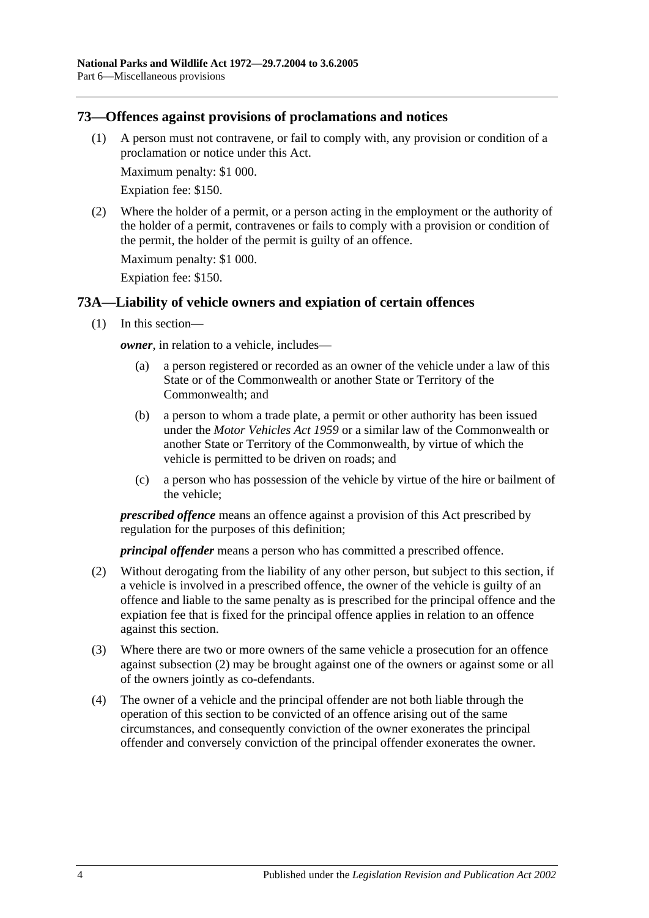## 73—Offences against provisions of proclamations and notices

(1) A person must not contravene, or fail to comply with, any provision or condition of a proclamation or notice under this Act.

Maximum penalty: $1 000.

Expiation fee: $150.

(2) Where the holder of a permit, or a person acting in the employment or the authority of the holder of a permit, contravenes or fails to comply with a provision or condition of the permit, the holder of the permit is guilty of an offence.

Maximum penalty: $1 000.

Expiation fee: $150.

## 73A—Liability of vehicle owners and expiation of certain offences

(1) In this section—

***owner***, in relation to a vehicle, includes—

(a) a person registered or recorded as an owner of the vehicle under a law of this State or of the Commonwealth or another State or Territory of the Commonwealth; and

(b) a person to whom a trade plate, a permit or other authority has been issued under the *Motor Vehicles Act 1959* or a similar law of the Commonwealth or another State or Territory of the Commonwealth, by virtue of which the vehicle is permitted to be driven on roads; and

(c) a person who has possession of the vehicle by virtue of the hire or bailment of the vehicle;

***prescribed offence*** means an offence against a provision of this Act prescribed by regulation for the purposes of this definition;

***principal offender*** means a person who has committed a prescribed offence.

(2) Without derogating from the liability of any other person, but subject to this section, if a vehicle is involved in a prescribed offence, the owner of the vehicle is guilty of an offence and liable to the same penalty as is prescribed for the principal offence and the expiation fee that is fixed for the principal offence applies in relation to an offence against this section.

(3) Where there are two or more owners of the same vehicle a prosecution for an offence against subsection (2) may be brought against one of the owners or against some or all of the owners jointly as co-defendants.

(4) The owner of a vehicle and the principal offender are not both liable through the operation of this section to be convicted of an offence arising out of the same circumstances, and consequently conviction of the owner exonerates the principal offender and conversely conviction of the principal offender exonerates the owner.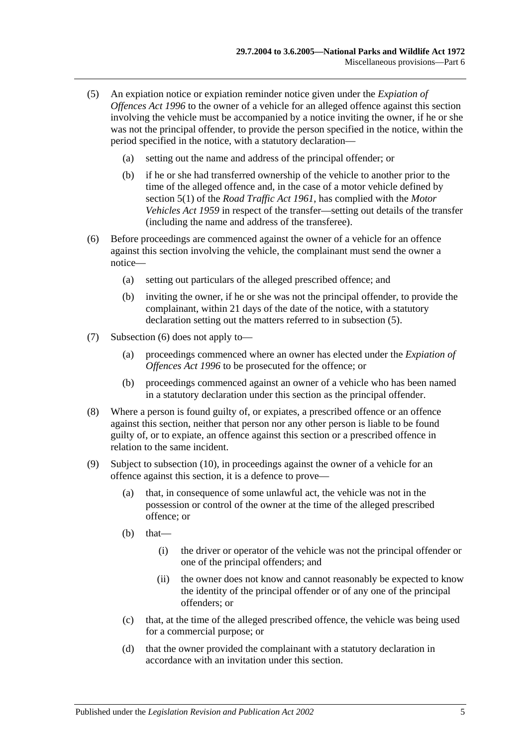(5) An expiation notice or expiation reminder notice given under the *Expiation of Offences Act 1996* to the owner of a vehicle for an alleged offence against this section involving the vehicle must be accompanied by a notice inviting the owner, if he or she was not the principal offender, to provide the person specified in the notice, within the period specified in the notice, with a statutory declaration—

(a) setting out the name and address of the principal offender; or

(b) if he or she had transferred ownership of the vehicle to another prior to the time of the alleged offence and, in the case of a motor vehicle defined by section 5(1) of the *Road Traffic Act 1961*, has complied with the *Motor Vehicles Act 1959* in respect of the transfer—setting out details of the transfer (including the name and address of the transferee).

(6) Before proceedings are commenced against the owner of a vehicle for an offence against this section involving the vehicle, the complainant must send the owner a notice—

(a) setting out particulars of the alleged prescribed offence; and

(b) inviting the owner, if he or she was not the principal offender, to provide the complainant, within 21 days of the date of the notice, with a statutory declaration setting out the matters referred to in subsection (5).

(7) Subsection (6) does not apply to—

(a) proceedings commenced where an owner has elected under the *Expiation of Offences Act 1996* to be prosecuted for the offence; or

(b) proceedings commenced against an owner of a vehicle who has been named in a statutory declaration under this section as the principal offender.

(8) Where a person is found guilty of, or expiates, a prescribed offence or an offence against this section, neither that person nor any other person is liable to be found guilty of, or to expiate, an offence against this section or a prescribed offence in relation to the same incident.

(9) Subject to subsection (10), in proceedings against the owner of a vehicle for an offence against this section, it is a defence to prove—

(a) that, in consequence of some unlawful act, the vehicle was not in the possession or control of the owner at the time of the alleged prescribed offence; or

(b) that—

(i) the driver or operator of the vehicle was not the principal offender or one of the principal offenders; and

(ii) the owner does not know and cannot reasonably be expected to know the identity of the principal offender or of any one of the principal offenders; or

(c) that, at the time of the alleged prescribed offence, the vehicle was being used for a commercial purpose; or

(d) that the owner provided the complainant with a statutory declaration in accordance with an invitation under this section.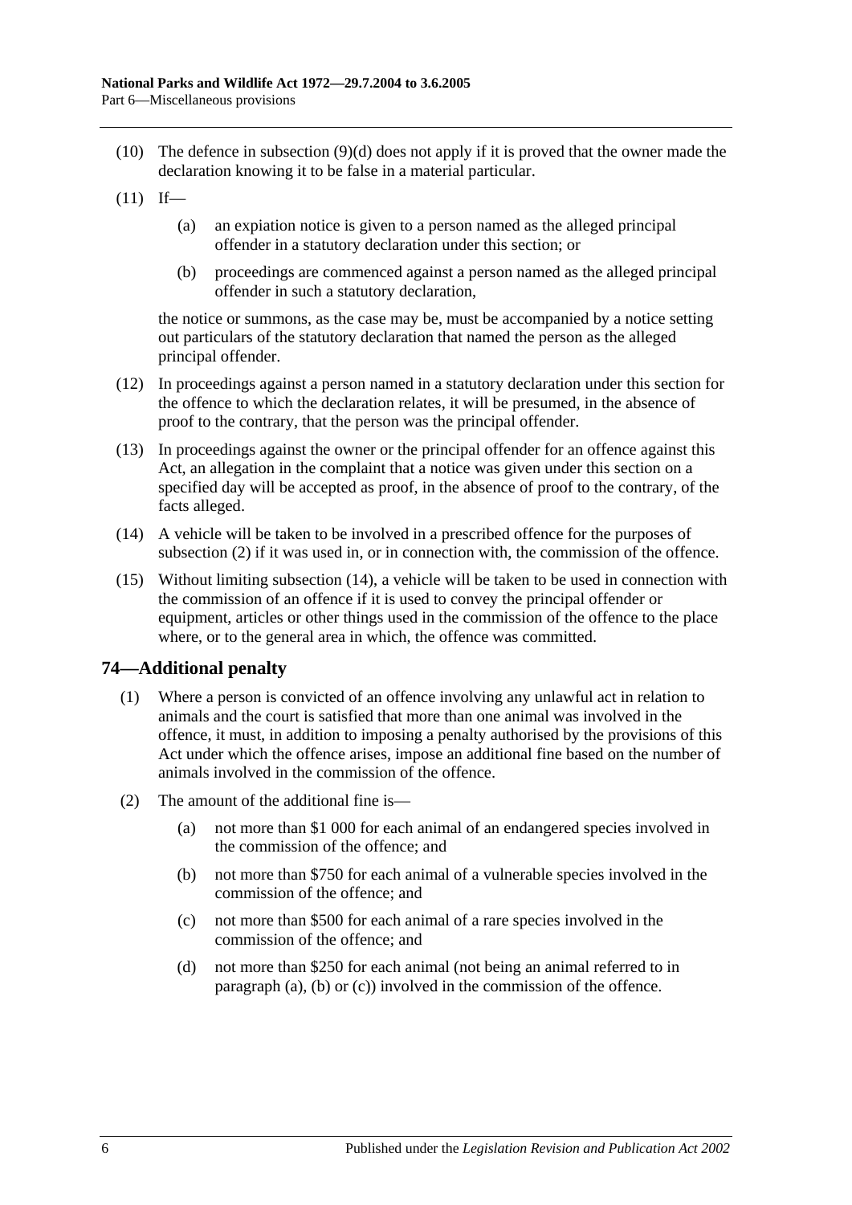(10) The defence in subsection (9)(d) does not apply if it is proved that the owner made the declaration knowing it to be false in a material particular.

(11) If—

(a) an expiation notice is given to a person named as the alleged principal offender in a statutory declaration under this section; or

(b) proceedings are commenced against a person named as the alleged principal offender in such a statutory declaration,

the notice or summons, as the case may be, must be accompanied by a notice setting out particulars of the statutory declaration that named the person as the alleged principal offender.

(12) In proceedings against a person named in a statutory declaration under this section for the offence to which the declaration relates, it will be presumed, in the absence of proof to the contrary, that the person was the principal offender.

(13) In proceedings against the owner or the principal offender for an offence against this Act, an allegation in the complaint that a notice was given under this section on a specified day will be accepted as proof, in the absence of proof to the contrary, of the facts alleged.

(14) A vehicle will be taken to be involved in a prescribed offence for the purposes of subsection (2) if it was used in, or in connection with, the commission of the offence.

(15) Without limiting subsection (14), a vehicle will be taken to be used in connection with the commission of an offence if it is used to convey the principal offender or equipment, articles or other things used in the commission of the offence to the place where, or to the general area in which, the offence was committed.

## 74—Additional penalty

(1) Where a person is convicted of an offence involving any unlawful act in relation to animals and the court is satisfied that more than one animal was involved in the offence, it must, in addition to imposing a penalty authorised by the provisions of this Act under which the offence arises, impose an additional fine based on the number of animals involved in the commission of the offence.

(2) The amount of the additional fine is—

(a) not more than $1 000 for each animal of an endangered species involved in the commission of the offence; and

(b) not more than $750 for each animal of a vulnerable species involved in the commission of the offence; and

(c) not more than $500 for each animal of a rare species involved in the commission of the offence; and

(d) not more than $250 for each animal (not being an animal referred to in paragraph (a), (b) or (c)) involved in the commission of the offence.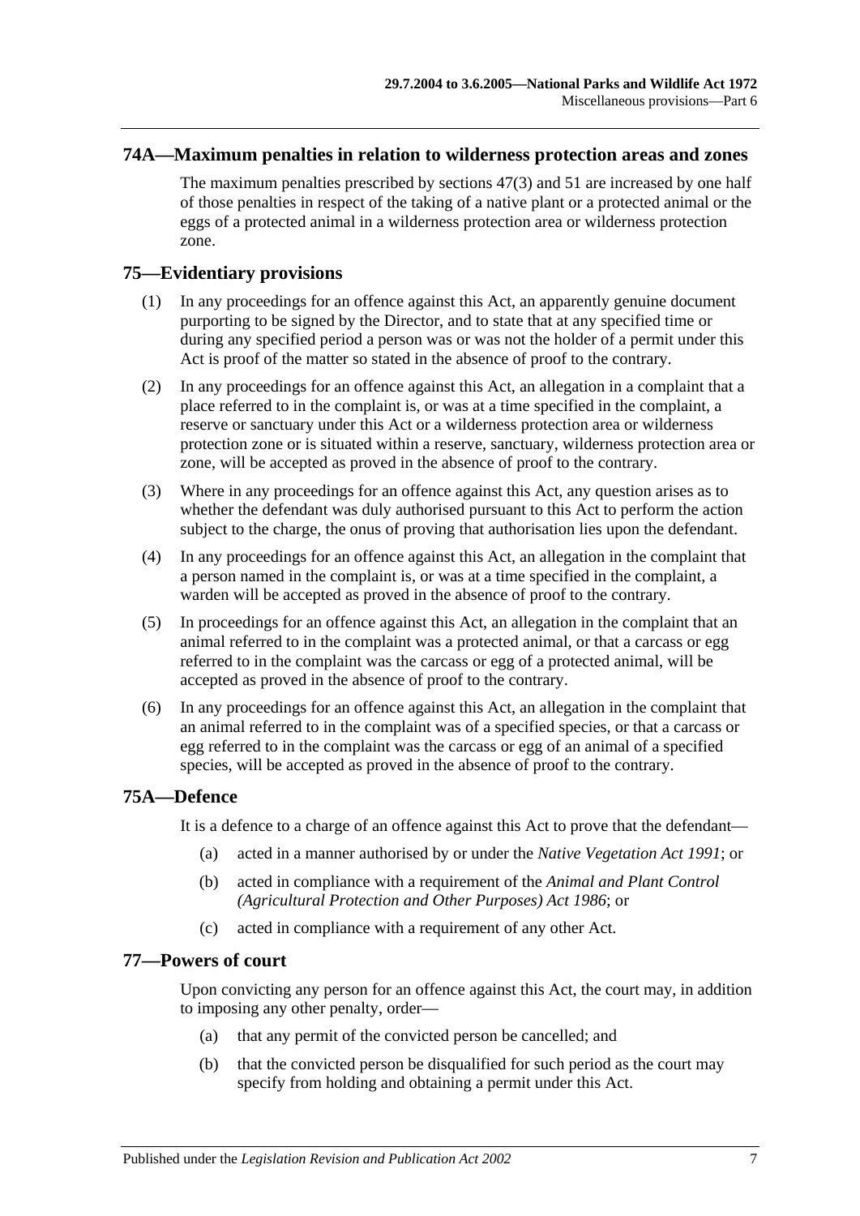## 74A—Maximum penalties in relation to wilderness protection areas and zones

The maximum penalties prescribed by sections 47(3) and 51 are increased by one half of those penalties in respect of the taking of a native plant or a protected animal or the eggs of a protected animal in a wilderness protection area or wilderness protection zone.

## 75—Evidentiary provisions

(1) In any proceedings for an offence against this Act, an apparently genuine document purporting to be signed by the Director, and to state that at any specified time or during any specified period a person was or was not the holder of a permit under this Act is proof of the matter so stated in the absence of proof to the contrary.

(2) In any proceedings for an offence against this Act, an allegation in a complaint that a place referred to in the complaint is, or was at a time specified in the complaint, a reserve or sanctuary under this Act or a wilderness protection area or wilderness protection zone or is situated within a reserve, sanctuary, wilderness protection area or zone, will be accepted as proved in the absence of proof to the contrary.

(3) Where in any proceedings for an offence against this Act, any question arises as to whether the defendant was duly authorised pursuant to this Act to perform the action subject to the charge, the onus of proving that authorisation lies upon the defendant.

(4) In any proceedings for an offence against this Act, an allegation in the complaint that a person named in the complaint is, or was at a time specified in the complaint, a warden will be accepted as proved in the absence of proof to the contrary.

(5) In proceedings for an offence against this Act, an allegation in the complaint that an animal referred to in the complaint was a protected animal, or that a carcass or egg referred to in the complaint was the carcass or egg of a protected animal, will be accepted as proved in the absence of proof to the contrary.

(6) In any proceedings for an offence against this Act, an allegation in the complaint that an animal referred to in the complaint was of a specified species, or that a carcass or egg referred to in the complaint was the carcass or egg of an animal of a specified species, will be accepted as proved in the absence of proof to the contrary.

## 75A—Defence

It is a defence to a charge of an offence against this Act to prove that the defendant—

(a) acted in a manner authorised by or under the *Native Vegetation Act 1991*; or

(b) acted in compliance with a requirement of the *Animal and Plant Control (Agricultural Protection and Other Purposes) Act 1986*; or

(c) acted in compliance with a requirement of any other Act.

## 77—Powers of court

Upon convicting any person for an offence against this Act, the court may, in addition to imposing any other penalty, order—

(a) that any permit of the convicted person be cancelled; and

(b) that the convicted person be disqualified for such period as the court may specify from holding and obtaining a permit under this Act.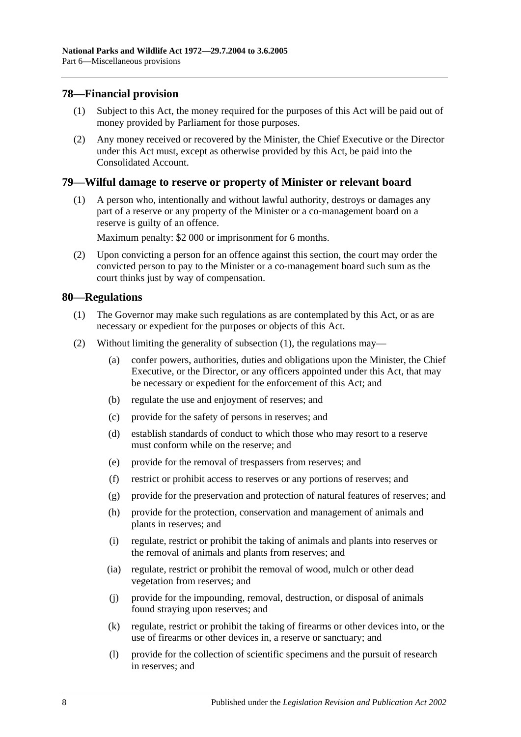## 78—Financial provision

(1) Subject to this Act, the money required for the purposes of this Act will be paid out of money provided by Parliament for those purposes.

(2) Any money received or recovered by the Minister, the Chief Executive or the Director under this Act must, except as otherwise provided by this Act, be paid into the Consolidated Account.

## 79—Wilful damage to reserve or property of Minister or relevant board

(1) A person who, intentionally and without lawful authority, destroys or damages any part of a reserve or any property of the Minister or a co-management board on a reserve is guilty of an offence.

Maximum penalty: $2 000 or imprisonment for 6 months.

(2) Upon convicting a person for an offence against this section, the court may order the convicted person to pay to the Minister or a co-management board such sum as the court thinks just by way of compensation.

## 80—Regulations

(1) The Governor may make such regulations as are contemplated by this Act, or as are necessary or expedient for the purposes or objects of this Act.

(2) Without limiting the generality of subsection (1), the regulations may—

(a) confer powers, authorities, duties and obligations upon the Minister, the Chief Executive, or the Director, or any officers appointed under this Act, that may be necessary or expedient for the enforcement of this Act; and

(b) regulate the use and enjoyment of reserves; and

(c) provide for the safety of persons in reserves; and

(d) establish standards of conduct to which those who may resort to a reserve must conform while on the reserve; and

(e) provide for the removal of trespassers from reserves; and

(f) restrict or prohibit access to reserves or any portions of reserves; and

(g) provide for the preservation and protection of natural features of reserves; and

(h) provide for the protection, conservation and management of animals and plants in reserves; and

(i) regulate, restrict or prohibit the taking of animals and plants into reserves or the removal of animals and plants from reserves; and

(ia) regulate, restrict or prohibit the removal of wood, mulch or other dead vegetation from reserves; and

(j) provide for the impounding, removal, destruction, or disposal of animals found straying upon reserves; and

(k) regulate, restrict or prohibit the taking of firearms or other devices into, or the use of firearms or other devices in, a reserve or sanctuary; and

(l) provide for the collection of scientific specimens and the pursuit of research in reserves; and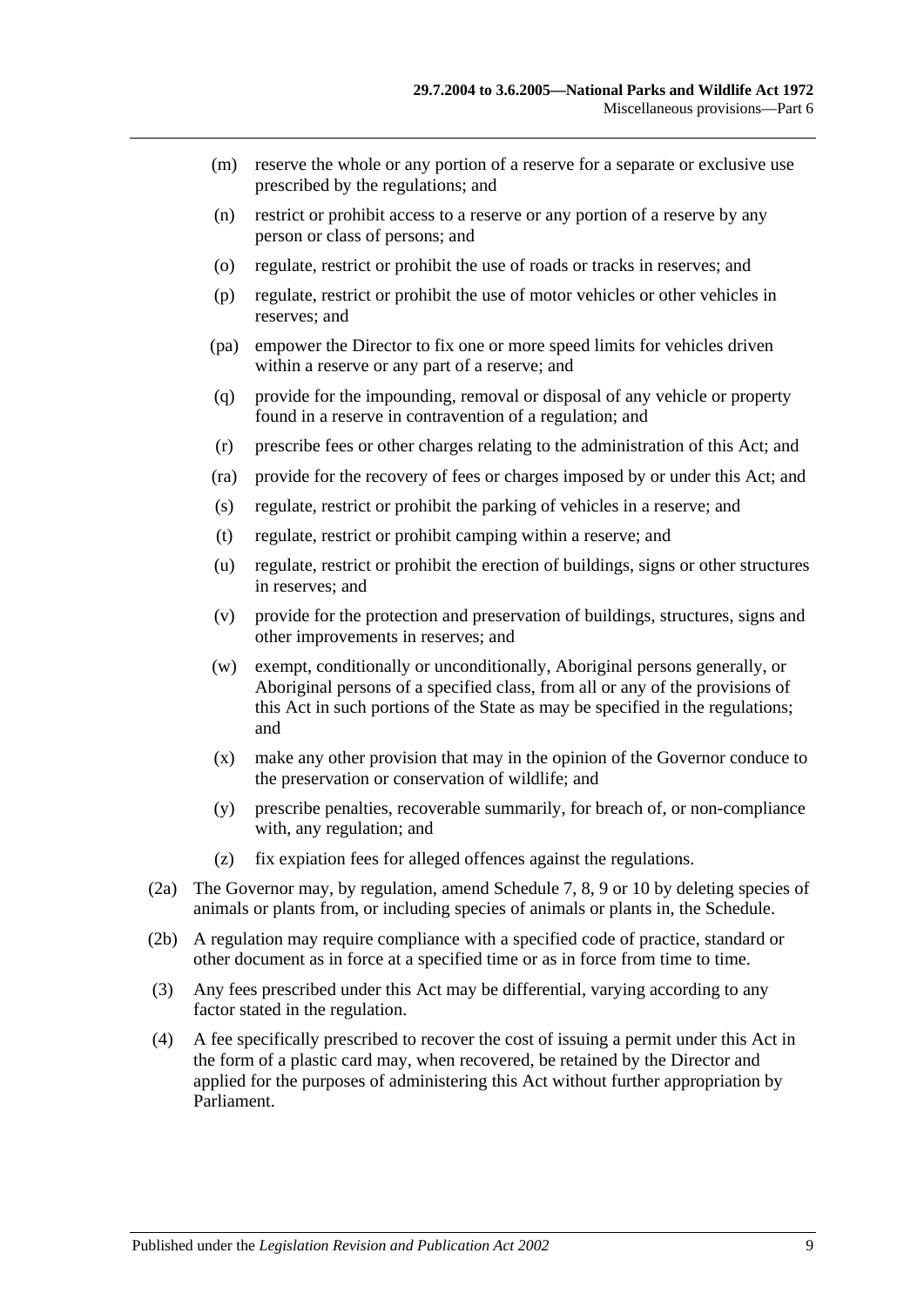- (m) reserve the whole or any portion of a reserve for a separate or exclusive use prescribed by the regulations; and
- (n) restrict or prohibit access to a reserve or any portion of a reserve by any person or class of persons; and
- (o) regulate, restrict or prohibit the use of roads or tracks in reserves; and
- (p) regulate, restrict or prohibit the use of motor vehicles or other vehicles in reserves; and
- (pa) empower the Director to fix one or more speed limits for vehicles driven within a reserve or any part of a reserve; and
- (q) provide for the impounding, removal or disposal of any vehicle or property found in a reserve in contravention of a regulation; and
- (r) prescribe fees or other charges relating to the administration of this Act; and
- (ra) provide for the recovery of fees or charges imposed by or under this Act; and
- (s) regulate, restrict or prohibit the parking of vehicles in a reserve; and
- (t) regulate, restrict or prohibit camping within a reserve; and
- (u) regulate, restrict or prohibit the erection of buildings, signs or other structures in reserves; and
- (v) provide for the protection and preservation of buildings, structures, signs and other improvements in reserves; and
- (w) exempt, conditionally or unconditionally, Aboriginal persons generally, or Aboriginal persons of a specified class, from all or any of the provisions of this Act in such portions of the State as may be specified in the regulations; and
- (x) make any other provision that may in the opinion of the Governor conduce to the preservation or conservation of wildlife; and
- (y) prescribe penalties, recoverable summarily, for breach of, or non-compliance with, any regulation; and
- (z) fix expiation fees for alleged offences against the regulations.

(2a) The Governor may, by regulation, amend Schedule 7, 8, 9 or 10 by deleting species of animals or plants from, or including species of animals or plants in, the Schedule.

(2b) A regulation may require compliance with a specified code of practice, standard or other document as in force at a specified time or as in force from time to time.

(3) Any fees prescribed under this Act may be differential, varying according to any factor stated in the regulation.

(4) A fee specifically prescribed to recover the cost of issuing a permit under this Act in the form of a plastic card may, when recovered, be retained by the Director and applied for the purposes of administering this Act without further appropriation by Parliament.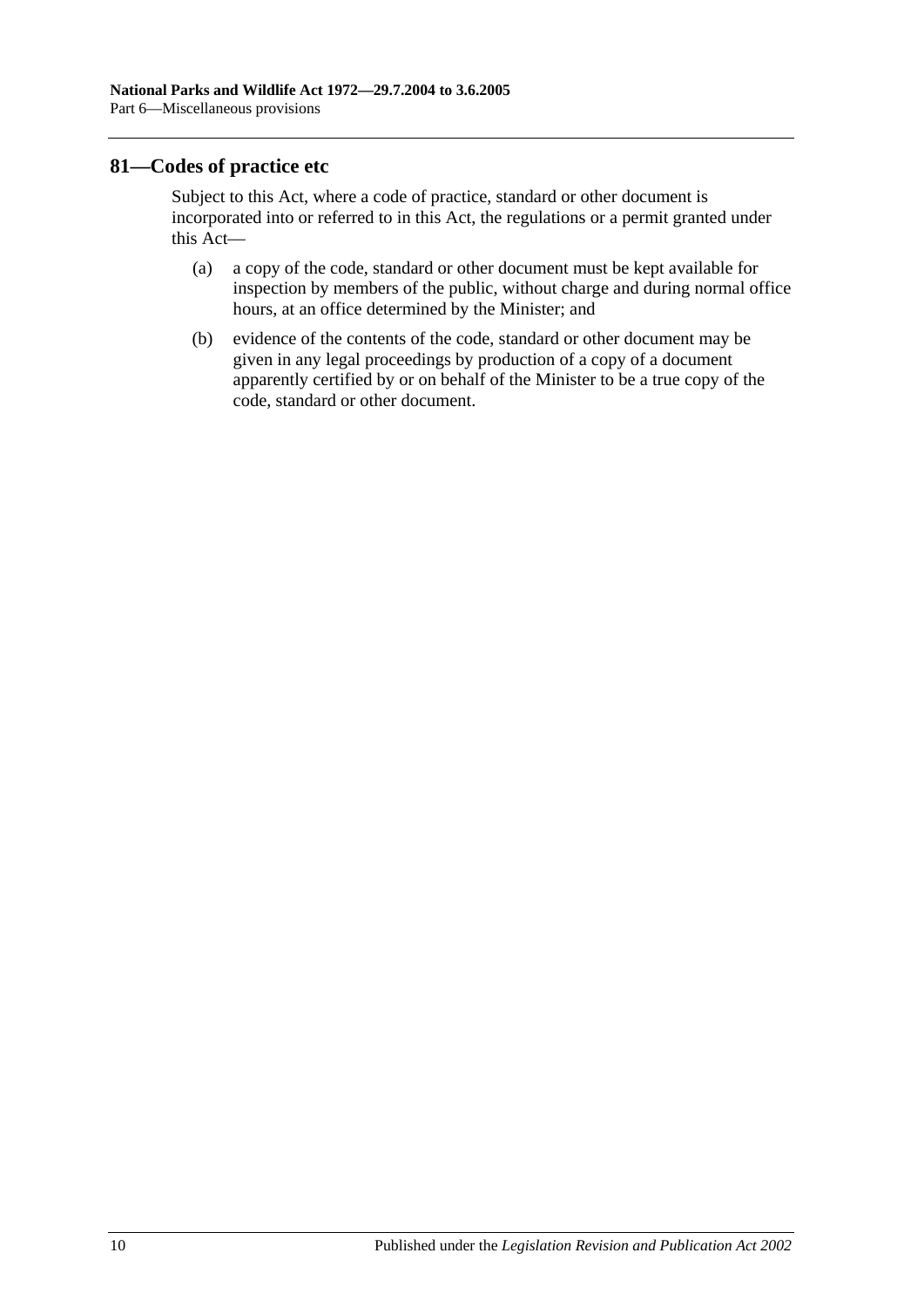## 81—Codes of practice etc

Subject to this Act, where a code of practice, standard or other document is incorporated into or referred to in this Act, the regulations or a permit granted under this Act—

(a) a copy of the code, standard or other document must be kept available for inspection by members of the public, without charge and during normal office hours, at an office determined by the Minister; and

(b) evidence of the contents of the code, standard or other document may be given in any legal proceedings by production of a copy of a document apparently certified by or on behalf of the Minister to be a true copy of the code, standard or other document.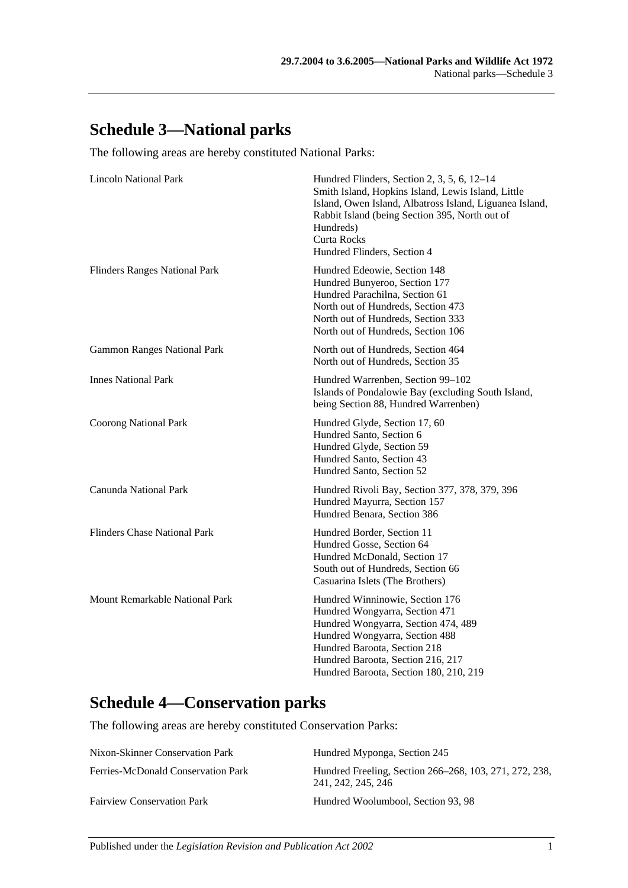## Schedule 3—National parks

The following areas are hereby constituted National Parks:

| | |
|---|---|
| Lincoln National Park | Hundred Flinders, Section 2, 3, 5, 6, 12–14<br>Smith Island, Hopkins Island, Lewis Island, Little Island, Owen Island, Albatross Island, Liguanea Island, Rabbit Island (being Section 395, North out of Hundreds)<br>Curta Rocks<br>Hundred Flinders, Section 4 |
| Flinders Ranges National Park | Hundred Edeowie, Section 148<br>Hundred Bunyeroo, Section 177<br>Hundred Parachilna, Section 61<br>North out of Hundreds, Section 473<br>North out of Hundreds, Section 333<br>North out of Hundreds, Section 106 |
| Gammon Ranges National Park | North out of Hundreds, Section 464<br>North out of Hundreds, Section 35 |
| Innes National Park | Hundred Warrenben, Section 99–102<br>Islands of Pondalowie Bay (excluding South Island, being Section 88, Hundred Warrenben) |
| Coorong National Park | Hundred Glyde, Section 17, 60<br>Hundred Santo, Section 6<br>Hundred Glyde, Section 59<br>Hundred Santo, Section 43<br>Hundred Santo, Section 52 |
| Canunda National Park | Hundred Rivoli Bay, Section 377, 378, 379, 396<br>Hundred Mayurra, Section 157<br>Hundred Benara, Section 386 |
| Flinders Chase National Park | Hundred Border, Section 11<br>Hundred Gosse, Section 64<br>Hundred McDonald, Section 17<br>South out of Hundreds, Section 66<br>Casuarina Islets (The Brothers) |
| Mount Remarkable National Park | Hundred Winninowie, Section 176<br>Hundred Wongyarra, Section 471<br>Hundred Wongyarra, Section 474, 489<br>Hundred Wongyarra, Section 488<br>Hundred Baroota, Section 218<br>Hundred Baroota, Section 216, 217<br>Hundred Baroota, Section 180, 210, 219 |

## Schedule 4—Conservation parks

The following areas are hereby constituted Conservation Parks:

| | |
|---|---|
| Nixon-Skinner Conservation Park | Hundred Myponga, Section 245 |
| Ferries-McDonald Conservation Park | Hundred Freeling, Section 266–268, 103, 271, 272, 238, 241, 242, 245, 246 |
| Fairview Conservation Park | Hundred Woolumbool, Section 93, 98 |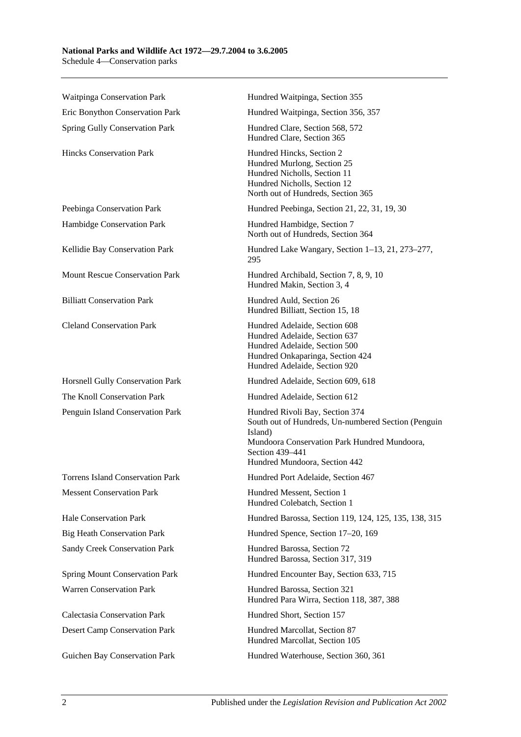| | |
|---|---|
| Waitpinga Conservation Park | Hundred Waitpinga, Section 355 |
| Eric Bonython Conservation Park | Hundred Waitpinga, Section 356, 357 |
| Spring Gully Conservation Park | Hundred Clare, Section 568, 572<br>Hundred Clare, Section 365 |
| Hincks Conservation Park | Hundred Hincks, Section 2<br>Hundred Murlong, Section 25<br>Hundred Nicholls, Section 11<br>Hundred Nicholls, Section 12<br>North out of Hundreds, Section 365 |
| Peebinga Conservation Park | Hundred Peebinga, Section 21, 22, 31, 19, 30 |
| Hambidge Conservation Park | Hundred Hambidge, Section 7<br>North out of Hundreds, Section 364 |
| Kellidie Bay Conservation Park | Hundred Lake Wangary, Section 1–13, 21, 273–277, 295 |
| Mount Rescue Conservation Park | Hundred Archibald, Section 7, 8, 9, 10<br>Hundred Makin, Section 3, 4 |
| Billiatt Conservation Park | Hundred Auld, Section 26<br>Hundred Billiatt, Section 15, 18 |
| Cleland Conservation Park | Hundred Adelaide, Section 608<br>Hundred Adelaide, Section 637<br>Hundred Adelaide, Section 500<br>Hundred Onkaparinga, Section 424<br>Hundred Adelaide, Section 920 |
| Horsnell Gully Conservation Park | Hundred Adelaide, Section 609, 618 |
| The Knoll Conservation Park | Hundred Adelaide, Section 612 |
| Penguin Island Conservation Park | Hundred Rivoli Bay, Section 374<br>South out of Hundreds, Un-numbered Section (Penguin Island)<br>Mundoora Conservation Park Hundred Mundoora, Section 439–441<br>Hundred Mundoora, Section 442 |
| Torrens Island Conservation Park | Hundred Port Adelaide, Section 467 |
| Messent Conservation Park | Hundred Messent, Section 1<br>Hundred Colebatch, Section 1 |
| Hale Conservation Park | Hundred Barossa, Section 119, 124, 125, 135, 138, 315 |
| Big Heath Conservation Park | Hundred Spence, Section 17–20, 169 |
| Sandy Creek Conservation Park | Hundred Barossa, Section 72<br>Hundred Barossa, Section 317, 319 |
| Spring Mount Conservation Park | Hundred Encounter Bay, Section 633, 715 |
| Warren Conservation Park | Hundred Barossa, Section 321<br>Hundred Para Wirra, Section 118, 387, 388 |
| Calectasia Conservation Park | Hundred Short, Section 157 |
| Desert Camp Conservation Park | Hundred Marcollat, Section 87<br>Hundred Marcollat, Section 105 |
| Guichen Bay Conservation Park | Hundred Waterhouse, Section 360, 361 |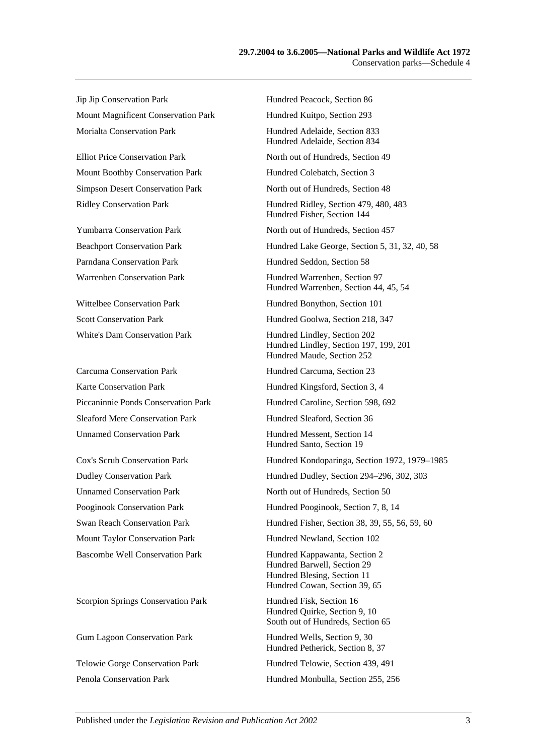| | |
|---|---|
| Jip Jip Conservation Park | Hundred Peacock, Section 86 |
| Mount Magnificent Conservation Park | Hundred Kuitpo, Section 293 |
| Morialta Conservation Park | Hundred Adelaide, Section 833<br>Hundred Adelaide, Section 834 |
| Elliot Price Conservation Park | North out of Hundreds, Section 49 |
| Mount Boothby Conservation Park | Hundred Colebatch, Section 3 |
| Simpson Desert Conservation Park | North out of Hundreds, Section 48 |
| Ridley Conservation Park | Hundred Ridley, Section 479, 480, 483<br>Hundred Fisher, Section 144 |
| Yumbarra Conservation Park | North out of Hundreds, Section 457 |
| Beachport Conservation Park | Hundred Lake George, Section 5, 31, 32, 40, 58 |
| Parndana Conservation Park | Hundred Seddon, Section 58 |
| Warrenben Conservation Park | Hundred Warrenben, Section 97<br>Hundred Warrenben, Section 44, 45, 54 |
| Wittelbee Conservation Park | Hundred Bonython, Section 101 |
| Scott Conservation Park | Hundred Goolwa, Section 218, 347 |
| White's Dam Conservation Park | Hundred Lindley, Section 202<br>Hundred Lindley, Section 197, 199, 201<br>Hundred Maude, Section 252 |
| Carcuma Conservation Park | Hundred Carcuma, Section 23 |
| Karte Conservation Park | Hundred Kingsford, Section 3, 4 |
| Piccaninnie Ponds Conservation Park | Hundred Caroline, Section 598, 692 |
| Sleaford Mere Conservation Park | Hundred Sleaford, Section 36 |
| Unnamed Conservation Park | Hundred Messent, Section 14<br>Hundred Santo, Section 19 |
| Cox's Scrub Conservation Park | Hundred Kondoparinga, Section 1972, 1979–1985 |
| Dudley Conservation Park | Hundred Dudley, Section 294–296, 302, 303 |
| Unnamed Conservation Park | North out of Hundreds, Section 50 |
| Pooginook Conservation Park | Hundred Pooginook, Section 7, 8, 14 |
| Swan Reach Conservation Park | Hundred Fisher, Section 38, 39, 55, 56, 59, 60 |
| Mount Taylor Conservation Park | Hundred Newland, Section 102 |
| Bascombe Well Conservation Park | Hundred Kappawanta, Section 2<br>Hundred Barwell, Section 29<br>Hundred Blesing, Section 11<br>Hundred Cowan, Section 39, 65 |
| Scorpion Springs Conservation Park | Hundred Fisk, Section 16<br>Hundred Quirke, Section 9, 10<br>South out of Hundreds, Section 65 |
| Gum Lagoon Conservation Park | Hundred Wells, Section 9, 30<br>Hundred Petherick, Section 8, 37 |
| Telowie Gorge Conservation Park | Hundred Telowie, Section 439, 491 |
| Penola Conservation Park | Hundred Monbulla, Section 255, 256 |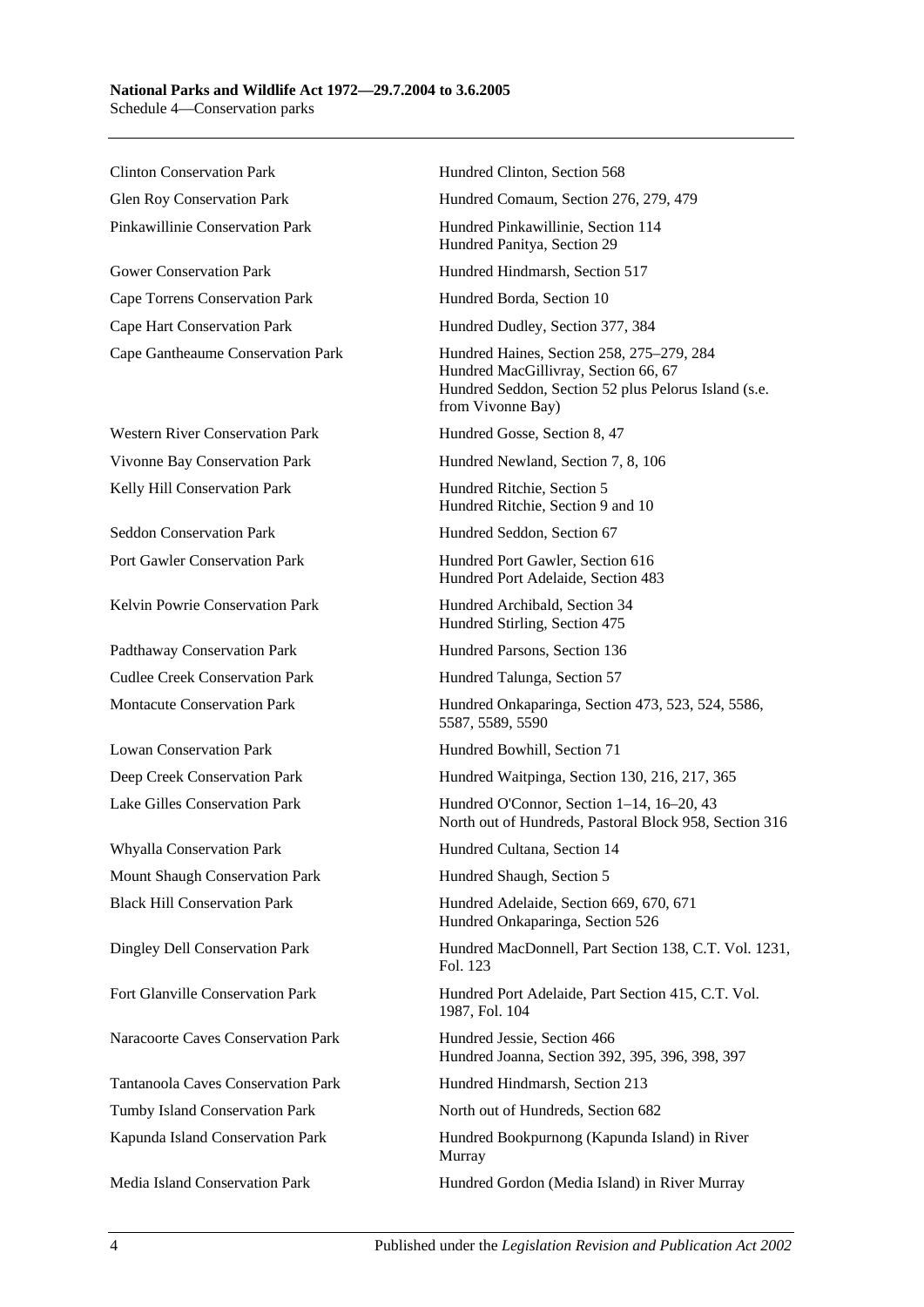| | |
|---|---|
| Clinton Conservation Park | Hundred Clinton, Section 568 |
| Glen Roy Conservation Park | Hundred Comaum, Section 276, 279, 479 |
| Pinkawillinie Conservation Park | Hundred Pinkawillinie, Section 114<br>Hundred Panitya, Section 29 |
| Gower Conservation Park | Hundred Hindmarsh, Section 517 |
| Cape Torrens Conservation Park | Hundred Borda, Section 10 |
| Cape Hart Conservation Park | Hundred Dudley, Section 377, 384 |
| Cape Gantheaume Conservation Park | Hundred Haines, Section 258, 275–279, 284<br>Hundred MacGillivray, Section 66, 67<br>Hundred Seddon, Section 52 plus Pelorus Island (s.e. from Vivonne Bay) |
| Western River Conservation Park | Hundred Gosse, Section 8, 47 |
| Vivonne Bay Conservation Park | Hundred Newland, Section 7, 8, 106 |
| Kelly Hill Conservation Park | Hundred Ritchie, Section 5<br>Hundred Ritchie, Section 9 and 10 |
| Seddon Conservation Park | Hundred Seddon, Section 67 |
| Port Gawler Conservation Park | Hundred Port Gawler, Section 616<br>Hundred Port Adelaide, Section 483 |
| Kelvin Powrie Conservation Park | Hundred Archibald, Section 34<br>Hundred Stirling, Section 475 |
| Padthaway Conservation Park | Hundred Parsons, Section 136 |
| Cudlee Creek Conservation Park | Hundred Talunga, Section 57 |
| Montacute Conservation Park | Hundred Onkaparinga, Section 473, 523, 524, 5586, 5587, 5589, 5590 |
| Lowan Conservation Park | Hundred Bowhill, Section 71 |
| Deep Creek Conservation Park | Hundred Waitpinga, Section 130, 216, 217, 365 |
| Lake Gilles Conservation Park | Hundred O'Connor, Section 1–14, 16–20, 43<br>North out of Hundreds, Pastoral Block 958, Section 316 |
| Whyalla Conservation Park | Hundred Cultana, Section 14 |
| Mount Shaugh Conservation Park | Hundred Shaugh, Section 5 |
| Black Hill Conservation Park | Hundred Adelaide, Section 669, 670, 671<br>Hundred Onkaparinga, Section 526 |
| Dingley Dell Conservation Park | Hundred MacDonnell, Part Section 138, C.T. Vol. 1231, Fol. 123 |
| Fort Glanville Conservation Park | Hundred Port Adelaide, Part Section 415, C.T. Vol. 1987, Fol. 104 |
| Naracoorte Caves Conservation Park | Hundred Jessie, Section 466<br>Hundred Joanna, Section 392, 395, 396, 398, 397 |
| Tantanoola Caves Conservation Park | Hundred Hindmarsh, Section 213 |
| Tumby Island Conservation Park | North out of Hundreds, Section 682 |
| Kapunda Island Conservation Park | Hundred Bookpurnong (Kapunda Island) in River Murray |
| Media Island Conservation Park | Hundred Gordon (Media Island) in River Murray |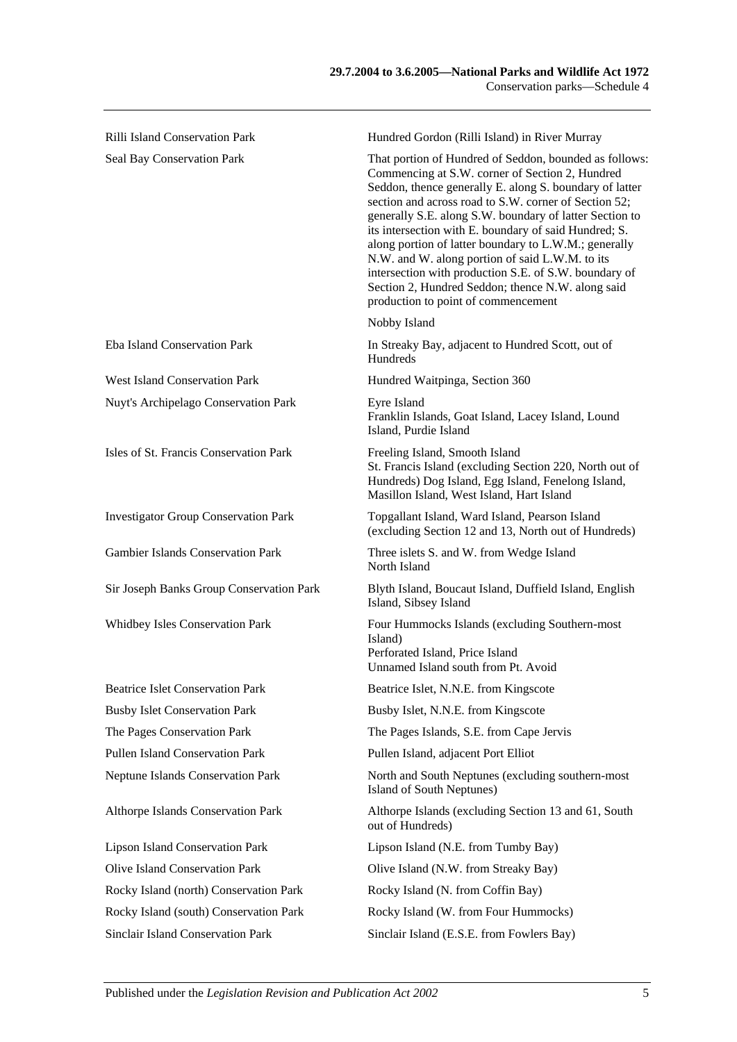| | |
|---|---|
| Rilli Island Conservation Park | Hundred Gordon (Rilli Island) in River Murray |
| Seal Bay Conservation Park | That portion of Hundred of Seddon, bounded as follows: Commencing at S.W. corner of Section 2, Hundred Seddon, thence generally E. along S. boundary of latter section and across road to S.W. corner of Section 52; generally S.E. along S.W. boundary of latter Section to its intersection with E. boundary of said Hundred; S. along portion of latter boundary to L.W.M.; generally N.W. and W. along portion of said L.W.M. to its intersection with production S.E. of S.W. boundary of Section 2, Hundred Seddon; thence N.W. along said production to point of commencement |
| | Nobby Island |
| Eba Island Conservation Park | In Streaky Bay, adjacent to Hundred Scott, out of Hundreds |
| West Island Conservation Park | Hundred Waitpinga, Section 360 |
| Nuyt's Archipelago Conservation Park | Eyre Island<br>Franklin Islands, Goat Island, Lacey Island, Lound Island, Purdie Island |
| Isles of St. Francis Conservation Park | Freeling Island, Smooth Island<br>St. Francis Island (excluding Section 220, North out of Hundreds) Dog Island, Egg Island, Fenelong Island, Masillon Island, West Island, Hart Island |
| Investigator Group Conservation Park | Topgallant Island, Ward Island, Pearson Island (excluding Section 12 and 13, North out of Hundreds) |
| Gambier Islands Conservation Park | Three islets S. and W. from Wedge Island<br>North Island |
| Sir Joseph Banks Group Conservation Park | Blyth Island, Boucaut Island, Duffield Island, English Island, Sibsey Island |
| Whidbey Isles Conservation Park | Four Hummocks Islands (excluding Southern-most Island)<br>Perforated Island, Price Island<br>Unnamed Island south from Pt. Avoid |
| Beatrice Islet Conservation Park | Beatrice Islet, N.N.E. from Kingscote |
| Busby Islet Conservation Park | Busby Islet, N.N.E. from Kingscote |
| The Pages Conservation Park | The Pages Islands, S.E. from Cape Jervis |
| Pullen Island Conservation Park | Pullen Island, adjacent Port Elliot |
| Neptune Islands Conservation Park | North and South Neptunes (excluding southern-most Island of South Neptunes) |
| Althorpe Islands Conservation Park | Althorpe Islands (excluding Section 13 and 61, South out of Hundreds) |
| Lipson Island Conservation Park | Lipson Island (N.E. from Tumby Bay) |
| Olive Island Conservation Park | Olive Island (N.W. from Streaky Bay) |
| Rocky Island (north) Conservation Park | Rocky Island (N. from Coffin Bay) |
| Rocky Island (south) Conservation Park | Rocky Island (W. from Four Hummocks) |
| Sinclair Island Conservation Park | Sinclair Island (E.S.E. from Fowlers Bay) |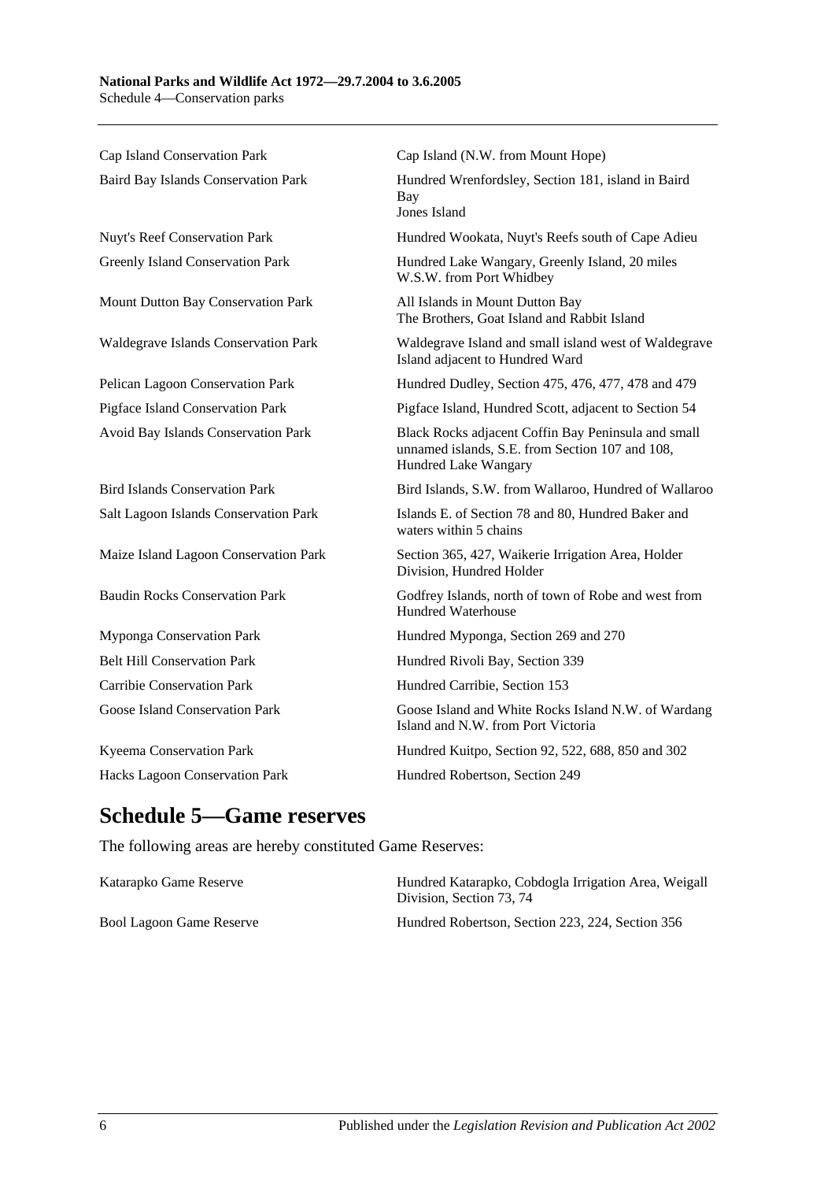| | |
|---|---|
| Cap Island Conservation Park | Cap Island (N.W. from Mount Hope) |
| Baird Bay Islands Conservation Park | Hundred Wrenfordsley, Section 181, island in Baird Bay<br>Jones Island |
| Nuyt's Reef Conservation Park | Hundred Wookata, Nuyt's Reefs south of Cape Adieu |
| Greenly Island Conservation Park | Hundred Lake Wangary, Greenly Island, 20 miles W.S.W. from Port Whidbey |
| Mount Dutton Bay Conservation Park | All Islands in Mount Dutton Bay<br>The Brothers, Goat Island and Rabbit Island |
| Waldegrave Islands Conservation Park | Waldegrave Island and small island west of Waldegrave Island adjacent to Hundred Ward |
| Pelican Lagoon Conservation Park | Hundred Dudley, Section 475, 476, 477, 478 and 479 |
| Pigface Island Conservation Park | Pigface Island, Hundred Scott, adjacent to Section 54 |
| Avoid Bay Islands Conservation Park | Black Rocks adjacent Coffin Bay Peninsula and small unnamed islands, S.E. from Section 107 and 108, Hundred Lake Wangary |
| Bird Islands Conservation Park | Bird Islands, S.W. from Wallaroo, Hundred of Wallaroo |
| Salt Lagoon Islands Conservation Park | Islands E. of Section 78 and 80, Hundred Baker and waters within 5 chains |
| Maize Island Lagoon Conservation Park | Section 365, 427, Waikerie Irrigation Area, Holder Division, Hundred Holder |
| Baudin Rocks Conservation Park | Godfrey Islands, north of town of Robe and west from Hundred Waterhouse |
| Myponga Conservation Park | Hundred Myponga, Section 269 and 270 |
| Belt Hill Conservation Park | Hundred Rivoli Bay, Section 339 |
| Carribie Conservation Park | Hundred Carribie, Section 153 |
| Goose Island Conservation Park | Goose Island and White Rocks Island N.W. of Wardang Island and N.W. from Port Victoria |
| Kyeema Conservation Park | Hundred Kuitpo, Section 92, 522, 688, 850 and 302 |
| Hacks Lagoon Conservation Park | Hundred Robertson, Section 249 |

## Schedule 5—Game reserves

The following areas are hereby constituted Game Reserves:

| | |
|---|---|
| Katarapko Game Reserve | Hundred Katarapko, Cobdogla Irrigation Area, Weigall Division, Section 73, 74 |
| Bool Lagoon Game Reserve | Hundred Robertson, Section 223, 224, Section 356 |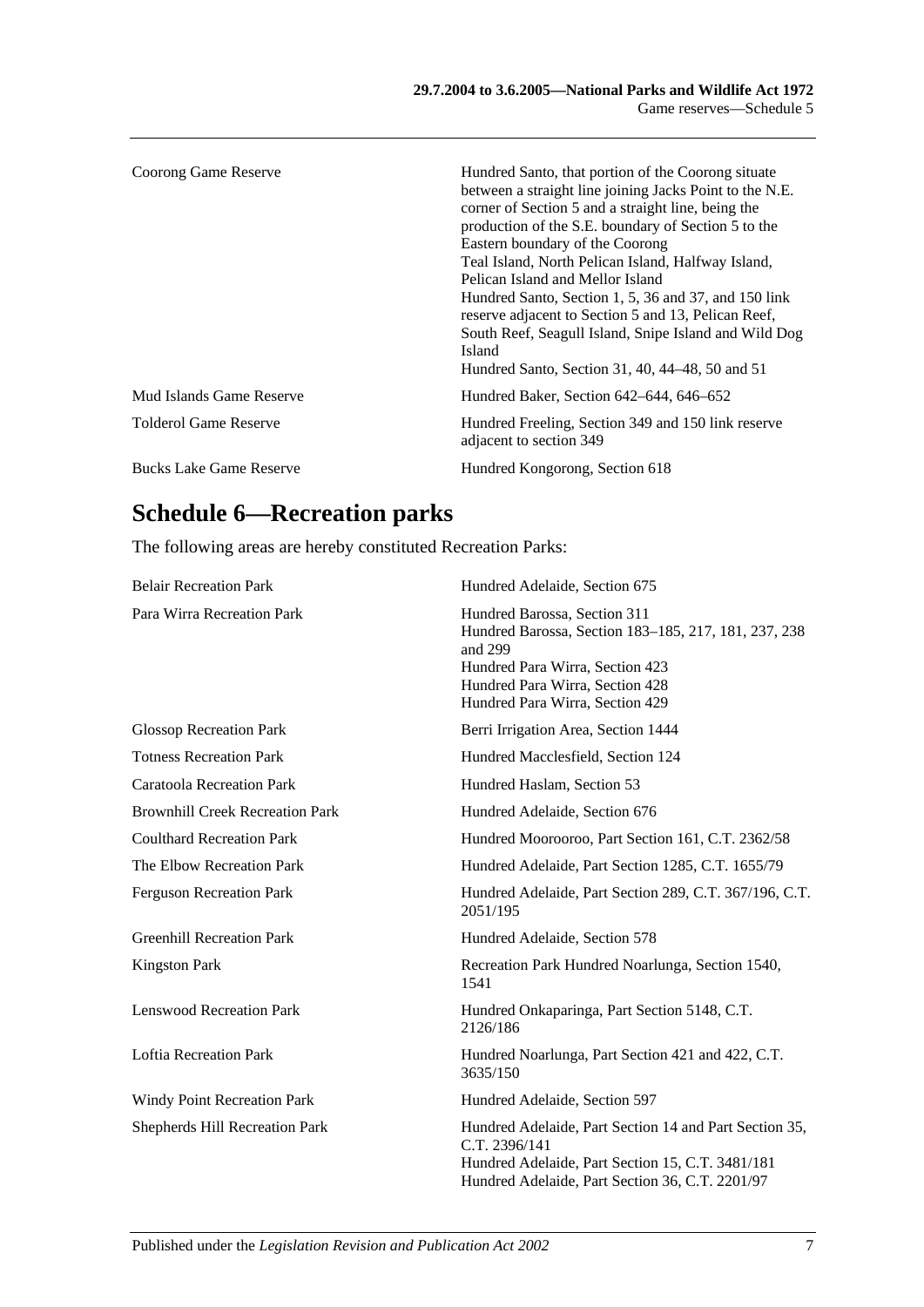| | |
|---|---|
| Coorong Game Reserve | Hundred Santo, that portion of the Coorong situate between a straight line joining Jacks Point to the N.E. corner of Section 5 and a straight line, being the production of the S.E. boundary of Section 5 to the Eastern boundary of the Coorong<br>Teal Island, North Pelican Island, Halfway Island, Pelican Island and Mellor Island<br>Hundred Santo, Section 1, 5, 36 and 37, and 150 link reserve adjacent to Section 5 and 13, Pelican Reef, South Reef, Seagull Island, Snipe Island and Wild Dog Island<br>Hundred Santo, Section 31, 40, 44–48, 50 and 51 |
| Mud Islands Game Reserve | Hundred Baker, Section 642–644, 646–652 |
| Tolderol Game Reserve | Hundred Freeling, Section 349 and 150 link reserve adjacent to section 349 |
| Bucks Lake Game Reserve | Hundred Kongorong, Section 618 |

## Schedule 6—Recreation parks

The following areas are hereby constituted Recreation Parks:

| | |
|---|---|
| Belair Recreation Park | Hundred Adelaide, Section 675 |
| Para Wirra Recreation Park | Hundred Barossa, Section 311<br>Hundred Barossa, Section 183–185, 217, 181, 237, 238 and 299<br>Hundred Para Wirra, Section 423<br>Hundred Para Wirra, Section 428<br>Hundred Para Wirra, Section 429 |
| Glossop Recreation Park | Berri Irrigation Area, Section 1444 |
| Totness Recreation Park | Hundred Macclesfield, Section 124 |
| Caratoola Recreation Park | Hundred Haslam, Section 53 |
| Brownhill Creek Recreation Park | Hundred Adelaide, Section 676 |
| Coulthard Recreation Park | Hundred Moorooroo, Part Section 161, C.T. 2362/58 |
| The Elbow Recreation Park | Hundred Adelaide, Part Section 1285, C.T. 1655/79 |
| Ferguson Recreation Park | Hundred Adelaide, Part Section 289, C.T. 367/196, C.T. 2051/195 |
| Greenhill Recreation Park | Hundred Adelaide, Section 578 |
| Kingston Park | Recreation Park Hundred Noarlunga, Section 1540, 1541 |
| Lenswood Recreation Park | Hundred Onkaparinga, Part Section 5148, C.T. 2126/186 |
| Loftia Recreation Park | Hundred Noarlunga, Part Section 421 and 422, C.T. 3635/150 |
| Windy Point Recreation Park | Hundred Adelaide, Section 597 |
| Shepherds Hill Recreation Park | Hundred Adelaide, Part Section 14 and Part Section 35, C.T. 2396/141<br>Hundred Adelaide, Part Section 15, C.T. 3481/181<br>Hundred Adelaide, Part Section 36, C.T. 2201/97 |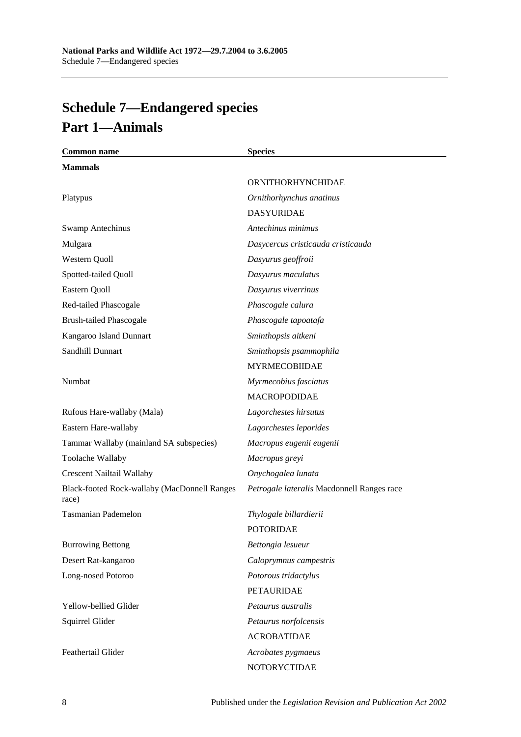# Schedule 7—Endangered species

## Part 1—Animals

| Common name | Species |
|---|---|
| **Mammals** | |
| | ORNITHORHYNCHIDAE |
| Platypus | *Ornithorhynchus anatinus* |
| | DASYURIDAE |
| Swamp Antechinus | *Antechinus minimus* |
| Mulgara | *Dasycercus cristicauda cristicauda* |
| Western Quoll | *Dasyurus geoffroii* |
| Spotted-tailed Quoll | *Dasyurus maculatus* |
| Eastern Quoll | *Dasyurus viverrinus* |
| Red-tailed Phascogale | *Phascogale calura* |
| Brush-tailed Phascogale | *Phascogale tapoatafa* |
| Kangaroo Island Dunnart | *Sminthopsis aitkeni* |
| Sandhill Dunnart | *Sminthopsis psammophila* |
| | MYRMECOBIIDAE |
| Numbat | *Myrmecobius fasciatus* |
| | MACROPODIDAE |
| Rufous Hare-wallaby (Mala) | *Lagorchestes hirsutus* |
| Eastern Hare-wallaby | *Lagorchestes leporides* |
| Tammar Wallaby (mainland SA subspecies) | *Macropus eugenii eugenii* |
| Toolache Wallaby | *Macropus greyi* |
| Crescent Nailtail Wallaby | *Onychogalea lunata* |
| Black-footed Rock-wallaby (MacDonnell Ranges race) | *Petrogale lateralis* Macdonnell Ranges race |
| Tasmanian Pademelon | *Thylogale billardierii* |
| | POTORIDAE |
| Burrowing Bettong | *Bettongia lesueur* |
| Desert Rat-kangaroo | *Caloprymnus campestris* |
| Long-nosed Potoroo | *Potorous tridactylus* |
| | PETAURIDAE |
| Yellow-bellied Glider | *Petaurus australis* |
| Squirrel Glider | *Petaurus norfolcensis* |
| | ACROBATIDAE |
| Feathertail Glider | *Acrobates pygmaeus* |
| | NOTORYCTIDAE |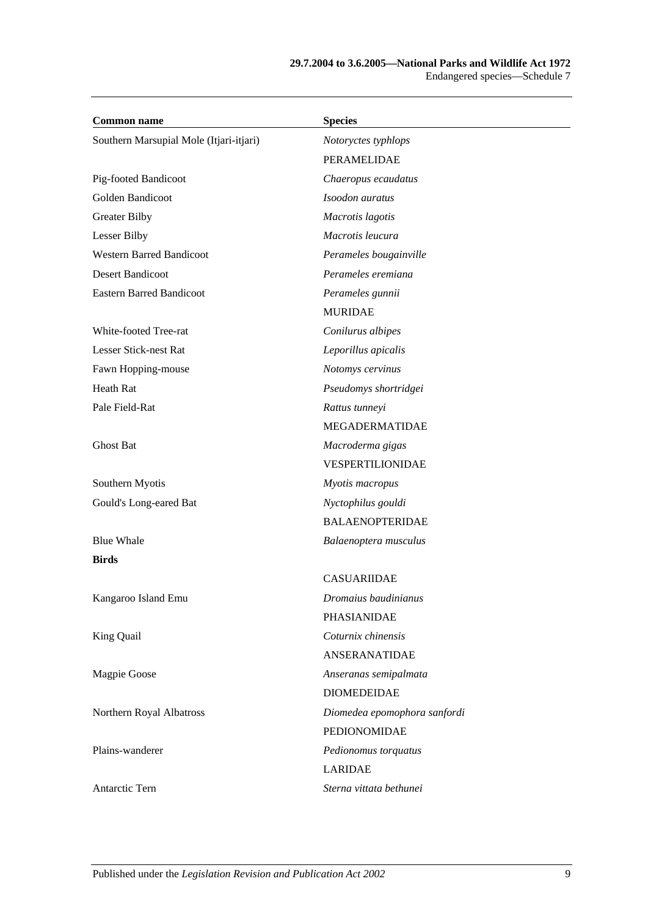| Common name | Species |
|---|---|
| Southern Marsupial Mole (Itjari-itjari) | *Notoryctes typhlops* |
| | PERAMELIDAE |
| Pig-footed Bandicoot | *Chaeropus ecaudatus* |
| Golden Bandicoot | *Isoodon auratus* |
| Greater Bilby | *Macrotis lagotis* |
| Lesser Bilby | *Macrotis leucura* |
| Western Barred Bandicoot | *Perameles bougainville* |
| Desert Bandicoot | *Perameles eremiana* |
| Eastern Barred Bandicoot | *Perameles gunnii* |
| | MURIDAE |
| White-footed Tree-rat | *Conilurus albipes* |
| Lesser Stick-nest Rat | *Leporillus apicalis* |
| Fawn Hopping-mouse | *Notomys cervinus* |
| Heath Rat | *Pseudomys shortridgei* |
| Pale Field-Rat | *Rattus tunneyi* |
| | MEGADERMATIDAE |
| Ghost Bat | *Macroderma gigas* |
| | VESPERTILIONIDAE |
| Southern Myotis | *Myotis macropus* |
| Gould's Long-eared Bat | *Nyctophilus gouldi* |
| | BALAENOPTERIDAE |
| Blue Whale | *Balaenoptera musculus* |
| **Birds** | |
| | CASUARIIDAE |
| Kangaroo Island Emu | *Dromaius baudinianus* |
| | PHASIANIDAE |
| King Quail | *Coturnix chinensis* |
| | ANSERANATIDAE |
| Magpie Goose | *Anseranas semipalmata* |
| | DIOMEDEIDAE |
| Northern Royal Albatross | *Diomedea epomophora sanfordi* |
| | PEDIONOMIDAE |
| Plains-wanderer | *Pedionomus torquatus* |
| | LARIDAE |
| Antarctic Tern | *Sterna vittata bethunei* |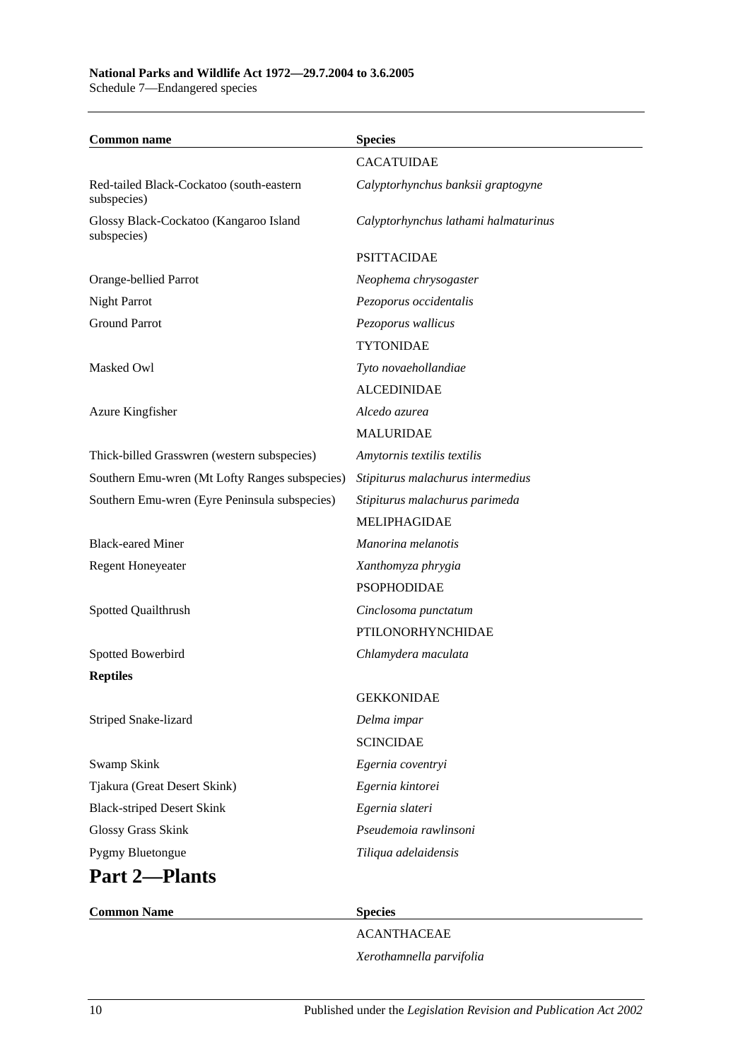| Common name | Species |
|---|---|
| | CACATUIDAE |
| Red-tailed Black-Cockatoo (south-eastern subspecies) | *Calyptorhynchus banksii graptogyne* |
| Glossy Black-Cockatoo (Kangaroo Island subspecies) | *Calyptorhynchus lathami halmaturinus* |
| | PSITTACIDAE |
| Orange-bellied Parrot | *Neophema chrysogaster* |
| Night Parrot | *Pezoporus occidentalis* |
| Ground Parrot | *Pezoporus wallicus* |
| | TYTONIDAE |
| Masked Owl | *Tyto novaehollandiae* |
| | ALCEDINIDAE |
| Azure Kingfisher | *Alcedo azurea* |
| | MALURIDAE |
| Thick-billed Grasswren (western subspecies) | *Amytornis textilis textilis* |
| Southern Emu-wren (Mt Lofty Ranges subspecies) | *Stipiturus malachurus intermedius* |
| Southern Emu-wren (Eyre Peninsula subspecies) | *Stipiturus malachurus parimeda* |
| | MELIPHAGIDAE |
| Black-eared Miner | *Manorina melanotis* |
| Regent Honeyeater | *Xanthomyza phrygia* |
| | PSOPHODIDAE |
| Spotted Quailthrush | *Cinclosoma punctatum* |
| | PTILONORHYNCHIDAE |
| Spotted Bowerbird | *Chlamydera maculata* |
| **Reptiles** | |
| | GEKKONIDAE |
| Striped Snake-lizard | *Delma impar* |
| | SCINCIDAE |
| Swamp Skink | *Egernia coventryi* |
| Tjakura (Great Desert Skink) | *Egernia kintorei* |
| Black-striped Desert Skink | *Egernia slateri* |
| Glossy Grass Skink | *Pseudemoia rawlinsoni* |
| Pygmy Bluetongue | *Tiliqua adelaidensis* |

# Part 2—Plants

| Common Name | Species |
|---|---|
| | ACANTHACEAE |
| | *Xerothamnella parvifolia* |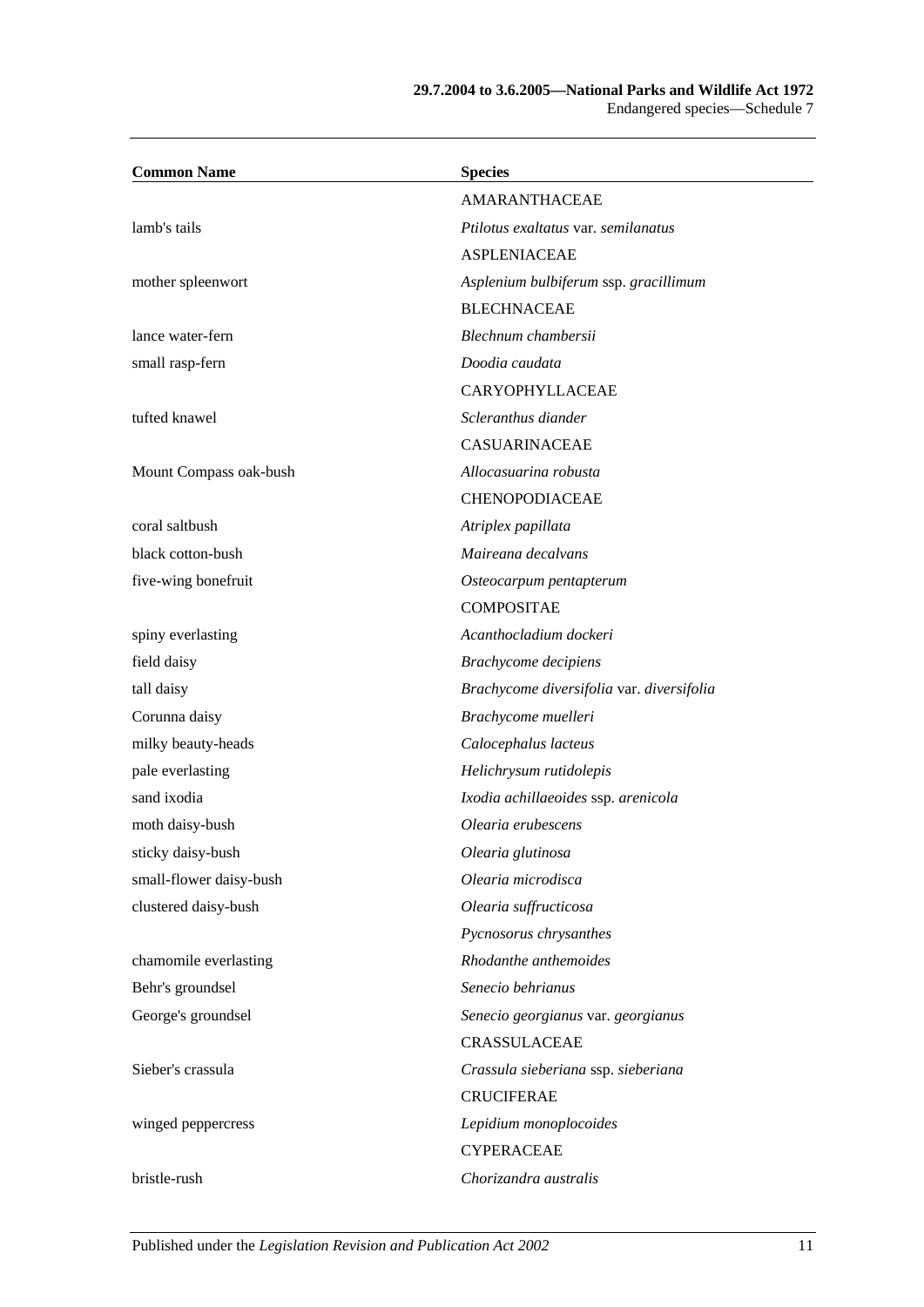| Common Name | Species |
|---|---|
| | AMARANTHACEAE |
| lamb's tails | *Ptilotus exaltatus* var. *semilanatus* |
| | ASPLENIACEAE |
| mother spleenwort | *Asplenium bulbiferum* ssp. *gracillimum* |
| | BLECHNACEAE |
| lance water-fern | *Blechnum chambersii* |
| small rasp-fern | *Doodia caudata* |
| | CARYOPHYLLACEAE |
| tufted knawel | *Scleranthus diander* |
| | CASUARINACEAE |
| Mount Compass oak-bush | *Allocasuarina robusta* |
| | CHENOPODIACEAE |
| coral saltbush | *Atriplex papillata* |
| black cotton-bush | *Maireana decalvans* |
| five-wing bonefruit | *Osteocarpum pentapterum* |
| | COMPOSITAE |
| spiny everlasting | *Acanthocladium dockeri* |
| field daisy | *Brachycome decipiens* |
| tall daisy | *Brachycome diversifolia* var. *diversifolia* |
| Corunna daisy | *Brachycome muelleri* |
| milky beauty-heads | *Calocephalus lacteus* |
| pale everlasting | *Helichrysum rutidolepis* |
| sand ixodia | *Ixodia achillaeoides* ssp. *arenicola* |
| moth daisy-bush | *Olearia erubescens* |
| sticky daisy-bush | *Olearia glutinosa* |
| small-flower daisy-bush | *Olearia microdisca* |
| clustered daisy-bush | *Olearia suffructicosa* |
| | *Pycnosorus chrysanthes* |
| chamomile everlasting | *Rhodanthe anthemoides* |
| Behr's groundsel | *Senecio behrianus* |
| George's groundsel | *Senecio georgianus* var. *georgianus* |
| | CRASSULACEAE |
| Sieber's crassula | *Crassula sieberiana* ssp. *sieberiana* |
| | CRUCIFERAE |
| winged peppercress | *Lepidium monoplocoides* |
| | CYPERACEAE |
| bristle-rush | *Chorizandra australis* |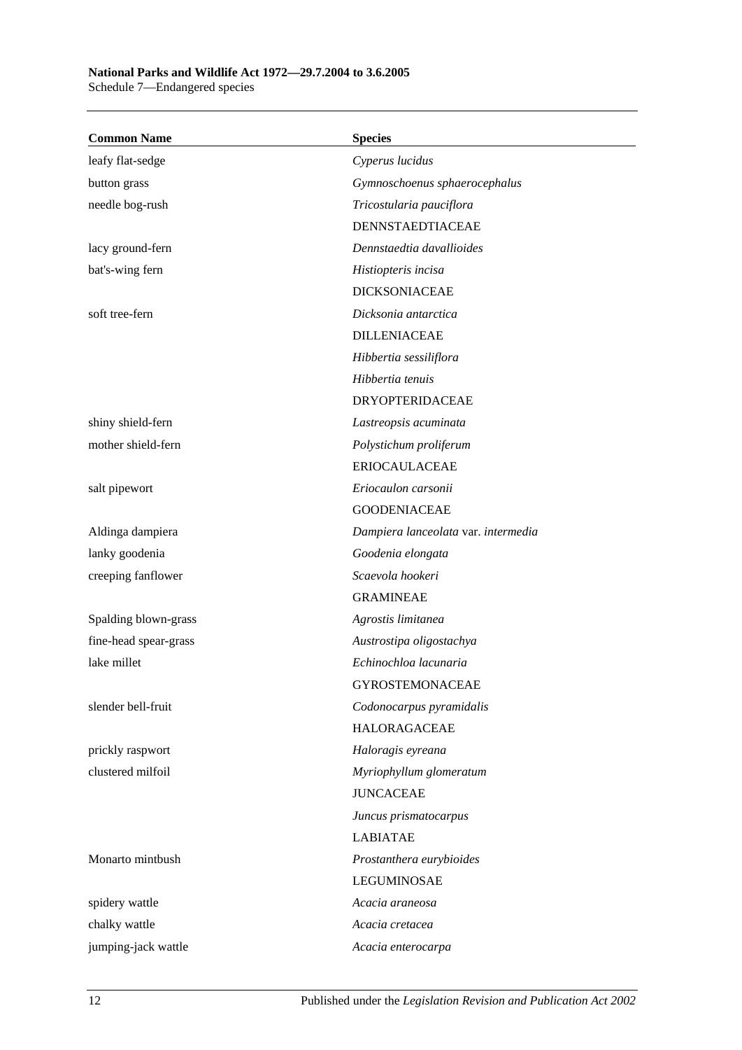| Common Name | Species |
|---|---|
| leafy flat-sedge | *Cyperus lucidus* |
| button grass | *Gymnoschoenus sphaerocephalus* |
| needle bog-rush | *Tricostularia pauciflora* |
| | DENNSTAEDTIACEAE |
| lacy ground-fern | *Dennstaedtia davallioides* |
| bat's-wing fern | *Histiopteris incisa* |
| | DICKSONIACEAE |
| soft tree-fern | *Dicksonia antarctica* |
| | DILLENIACEAE |
| | *Hibbertia sessiliflora* |
| | *Hibbertia tenuis* |
| | DRYOPTERIDACEAE |
| shiny shield-fern | *Lastreopsis acuminata* |
| mother shield-fern | *Polystichum proliferum* |
| | ERIOCAULACEAE |
| salt pipewort | *Eriocaulon carsonii* |
| | GOODENIACEAE |
| Aldinga dampiera | *Dampiera lanceolata* var. *intermedia* |
| lanky goodenia | *Goodenia elongata* |
| creeping fanflower | *Scaevola hookeri* |
| | GRAMINEAE |
| Spalding blown-grass | *Agrostis limitanea* |
| fine-head spear-grass | *Austrostipa oligostachya* |
| lake millet | *Echinochloa lacunaria* |
| | GYROSTEMONACEAE |
| slender bell-fruit | *Codonocarpus pyramidalis* |
| | HALORAGACEAE |
| prickly raspwort | *Haloragis eyreana* |
| clustered milfoil | *Myriophyllum glomeratum* |
| | JUNCACEAE |
| | *Juncus prismatocarpus* |
| | LABIATAE |
| Monarto mintbush | *Prostanthera eurybioides* |
| | LEGUMINOSAE |
| spidery wattle | *Acacia araneosa* |
| chalky wattle | *Acacia cretacea* |
| jumping-jack wattle | *Acacia enterocarpa* |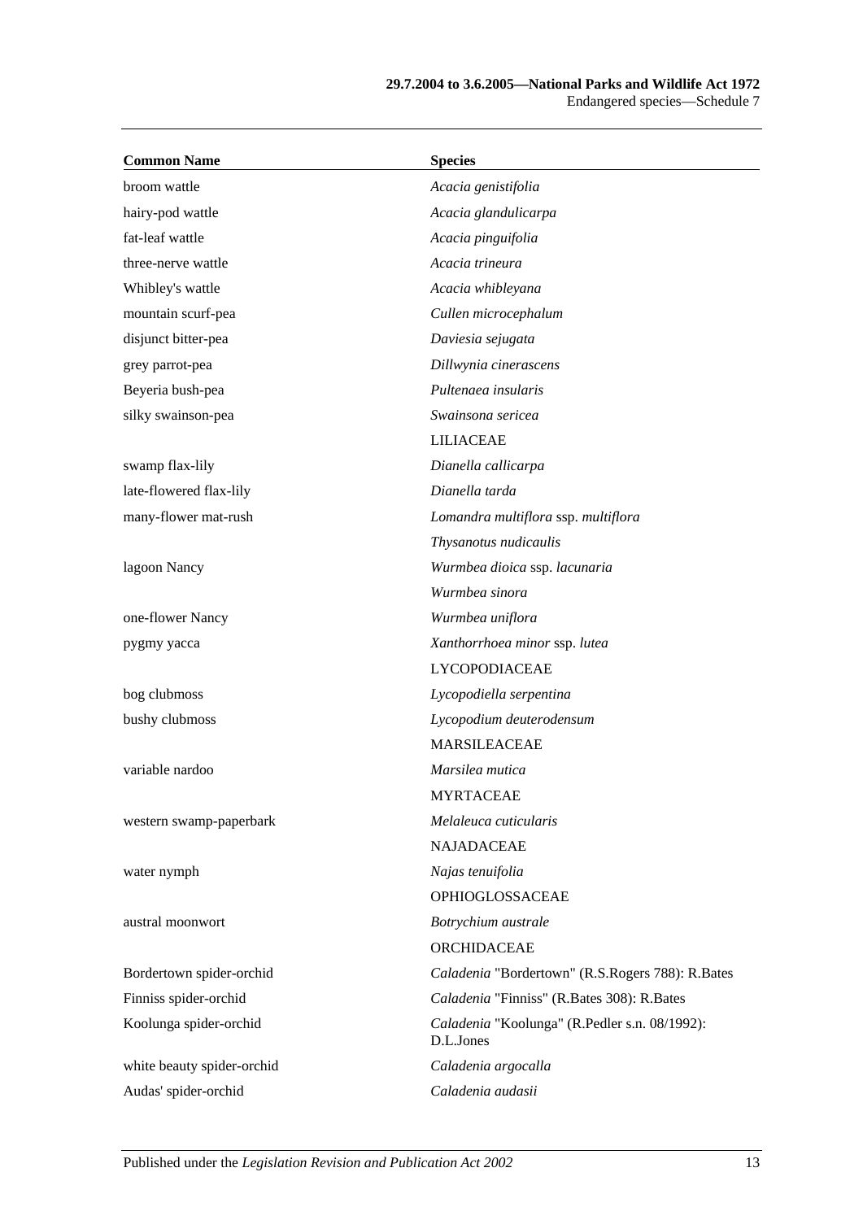| Common Name | Species |
|---|---|
| broom wattle | *Acacia genistifolia* |
| hairy-pod wattle | *Acacia glandulicarpa* |
| fat-leaf wattle | *Acacia pinguifolia* |
| three-nerve wattle | *Acacia trineura* |
| Whibley's wattle | *Acacia whibleyana* |
| mountain scurf-pea | *Cullen microcephalum* |
| disjunct bitter-pea | *Daviesia sejugata* |
| grey parrot-pea | *Dillwynia cinerascens* |
| Beyeria bush-pea | *Pultenaea insularis* |
| silky swainson-pea | *Swainsona sericea* |
| | LILIACEAE |
| swamp flax-lily | *Dianella callicarpa* |
| late-flowered flax-lily | *Dianella tarda* |
| many-flower mat-rush | *Lomandra multiflora* ssp. *multiflora* |
| | *Thysanotus nudicaulis* |
| lagoon Nancy | *Wurmbea dioica* ssp. *lacunaria* |
| | *Wurmbea sinora* |
| one-flower Nancy | *Wurmbea uniflora* |
| pygmy yacca | *Xanthorrhoea minor* ssp. *lutea* |
| | LYCOPODIACEAE |
| bog clubmoss | *Lycopodiella serpentina* |
| bushy clubmoss | *Lycopodium deuterodensum* |
| | MARSILEACEAE |
| variable nardoo | *Marsilea mutica* |
| | MYRTACEAE |
| western swamp-paperbark | *Melaleuca cuticularis* |
| | NAJADACEAE |
| water nymph | *Najas tenuifolia* |
| | OPHIOGLOSSACEAE |
| austral moonwort | *Botrychium australe* |
| | ORCHIDACEAE |
| Bordertown spider-orchid | *Caladenia* "Bordertown" (R.S.Rogers 788): R.Bates |
| Finniss spider-orchid | *Caladenia* "Finniss" (R.Bates 308): R.Bates |
| Koolunga spider-orchid | *Caladenia* "Koolunga" (R.Pedler s.n. 08/1992): D.L.Jones |
| white beauty spider-orchid | *Caladenia argocalla* |
| Audas' spider-orchid | *Caladenia audasii* |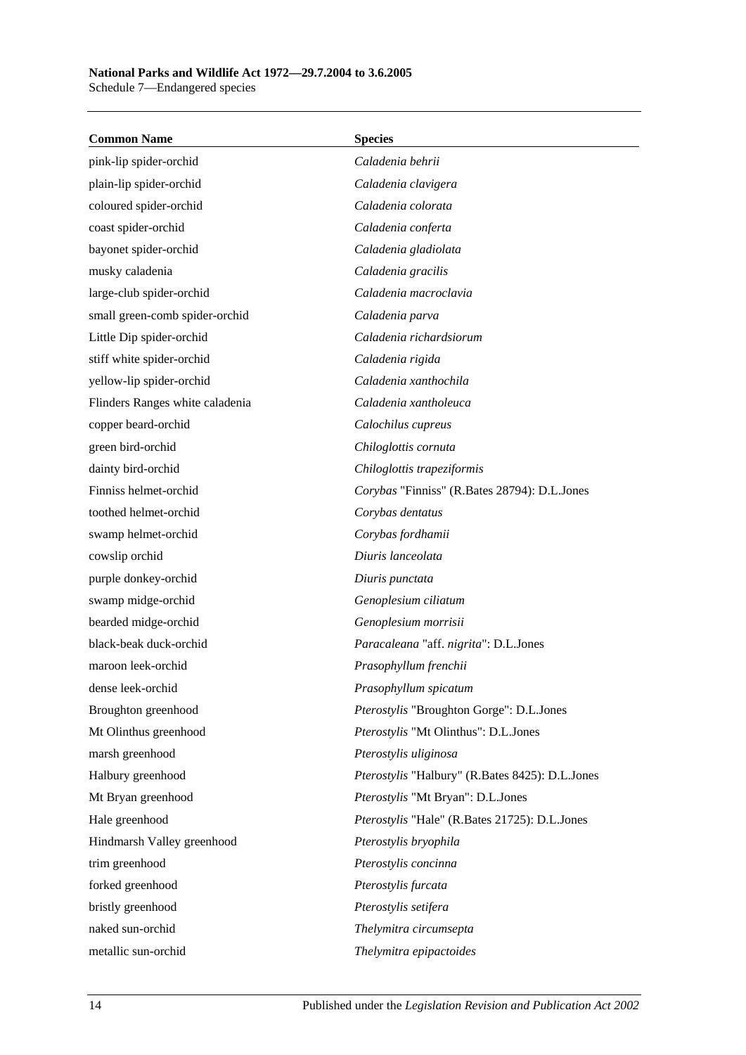| Common Name | Species |
| --- | --- |
| pink-lip spider-orchid | *Caladenia behrii* |
| plain-lip spider-orchid | *Caladenia clavigera* |
| coloured spider-orchid | *Caladenia colorata* |
| coast spider-orchid | *Caladenia conferta* |
| bayonet spider-orchid | *Caladenia gladiolata* |
| musky caladenia | *Caladenia gracilis* |
| large-club spider-orchid | *Caladenia macroclavia* |
| small green-comb spider-orchid | *Caladenia parva* |
| Little Dip spider-orchid | *Caladenia richardsiorum* |
| stiff white spider-orchid | *Caladenia rigida* |
| yellow-lip spider-orchid | *Caladenia xanthochila* |
| Flinders Ranges white caladenia | *Caladenia xantholeuca* |
| copper beard-orchid | *Calochilus cupreus* |
| green bird-orchid | *Chiloglottis cornuta* |
| dainty bird-orchid | *Chiloglottis trapeziformis* |
| Finniss helmet-orchid | *Corybas* "Finniss" (R.Bates 28794): D.L.Jones |
| toothed helmet-orchid | *Corybas dentatus* |
| swamp helmet-orchid | *Corybas fordhamii* |
| cowslip orchid | *Diuris lanceolata* |
| purple donkey-orchid | *Diuris punctata* |
| swamp midge-orchid | *Genoplesium ciliatum* |
| bearded midge-orchid | *Genoplesium morrisii* |
| black-beak duck-orchid | *Paracaleana* "aff. *nigrita*": D.L.Jones |
| maroon leek-orchid | *Prasophyllum frenchii* |
| dense leek-orchid | *Prasophyllum spicatum* |
| Broughton greenhood | *Pterostylis* "Broughton Gorge": D.L.Jones |
| Mt Olinthus greenhood | *Pterostylis* "Mt Olinthus": D.L.Jones |
| marsh greenhood | *Pterostylis uliginosa* |
| Halbury greenhood | *Pterostylis* "Halbury" (R.Bates 8425): D.L.Jones |
| Mt Bryan greenhood | *Pterostylis* "Mt Bryan": D.L.Jones |
| Hale greenhood | *Pterostylis* "Hale" (R.Bates 21725): D.L.Jones |
| Hindmarsh Valley greenhood | *Pterostylis bryophila* |
| trim greenhood | *Pterostylis concinna* |
| forked greenhood | *Pterostylis furcata* |
| bristly greenhood | *Pterostylis setifera* |
| naked sun-orchid | *Thelymitra circumsepta* |
| metallic sun-orchid | *Thelymitra epipactoides* |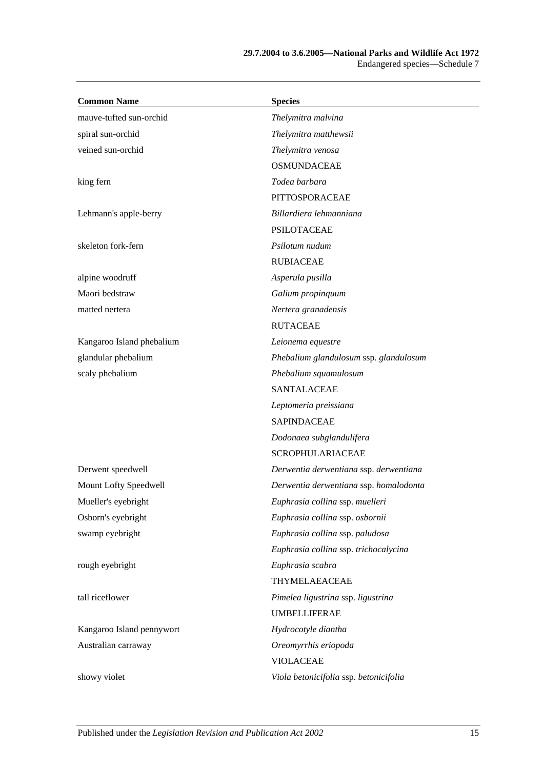| Common Name | Species |
|---|---|
| mauve-tufted sun-orchid | *Thelymitra malvina* |
| spiral sun-orchid | *Thelymitra matthewsii* |
| veined sun-orchid | *Thelymitra venosa* |
| | OSMUNDACEAE |
| king fern | *Todea barbara* |
| | PITTOSPORACEAE |
| Lehmann's apple-berry | *Billardiera lehmanniana* |
| | PSILOTACEAE |
| skeleton fork-fern | *Psilotum nudum* |
| | RUBIACEAE |
| alpine woodruff | *Asperula pusilla* |
| Maori bedstraw | *Galium propinquum* |
| matted nertera | *Nertera granadensis* |
| | RUTACEAE |
| Kangaroo Island phebalium | *Leionema equestre* |
| glandular phebalium | *Phebalium glandulosum* ssp. *glandulosum* |
| scaly phebalium | *Phebalium squamulosum* |
| | SANTALACEAE |
| | *Leptomeria preissiana* |
| | SAPINDACEAE |
| | *Dodonaea subglandulifera* |
| | SCROPHULARIACEAE |
| Derwent speedwell | *Derwentia derwentiana* ssp. *derwentiana* |
| Mount Lofty Speedwell | *Derwentia derwentiana* ssp. *homalodonta* |
| Mueller's eyebright | *Euphrasia collina* ssp. *muelleri* |
| Osborn's eyebright | *Euphrasia collina* ssp. *osbornii* |
| swamp eyebright | *Euphrasia collina* ssp. *paludosa* |
| | *Euphrasia collina* ssp. *trichocalycina* |
| rough eyebright | *Euphrasia scabra* |
| | THYMELAEACEAE |
| tall riceflower | *Pimelea ligustrina* ssp. *ligustrina* |
| | UMBELLIFERAE |
| Kangaroo Island pennywort | *Hydrocotyle diantha* |
| Australian carraway | *Oreomyrrhis eriopoda* |
| | VIOLACEAE |
| showy violet | *Viola betonicifolia* ssp. *betonicifolia* |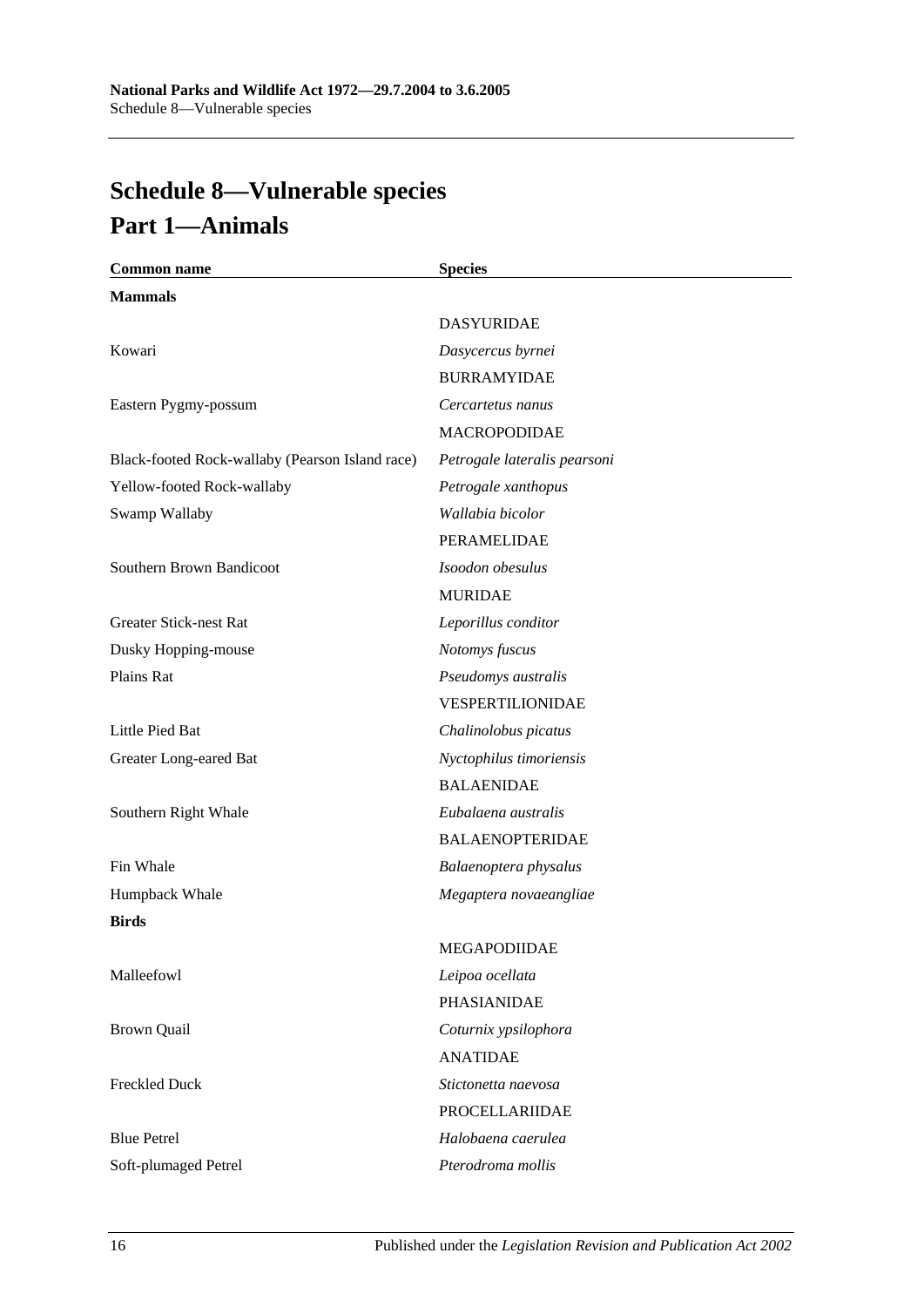# Schedule 8—Vulnerable species

## Part 1—Animals

| Common name | Species |
| --- | --- |
| **Mammals** | |
| | DASYURIDAE |
| Kowari | *Dasycercus byrnei* |
| | BURRAMYIDAE |
| Eastern Pygmy-possum | *Cercartetus nanus* |
| | MACROPODIDAE |
| Black-footed Rock-wallaby (Pearson Island race) | *Petrogale lateralis pearsoni* |
| Yellow-footed Rock-wallaby | *Petrogale xanthopus* |
| Swamp Wallaby | *Wallabia bicolor* |
| | PERAMELIDAE |
| Southern Brown Bandicoot | *Isoodon obesulus* |
| | MURIDAE |
| Greater Stick-nest Rat | *Leporillus conditor* |
| Dusky Hopping-mouse | *Notomys fuscus* |
| Plains Rat | *Pseudomys australis* |
| | VESPERTILIONIDAE |
| Little Pied Bat | *Chalinolobus picatus* |
| Greater Long-eared Bat | *Nyctophilus timoriensis* |
| | BALAENIDAE |
| Southern Right Whale | *Eubalaena australis* |
| | BALAENOPTERIDAE |
| Fin Whale | *Balaenoptera physalus* |
| Humpback Whale | *Megaptera novaeangliae* |
| **Birds** | |
| | MEGAPODIIDAE |
| Malleefowl | *Leipoa ocellata* |
| | PHASIANIDAE |
| Brown Quail | *Coturnix ypsilophora* |
| | ANATIDAE |
| Freckled Duck | *Stictonetta naevosa* |
| | PROCELLARIIDAE |
| Blue Petrel | *Halobaena caerulea* |
| Soft-plumaged Petrel | *Pterodroma mollis* |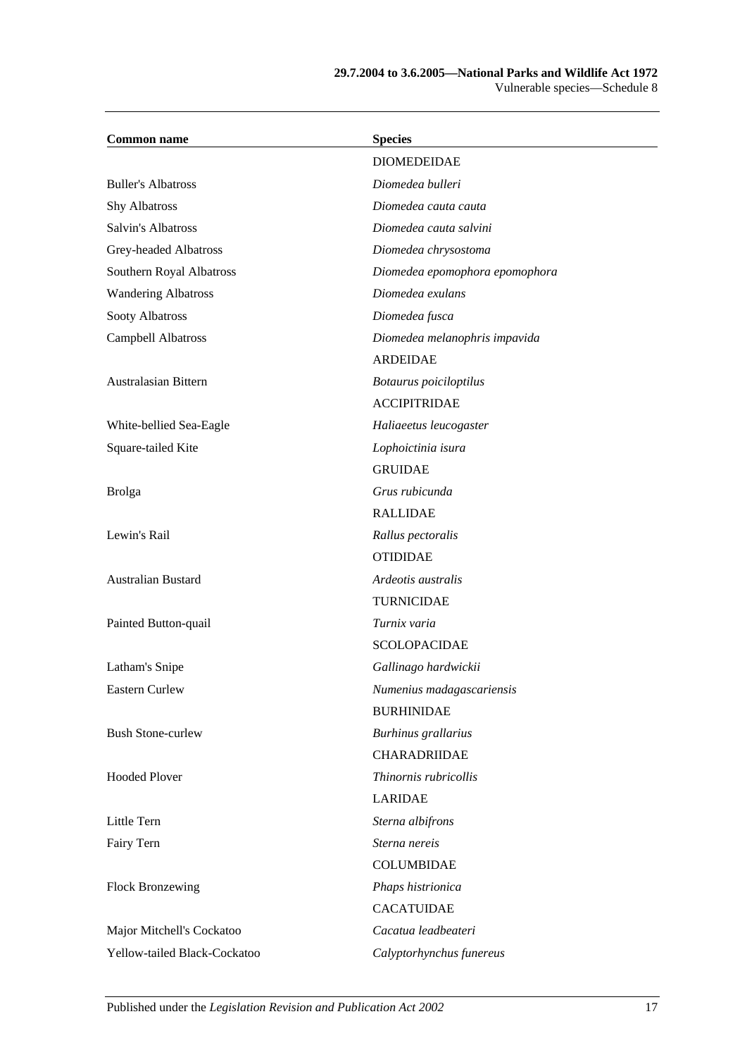| Common name | Species |
| --- | --- |
| | DIOMEDEIDAE |
| Buller's Albatross | *Diomedea bulleri* |
| Shy Albatross | *Diomedea cauta cauta* |
| Salvin's Albatross | *Diomedea cauta salvini* |
| Grey-headed Albatross | *Diomedea chrysostoma* |
| Southern Royal Albatross | *Diomedea epomophora epomophora* |
| Wandering Albatross | *Diomedea exulans* |
| Sooty Albatross | *Diomedea fusca* |
| Campbell Albatross | *Diomedea melanophris impavida* |
| | ARDEIDAE |
| Australasian Bittern | *Botaurus poiciloptilus* |
| | ACCIPITRIDAE |
| White-bellied Sea-Eagle | *Haliaeetus leucogaster* |
| Square-tailed Kite | *Lophoictinia isura* |
| | GRUIDAE |
| Brolga | *Grus rubicunda* |
| | RALLIDAE |
| Lewin's Rail | *Rallus pectoralis* |
| | OTIDIDAE |
| Australian Bustard | *Ardeotis australis* |
| | TURNICIDAE |
| Painted Button-quail | *Turnix varia* |
| | SCOLOPACIDAE |
| Latham's Snipe | *Gallinago hardwickii* |
| Eastern Curlew | *Numenius madagascariensis* |
| | BURHINIDAE |
| Bush Stone-curlew | *Burhinus grallarius* |
| | CHARADRIIDAE |
| Hooded Plover | *Thinornis rubricollis* |
| | LARIDAE |
| Little Tern | *Sterna albifrons* |
| Fairy Tern | *Sterna nereis* |
| | COLUMBIDAE |
| Flock Bronzewing | *Phaps histrionica* |
| | CACATUIDAE |
| Major Mitchell's Cockatoo | *Cacatua leadbeateri* |
| Yellow-tailed Black-Cockatoo | *Calyptorhynchus funereus* |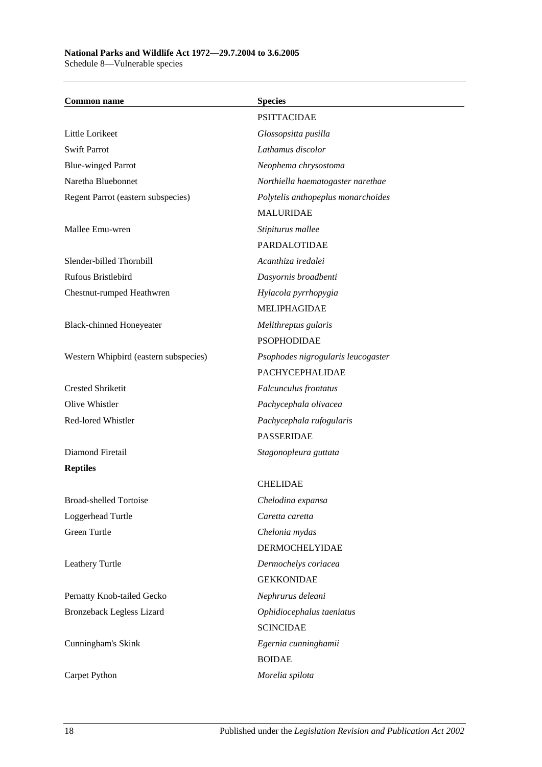| Common name | Species |
|---|---|
| | PSITTACIDAE |
| Little Lorikeet | *Glossopsitta pusilla* |
| Swift Parrot | *Lathamus discolor* |
| Blue-winged Parrot | *Neophema chrysostoma* |
| Naretha Bluebonnet | *Northiella haematogaster narethae* |
| Regent Parrot (eastern subspecies) | *Polytelis anthopeplus monarchoides* |
| | MALURIDAE |
| Mallee Emu-wren | *Stipiturus mallee* |
| | PARDALOTIDAE |
| Slender-billed Thornbill | *Acanthiza iredalei* |
| Rufous Bristlebird | *Dasyornis broadbenti* |
| Chestnut-rumped Heathwren | *Hylacola pyrrhopygia* |
| | MELIPHAGIDAE |
| Black-chinned Honeyeater | *Melithreptus gularis* |
| | PSOPHODIDAE |
| Western Whipbird (eastern subspecies) | *Psophodes nigrogularis leucogaster* |
| | PACHYCEPHALIDAE |
| Crested Shriketit | *Falcunculus frontatus* |
| Olive Whistler | *Pachycephala olivacea* |
| Red-lored Whistler | *Pachycephala rufogularis* |
| | PASSERIDAE |
| Diamond Firetail | *Stagonopleura guttata* |
| **Reptiles** | |
| | CHELIDAE |
| Broad-shelled Tortoise | *Chelodina expansa* |
| Loggerhead Turtle | *Caretta caretta* |
| Green Turtle | *Chelonia mydas* |
| | DERMOCHELYIDAE |
| Leathery Turtle | *Dermochelys coriacea* |
| | GEKKONIDAE |
| Pernatty Knob-tailed Gecko | *Nephrurus deleani* |
| Bronzeback Legless Lizard | *Ophidiocephalus taeniatus* |
| | SCINCIDAE |
| Cunningham's Skink | *Egernia cunninghamii* |
| | BOIDAE |
| Carpet Python | *Morelia spilota* |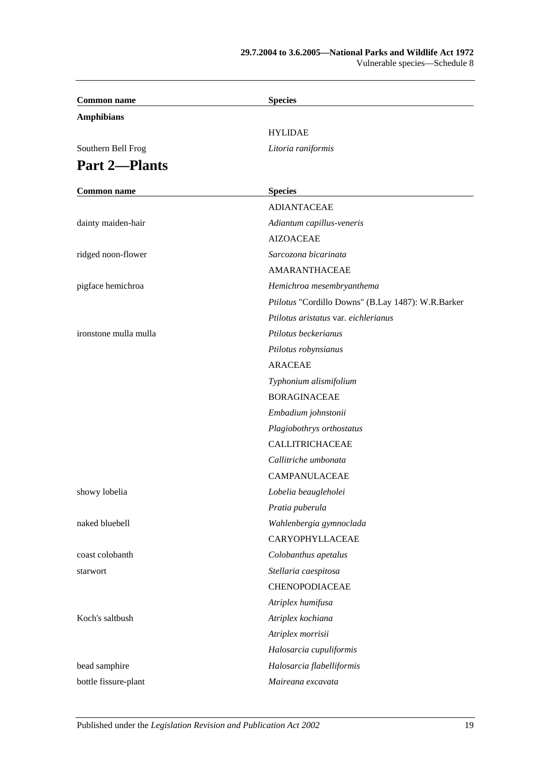| Common name | Species |
|---|---|
| **Amphibians** | |
| | HYLIDAE |
| Southern Bell Frog | *Litoria raniformis* |

## Part 2—Plants

| Common name | Species |
|---|---|
| | ADIANTACEAE |
| dainty maiden-hair | *Adiantum capillus-veneris* |
| | AIZOACEAE |
| ridged noon-flower | *Sarcozona bicarinata* |
| | AMARANTHACEAE |
| pigface hemichroa | *Hemichroa mesembryanthema* |
| | *Ptilotus* "Cordillo Downs" (B.Lay 1487): W.R.Barker |
| | *Ptilotus aristatus* var. *eichlerianus* |
| ironstone mulla mulla | *Ptilotus beckerianus* |
| | *Ptilotus robynsianus* |
| | ARACEAE |
| | *Typhonium alismifolium* |
| | BORAGINACEAE |
| | *Embadium johnstonii* |
| | *Plagiobothrys orthostatus* |
| | CALLITRICHACEAE |
| | *Callitriche umbonata* |
| | CAMPANULACEAE |
| showy lobelia | *Lobelia beaugleholei* |
| | *Pratia puberula* |
| naked bluebell | *Wahlenbergia gymnoclada* |
| | CARYOPHYLLACEAE |
| coast colobanth | *Colobanthus apetalus* |
| starwort | *Stellaria caespitosa* |
| | CHENOPODIACEAE |
| | *Atriplex humifusa* |
| Koch's saltbush | *Atriplex kochiana* |
| | *Atriplex morrisii* |
| | *Halosarcia cupuliformis* |
| bead samphire | *Halosarcia flabelliformis* |
| bottle fissure-plant | *Maireana excavata* |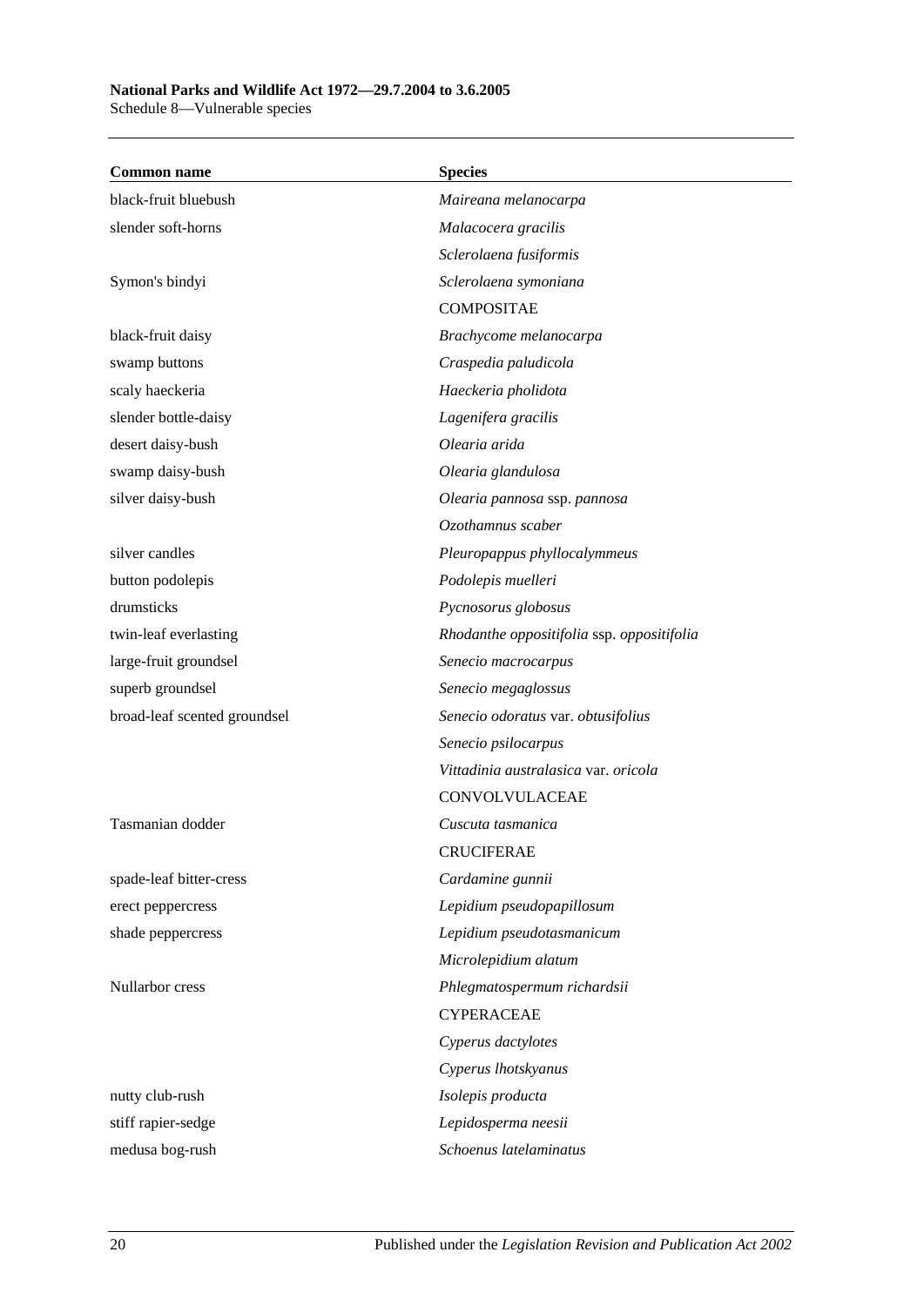| Common name | Species |
|---|---|
| black-fruit bluebush | *Maireana melanocarpa* |
| slender soft-horns | *Malacocera gracilis* |
| | *Sclerolaena fusiformis* |
| Symon's bindyi | *Sclerolaena symoniana* |
| | COMPOSITAE |
| black-fruit daisy | *Brachycome melanocarpa* |
| swamp buttons | *Craspedia paludicola* |
| scaly haeckeria | *Haeckeria pholidota* |
| slender bottle-daisy | *Lagenifera gracilis* |
| desert daisy-bush | *Olearia arida* |
| swamp daisy-bush | *Olearia glandulosa* |
| silver daisy-bush | *Olearia pannosa* ssp. *pannosa* |
| | *Ozothamnus scaber* |
| silver candles | *Pleuropappus phyllocalymmeus* |
| button podolepis | *Podolepis muelleri* |
| drumsticks | *Pycnosorus globosus* |
| twin-leaf everlasting | *Rhodanthe oppositifolia* ssp. *oppositifolia* |
| large-fruit groundsel | *Senecio macrocarpus* |
| superb groundsel | *Senecio megaglossus* |
| broad-leaf scented groundsel | *Senecio odoratus* var. *obtusifolius* |
| | *Senecio psilocarpus* |
| | *Vittadinia australasica* var. *oricola* |
| | CONVOLVULACEAE |
| Tasmanian dodder | *Cuscuta tasmanica* |
| | CRUCIFERAE |
| spade-leaf bitter-cress | *Cardamine gunnii* |
| erect peppercress | *Lepidium pseudopapillosum* |
| shade peppercress | *Lepidium pseudotasmanicum* |
| | *Microlepidium alatum* |
| Nullarbor cress | *Phlegmatospermum richardsii* |
| | CYPERACEAE |
| | *Cyperus dactylotes* |
| | *Cyperus lhotskyanus* |
| nutty club-rush | *Isolepis producta* |
| stiff rapier-sedge | *Lepidosperma neesii* |
| medusa bog-rush | *Schoenus latelaminatus* |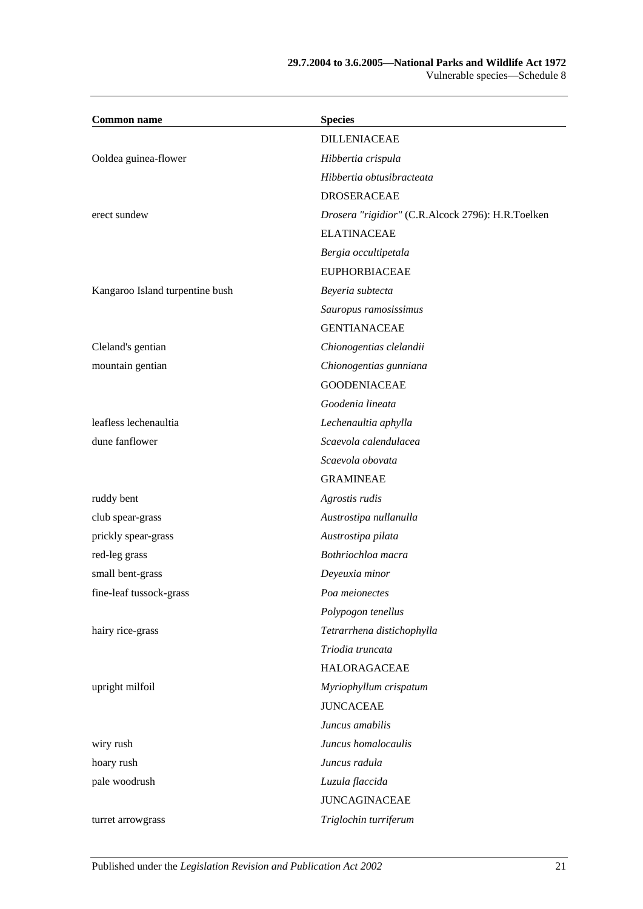| Common name | Species |
|---|---|
| | DILLENIACEAE |
| Ooldea guinea-flower | *Hibbertia crispula* |
| | *Hibbertia obtusibracteata* |
| | DROSERACEAE |
| erect sundew | *Drosera "rigidior"* (C.R.Alcock 2796): H.R.Toelken |
| | ELATINACEAE |
| | *Bergia occultipetala* |
| | EUPHORBIACEAE |
| Kangaroo Island turpentine bush | *Beyeria subtecta* |
| | *Sauropus ramosissimus* |
| | GENTIANACEAE |
| Cleland's gentian | *Chionogentias clelandii* |
| mountain gentian | *Chionogentias gunniana* |
| | GOODENIACEAE |
| | *Goodenia lineata* |
| leafless lechenaultia | *Lechenaultia aphylla* |
| dune fanflower | *Scaevola calendulacea* |
| | *Scaevola obovata* |
| | GRAMINEAE |
| ruddy bent | *Agrostis rudis* |
| club spear-grass | *Austrostipa nullanulla* |
| prickly spear-grass | *Austrostipa pilata* |
| red-leg grass | *Bothriochloa macra* |
| small bent-grass | *Deyeuxia minor* |
| fine-leaf tussock-grass | *Poa meionectes* |
| | *Polypogon tenellus* |
| hairy rice-grass | *Tetrarrhena distichophylla* |
| | *Triodia truncata* |
| | HALORAGACEAE |
| upright milfoil | *Myriophyllum crispatum* |
| | JUNCACEAE |
| | *Juncus amabilis* |
| wiry rush | *Juncus homalocaulis* |
| hoary rush | *Juncus radula* |
| pale woodrush | *Luzula flaccida* |
| | JUNCAGINACEAE |
| turret arrowgrass | *Triglochin turriferum* |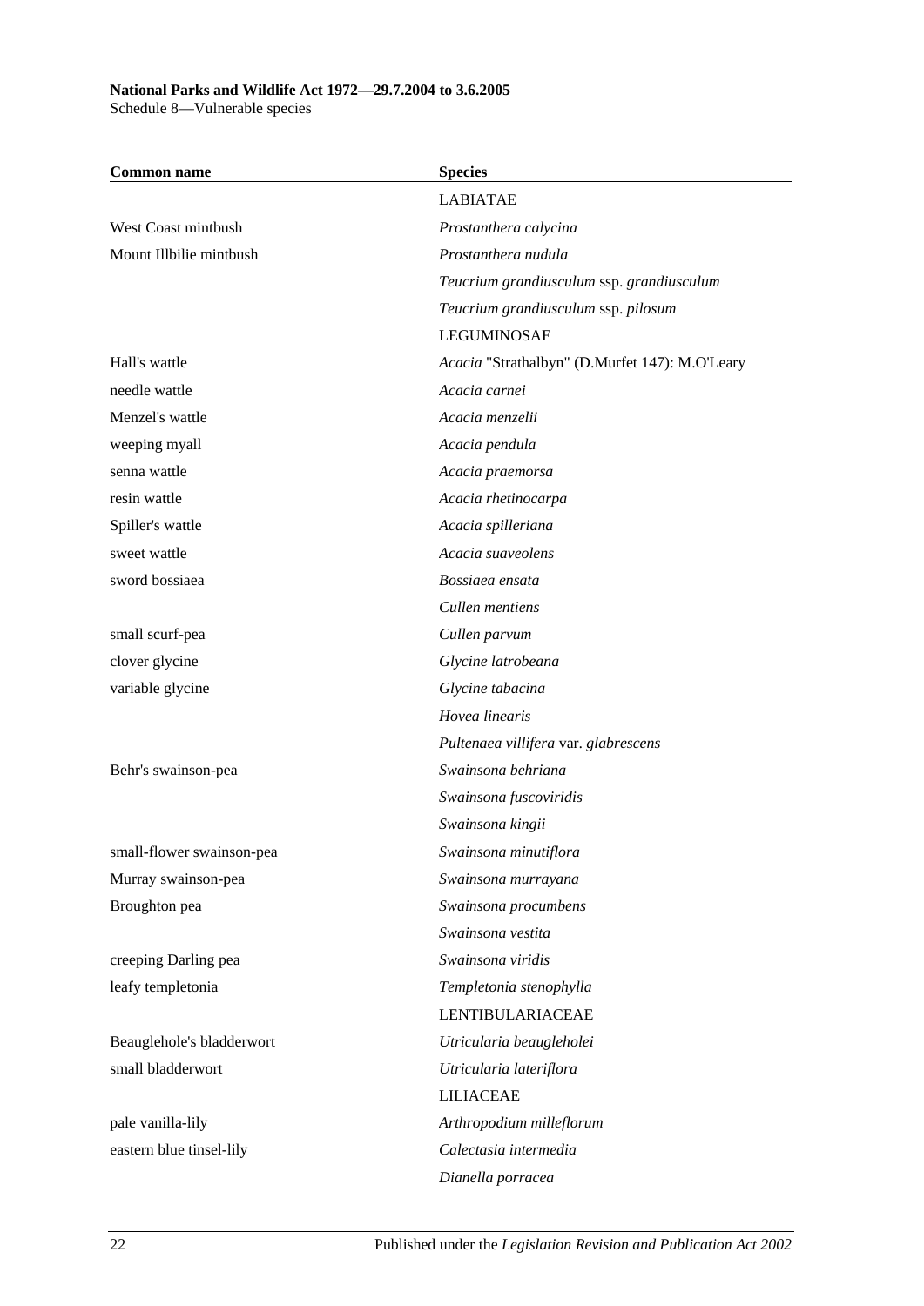| Common name | Species |
|---|---|
| | LABIATAE |
| West Coast mintbush | *Prostanthera calycina* |
| Mount Illbilie mintbush | *Prostanthera nudula* |
| | *Teucrium grandiusculum* ssp. *grandiusculum* |
| | *Teucrium grandiusculum* ssp. *pilosum* |
| | LEGUMINOSAE |
| Hall's wattle | *Acacia* "Strathalbyn" (D.Murfet 147): M.O'Leary |
| needle wattle | *Acacia carnei* |
| Menzel's wattle | *Acacia menzelii* |
| weeping myall | *Acacia pendula* |
| senna wattle | *Acacia praemorsa* |
| resin wattle | *Acacia rhetinocarpa* |
| Spiller's wattle | *Acacia spilleriana* |
| sweet wattle | *Acacia suaveolens* |
| sword bossiaea | *Bossiaea ensata* |
| | *Cullen mentiens* |
| small scurf-pea | *Cullen parvum* |
| clover glycine | *Glycine latrobeana* |
| variable glycine | *Glycine tabacina* |
| | *Hovea linearis* |
| | *Pultenaea villifera* var. *glabrescens* |
| Behr's swainson-pea | *Swainsona behriana* |
| | *Swainsona fuscoviridis* |
| | *Swainsona kingii* |
| small-flower swainson-pea | *Swainsona minutiflora* |
| Murray swainson-pea | *Swainsona murrayana* |
| Broughton pea | *Swainsona procumbens* |
| | *Swainsona vestita* |
| creeping Darling pea | *Swainsona viridis* |
| leafy templetonia | *Templetonia stenophylla* |
| | LENTIBULARIACEAE |
| Beauglehole's bladderwort | *Utricularia beaugleholei* |
| small bladderwort | *Utricularia lateriflora* |
| | LILIACEAE |
| pale vanilla-lily | *Arthropodium milleflorum* |
| eastern blue tinsel-lily | *Calectasia intermedia* |
| | *Dianella porracea* |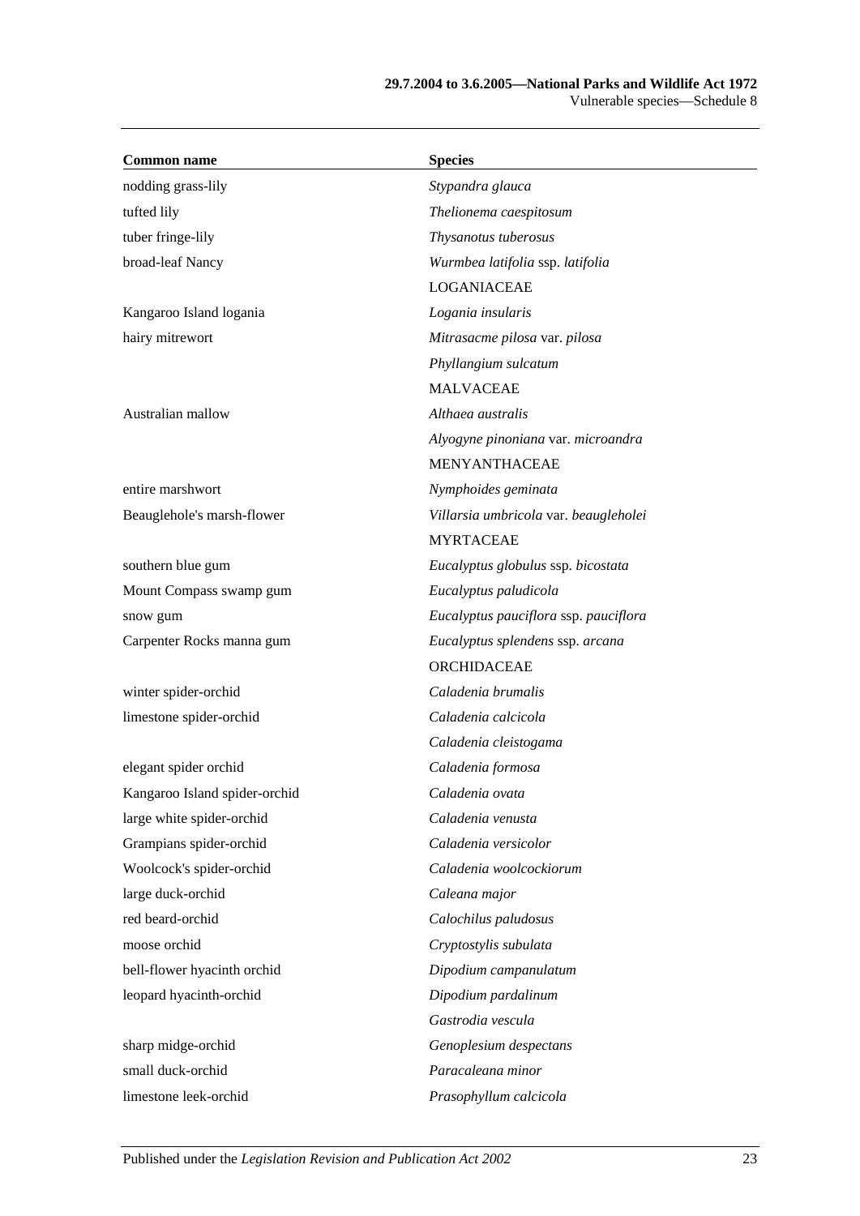| Common name | Species |
|---|---|
| nodding grass-lily | *Stypandra glauca* |
| tufted lily | *Thelionema caespitosum* |
| tuber fringe-lily | *Thysanotus tuberosus* |
| broad-leaf Nancy | *Wurmbea latifolia* ssp. *latifolia* |
| | LOGANIACEAE |
| Kangaroo Island logania | *Logania insularis* |
| hairy mitrewort | *Mitrasacme pilosa* var. *pilosa* |
| | *Phyllangium sulcatum* |
| | MALVACEAE |
| Australian mallow | *Althaea australis* |
| | *Alyogyne pinoniana* var. *microandra* |
| | MENYANTHACEAE |
| entire marshwort | *Nymphoides geminata* |
| Beauglehole's marsh-flower | *Villarsia umbricola* var. *beaugleholei* |
| | MYRTACEAE |
| southern blue gum | *Eucalyptus globulus* ssp. *bicostata* |
| Mount Compass swamp gum | *Eucalyptus paludicola* |
| snow gum | *Eucalyptus pauciflora* ssp. *pauciflora* |
| Carpenter Rocks manna gum | *Eucalyptus splendens* ssp. *arcana* |
| | ORCHIDACEAE |
| winter spider-orchid | *Caladenia brumalis* |
| limestone spider-orchid | *Caladenia calcicola* |
| | *Caladenia cleistogama* |
| elegant spider orchid | *Caladenia formosa* |
| Kangaroo Island spider-orchid | *Caladenia ovata* |
| large white spider-orchid | *Caladenia venusta* |
| Grampians spider-orchid | *Caladenia versicolor* |
| Woolcock's spider-orchid | *Caladenia woolcockiorum* |
| large duck-orchid | *Caleana major* |
| red beard-orchid | *Calochilus paludosus* |
| moose orchid | *Cryptostylis subulata* |
| bell-flower hyacinth orchid | *Dipodium campanulatum* |
| leopard hyacinth-orchid | *Dipodium pardalinum* |
| | *Gastrodia vescula* |
| sharp midge-orchid | *Genoplesium despectans* |
| small duck-orchid | *Paracaleana minor* |
| limestone leek-orchid | *Prasophyllum calcicola* |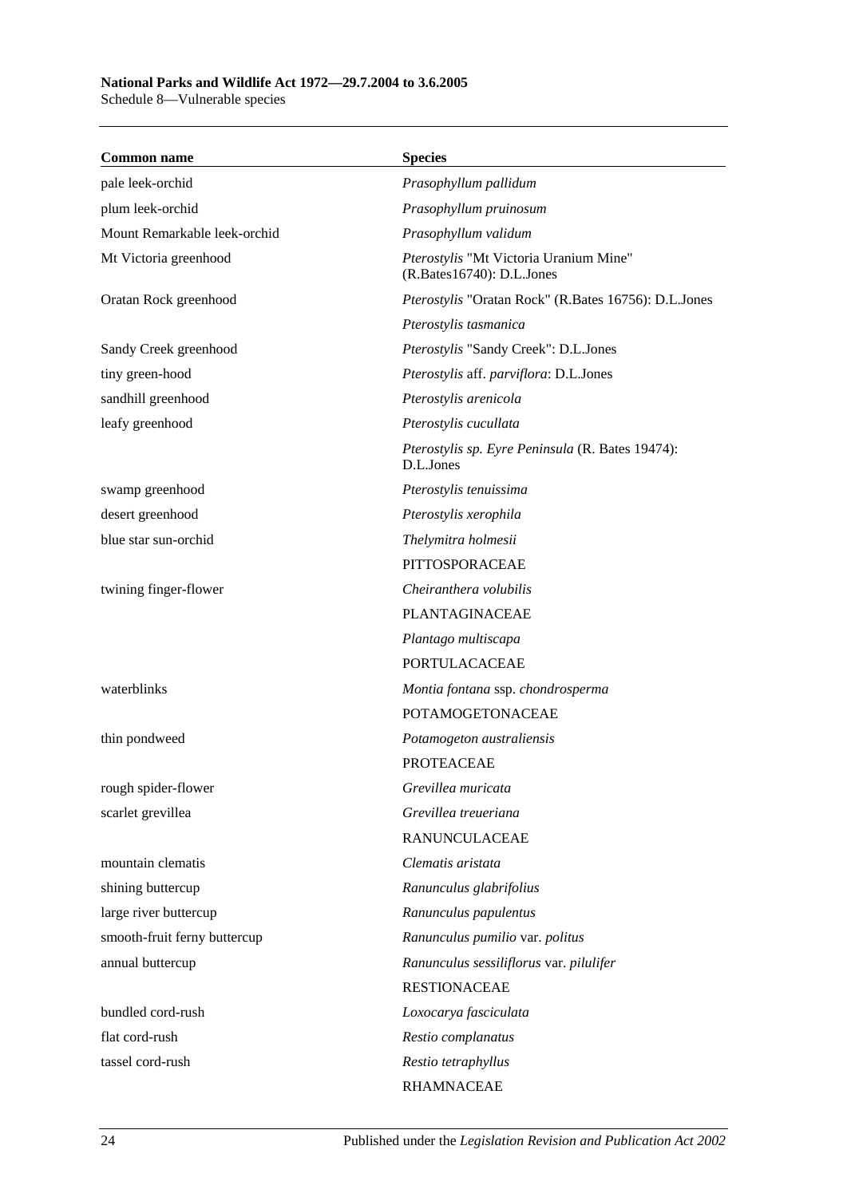| Common name | Species |
|---|---|
| pale leek-orchid | *Prasophyllum pallidum* |
| plum leek-orchid | *Prasophyllum pruinosum* |
| Mount Remarkable leek-orchid | *Prasophyllum validum* |
| Mt Victoria greenhood | *Pterostylis* "Mt Victoria Uranium Mine" (R.Bates16740): D.L.Jones |
| Oratan Rock greenhood | *Pterostylis* "Oratan Rock" (R.Bates 16756): D.L.Jones |
| | *Pterostylis tasmanica* |
| Sandy Creek greenhood | *Pterostylis* "Sandy Creek": D.L.Jones |
| tiny green-hood | *Pterostylis* aff. *parviflora*: D.L.Jones |
| sandhill greenhood | *Pterostylis arenicola* |
| leafy greenhood | *Pterostylis cucullata* |
| | *Pterostylis sp. Eyre Peninsula* (R. Bates 19474): D.L.Jones |
| swamp greenhood | *Pterostylis tenuissima* |
| desert greenhood | *Pterostylis xerophila* |
| blue star sun-orchid | *Thelymitra holmesii* |
| | PITTOSPORACEAE |
| twining finger-flower | *Cheiranthera volubilis* |
| | PLANTAGINACEAE |
| | *Plantago multiscapa* |
| | PORTULACACEAE |
| waterblinks | *Montia fontana* ssp. *chondrosperma* |
| | POTAMOGETONACEAE |
| thin pondweed | *Potamogeton australiensis* |
| | PROTEACEAE |
| rough spider-flower | *Grevillea muricata* |
| scarlet grevillea | *Grevillea treueriana* |
| | RANUNCULACEAE |
| mountain clematis | *Clematis aristata* |
| shining buttercup | *Ranunculus glabrifolius* |
| large river buttercup | *Ranunculus papulentus* |
| smooth-fruit ferny buttercup | *Ranunculus pumilio* var. *politus* |
| annual buttercup | *Ranunculus sessiliflorus* var. *pilulifer* |
| | RESTIONACEAE |
| bundled cord-rush | *Loxocarya fasciculata* |
| flat cord-rush | *Restio complanatus* |
| tassel cord-rush | *Restio tetraphyllus* |
| | RHAMNACEAE |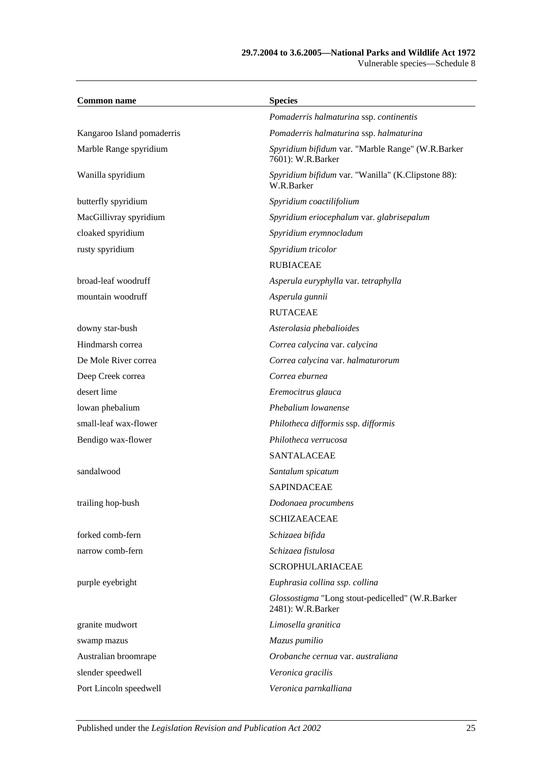| Common name | Species |
|---|---|
| | *Pomaderris halmaturina* ssp. *continentis* |
| Kangaroo Island pomaderris | *Pomaderris halmaturina* ssp. *halmaturina* |
| Marble Range spyridium | *Spyridium bifidum* var. "Marble Range" (W.R.Barker 7601): W.R.Barker |
| Wanilla spyridium | *Spyridium bifidum* var. "Wanilla" (K.Clipstone 88): W.R.Barker |
| butterfly spyridium | *Spyridium coactilifolium* |
| MacGillivray spyridium | *Spyridium eriocephalum* var. *glabrisepalum* |
| cloaked spyridium | *Spyridium erymnocladum* |
| rusty spyridium | *Spyridium tricolor* |
| | RUBIACEAE |
| broad-leaf woodruff | *Asperula euryphylla* var. *tetraphylla* |
| mountain woodruff | *Asperula gunnii* |
| | RUTACEAE |
| downy star-bush | *Asterolasia phebalioides* |
| Hindmarsh correa | *Correa calycina* var. *calycina* |
| De Mole River correa | *Correa calycina* var. *halmaturorum* |
| Deep Creek correa | *Correa eburnea* |
| desert lime | *Eremocitrus glauca* |
| lowan phebalium | *Phebalium lowanense* |
| small-leaf wax-flower | *Philotheca difformis* ssp. *difformis* |
| Bendigo wax-flower | *Philotheca verrucosa* |
| | SANTALACEAE |
| sandalwood | *Santalum spicatum* |
| | SAPINDACEAE |
| trailing hop-bush | *Dodonaea procumbens* |
| | SCHIZAEACEAE |
| forked comb-fern | *Schizaea bifida* |
| narrow comb-fern | *Schizaea fistulosa* |
| | SCROPHULARIACEAE |
| purple eyebright | *Euphrasia collina ssp. collina* |
| | *Glossostigma* "Long stout-pedicelled" (W.R.Barker 2481): W.R.Barker |
| granite mudwort | *Limosella granitica* |
| swamp mazus | *Mazus pumilio* |
| Australian broomrape | *Orobanche cernua* var. *australiana* |
| slender speedwell | *Veronica gracilis* |
| Port Lincoln speedwell | *Veronica parnkalliana* |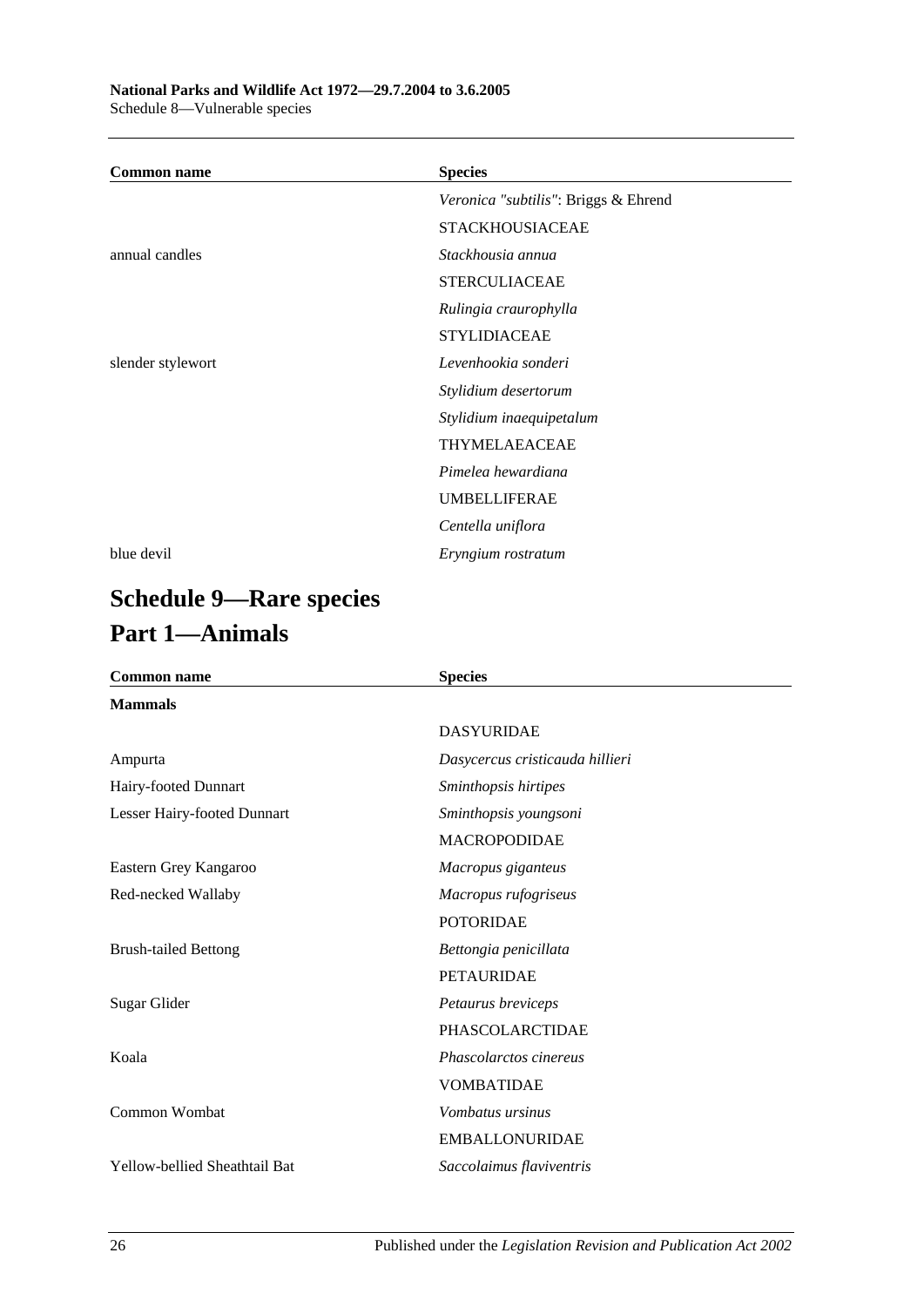| Common name | Species |
| --- | --- |
| | *Veronica "subtilis"*: Briggs & Ehrend |
| | STACKHOUSIACEAE |
| annual candles | *Stackhousia annua* |
| | STERCULIACEAE |
| | *Rulingia craurophylla* |
| | STYLIDIACEAE |
| slender stylewort | *Levenhookia sonderi* |
| | *Stylidium desertorum* |
| | *Stylidium inaequipetalum* |
| | THYMELAEACEAE |
| | *Pimelea hewardiana* |
| | UMBELLIFERAE |
| | *Centella uniflora* |
| blue devil | *Eryngium rostratum* |

# Schedule 9—Rare species

## Part 1—Animals

| Common name | Species |
| --- | --- |
| **Mammals** | |
| | DASYURIDAE |
| Ampurta | *Dasycercus cristicauda hillieri* |
| Hairy-footed Dunnart | *Sminthopsis hirtipes* |
| Lesser Hairy-footed Dunnart | *Sminthopsis youngsoni* |
| | MACROPODIDAE |
| Eastern Grey Kangaroo | *Macropus giganteus* |
| Red-necked Wallaby | *Macropus rufogriseus* |
| | POTORIDAE |
| Brush-tailed Bettong | *Bettongia penicillata* |
| | PETAURIDAE |
| Sugar Glider | *Petaurus breviceps* |
| | PHASCOLARCTIDAE |
| Koala | *Phascolarctos cinereus* |
| | VOMBATIDAE |
| Common Wombat | *Vombatus ursinus* |
| | EMBALLONURIDAE |
| Yellow-bellied Sheathtail Bat | *Saccolaimus flaviventris* |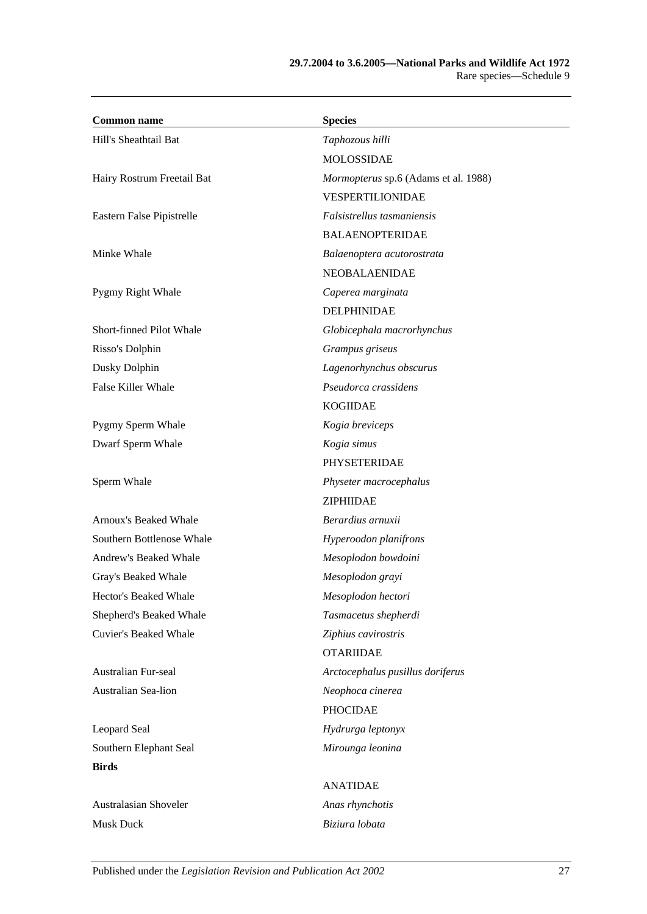| Common name | Species |
|---|---|
| Hill's Sheathtail Bat | *Taphozous hilli* |
| | MOLOSSIDAE |
| Hairy Rostrum Freetail Bat | *Mormopterus* sp.6 (Adams et al. 1988) |
| | VESPERTILIONIDAE |
| Eastern False Pipistrelle | *Falsistrellus tasmaniensis* |
| | BALAENOPTERIDAE |
| Minke Whale | *Balaenoptera acutorostrata* |
| | NEOBALAENIDAE |
| Pygmy Right Whale | *Caperea marginata* |
| | DELPHINIDAE |
| Short-finned Pilot Whale | *Globicephala macrorhynchus* |
| Risso's Dolphin | *Grampus griseus* |
| Dusky Dolphin | *Lagenorhynchus obscurus* |
| False Killer Whale | *Pseudorca crassidens* |
| | KOGIIDAE |
| Pygmy Sperm Whale | *Kogia breviceps* |
| Dwarf Sperm Whale | *Kogia simus* |
| | PHYSETERIDAE |
| Sperm Whale | *Physeter macrocephalus* |
| | ZIPHIIDAE |
| Arnoux's Beaked Whale | *Berardius arnuxii* |
| Southern Bottlenose Whale | *Hyperoodon planifrons* |
| Andrew's Beaked Whale | *Mesoplodon bowdoini* |
| Gray's Beaked Whale | *Mesoplodon grayi* |
| Hector's Beaked Whale | *Mesoplodon hectori* |
| Shepherd's Beaked Whale | *Tasmacetus shepherdi* |
| Cuvier's Beaked Whale | *Ziphius cavirostris* |
| | OTARIIDAE |
| Australian Fur-seal | *Arctocephalus pusillus doriferus* |
| Australian Sea-lion | *Neophoca cinerea* |
| | PHOCIDAE |
| Leopard Seal | *Hydrurga leptonyx* |
| Southern Elephant Seal | *Mirounga leonina* |
| **Birds** | |
| | ANATIDAE |
| Australasian Shoveler | *Anas rhynchotis* |
| Musk Duck | *Biziura lobata* |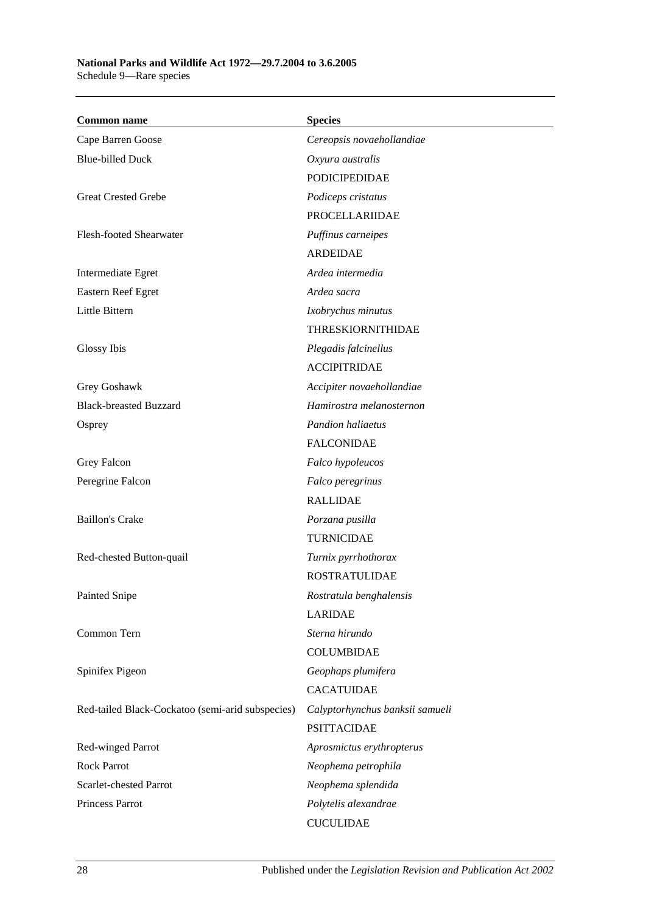| Common name | Species |
|---|---|
| Cape Barren Goose | *Cereopsis novaehollandiae* |
| Blue-billed Duck | *Oxyura australis* |
| | PODICIPEDIDAE |
| Great Crested Grebe | *Podiceps cristatus* |
| | PROCELLARIIDAE |
| Flesh-footed Shearwater | *Puffinus carneipes* |
| | ARDEIDAE |
| Intermediate Egret | *Ardea intermedia* |
| Eastern Reef Egret | *Ardea sacra* |
| Little Bittern | *Ixobrychus minutus* |
| | THRESKIORNITHIDAE |
| Glossy Ibis | *Plegadis falcinellus* |
| | ACCIPITRIDAE |
| Grey Goshawk | *Accipiter novaehollandiae* |
| Black-breasted Buzzard | *Hamirostra melanosternon* |
| Osprey | *Pandion haliaetus* |
| | FALCONIDAE |
| Grey Falcon | *Falco hypoleucos* |
| Peregrine Falcon | *Falco peregrinus* |
| | RALLIDAE |
| Baillon's Crake | *Porzana pusilla* |
| | TURNICIDAE |
| Red-chested Button-quail | *Turnix pyrrhothorax* |
| | ROSTRATULIDAE |
| Painted Snipe | *Rostratula benghalensis* |
| | LARIDAE |
| Common Tern | *Sterna hirundo* |
| | COLUMBIDAE |
| Spinifex Pigeon | *Geophaps plumifera* |
| | CACATUIDAE |
| Red-tailed Black-Cockatoo (semi-arid subspecies) | *Calyptorhynchus banksii samueli* |
| | PSITTACIDAE |
| Red-winged Parrot | *Aprosmictus erythropterus* |
| Rock Parrot | *Neophema petrophila* |
| Scarlet-chested Parrot | *Neophema splendida* |
| Princess Parrot | *Polytelis alexandrae* |
| | CUCULIDAE |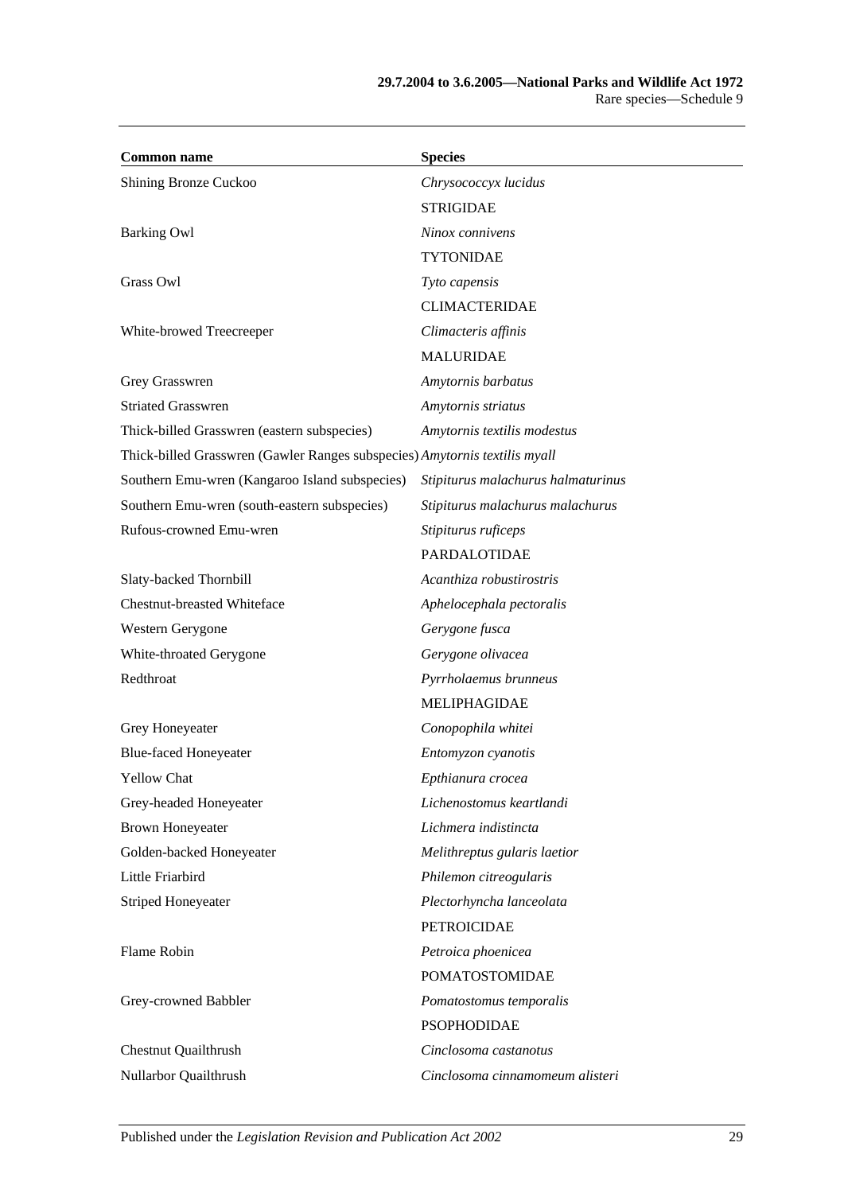| Common name | Species |
|---|---|
| Shining Bronze Cuckoo | *Chrysococcyx lucidus* |
| | STRIGIDAE |
| Barking Owl | *Ninox connivens* |
| | TYTONIDAE |
| Grass Owl | *Tyto capensis* |
| | CLIMACTERIDAE |
| White-browed Treecreeper | *Climacteris affinis* |
| | MALURIDAE |
| Grey Grasswren | *Amytornis barbatus* |
| Striated Grasswren | *Amytornis striatus* |
| Thick-billed Grasswren (eastern subspecies) | *Amytornis textilis modestus* |
| Thick-billed Grasswren (Gawler Ranges subspecies) | *Amytornis textilis myall* |
| Southern Emu-wren (Kangaroo Island subspecies) | *Stipiturus malachurus halmaturinus* |
| Southern Emu-wren (south-eastern subspecies) | *Stipiturus malachurus malachurus* |
| Rufous-crowned Emu-wren | *Stipiturus ruficeps* |
| | PARDALOTIDAE |
| Slaty-backed Thornbill | *Acanthiza robustirostris* |
| Chestnut-breasted Whiteface | *Aphelocephala pectoralis* |
| Western Gerygone | *Gerygone fusca* |
| White-throated Gerygone | *Gerygone olivacea* |
| Redthroat | *Pyrrholaemus brunneus* |
| | MELIPHAGIDAE |
| Grey Honeyeater | *Conopophila whitei* |
| Blue-faced Honeyeater | *Entomyzon cyanotis* |
| Yellow Chat | *Epthianura crocea* |
| Grey-headed Honeyeater | *Lichenostomus keartlandi* |
| Brown Honeyeater | *Lichmera indistincta* |
| Golden-backed Honeyeater | *Melithreptus gularis laetior* |
| Little Friarbird | *Philemon citreogularis* |
| Striped Honeyeater | *Plectorhyncha lanceolata* |
| | PETROICIDAE |
| Flame Robin | *Petroica phoenicea* |
| | POMATOSTOMIDAE |
| Grey-crowned Babbler | *Pomatostomus temporalis* |
| | PSOPHODIDAE |
| Chestnut Quailthrush | *Cinclosoma castanotus* |
| Nullarbor Quailthrush | *Cinclosoma cinnamomeum alisteri* |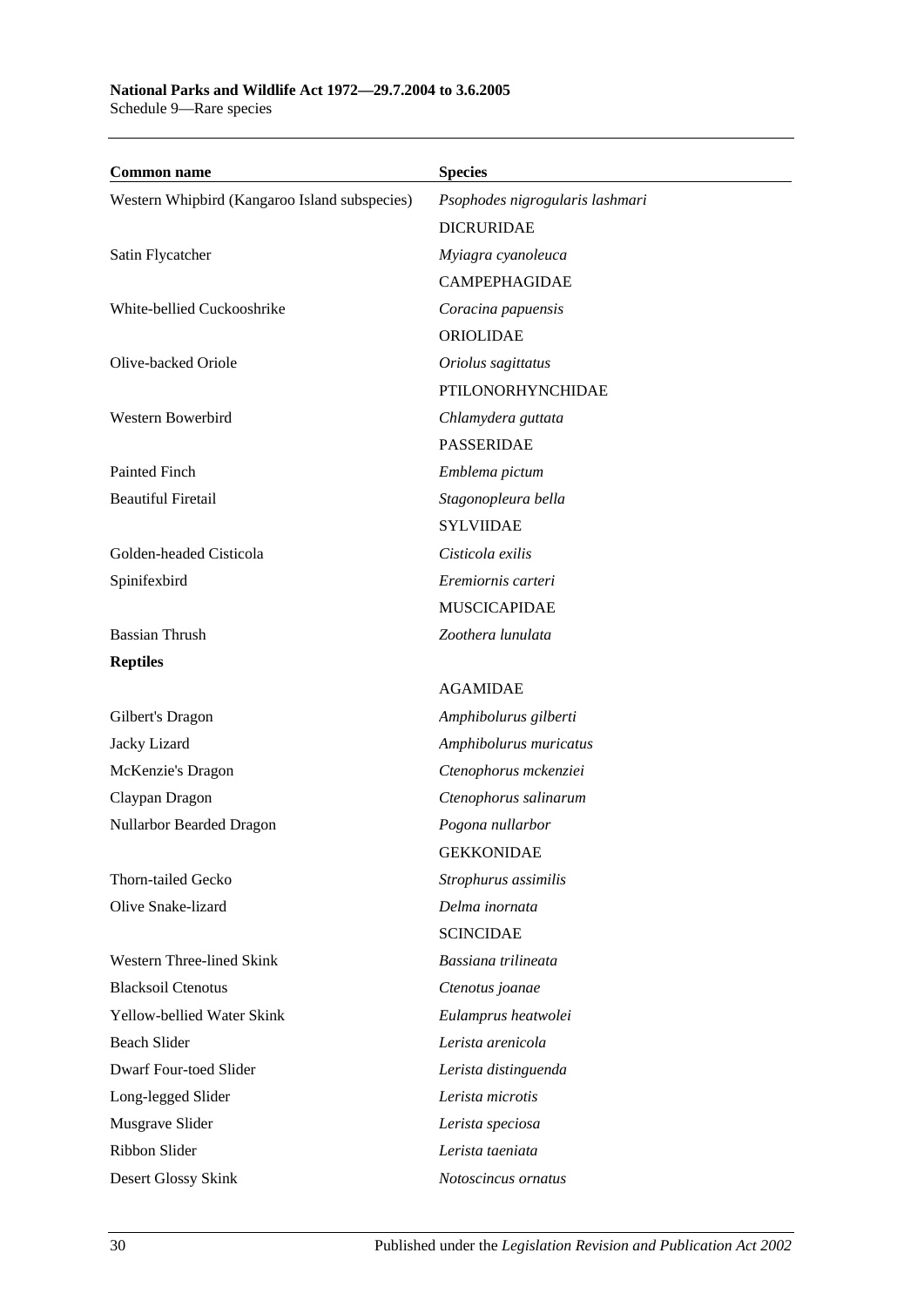| Common name | Species |
|---|---|
| Western Whipbird (Kangaroo Island subspecies) | *Psophodes nigrogularis lashmari* |
| | DICRURIDAE |
| Satin Flycatcher | *Myiagra cyanoleuca* |
| | CAMPEPHAGIDAE |
| White-bellied Cuckooshrike | *Coracina papuensis* |
| | ORIOLIDAE |
| Olive-backed Oriole | *Oriolus sagittatus* |
| | PTILONORHYNCHIDAE |
| Western Bowerbird | *Chlamydera guttata* |
| | PASSERIDAE |
| Painted Finch | *Emblema pictum* |
| Beautiful Firetail | *Stagonopleura bella* |
| | SYLVIIDAE |
| Golden-headed Cisticola | *Cisticola exilis* |
| Spinifexbird | *Eremiornis carteri* |
| | MUSCICAPIDAE |
| Bassian Thrush | *Zoothera lunulata* |
| **Reptiles** | |
| | AGAMIDAE |
| Gilbert's Dragon | *Amphibolurus gilberti* |
| Jacky Lizard | *Amphibolurus muricatus* |
| McKenzie's Dragon | *Ctenophorus mckenziei* |
| Claypan Dragon | *Ctenophorus salinarum* |
| Nullarbor Bearded Dragon | *Pogona nullarbor* |
| | GEKKONIDAE |
| Thorn-tailed Gecko | *Strophurus assimilis* |
| Olive Snake-lizard | *Delma inornata* |
| | SCINCIDAE |
| Western Three-lined Skink | *Bassiana trilineata* |
| Blacksoil Ctenotus | *Ctenotus joanae* |
| Yellow-bellied Water Skink | *Eulamprus heatwolei* |
| Beach Slider | *Lerista arenicola* |
| Dwarf Four-toed Slider | *Lerista distinguenda* |
| Long-legged Slider | *Lerista microtis* |
| Musgrave Slider | *Lerista speciosa* |
| Ribbon Slider | *Lerista taeniata* |
| Desert Glossy Skink | *Notoscincus ornatus* |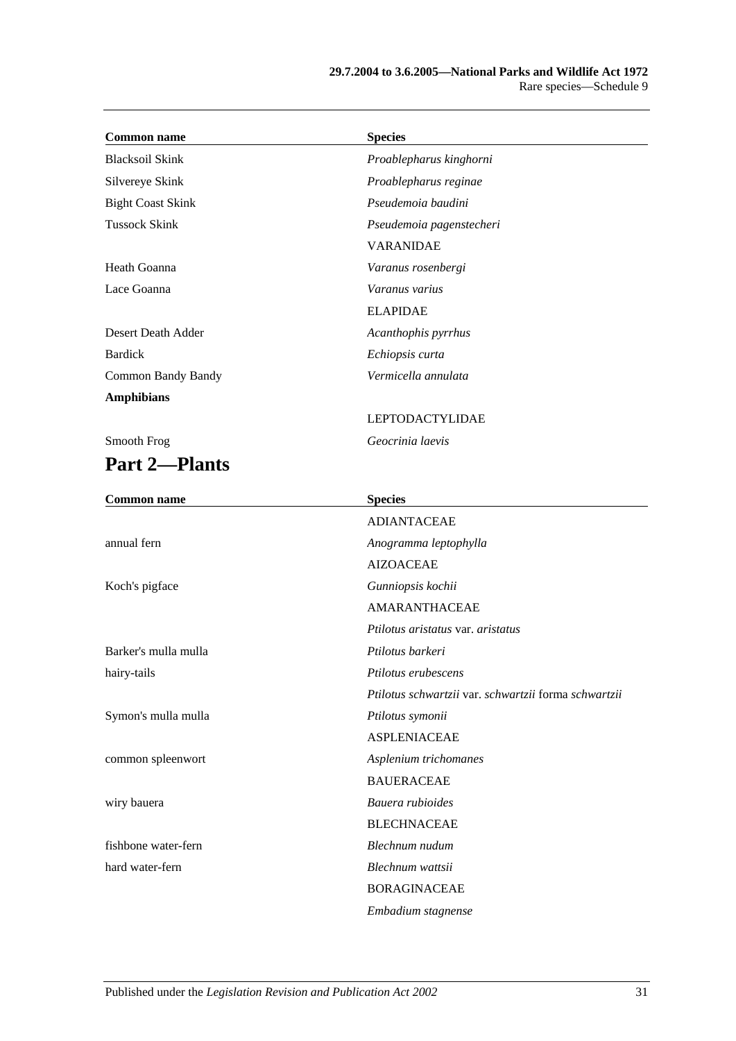| Common name | Species |
|---|---|
| Blacksoil Skink | *Proablepharus kinghorni* |
| Silvereye Skink | *Proablepharus reginae* |
| Bight Coast Skink | *Pseudemoia baudini* |
| Tussock Skink | *Pseudemoia pagenstecheri* |
| | VARANIDAE |
| Heath Goanna | *Varanus rosenbergi* |
| Lace Goanna | *Varanus varius* |
| | ELAPIDAE |
| Desert Death Adder | *Acanthophis pyrrhus* |
| Bardick | *Echiopsis curta* |
| Common Bandy Bandy | *Vermicella annulata* |
| **Amphibians** | |
| | LEPTODACTYLIDAE |
| Smooth Frog | *Geocrinia laevis* |

## Part 2—Plants

| Common name | Species |
|---|---|
| | ADIANTACEAE |
| annual fern | *Anogramma leptophylla* |
| | AIZOACEAE |
| Koch's pigface | *Gunniopsis kochii* |
| | AMARANTHACEAE |
| | *Ptilotus aristatus* var. *aristatus* |
| Barker's mulla mulla | *Ptilotus barkeri* |
| hairy-tails | *Ptilotus erubescens* |
| | *Ptilotus schwartzii* var. *schwartzii* forma *schwartzii* |
| Symon's mulla mulla | *Ptilotus symonii* |
| | ASPLENIACEAE |
| common spleenwort | *Asplenium trichomanes* |
| | BAUERACEAE |
| wiry bauera | *Bauera rubioides* |
| | BLECHNACEAE |
| fishbone water-fern | *Blechnum nudum* |
| hard water-fern | *Blechnum wattsii* |
| | BORAGINACEAE |
| | *Embadium stagnense* |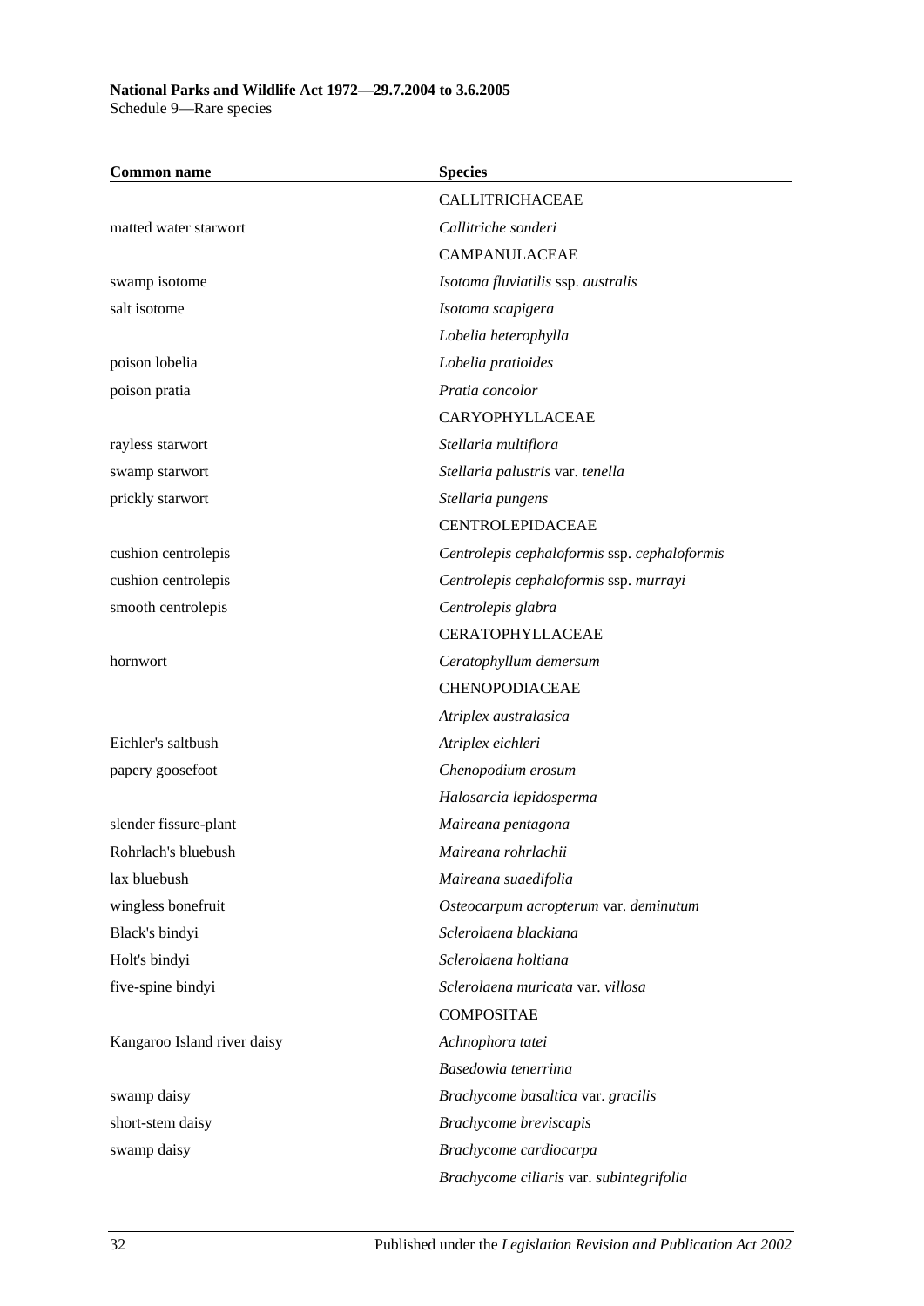| Common name | Species |
|---|---|
| | CALLITRICHACEAE |
| matted water starwort | *Callitriche sonderi* |
| | CAMPANULACEAE |
| swamp isotome | *Isotoma fluviatilis* ssp. *australis* |
| salt isotome | *Isotoma scapigera* |
| | *Lobelia heterophylla* |
| poison lobelia | *Lobelia pratioides* |
| poison pratia | *Pratia concolor* |
| | CARYOPHYLLACEAE |
| rayless starwort | *Stellaria multiflora* |
| swamp starwort | *Stellaria palustris* var. *tenella* |
| prickly starwort | *Stellaria pungens* |
| | CENTROLEPIDACEAE |
| cushion centrolepis | *Centrolepis cephaloformis* ssp. *cephaloformis* |
| cushion centrolepis | *Centrolepis cephaloformis* ssp. *murrayi* |
| smooth centrolepis | *Centrolepis glabra* |
| | CERATOPHYLLACEAE |
| hornwort | *Ceratophyllum demersum* |
| | CHENOPODIACEAE |
| | *Atriplex australasica* |
| Eichler's saltbush | *Atriplex eichleri* |
| papery goosefoot | *Chenopodium erosum* |
| | *Halosarcia lepidosperma* |
| slender fissure-plant | *Maireana pentagona* |
| Rohrlach's bluebush | *Maireana rohrlachii* |
| lax bluebush | *Maireana suaedifolia* |
| wingless bonefruit | *Osteocarpum acropterum* var. *deminutum* |
| Black's bindyi | *Sclerolaena blackiana* |
| Holt's bindyi | *Sclerolaena holtiana* |
| five-spine bindyi | *Sclerolaena muricata* var. *villosa* |
| | COMPOSITAE |
| Kangaroo Island river daisy | *Achnophora tatei* |
| | *Basedowia tenerrima* |
| swamp daisy | *Brachycome basaltica* var. *gracilis* |
| short-stem daisy | *Brachycome breviscapis* |
| swamp daisy | *Brachycome cardiocarpa* |
| | *Brachycome ciliaris* var. *subintegrifolia* |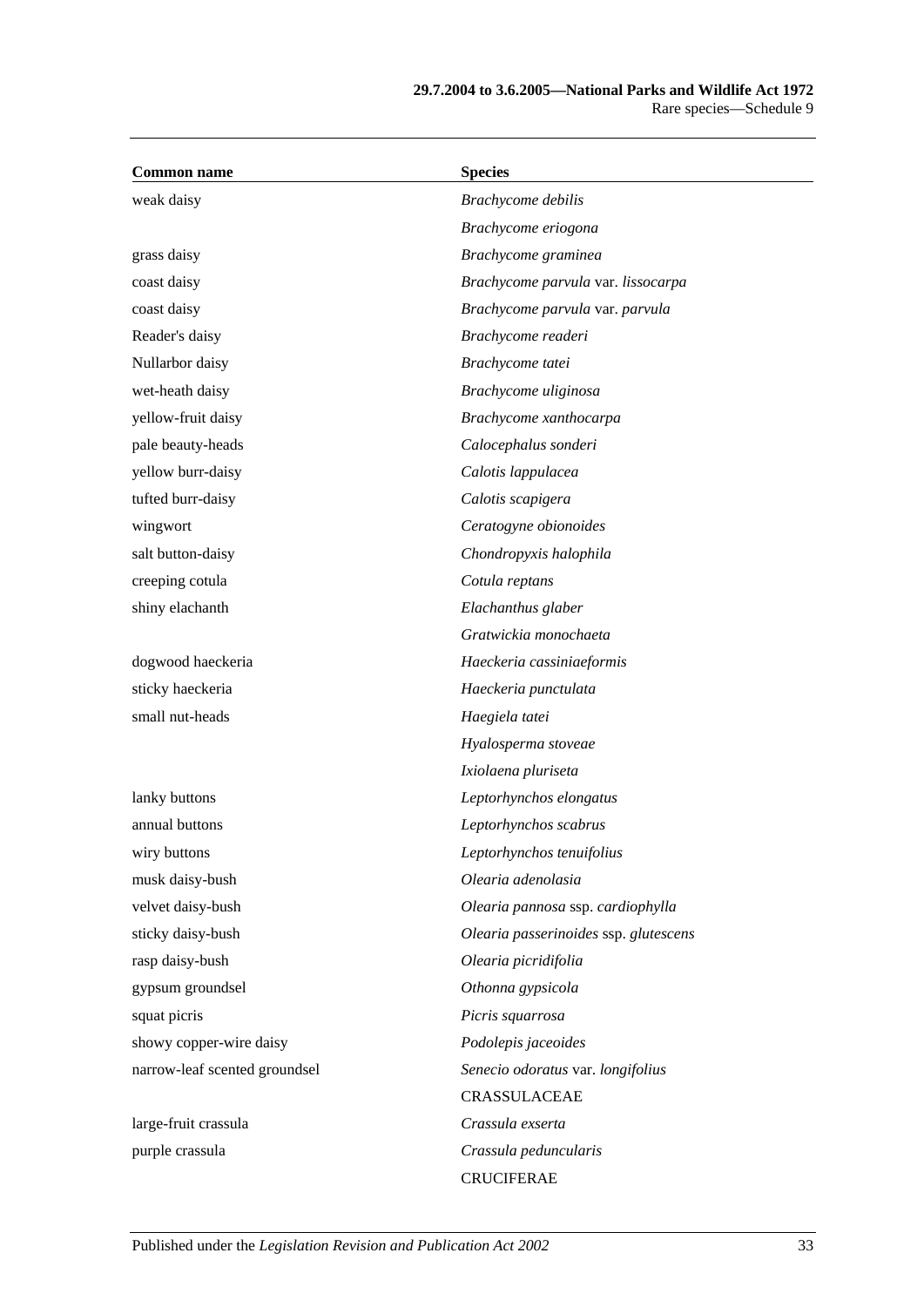| Common name | Species |
|---|---|
| weak daisy | *Brachycome debilis* |
| | *Brachycome eriogona* |
| grass daisy | *Brachycome graminea* |
| coast daisy | *Brachycome parvula* var. *lissocarpa* |
| coast daisy | *Brachycome parvula* var. *parvula* |
| Reader's daisy | *Brachycome readeri* |
| Nullarbor daisy | *Brachycome tatei* |
| wet-heath daisy | *Brachycome uliginosa* |
| yellow-fruit daisy | *Brachycome xanthocarpa* |
| pale beauty-heads | *Calocephalus sonderi* |
| yellow burr-daisy | *Calotis lappulacea* |
| tufted burr-daisy | *Calotis scapigera* |
| wingwort | *Ceratogyne obionoides* |
| salt button-daisy | *Chondropyxis halophila* |
| creeping cotula | *Cotula reptans* |
| shiny elachanth | *Elachanthus glaber* |
| | *Gratwickia monochaeta* |
| dogwood haeckeria | *Haeckeria cassiniaeformis* |
| sticky haeckeria | *Haeckeria punctulata* |
| small nut-heads | *Haegiela tatei* |
| | *Hyalosperma stoveae* |
| | *Ixiolaena pluriseta* |
| lanky buttons | *Leptorhynchos elongatus* |
| annual buttons | *Leptorhynchos scabrus* |
| wiry buttons | *Leptorhynchos tenuifolius* |
| musk daisy-bush | *Olearia adenolasia* |
| velvet daisy-bush | *Olearia pannosa* ssp. *cardiophylla* |
| sticky daisy-bush | *Olearia passerinoides* ssp. *glutescens* |
| rasp daisy-bush | *Olearia picridifolia* |
| gypsum groundsel | *Othonna gypsicola* |
| squat picris | *Picris squarrosa* |
| showy copper-wire daisy | *Podolepis jaceoides* |
| narrow-leaf scented groundsel | *Senecio odoratus* var. *longifolius* |
| | CRASSULACEAE |
| large-fruit crassula | *Crassula exserta* |
| purple crassula | *Crassula peduncularis* |
| | CRUCIFERAE |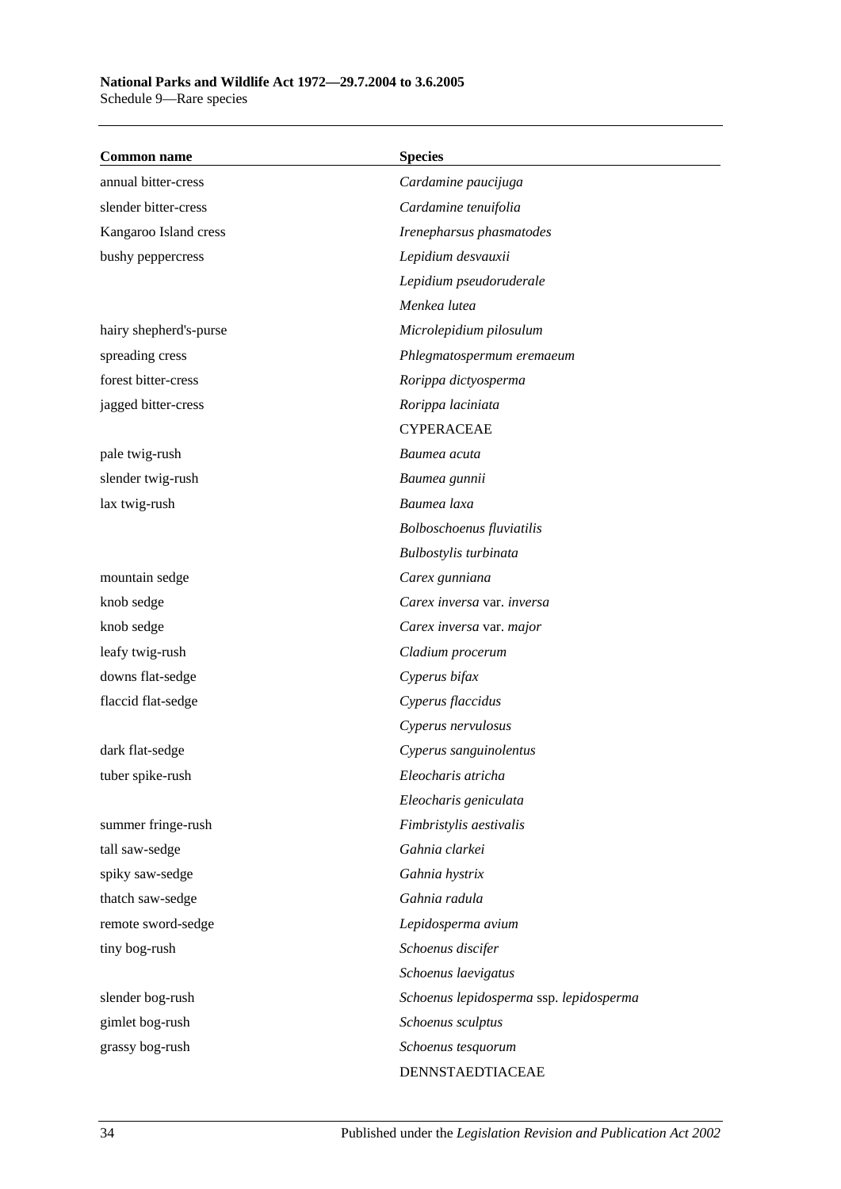| Common name | Species |
|---|---|
| annual bitter-cress | *Cardamine paucijuga* |
| slender bitter-cress | *Cardamine tenuifolia* |
| Kangaroo Island cress | *Irenepharsus phasmatodes* |
| bushy peppercress | *Lepidium desvauxii* |
| | *Lepidium pseudoruderale* |
| | *Menkea lutea* |
| hairy shepherd's-purse | *Microlepidium pilosulum* |
| spreading cress | *Phlegmatospermum eremaeum* |
| forest bitter-cress | *Rorippa dictyosperma* |
| jagged bitter-cress | *Rorippa laciniata* |
| | CYPERACEAE |
| pale twig-rush | *Baumea acuta* |
| slender twig-rush | *Baumea gunnii* |
| lax twig-rush | *Baumea laxa* |
| | *Bolboschoenus fluviatilis* |
| | *Bulbostylis turbinata* |
| mountain sedge | *Carex gunniana* |
| knob sedge | *Carex inversa* var. *inversa* |
| knob sedge | *Carex inversa* var. *major* |
| leafy twig-rush | *Cladium procerum* |
| downs flat-sedge | *Cyperus bifax* |
| flaccid flat-sedge | *Cyperus flaccidus* |
| | *Cyperus nervulosus* |
| dark flat-sedge | *Cyperus sanguinolentus* |
| tuber spike-rush | *Eleocharis atricha* |
| | *Eleocharis geniculata* |
| summer fringe-rush | *Fimbristylis aestivalis* |
| tall saw-sedge | *Gahnia clarkei* |
| spiky saw-sedge | *Gahnia hystrix* |
| thatch saw-sedge | *Gahnia radula* |
| remote sword-sedge | *Lepidosperma avium* |
| tiny bog-rush | *Schoenus discifer* |
| | *Schoenus laevigatus* |
| slender bog-rush | *Schoenus lepidosperma* ssp. *lepidosperma* |
| gimlet bog-rush | *Schoenus sculptus* |
| grassy bog-rush | *Schoenus tesquorum* |
| | DENNSTAEDTIACEAE |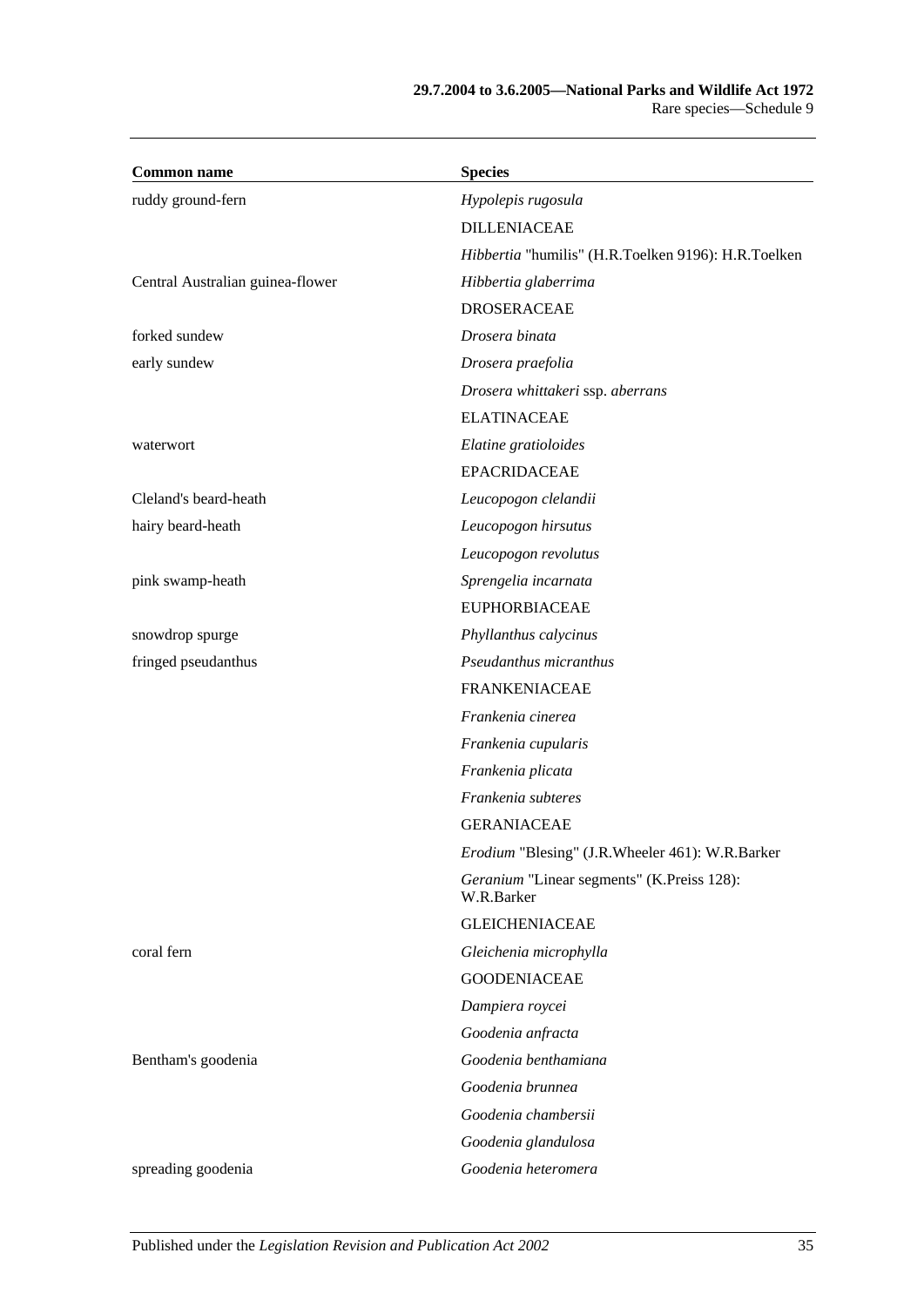| Common name | Species |
| --- | --- |
| ruddy ground-fern | *Hypolepis rugosula* |
| | DILLENIACEAE |
| | *Hibbertia* "humilis" (H.R.Toelken 9196): H.R.Toelken |
| Central Australian guinea-flower | *Hibbertia glaberrima* |
| | DROSERACEAE |
| forked sundew | *Drosera binata* |
| early sundew | *Drosera praefolia* |
| | *Drosera whittakeri* ssp. *aberrans* |
| | ELATINACEAE |
| waterwort | *Elatine gratioloides* |
| | EPACRIDACEAE |
| Cleland's beard-heath | *Leucopogon clelandii* |
| hairy beard-heath | *Leucopogon hirsutus* |
| | *Leucopogon revolutus* |
| pink swamp-heath | *Sprengelia incarnata* |
| | EUPHORBIACEAE |
| snowdrop spurge | *Phyllanthus calycinus* |
| fringed pseudanthus | *Pseudanthus micranthus* |
| | FRANKENIACEAE |
| | *Frankenia cinerea* |
| | *Frankenia cupularis* |
| | *Frankenia plicata* |
| | *Frankenia subteres* |
| | GERANIACEAE |
| | *Erodium* "Blesing" (J.R.Wheeler 461): W.R.Barker |
| | *Geranium* "Linear segments" (K.Preiss 128): W.R.Barker |
| | GLEICHENIACEAE |
| coral fern | *Gleichenia microphylla* |
| | GOODENIACEAE |
| | *Dampiera roycei* |
| | *Goodenia anfracta* |
| Bentham's goodenia | *Goodenia benthamiana* |
| | *Goodenia brunnea* |
| | *Goodenia chambersii* |
| | *Goodenia glandulosa* |
| spreading goodenia | *Goodenia heteromera* |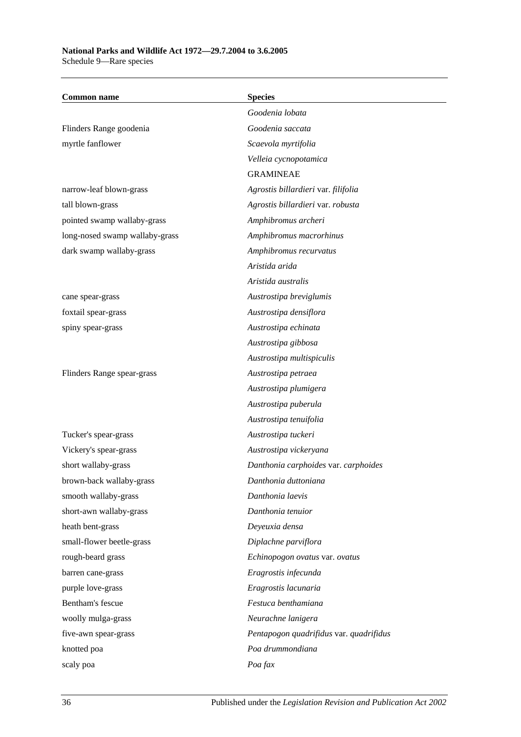| Common name | Species |
|---|---|
| | *Goodenia lobata* |
| Flinders Range goodenia | *Goodenia saccata* |
| myrtle fanflower | *Scaevola myrtifolia* |
| | *Velleia cycnopotamica* |
| | GRAMINEAE |
| narrow-leaf blown-grass | *Agrostis billardieri* var. *filifolia* |
| tall blown-grass | *Agrostis billardieri* var. *robusta* |
| pointed swamp wallaby-grass | *Amphibromus archeri* |
| long-nosed swamp wallaby-grass | *Amphibromus macrorhinus* |
| dark swamp wallaby-grass | *Amphibromus recurvatus* |
| | *Aristida arida* |
| | *Aristida australis* |
| cane spear-grass | *Austrostipa breviglumis* |
| foxtail spear-grass | *Austrostipa densiflora* |
| spiny spear-grass | *Austrostipa echinata* |
| | *Austrostipa gibbosa* |
| | *Austrostipa multispiculis* |
| Flinders Range spear-grass | *Austrostipa petraea* |
| | *Austrostipa plumigera* |
| | *Austrostipa puberula* |
| | *Austrostipa tenuifolia* |
| Tucker's spear-grass | *Austrostipa tuckeri* |
| Vickery's spear-grass | *Austrostipa vickeryana* |
| short wallaby-grass | *Danthonia carphoides* var. *carphoides* |
| brown-back wallaby-grass | *Danthonia duttoniana* |
| smooth wallaby-grass | *Danthonia laevis* |
| short-awn wallaby-grass | *Danthonia tenuior* |
| heath bent-grass | *Deyeuxia densa* |
| small-flower beetle-grass | *Diplachne parviflora* |
| rough-beard grass | *Echinopogon ovatus* var. *ovatus* |
| barren cane-grass | *Eragrostis infecunda* |
| purple love-grass | *Eragrostis lacunaria* |
| Bentham's fescue | *Festuca benthamiana* |
| woolly mulga-grass | *Neurachne lanigera* |
| five-awn spear-grass | *Pentapogon quadrifidus* var. *quadrifidus* |
| knotted poa | *Poa drummondiana* |
| scaly poa | *Poa fax* |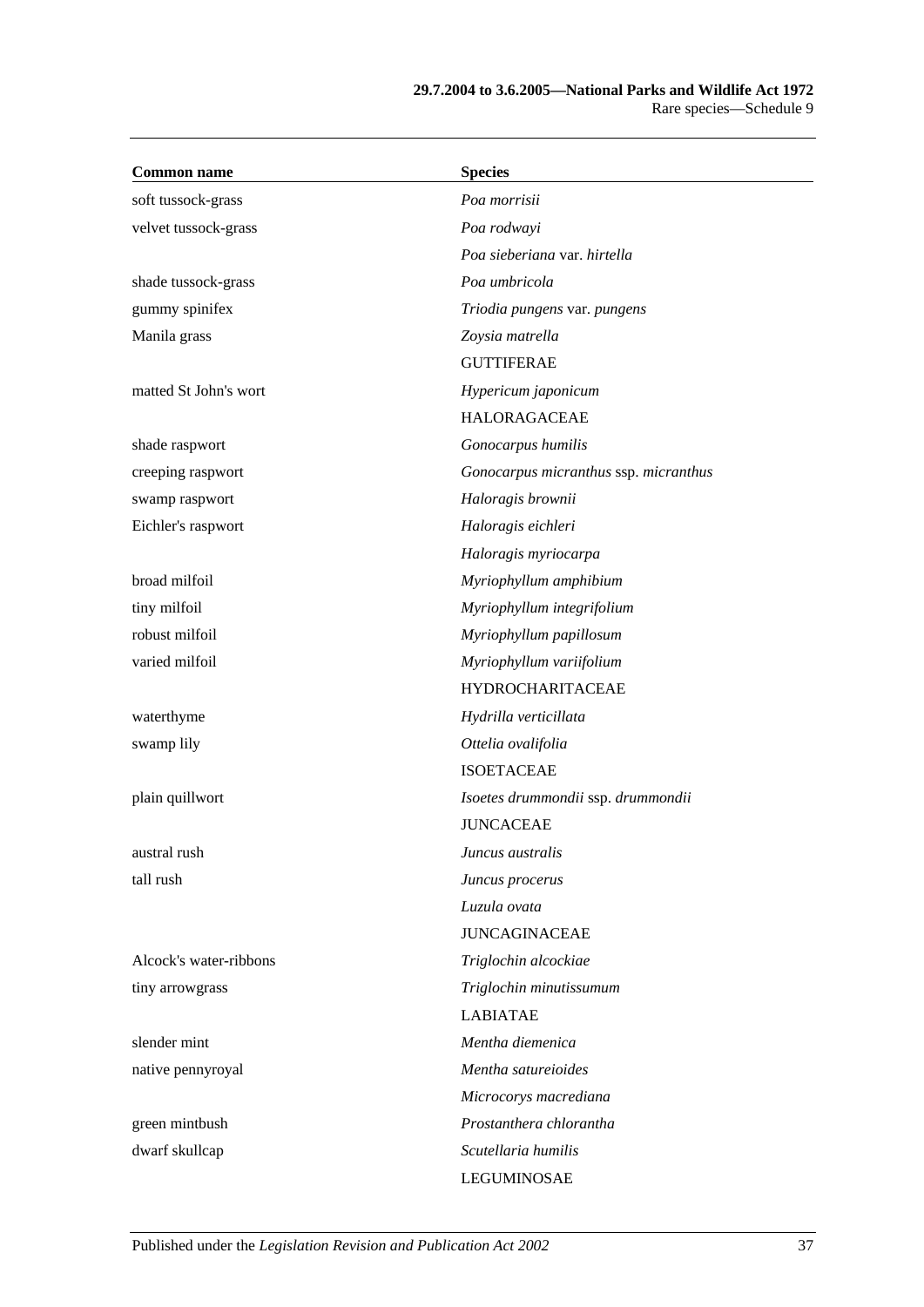| Common name | Species |
|---|---|
| soft tussock-grass | *Poa morrisii* |
| velvet tussock-grass | *Poa rodwayi* |
| | *Poa sieberiana* var. *hirtella* |
| shade tussock-grass | *Poa umbricola* |
| gummy spinifex | *Triodia pungens* var. *pungens* |
| Manila grass | *Zoysia matrella* |
| | GUTTIFERAE |
| matted St John's wort | *Hypericum japonicum* |
| | HALORAGACEAE |
| shade raspwort | *Gonocarpus humilis* |
| creeping raspwort | *Gonocarpus micranthus* ssp. *micranthus* |
| swamp raspwort | *Haloragis brownii* |
| Eichler's raspwort | *Haloragis eichleri* |
| | *Haloragis myriocarpa* |
| broad milfoil | *Myriophyllum amphibium* |
| tiny milfoil | *Myriophyllum integrifolium* |
| robust milfoil | *Myriophyllum papillosum* |
| varied milfoil | *Myriophyllum variifolium* |
| | HYDROCHARITACEAE |
| waterthyme | *Hydrilla verticillata* |
| swamp lily | *Ottelia ovalifolia* |
| | ISOETACEAE |
| plain quillwort | *Isoetes drummondii* ssp. *drummondii* |
| | JUNCACEAE |
| austral rush | *Juncus australis* |
| tall rush | *Juncus procerus* |
| | *Luzula ovata* |
| | JUNCAGINACEAE |
| Alcock's water-ribbons | *Triglochin alcockiae* |
| tiny arrowgrass | *Triglochin minutissumum* |
| | LABIATAE |
| slender mint | *Mentha diemenica* |
| native pennyroyal | *Mentha satureioides* |
| | *Microcorys macrediana* |
| green mintbush | *Prostanthera chlorantha* |
| dwarf skullcap | *Scutellaria humilis* |
| | LEGUMINOSAE |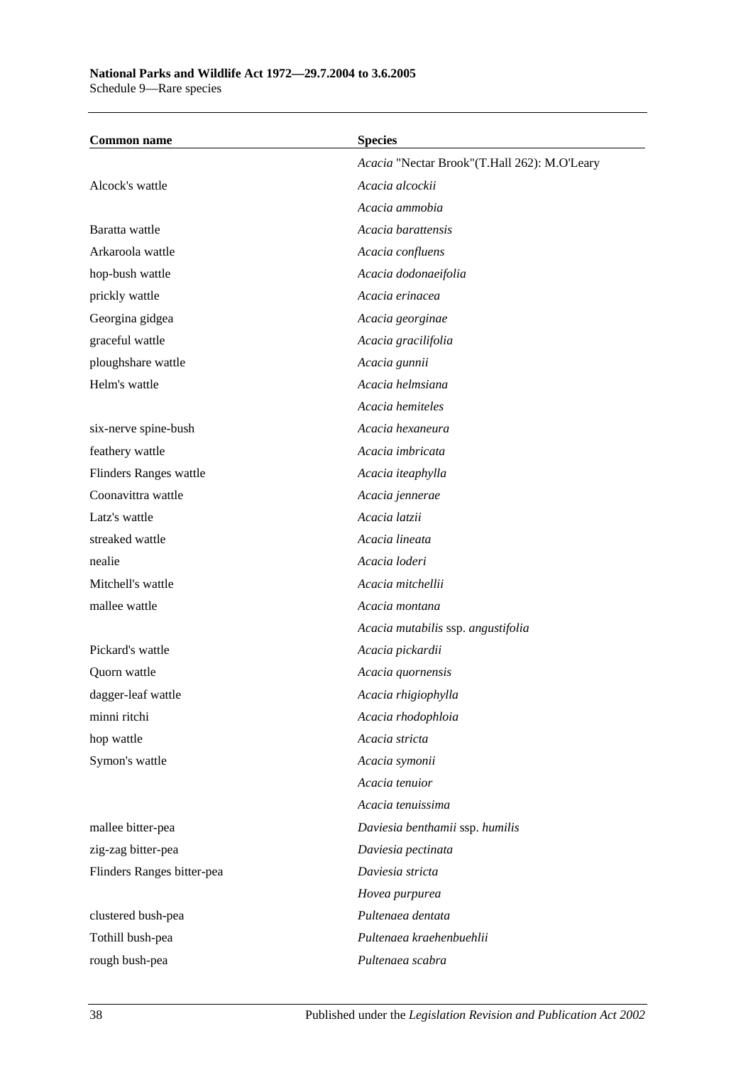| Common name | Species |
|---|---|
| | *Acacia* "Nectar Brook"(T.Hall 262): M.O'Leary |
| Alcock's wattle | *Acacia alcockii* |
| | *Acacia ammobia* |
| Baratta wattle | *Acacia barattensis* |
| Arkaroola wattle | *Acacia confluens* |
| hop-bush wattle | *Acacia dodonaeifolia* |
| prickly wattle | *Acacia erinacea* |
| Georgina gidgea | *Acacia georginae* |
| graceful wattle | *Acacia gracilifolia* |
| ploughshare wattle | *Acacia gunnii* |
| Helm's wattle | *Acacia helmsiana* |
| | *Acacia hemiteles* |
| six-nerve spine-bush | *Acacia hexaneura* |
| feathery wattle | *Acacia imbricata* |
| Flinders Ranges wattle | *Acacia iteaphylla* |
| Coonavittra wattle | *Acacia jennerae* |
| Latz's wattle | *Acacia latzii* |
| streaked wattle | *Acacia lineata* |
| nealie | *Acacia loderi* |
| Mitchell's wattle | *Acacia mitchellii* |
| mallee wattle | *Acacia montana* |
| | *Acacia mutabilis* ssp. *angustifolia* |
| Pickard's wattle | *Acacia pickardii* |
| Quorn wattle | *Acacia quornensis* |
| dagger-leaf wattle | *Acacia rhigiophylla* |
| minni ritchi | *Acacia rhodophloia* |
| hop wattle | *Acacia stricta* |
| Symon's wattle | *Acacia symonii* |
| | *Acacia tenuior* |
| | *Acacia tenuissima* |
| mallee bitter-pea | *Daviesia benthamii* ssp. *humilis* |
| zig-zag bitter-pea | *Daviesia pectinata* |
| Flinders Ranges bitter-pea | *Daviesia stricta* |
| | *Hovea purpurea* |
| clustered bush-pea | *Pultenaea dentata* |
| Tothill bush-pea | *Pultenaea kraehenbuehlii* |
| rough bush-pea | *Pultenaea scabra* |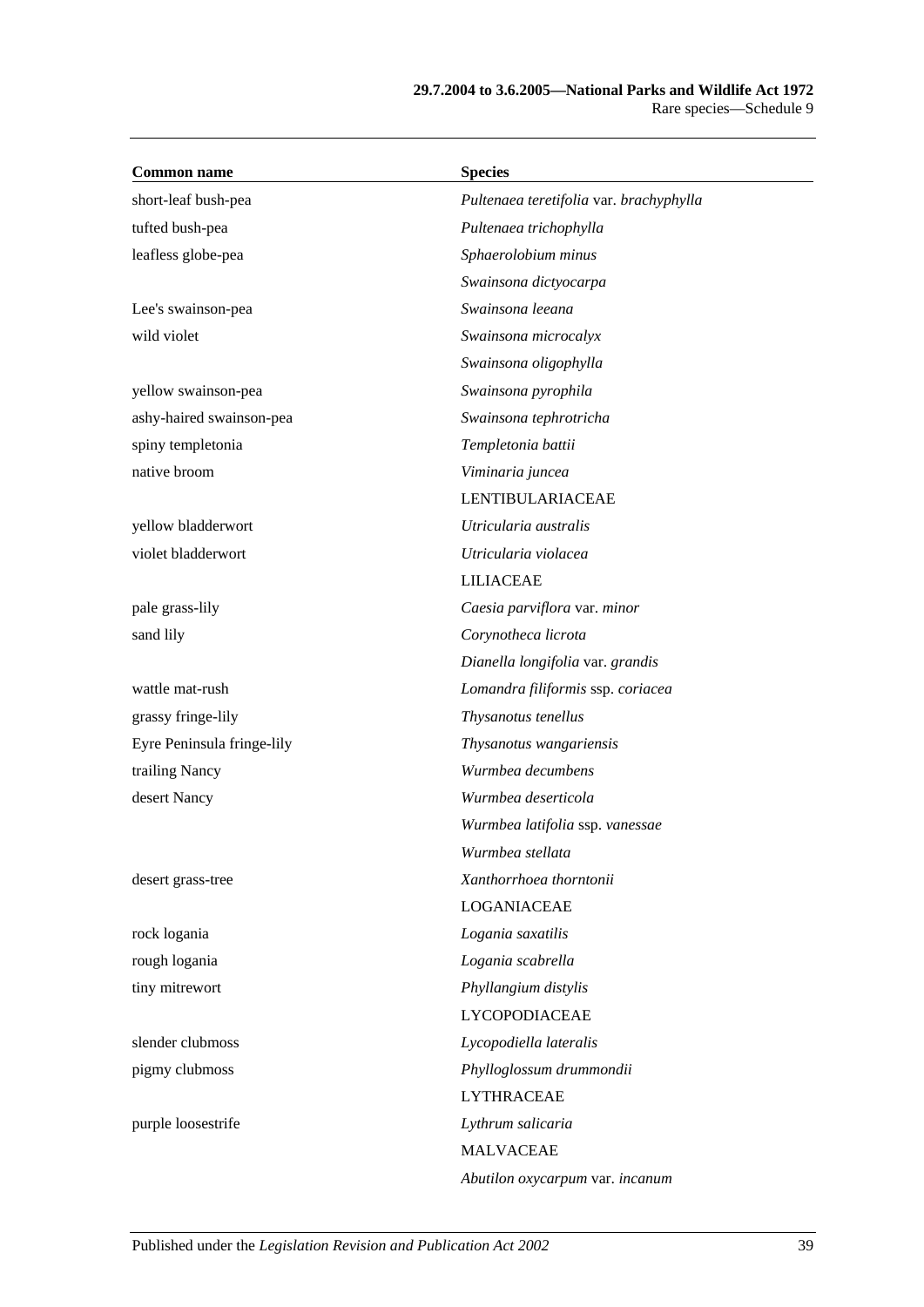| Common name | Species |
|---|---|
| short-leaf bush-pea | *Pultenaea teretifolia* var. *brachyphylla* |
| tufted bush-pea | *Pultenaea trichophylla* |
| leafless globe-pea | *Sphaerolobium minus* |
| | *Swainsona dictyocarpa* |
| Lee's swainson-pea | *Swainsona leeana* |
| wild violet | *Swainsona microcalyx* |
| | *Swainsona oligophylla* |
| yellow swainson-pea | *Swainsona pyrophila* |
| ashy-haired swainson-pea | *Swainsona tephrotricha* |
| spiny templetonia | *Templetonia battii* |
| native broom | *Viminaria juncea* |
| | LENTIBULARIACEAE |
| yellow bladderwort | *Utricularia australis* |
| violet bladderwort | *Utricularia violacea* |
| | LILIACEAE |
| pale grass-lily | *Caesia parviflora* var. *minor* |
| sand lily | *Corynotheca licrota* |
| | *Dianella longifolia* var. *grandis* |
| wattle mat-rush | *Lomandra filiformis* ssp. *coriacea* |
| grassy fringe-lily | *Thysanotus tenellus* |
| Eyre Peninsula fringe-lily | *Thysanotus wangariensis* |
| trailing Nancy | *Wurmbea decumbens* |
| desert Nancy | *Wurmbea deserticola* |
| | *Wurmbea latifolia* ssp. *vanessae* |
| | *Wurmbea stellata* |
| desert grass-tree | *Xanthorrhoea thorntonii* |
| | LOGANIACEAE |
| rock logania | *Logania saxatilis* |
| rough logania | *Logania scabrella* |
| tiny mitrewort | *Phyllangium distylis* |
| | LYCOPODIACEAE |
| slender clubmoss | *Lycopodiella lateralis* |
| pigmy clubmoss | *Phylloglossum drummondii* |
| | LYTHRACEAE |
| purple loosestrife | *Lythrum salicaria* |
| | MALVACEAE |
| | *Abutilon oxycarpum* var. *incanum* |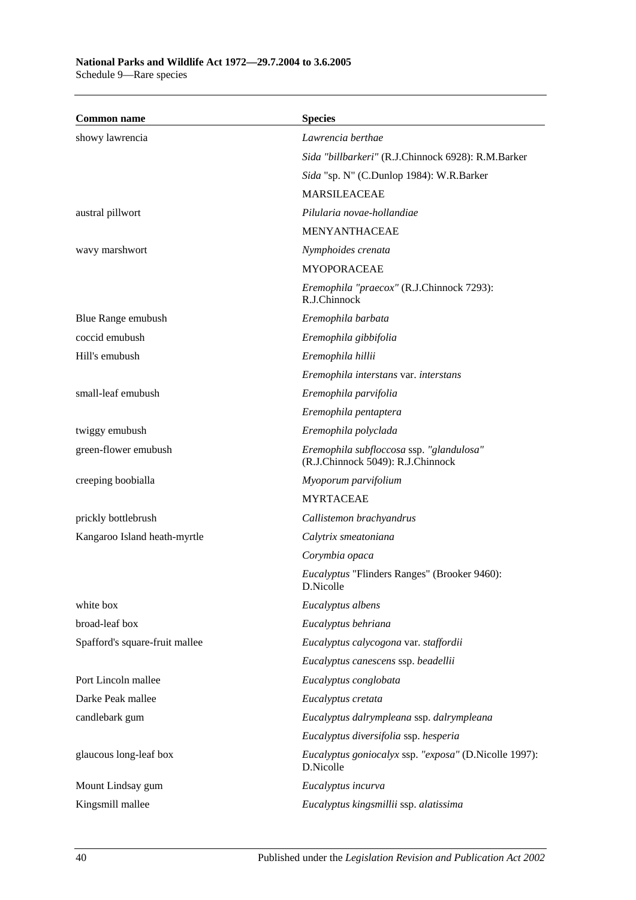| Common name | Species |
|---|---|
| showy lawrencia | *Lawrencia berthae* |
| | *Sida "billbarkeri"* (R.J.Chinnock 6928): R.M.Barker |
| | *Sida* "sp. N" (C.Dunlop 1984): W.R.Barker |
| | MARSILEACEAE |
| austral pillwort | *Pilularia novae-hollandiae* |
| | MENYANTHACEAE |
| wavy marshwort | *Nymphoides crenata* |
| | MYOPORACEAE |
| | *Eremophila "praecox"* (R.J.Chinnock 7293): R.J.Chinnock |
| Blue Range emubush | *Eremophila barbata* |
| coccid emubush | *Eremophila gibbifolia* |
| Hill's emubush | *Eremophila hillii* |
| | *Eremophila interstans* var. *interstans* |
| small-leaf emubush | *Eremophila parvifolia* |
| | *Eremophila pentaptera* |
| twiggy emubush | *Eremophila polyclada* |
| green-flower emubush | *Eremophila subfloccosa* ssp. *"glandulosa"* (R.J.Chinnock 5049): R.J.Chinnock |
| creeping boobialla | *Myoporum parvifolium* |
| | MYRTACEAE |
| prickly bottlebrush | *Callistemon brachyandrus* |
| Kangaroo Island heath-myrtle | *Calytrix smeatoniana* |
| | *Corymbia opaca* |
| | *Eucalyptus* "Flinders Ranges" (Brooker 9460): D.Nicolle |
| white box | *Eucalyptus albens* |
| broad-leaf box | *Eucalyptus behriana* |
| Spafford's square-fruit mallee | *Eucalyptus calycogona* var. *staffordii* |
| | *Eucalyptus canescens* ssp. *beadellii* |
| Port Lincoln mallee | *Eucalyptus conglobata* |
| Darke Peak mallee | *Eucalyptus cretata* |
| candlebark gum | *Eucalyptus dalrympleana* ssp. *dalrympleana* |
| | *Eucalyptus diversifolia* ssp. *hesperia* |
| glaucous long-leaf box | *Eucalyptus goniocalyx* ssp. *"exposa"* (D.Nicolle 1997): D.Nicolle |
| Mount Lindsay gum | *Eucalyptus incurva* |
| Kingsmill mallee | *Eucalyptus kingsmillii* ssp. *alatissima* |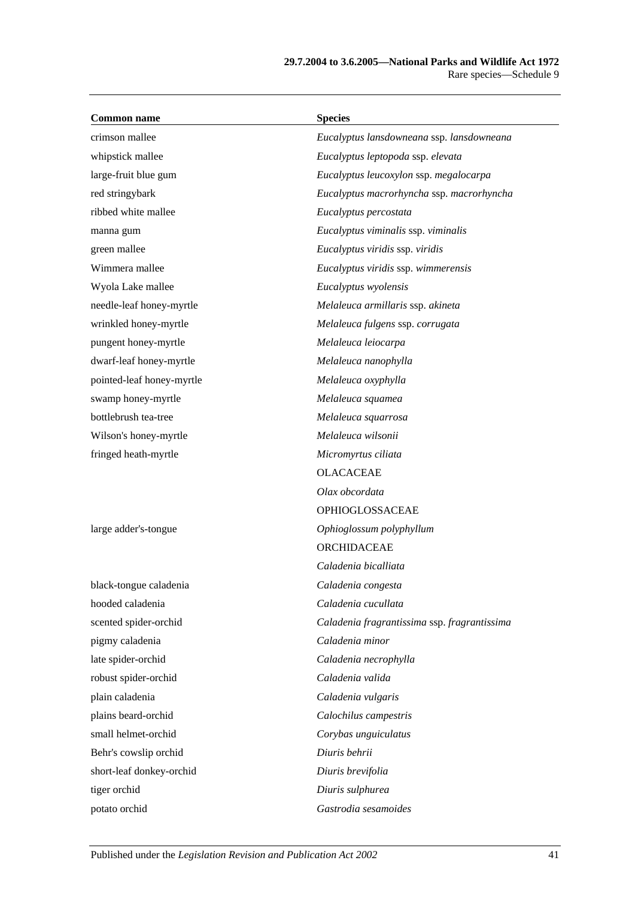| Common name | Species |
|---|---|
| crimson mallee | *Eucalyptus lansdowneana* ssp. *lansdowneana* |
| whipstick mallee | *Eucalyptus leptopoda* ssp. *elevata* |
| large-fruit blue gum | *Eucalyptus leucoxylon* ssp. *megalocarpa* |
| red stringybark | *Eucalyptus macrorhyncha* ssp. *macrorhyncha* |
| ribbed white mallee | *Eucalyptus percostata* |
| manna gum | *Eucalyptus viminalis* ssp. *viminalis* |
| green mallee | *Eucalyptus viridis* ssp. *viridis* |
| Wimmera mallee | *Eucalyptus viridis* ssp. *wimmerensis* |
| Wyola Lake mallee | *Eucalyptus wyolensis* |
| needle-leaf honey-myrtle | *Melaleuca armillaris* ssp. *akineta* |
| wrinkled honey-myrtle | *Melaleuca fulgens* ssp. *corrugata* |
| pungent honey-myrtle | *Melaleuca leiocarpa* |
| dwarf-leaf honey-myrtle | *Melaleuca nanophylla* |
| pointed-leaf honey-myrtle | *Melaleuca oxyphylla* |
| swamp honey-myrtle | *Melaleuca squamea* |
| bottlebrush tea-tree | *Melaleuca squarrosa* |
| Wilson's honey-myrtle | *Melaleuca wilsonii* |
| fringed heath-myrtle | *Micromyrtus ciliata* |
| | OLACACEAE |
| | *Olax obcordata* |
| | OPHIOGLOSSACEAE |
| large adder's-tongue | *Ophioglossum polyphyllum* |
| | ORCHIDACEAE |
| | *Caladenia bicalliata* |
| black-tongue caladenia | *Caladenia congesta* |
| hooded caladenia | *Caladenia cucullata* |
| scented spider-orchid | *Caladenia fragrantissima* ssp. *fragrantissima* |
| pigmy caladenia | *Caladenia minor* |
| late spider-orchid | *Caladenia necrophylla* |
| robust spider-orchid | *Caladenia valida* |
| plain caladenia | *Caladenia vulgaris* |
| plains beard-orchid | *Calochilus campestris* |
| small helmet-orchid | *Corybas unguiculatus* |
| Behr's cowslip orchid | *Diuris behrii* |
| short-leaf donkey-orchid | *Diuris brevifolia* |
| tiger orchid | *Diuris sulphurea* |
| potato orchid | *Gastrodia sesamoides* |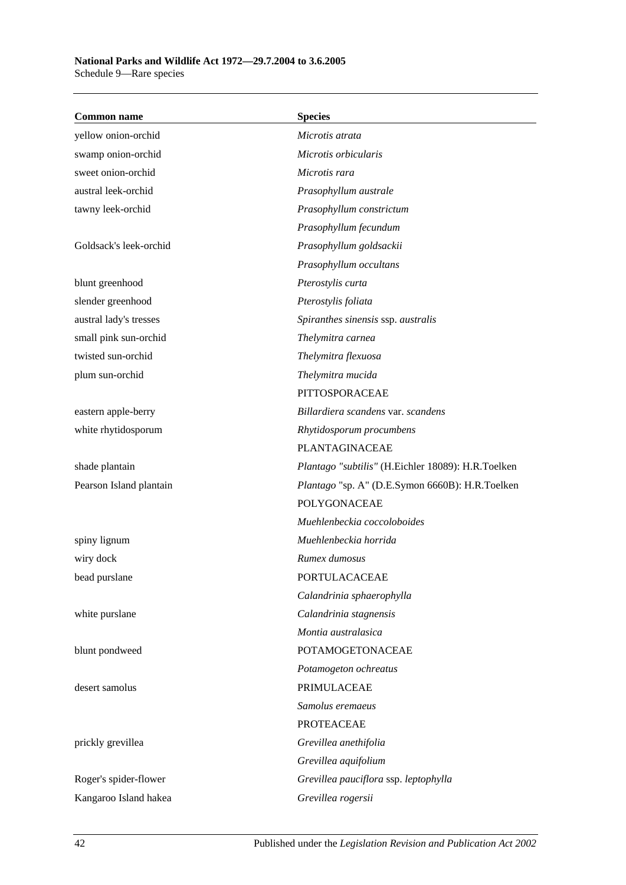| Common name | Species |
|---|---|
| yellow onion-orchid | *Microtis atrata* |
| swamp onion-orchid | *Microtis orbicularis* |
| sweet onion-orchid | *Microtis rara* |
| austral leek-orchid | *Prasophyllum australe* |
| tawny leek-orchid | *Prasophyllum constrictum* |
| | *Prasophyllum fecundum* |
| Goldsack's leek-orchid | *Prasophyllum goldsackii* |
| | *Prasophyllum occultans* |
| blunt greenhood | *Pterostylis curta* |
| slender greenhood | *Pterostylis foliata* |
| austral lady's tresses | *Spiranthes sinensis* ssp. *australis* |
| small pink sun-orchid | *Thelymitra carnea* |
| twisted sun-orchid | *Thelymitra flexuosa* |
| plum sun-orchid | *Thelymitra mucida* |
| | PITTOSPORACEAE |
| eastern apple-berry | *Billardiera scandens* var. *scandens* |
| white rhytidosporum | *Rhytidosporum procumbens* |
| | PLANTAGINACEAE |
| shade plantain | *Plantago "subtilis"* (H.Eichler 18089): H.R.Toelken |
| Pearson Island plantain | *Plantago* "sp. A" (D.E.Symon 6660B): H.R.Toelken |
| | POLYGONACEAE |
| | *Muehlenbeckia coccoloboides* |
| spiny lignum | *Muehlenbeckia horrida* |
| wiry dock | *Rumex dumosus* |
| bead purslane | PORTULACACEAE |
| | *Calandrinia sphaerophylla* |
| white purslane | *Calandrinia stagnensis* |
| | *Montia australasica* |
| blunt pondweed | POTAMOGETONACEAE |
| | *Potamogeton ochreatus* |
| desert samolus | PRIMULACEAE |
| | *Samolus eremaeus* |
| | PROTEACEAE |
| prickly grevillea | *Grevillea anethifolia* |
| | *Grevillea aquifolium* |
| Roger's spider-flower | *Grevillea pauciflora* ssp. *leptophylla* |
| Kangaroo Island hakea | *Grevillea rogersii* |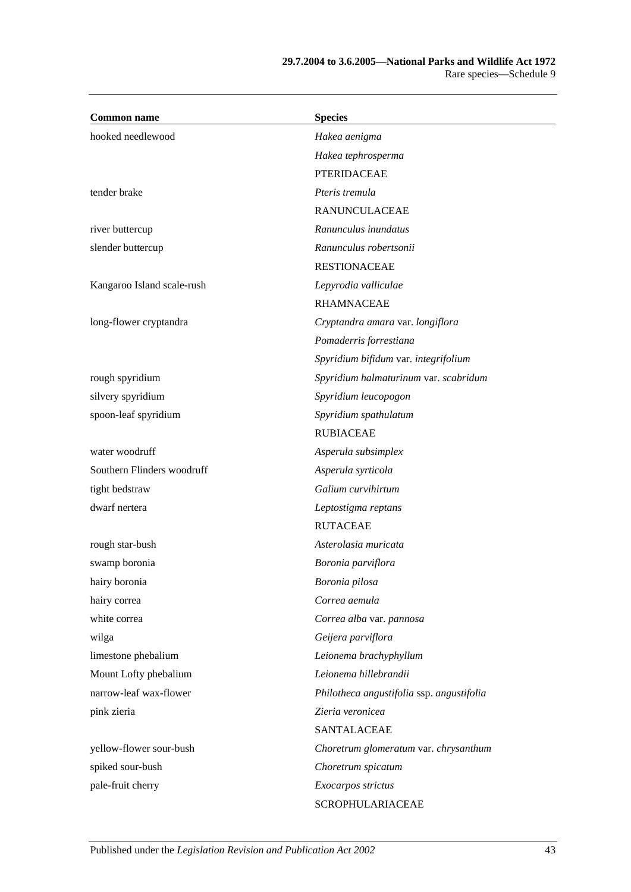| Common name | Species |
|---|---|
| hooked needlewood | *Hakea aenigma* |
| | *Hakea tephrosperma* |
| | PTERIDACEAE |
| tender brake | *Pteris tremula* |
| | RANUNCULACEAE |
| river buttercup | *Ranunculus inundatus* |
| slender buttercup | *Ranunculus robertsonii* |
| | RESTIONACEAE |
| Kangaroo Island scale-rush | *Lepyrodia valliculae* |
| | RHAMNACEAE |
| long-flower cryptandra | *Cryptandra amara* var. *longiflora* |
| | *Pomaderris forrestiana* |
| | *Spyridium bifidum* var. *integrifolium* |
| rough spyridium | *Spyridium halmaturinum* var. *scabridum* |
| silvery spyridium | *Spyridium leucopogon* |
| spoon-leaf spyridium | *Spyridium spathulatum* |
| | RUBIACEAE |
| water woodruff | *Asperula subsimplex* |
| Southern Flinders woodruff | *Asperula syrticola* |
| tight bedstraw | *Galium curvihirtum* |
| dwarf nertera | *Leptostigma reptans* |
| | RUTACEAE |
| rough star-bush | *Asterolasia muricata* |
| swamp boronia | *Boronia parviflora* |
| hairy boronia | *Boronia pilosa* |
| hairy correa | *Correa aemula* |
| white correa | *Correa alba* var. *pannosa* |
| wilga | *Geijera parviflora* |
| limestone phebalium | *Leionema brachyphyllum* |
| Mount Lofty phebalium | *Leionema hillebrandii* |
| narrow-leaf wax-flower | *Philotheca angustifolia* ssp. *angustifolia* |
| pink zieria | *Zieria veronicea* |
| | SANTALACEAE |
| yellow-flower sour-bush | *Choretrum glomeratum* var. *chrysanthum* |
| spiked sour-bush | *Choretrum spicatum* |
| pale-fruit cherry | *Exocarpos strictus* |
| | SCROPHULARIACEAE |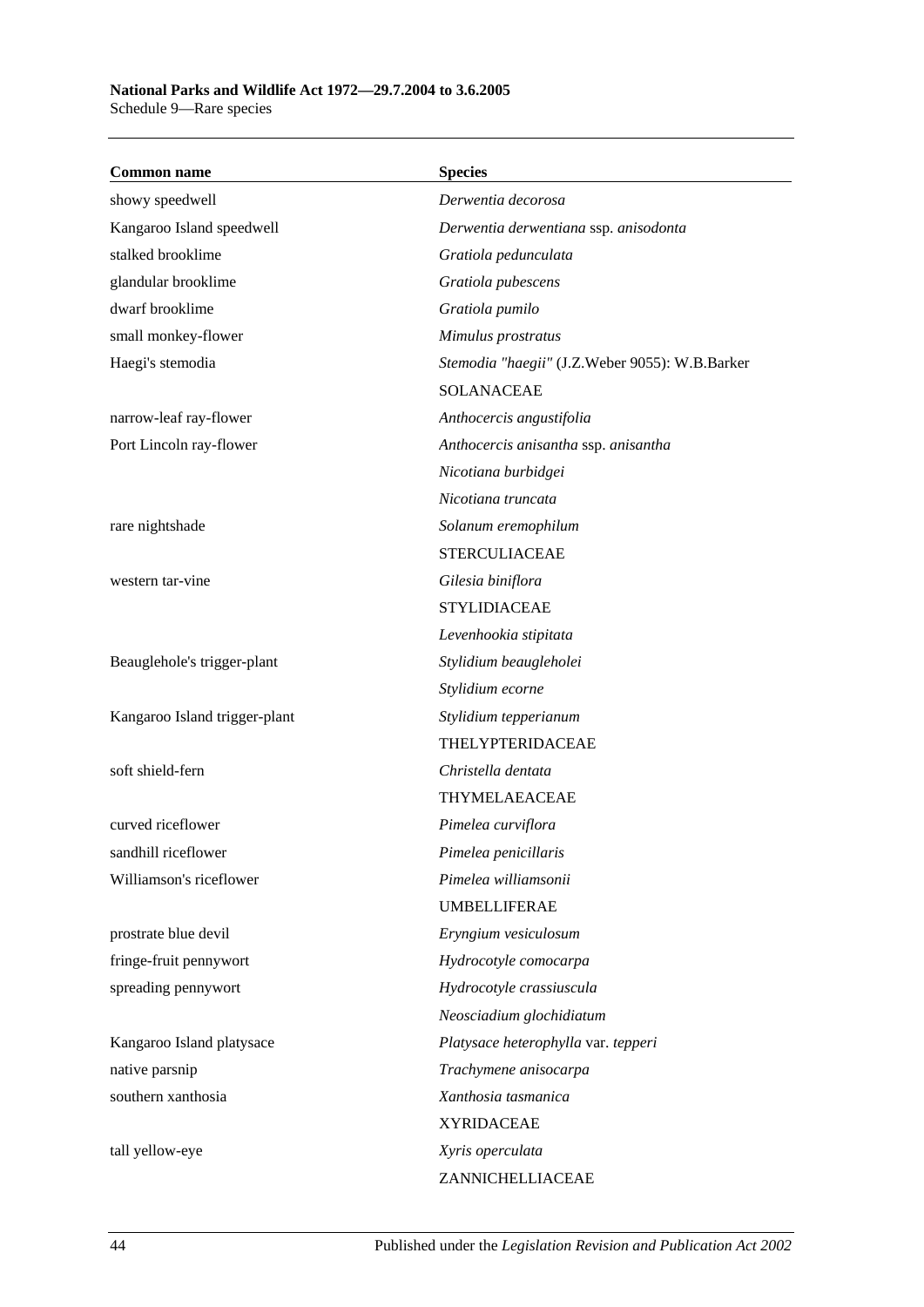| Common name | Species |
|---|---|
| showy speedwell | *Derwentia decorosa* |
| Kangaroo Island speedwell | *Derwentia derwentiana* ssp. *anisodonta* |
| stalked brooklime | *Gratiola pedunculata* |
| glandular brooklime | *Gratiola pubescens* |
| dwarf brooklime | *Gratiola pumilo* |
| small monkey-flower | *Mimulus prostratus* |
| Haegi's stemodia | *Stemodia "haegii"* (J.Z.Weber 9055): W.B.Barker |
| | SOLANACEAE |
| narrow-leaf ray-flower | *Anthocercis angustifolia* |
| Port Lincoln ray-flower | *Anthocercis anisantha* ssp. *anisantha* |
| | *Nicotiana burbidgei* |
| | *Nicotiana truncata* |
| rare nightshade | *Solanum eremophilum* |
| | STERCULIACEAE |
| western tar-vine | *Gilesia biniflora* |
| | STYLIDIACEAE |
| | *Levenhookia stipitata* |
| Beauglehole's trigger-plant | *Stylidium beaugleholei* |
| | *Stylidium ecorne* |
| Kangaroo Island trigger-plant | *Stylidium tepperianum* |
| | THELYPTERIDACEAE |
| soft shield-fern | *Christella dentata* |
| | THYMELAEACEAE |
| curved riceflower | *Pimelea curviflora* |
| sandhill riceflower | *Pimelea penicillaris* |
| Williamson's riceflower | *Pimelea williamsonii* |
| | UMBELLIFERAE |
| prostrate blue devil | *Eryngium vesiculosum* |
| fringe-fruit pennywort | *Hydrocotyle comocarpa* |
| spreading pennywort | *Hydrocotyle crassiuscula* |
| | *Neosciadium glochidiatum* |
| Kangaroo Island platysace | *Platysace heterophylla* var. *tepperi* |
| native parsnip | *Trachymene anisocarpa* |
| southern xanthosia | *Xanthosia tasmanica* |
| | XYRIDACEAE |
| tall yellow-eye | *Xyris operculata* |
| | ZANNICHELLIACEAE |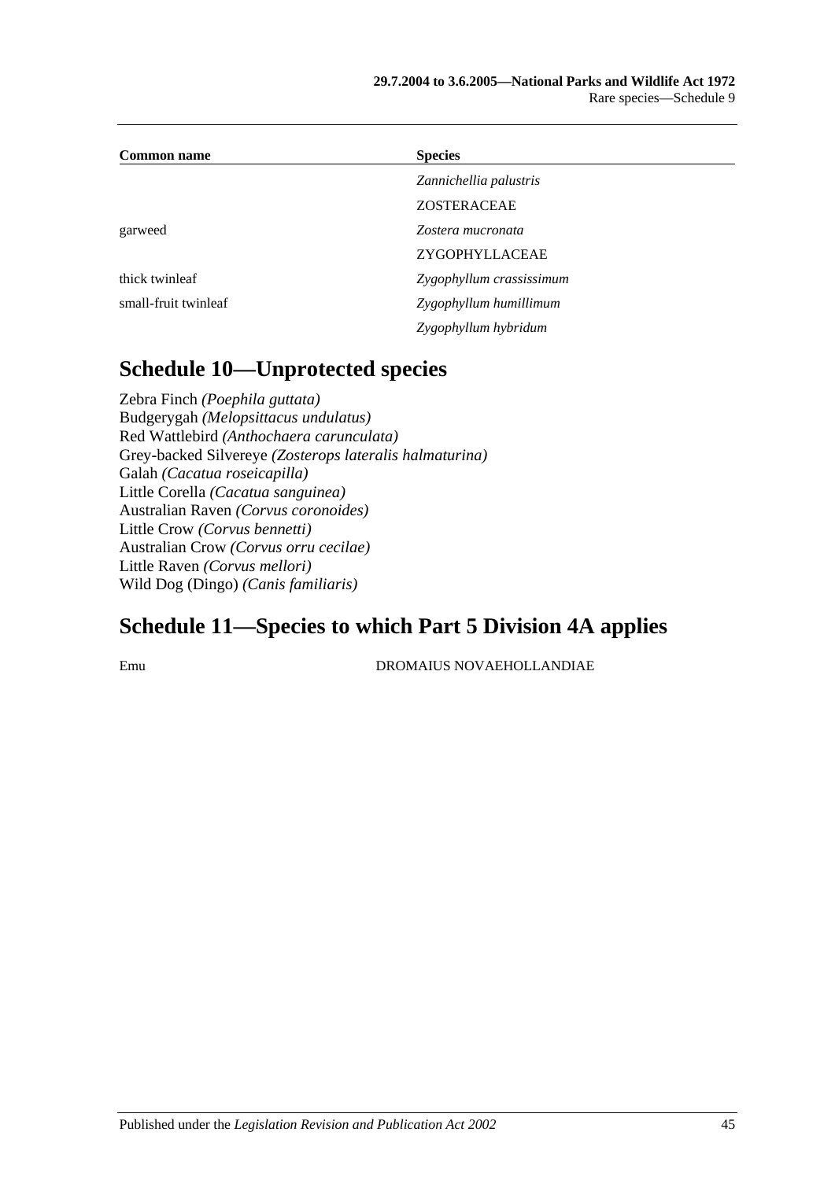| Common name | Species |
| --- | --- |
| | *Zannichellia palustris* |
| | ZOSTERACEAE |
| garweed | *Zostera mucronata* |
| | ZYGOPHYLLACEAE |
| thick twinleaf | *Zygophyllum crassissimum* |
| small-fruit twinleaf | *Zygophyllum humillimum* |
| | *Zygophyllum hybridum* |

## Schedule 10—Unprotected species

Zebra Finch *(Poephila guttata)*
Budgerygah *(Melopsittacus undulatus)*
Red Wattlebird *(Anthochaera carunculata)*
Grey-backed Silvereye *(Zosterops lateralis halmaturina)*
Galah *(Cacatua roseicapilla)*
Little Corella *(Cacatua sanguinea)*
Australian Raven *(Corvus coronoides)*
Little Crow *(Corvus bennetti)*
Australian Crow *(Corvus orru cecilae)*
Little Raven *(Corvus mellori)*
Wild Dog (Dingo) *(Canis familiaris)*

## Schedule 11—Species to which Part 5 Division 4A applies

| | |
| --- | --- |
| Emu | DROMAIUS NOVAEHOLLANDIAE |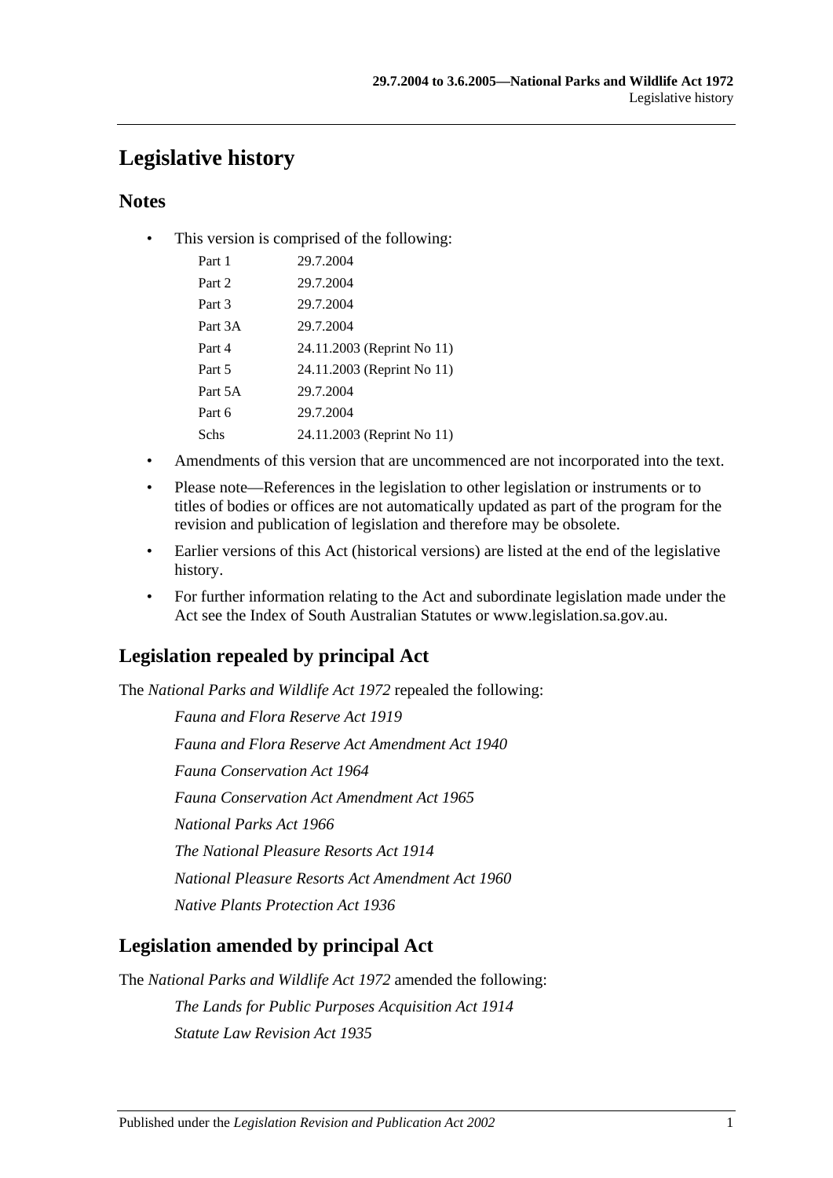# Legislative history

## Notes

- This version is comprised of the following:

| | |
|---|---|
| Part 1 | 29.7.2004 |
| Part 2 | 29.7.2004 |
| Part 3 | 29.7.2004 |
| Part 3A | 29.7.2004 |
| Part 4 | 24.11.2003 (Reprint No 11) |
| Part 5 | 24.11.2003 (Reprint No 11) |
| Part 5A | 29.7.2004 |
| Part 6 | 29.7.2004 |
| Schs | 24.11.2003 (Reprint No 11) |

- Amendments of this version that are uncommenced are not incorporated into the text.
- Please note—References in the legislation to other legislation or instruments or to titles of bodies or offices are not automatically updated as part of the program for the revision and publication of legislation and therefore may be obsolete.
- Earlier versions of this Act (historical versions) are listed at the end of the legislative history.
- For further information relating to the Act and subordinate legislation made under the Act see the Index of South Australian Statutes or www.legislation.sa.gov.au.

## Legislation repealed by principal Act

The *National Parks and Wildlife Act 1972* repealed the following:

*Fauna and Flora Reserve Act 1919*

*Fauna and Flora Reserve Act Amendment Act 1940*

*Fauna Conservation Act 1964*

*Fauna Conservation Act Amendment Act 1965*

*National Parks Act 1966*

*The National Pleasure Resorts Act 1914*

*National Pleasure Resorts Act Amendment Act 1960*

*Native Plants Protection Act 1936*

## Legislation amended by principal Act

The *National Parks and Wildlife Act 1972* amended the following:

*The Lands for Public Purposes Acquisition Act 1914*

*Statute Law Revision Act 1935*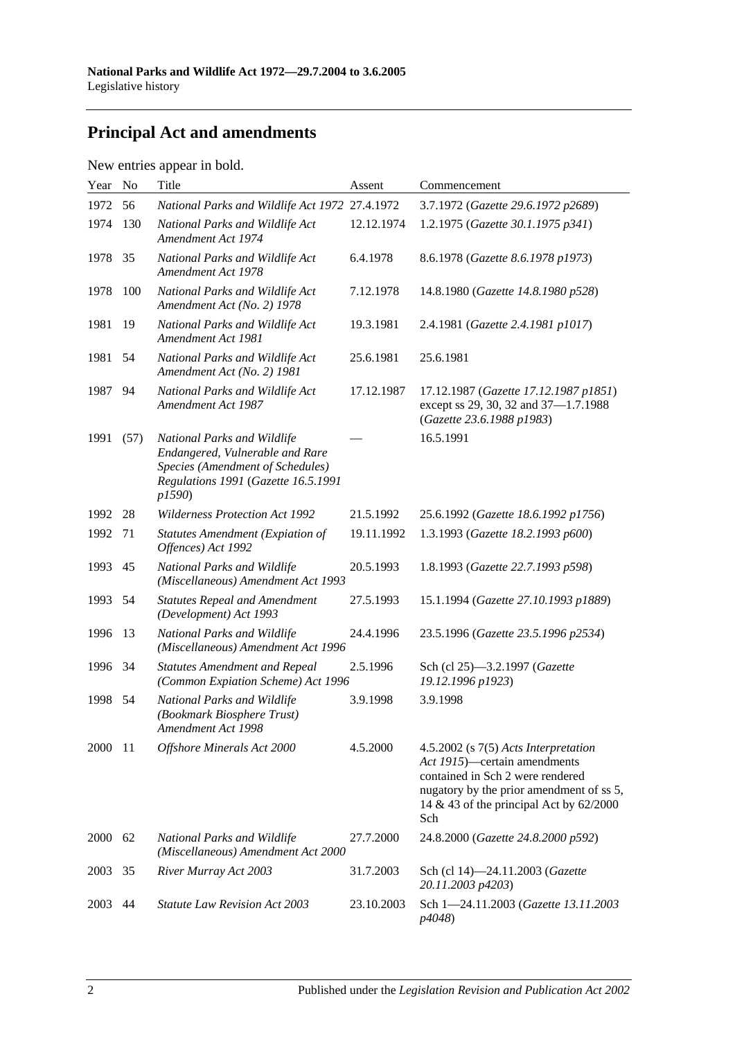## Principal Act and amendments

New entries appear in bold.

| Year | No | Title | Assent | Commencement |
|---|---|---|---|---|
| 1972 | 56 | *National Parks and Wildlife Act 1972* | 27.4.1972 | 3.7.1972 (*Gazette 29.6.1972 p2689*) |
| 1974 | 130 | *National Parks and Wildlife Act Amendment Act 1974* | 12.12.1974 | 1.2.1975 (*Gazette 30.1.1975 p341*) |
| 1978 | 35 | *National Parks and Wildlife Act Amendment Act 1978* | 6.4.1978 | 8.6.1978 (*Gazette 8.6.1978 p1973*) |
| 1978 | 100 | *National Parks and Wildlife Act Amendment Act (No. 2) 1978* | 7.12.1978 | 14.8.1980 (*Gazette 14.8.1980 p528*) |
| 1981 | 19 | *National Parks and Wildlife Act Amendment Act 1981* | 19.3.1981 | 2.4.1981 (*Gazette 2.4.1981 p1017*) |
| 1981 | 54 | *National Parks and Wildlife Act Amendment Act (No. 2) 1981* | 25.6.1981 | 25.6.1981 |
| 1987 | 94 | *National Parks and Wildlife Act Amendment Act 1987* | 17.12.1987 | 17.12.1987 (*Gazette 17.12.1987 p1851*) except ss 29, 30, 32 and 37—1.7.1988 (*Gazette 23.6.1988 p1983*) |
| 1991 | (57) | *National Parks and Wildlife Endangered, Vulnerable and Rare Species (Amendment of Schedules) Regulations 1991* (*Gazette 16.5.1991 p1590*) | — | 16.5.1991 |
| 1992 | 28 | *Wilderness Protection Act 1992* | 21.5.1992 | 25.6.1992 (*Gazette 18.6.1992 p1756*) |
| 1992 | 71 | *Statutes Amendment (Expiation of Offences) Act 1992* | 19.11.1992 | 1.3.1993 (*Gazette 18.2.1993 p600*) |
| 1993 | 45 | *National Parks and Wildlife (Miscellaneous) Amendment Act 1993* | 20.5.1993 | 1.8.1993 (*Gazette 22.7.1993 p598*) |
| 1993 | 54 | *Statutes Repeal and Amendment (Development) Act 1993* | 27.5.1993 | 15.1.1994 (*Gazette 27.10.1993 p1889*) |
| 1996 | 13 | *National Parks and Wildlife (Miscellaneous) Amendment Act 1996* | 24.4.1996 | 23.5.1996 (*Gazette 23.5.1996 p2534*) |
| 1996 | 34 | *Statutes Amendment and Repeal (Common Expiation Scheme) Act 1996* | 2.5.1996 | Sch (cl 25)—3.2.1997 (*Gazette 19.12.1996 p1923*) |
| 1998 | 54 | *National Parks and Wildlife (Bookmark Biosphere Trust) Amendment Act 1998* | 3.9.1998 | 3.9.1998 |
| 2000 | 11 | *Offshore Minerals Act 2000* | 4.5.2000 | 4.5.2002 (s 7(5) *Acts Interpretation Act 1915*)—certain amendments contained in Sch 2 were rendered nugatory by the prior amendment of ss 5, 14 & 43 of the principal Act by 62/2000 Sch |
| 2000 | 62 | *National Parks and Wildlife (Miscellaneous) Amendment Act 2000* | 27.7.2000 | 24.8.2000 (*Gazette 24.8.2000 p592*) |
| 2003 | 35 | *River Murray Act 2003* | 31.7.2003 | Sch (cl 14)—24.11.2003 (*Gazette 20.11.2003 p4203*) |
| 2003 | 44 | *Statute Law Revision Act 2003* | 23.10.2003 | Sch 1—24.11.2003 (*Gazette 13.11.2003 p4048*) |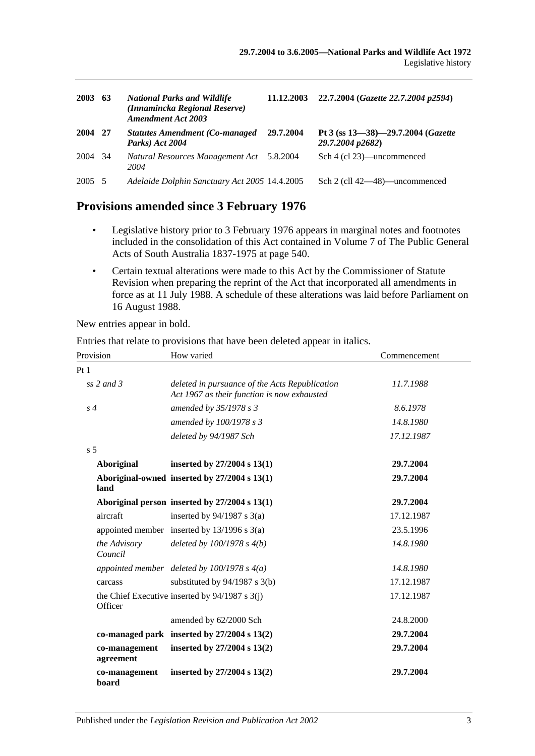| | | | | |
|---|---|---|---|---|
| **2003** | **63** | ***National Parks and Wildlife (Innamincka Regional Reserve) Amendment Act 2003*** | **11.12.2003** | **22.7.2004 (*Gazette 22.7.2004 p2594*)** |
| **2004** | **27** | ***Statutes Amendment (Co-managed Parks) Act 2004*** | **29.7.2004** | **Pt 3 (ss 13—38)—29.7.2004 (*Gazette 29.7.2004 p2682*)** |
| 2004 | 34 | *Natural Resources Management Act 2004* | 5.8.2004 | Sch 4 (cl 23)—uncommenced |
| 2005 | 5 | *Adelaide Dolphin Sanctuary Act 2005* | 14.4.2005 | Sch 2 (cll 42—48)—uncommenced |

## Provisions amended since 3 February 1976

- Legislative history prior to 3 February 1976 appears in marginal notes and footnotes included in the consolidation of this Act contained in Volume 7 of The Public General Acts of South Australia 1837-1975 at page 540.
- Certain textual alterations were made to this Act by the Commissioner of Statute Revision when preparing the reprint of the Act that incorporated all amendments in force as at 11 July 1988. A schedule of these alterations was laid before Parliament on 16 August 1988.

New entries appear in bold.

Entries that relate to provisions that have been deleted appear in italics.

| Provision | How varied | Commencement |
|---|---|---|
| Pt 1 | | |
| *ss 2 and 3* | *deleted in pursuance of the Acts Republication Act 1967 as their function is now exhausted* | *11.7.1988* |
| *s 4* | *amended by 35/1978 s 3* | *8.6.1978* |
| | *amended by 100/1978 s 3* | *14.8.1980* |
| | *deleted by 94/1987 Sch* | *17.12.1987* |
| s 5 | | |
| **Aboriginal** | **inserted by 27/2004 s 13(1)** | **29.7.2004** |
| **Aboriginal-owned land** | **inserted by 27/2004 s 13(1)** | **29.7.2004** |
| **Aboriginal person** | **inserted by 27/2004 s 13(1)** | **29.7.2004** |
| aircraft | inserted by 94/1987 s 3(a) | 17.12.1987 |
| appointed member | inserted by 13/1996 s 3(a) | 23.5.1996 |
| *the Advisory Council* | *deleted by 100/1978 s 4(b)* | *14.8.1980* |
| *appointed member* | *deleted by 100/1978 s 4(a)* | *14.8.1980* |
| carcass | substituted by 94/1987 s 3(b) | 17.12.1987 |
| the Chief Executive Officer | inserted by 94/1987 s 3(j) | 17.12.1987 |
| | amended by 62/2000 Sch | 24.8.2000 |
| **co-managed park** | **inserted by 27/2004 s 13(2)** | **29.7.2004** |
| **co-management agreement** | **inserted by 27/2004 s 13(2)** | **29.7.2004** |
| **co-management board** | **inserted by 27/2004 s 13(2)** | **29.7.2004** |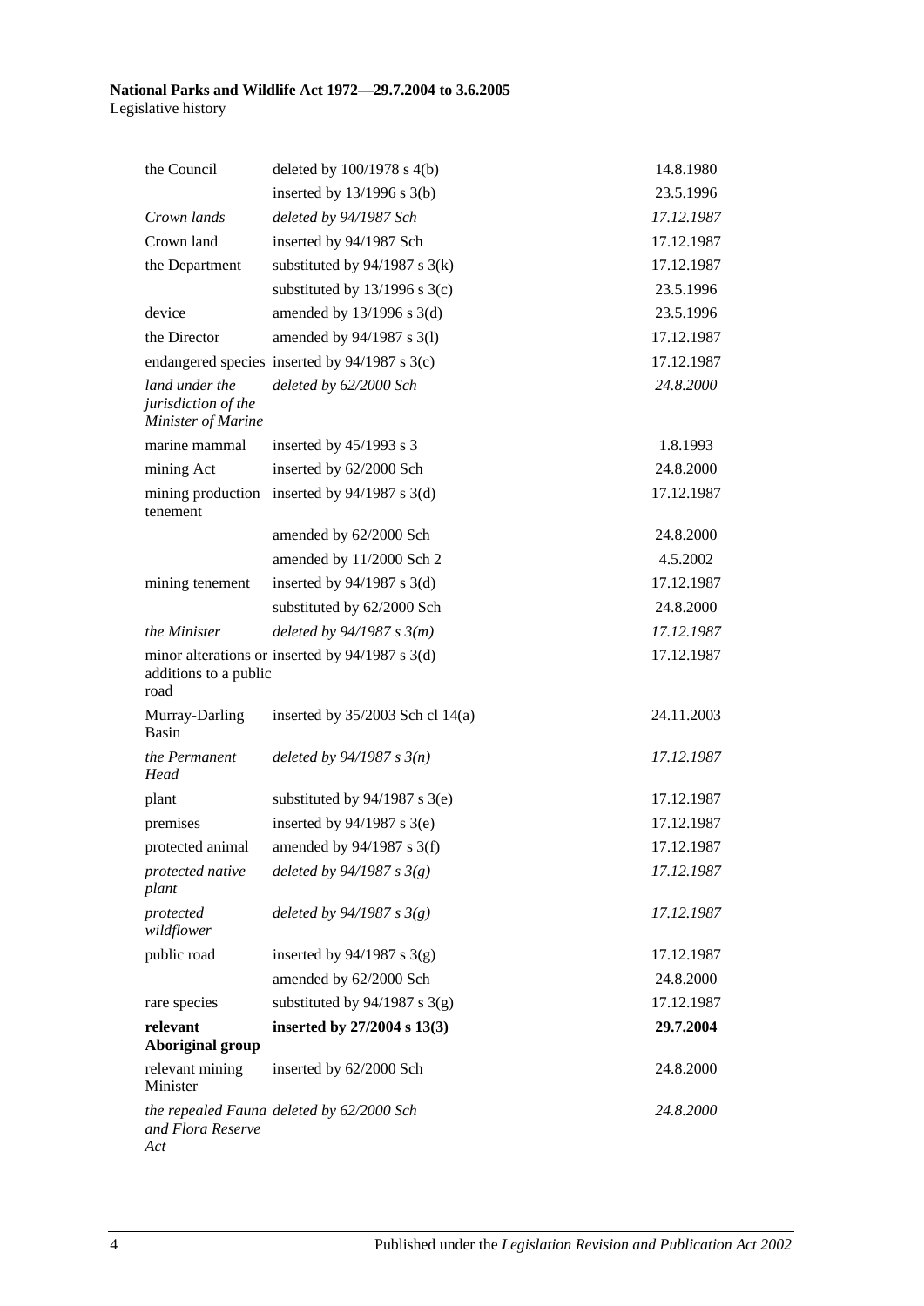| | | |
|---|---|---|
| the Council | deleted by 100/1978 s 4(b) | 14.8.1980 |
| | inserted by 13/1996 s 3(b) | 23.5.1996 |
| *Crown lands* | *deleted by 94/1987 Sch* | *17.12.1987* |
| Crown land | inserted by 94/1987 Sch | 17.12.1987 |
| the Department | substituted by 94/1987 s 3(k) | 17.12.1987 |
| | substituted by 13/1996 s 3(c) | 23.5.1996 |
| device | amended by 13/1996 s 3(d) | 23.5.1996 |
| the Director | amended by 94/1987 s 3(l) | 17.12.1987 |
| endangered species | inserted by 94/1987 s 3(c) | 17.12.1987 |
| *land under the jurisdiction of the Minister of Marine* | *deleted by 62/2000 Sch* | *24.8.2000* |
| marine mammal | inserted by 45/1993 s 3 | 1.8.1993 |
| mining Act | inserted by 62/2000 Sch | 24.8.2000 |
| mining production tenement | inserted by 94/1987 s 3(d) | 17.12.1987 |
| | amended by 62/2000 Sch | 24.8.2000 |
| | amended by 11/2000 Sch 2 | 4.5.2002 |
| mining tenement | inserted by 94/1987 s 3(d) | 17.12.1987 |
| | substituted by 62/2000 Sch | 24.8.2000 |
| *the Minister* | *deleted by 94/1987 s 3(m)* | *17.12.1987* |
| minor alterations or additions to a public road | inserted by 94/1987 s 3(d) | 17.12.1987 |
| Murray-Darling Basin | inserted by 35/2003 Sch cl 14(a) | 24.11.2003 |
| *the Permanent Head* | *deleted by 94/1987 s 3(n)* | *17.12.1987* |
| plant | substituted by 94/1987 s 3(e) | 17.12.1987 |
| premises | inserted by 94/1987 s 3(e) | 17.12.1987 |
| protected animal | amended by 94/1987 s 3(f) | 17.12.1987 |
| *protected native plant* | *deleted by 94/1987 s 3(g)* | *17.12.1987* |
| *protected wildflower* | *deleted by 94/1987 s 3(g)* | *17.12.1987* |
| public road | inserted by 94/1987 s 3(g) | 17.12.1987 |
| | amended by 62/2000 Sch | 24.8.2000 |
| rare species | substituted by 94/1987 s 3(g) | 17.12.1987 |
| **relevant Aboriginal group** | **inserted by 27/2004 s 13(3)** | **29.7.2004** |
| relevant mining Minister | inserted by 62/2000 Sch | 24.8.2000 |
| *the repealed Fauna and Flora Reserve Act* | *deleted by 62/2000 Sch* | *24.8.2000* |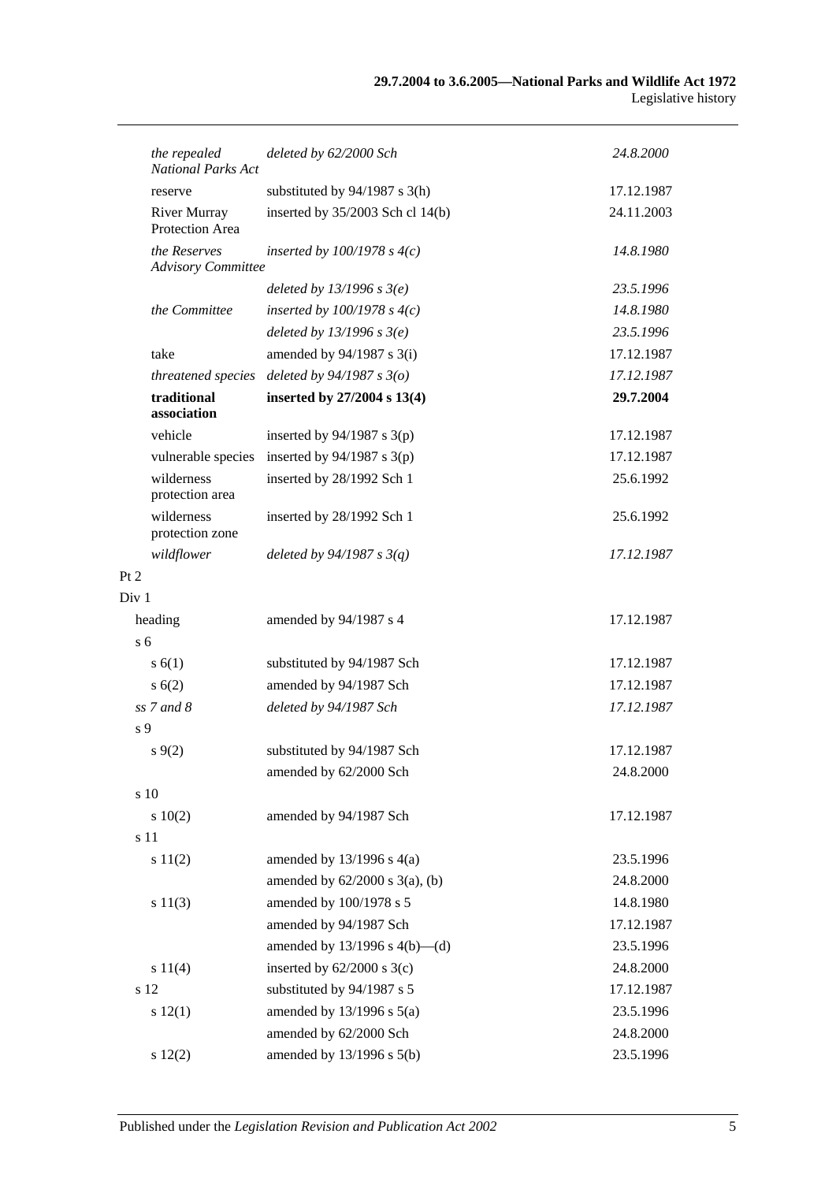| | | |
|---|---|---|
| *the repealed National Parks Act* | *deleted by 62/2000 Sch* | *24.8.2000* |
| reserve | substituted by 94/1987 s 3(h) | 17.12.1987 |
| River Murray Protection Area | inserted by 35/2003 Sch cl 14(b) | 24.11.2003 |
| *the Reserves Advisory Committee* | *inserted by 100/1978 s 4(c)* | *14.8.1980* |
| | *deleted by 13/1996 s 3(e)* | *23.5.1996* |
| *the Committee* | *inserted by 100/1978 s 4(c)* | *14.8.1980* |
| | *deleted by 13/1996 s 3(e)* | *23.5.1996* |
| take | amended by 94/1987 s 3(i) | 17.12.1987 |
| *threatened species* | *deleted by 94/1987 s 3(o)* | *17.12.1987* |
| **traditional association** | **inserted by 27/2004 s 13(4)** | **29.7.2004** |
| vehicle | inserted by 94/1987 s 3(p) | 17.12.1987 |
| vulnerable species | inserted by 94/1987 s 3(p) | 17.12.1987 |
| wilderness protection area | inserted by 28/1992 Sch 1 | 25.6.1992 |
| wilderness protection zone | inserted by 28/1992 Sch 1 | 25.6.1992 |
| *wildflower* | *deleted by 94/1987 s 3(q)* | *17.12.1987* |
| Pt 2 | | |
| Div 1 | | |
| heading | amended by 94/1987 s 4 | 17.12.1987 |
| s 6 | | |
| s 6(1) | substituted by 94/1987 Sch | 17.12.1987 |
| s 6(2) | amended by 94/1987 Sch | 17.12.1987 |
| *ss 7 and 8* | *deleted by 94/1987 Sch* | *17.12.1987* |
| s 9 | | |
| s 9(2) | substituted by 94/1987 Sch | 17.12.1987 |
| | amended by 62/2000 Sch | 24.8.2000 |
| s 10 | | |
| s 10(2) | amended by 94/1987 Sch | 17.12.1987 |
| s 11 | | |
| s 11(2) | amended by 13/1996 s 4(a) | 23.5.1996 |
| | amended by 62/2000 s 3(a), (b) | 24.8.2000 |
| s 11(3) | amended by 100/1978 s 5 | 14.8.1980 |
| | amended by 94/1987 Sch | 17.12.1987 |
| | amended by 13/1996 s 4(b)—(d) | 23.5.1996 |
| s 11(4) | inserted by 62/2000 s 3(c) | 24.8.2000 |
| s 12 | substituted by 94/1987 s 5 | 17.12.1987 |
| s 12(1) | amended by 13/1996 s 5(a) | 23.5.1996 |
| | amended by 62/2000 Sch | 24.8.2000 |
| s 12(2) | amended by 13/1996 s 5(b) | 23.5.1996 |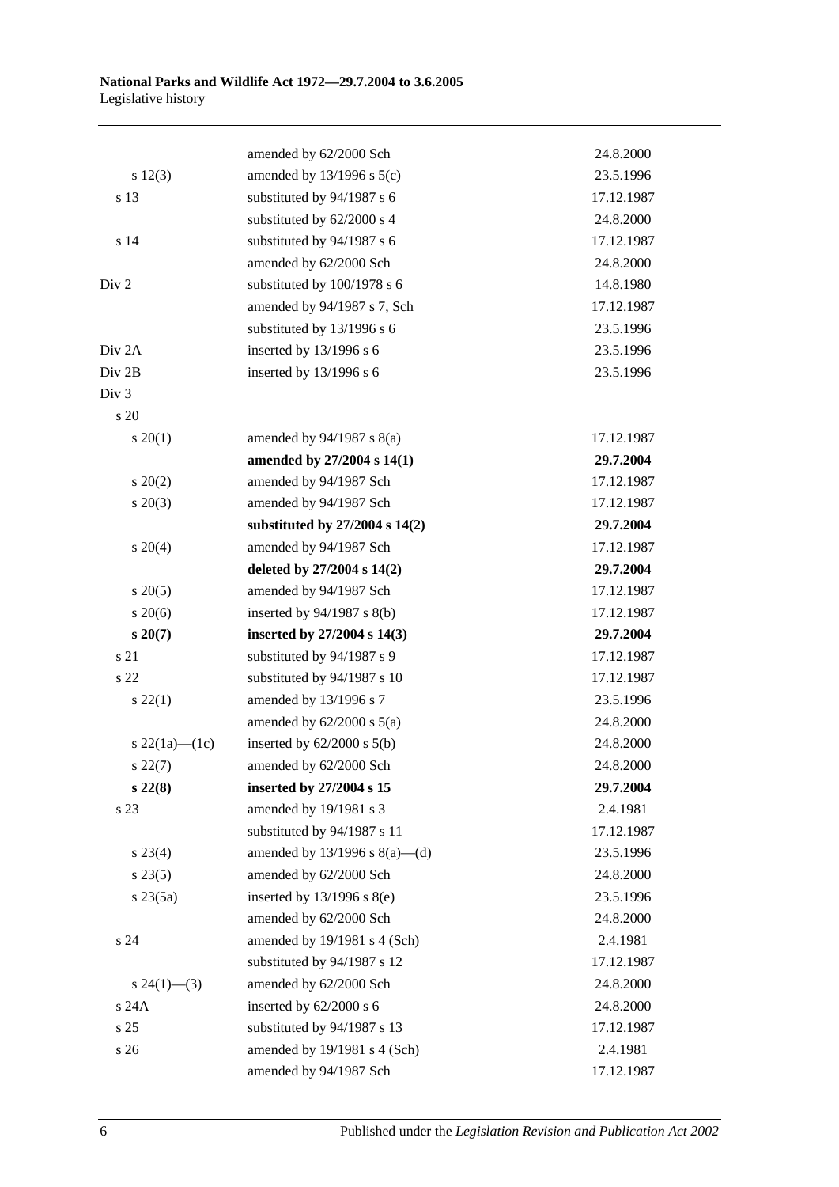| | | |
|---|---|---|
| | amended by 62/2000 Sch | 24.8.2000 |
| s 12(3) | amended by 13/1996 s 5(c) | 23.5.1996 |
| s 13 | substituted by 94/1987 s 6 | 17.12.1987 |
| | substituted by 62/2000 s 4 | 24.8.2000 |
| s 14 | substituted by 94/1987 s 6 | 17.12.1987 |
| | amended by 62/2000 Sch | 24.8.2000 |
| Div 2 | substituted by 100/1978 s 6 | 14.8.1980 |
| | amended by 94/1987 s 7, Sch | 17.12.1987 |
| | substituted by 13/1996 s 6 | 23.5.1996 |
| Div 2A | inserted by 13/1996 s 6 | 23.5.1996 |
| Div 2B | inserted by 13/1996 s 6 | 23.5.1996 |
| Div 3 | | |
| s 20 | | |
| s 20(1) | amended by 94/1987 s 8(a) | 17.12.1987 |
| | **amended by 27/2004 s 14(1)** | **29.7.2004** |
| s 20(2) | amended by 94/1987 Sch | 17.12.1987 |
| s 20(3) | amended by 94/1987 Sch | 17.12.1987 |
| | **substituted by 27/2004 s 14(2)** | **29.7.2004** |
| s 20(4) | amended by 94/1987 Sch | 17.12.1987 |
| | **deleted by 27/2004 s 14(2)** | **29.7.2004** |
| s 20(5) | amended by 94/1987 Sch | 17.12.1987 |
| s 20(6) | inserted by 94/1987 s 8(b) | 17.12.1987 |
| **s 20(7)** | **inserted by 27/2004 s 14(3)** | **29.7.2004** |
| s 21 | substituted by 94/1987 s 9 | 17.12.1987 |
| s 22 | substituted by 94/1987 s 10 | 17.12.1987 |
| s 22(1) | amended by 13/1996 s 7 | 23.5.1996 |
| | amended by 62/2000 s 5(a) | 24.8.2000 |
| s 22(1a)—(1c) | inserted by 62/2000 s 5(b) | 24.8.2000 |
| s 22(7) | amended by 62/2000 Sch | 24.8.2000 |
| **s 22(8)** | **inserted by 27/2004 s 15** | **29.7.2004** |
| s 23 | amended by 19/1981 s 3 | 2.4.1981 |
| | substituted by 94/1987 s 11 | 17.12.1987 |
| s 23(4) | amended by 13/1996 s 8(a)—(d) | 23.5.1996 |
| s 23(5) | amended by 62/2000 Sch | 24.8.2000 |
| s 23(5a) | inserted by 13/1996 s 8(e) | 23.5.1996 |
| | amended by 62/2000 Sch | 24.8.2000 |
| s 24 | amended by 19/1981 s 4 (Sch) | 2.4.1981 |
| | substituted by 94/1987 s 12 | 17.12.1987 |
| s 24(1)—(3) | amended by 62/2000 Sch | 24.8.2000 |
| s 24A | inserted by 62/2000 s 6 | 24.8.2000 |
| s 25 | substituted by 94/1987 s 13 | 17.12.1987 |
| s 26 | amended by 19/1981 s 4 (Sch) | 2.4.1981 |
| | amended by 94/1987 Sch | 17.12.1987 |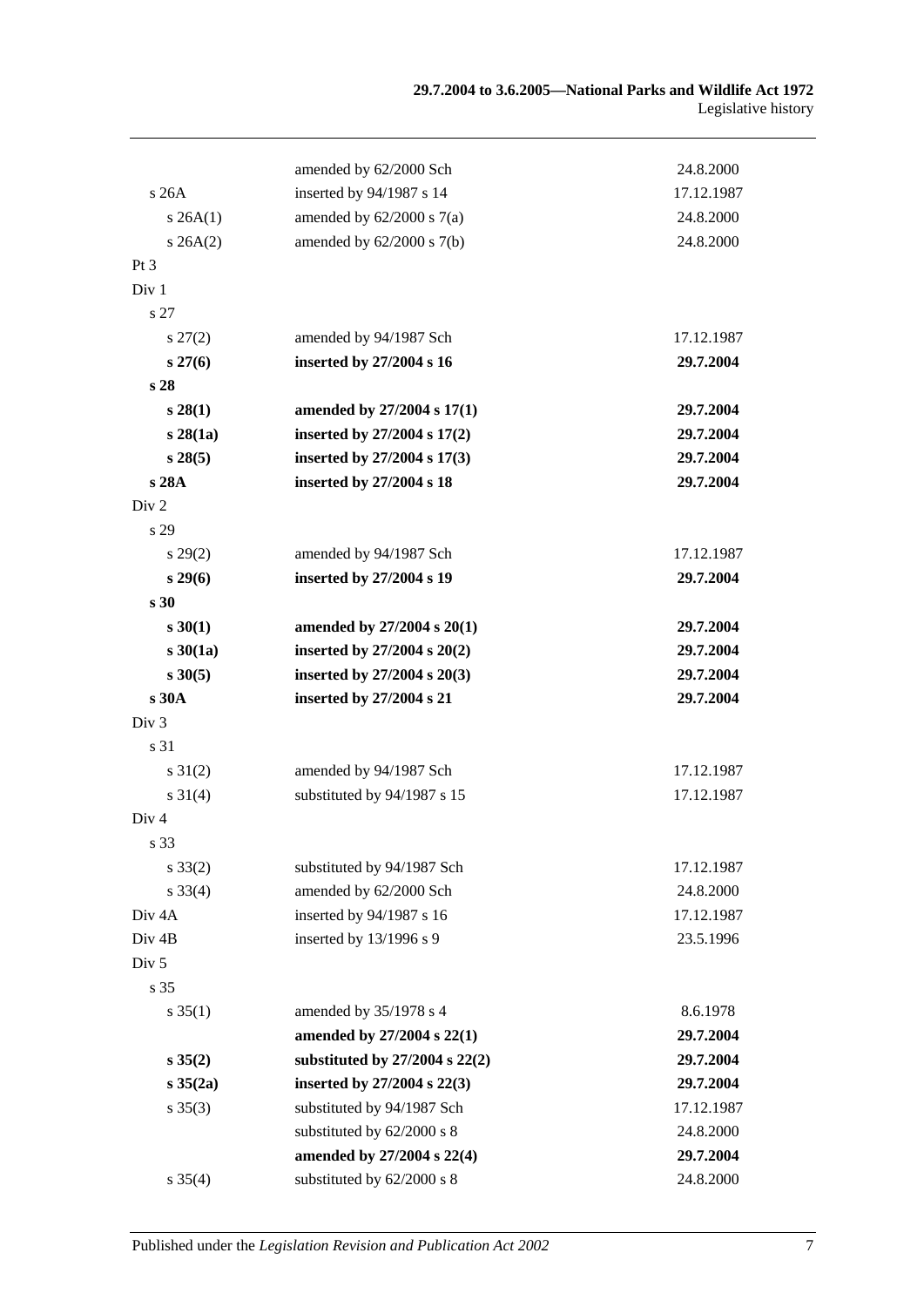| | | |
|---|---|---|
| | amended by 62/2000 Sch | 24.8.2000 |
| s 26A | inserted by 94/1987 s 14 | 17.12.1987 |
| s 26A(1) | amended by 62/2000 s 7(a) | 24.8.2000 |
| s 26A(2) | amended by 62/2000 s 7(b) | 24.8.2000 |
| Pt 3 | | |
| Div 1 | | |
| s 27 | | |
| s 27(2) | amended by 94/1987 Sch | 17.12.1987 |
| **s 27(6)** | **inserted by 27/2004 s 16** | **29.7.2004** |
| **s 28** | | |
| **s 28(1)** | **amended by 27/2004 s 17(1)** | **29.7.2004** |
| **s 28(1a)** | **inserted by 27/2004 s 17(2)** | **29.7.2004** |
| **s 28(5)** | **inserted by 27/2004 s 17(3)** | **29.7.2004** |
| **s 28A** | **inserted by 27/2004 s 18** | **29.7.2004** |
| Div 2 | | |
| s 29 | | |
| s 29(2) | amended by 94/1987 Sch | 17.12.1987 |
| **s 29(6)** | **inserted by 27/2004 s 19** | **29.7.2004** |
| **s 30** | | |
| **s 30(1)** | **amended by 27/2004 s 20(1)** | **29.7.2004** |
| **s 30(1a)** | **inserted by 27/2004 s 20(2)** | **29.7.2004** |
| **s 30(5)** | **inserted by 27/2004 s 20(3)** | **29.7.2004** |
| **s 30A** | **inserted by 27/2004 s 21** | **29.7.2004** |
| Div 3 | | |
| s 31 | | |
| s 31(2) | amended by 94/1987 Sch | 17.12.1987 |
| s 31(4) | substituted by 94/1987 s 15 | 17.12.1987 |
| Div 4 | | |
| s 33 | | |
| s 33(2) | substituted by 94/1987 Sch | 17.12.1987 |
| s 33(4) | amended by 62/2000 Sch | 24.8.2000 |
| Div 4A | inserted by 94/1987 s 16 | 17.12.1987 |
| Div 4B | inserted by 13/1996 s 9 | 23.5.1996 |
| Div 5 | | |
| s 35 | | |
| s 35(1) | amended by 35/1978 s 4 | 8.6.1978 |
| | **amended by 27/2004 s 22(1)** | **29.7.2004** |
| **s 35(2)** | **substituted by 27/2004 s 22(2)** | **29.7.2004** |
| **s 35(2a)** | **inserted by 27/2004 s 22(3)** | **29.7.2004** |
| s 35(3) | substituted by 94/1987 Sch | 17.12.1987 |
| | substituted by 62/2000 s 8 | 24.8.2000 |
| | **amended by 27/2004 s 22(4)** | **29.7.2004** |
| s 35(4) | substituted by 62/2000 s 8 | 24.8.2000 |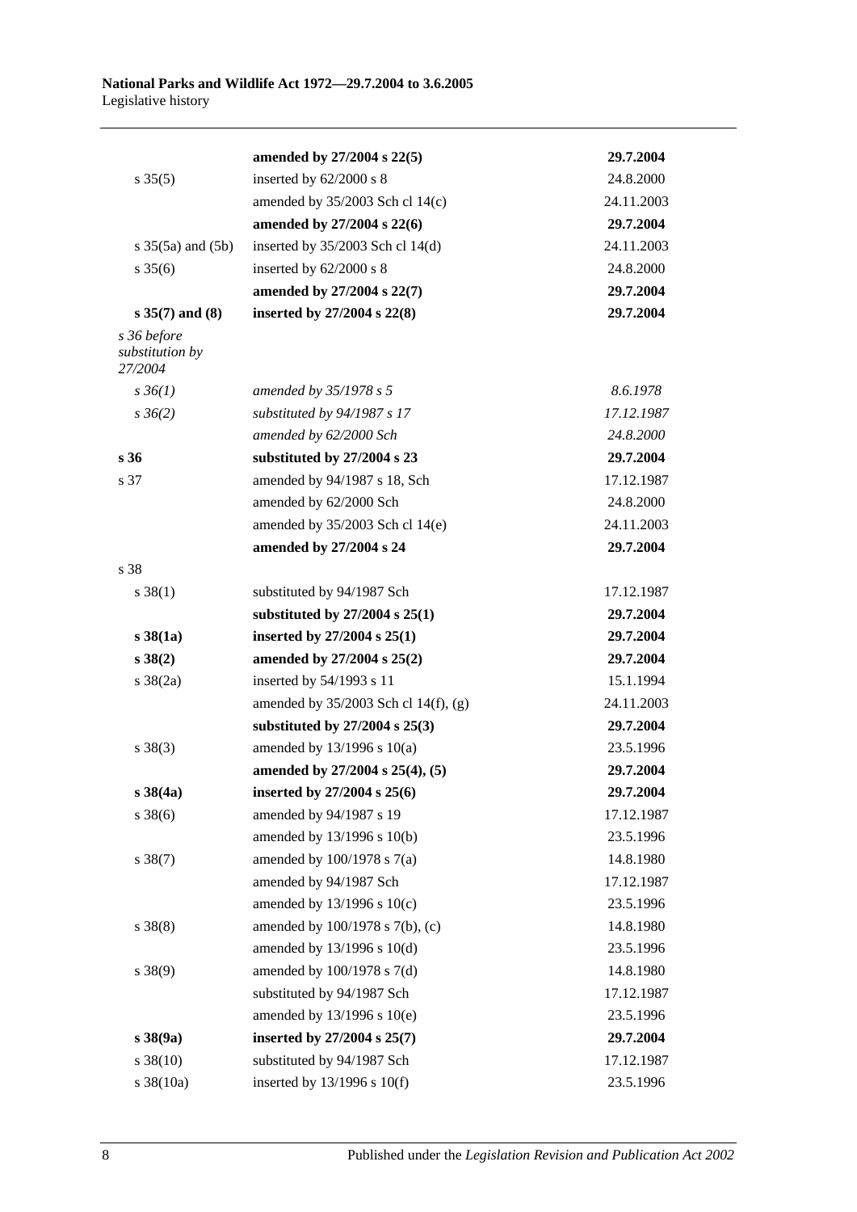| | | |
|---|---|---|
| | **amended by 27/2004 s 22(5)** | **29.7.2004** |
| s 35(5) | inserted by 62/2000 s 8 | 24.8.2000 |
| | amended by 35/2003 Sch cl 14(c) | 24.11.2003 |
| | **amended by 27/2004 s 22(6)** | **29.7.2004** |
| s 35(5a) and (5b) | inserted by 35/2003 Sch cl 14(d) | 24.11.2003 |
| s 35(6) | inserted by 62/2000 s 8 | 24.8.2000 |
| | **amended by 27/2004 s 22(7)** | **29.7.2004** |
| **s 35(7) and (8)** | **inserted by 27/2004 s 22(8)** | **29.7.2004** |
| *s 36 before substitution by 27/2004* | | |
| *s 36(1)* | *amended by 35/1978 s 5* | *8.6.1978* |
| *s 36(2)* | *substituted by 94/1987 s 17* | *17.12.1987* |
| | *amended by 62/2000 Sch* | *24.8.2000* |
| **s 36** | **substituted by 27/2004 s 23** | **29.7.2004** |
| s 37 | amended by 94/1987 s 18, Sch | 17.12.1987 |
| | amended by 62/2000 Sch | 24.8.2000 |
| | amended by 35/2003 Sch cl 14(e) | 24.11.2003 |
| | **amended by 27/2004 s 24** | **29.7.2004** |
| s 38 | | |
| s 38(1) | substituted by 94/1987 Sch | 17.12.1987 |
| | **substituted by 27/2004 s 25(1)** | **29.7.2004** |
| **s 38(1a)** | **inserted by 27/2004 s 25(1)** | **29.7.2004** |
| **s 38(2)** | **amended by 27/2004 s 25(2)** | **29.7.2004** |
| s 38(2a) | inserted by 54/1993 s 11 | 15.1.1994 |
| | amended by 35/2003 Sch cl 14(f), (g) | 24.11.2003 |
| | **substituted by 27/2004 s 25(3)** | **29.7.2004** |
| s 38(3) | amended by 13/1996 s 10(a) | 23.5.1996 |
| | **amended by 27/2004 s 25(4), (5)** | **29.7.2004** |
| **s 38(4a)** | **inserted by 27/2004 s 25(6)** | **29.7.2004** |
| s 38(6) | amended by 94/1987 s 19 | 17.12.1987 |
| | amended by 13/1996 s 10(b) | 23.5.1996 |
| s 38(7) | amended by 100/1978 s 7(a) | 14.8.1980 |
| | amended by 94/1987 Sch | 17.12.1987 |
| | amended by 13/1996 s 10(c) | 23.5.1996 |
| s 38(8) | amended by 100/1978 s 7(b), (c) | 14.8.1980 |
| | amended by 13/1996 s 10(d) | 23.5.1996 |
| s 38(9) | amended by 100/1978 s 7(d) | 14.8.1980 |
| | substituted by 94/1987 Sch | 17.12.1987 |
| | amended by 13/1996 s 10(e) | 23.5.1996 |
| **s 38(9a)** | **inserted by 27/2004 s 25(7)** | **29.7.2004** |
| s 38(10) | substituted by 94/1987 Sch | 17.12.1987 |
| s 38(10a) | inserted by 13/1996 s 10(f) | 23.5.1996 |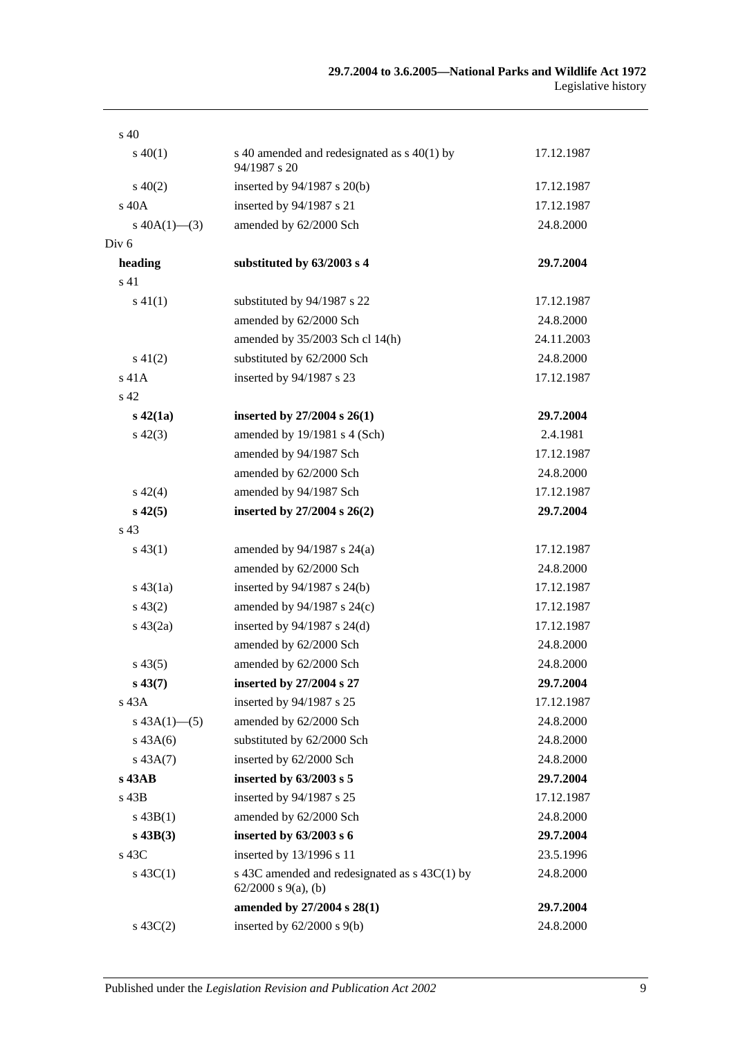| | | |
|---|---|---|
| s 40 | | |
| s 40(1) | s 40 amended and redesignated as s 40(1) by 94/1987 s 20 | 17.12.1987 |
| s 40(2) | inserted by 94/1987 s 20(b) | 17.12.1987 |
| s 40A | inserted by 94/1987 s 21 | 17.12.1987 |
| s 40A(1)—(3) | amended by 62/2000 Sch | 24.8.2000 |
| Div 6 | | |
| **heading** | **substituted by 63/2003 s 4** | **29.7.2004** |
| s 41 | | |
| s 41(1) | substituted by 94/1987 s 22 | 17.12.1987 |
| | amended by 62/2000 Sch | 24.8.2000 |
| | amended by 35/2003 Sch cl 14(h) | 24.11.2003 |
| s 41(2) | substituted by 62/2000 Sch | 24.8.2000 |
| s 41A | inserted by 94/1987 s 23 | 17.12.1987 |
| s 42 | | |
| **s 42(1a)** | **inserted by 27/2004 s 26(1)** | **29.7.2004** |
| s 42(3) | amended by 19/1981 s 4 (Sch) | 2.4.1981 |
| | amended by 94/1987 Sch | 17.12.1987 |
| | amended by 62/2000 Sch | 24.8.2000 |
| s 42(4) | amended by 94/1987 Sch | 17.12.1987 |
| **s 42(5)** | **inserted by 27/2004 s 26(2)** | **29.7.2004** |
| s 43 | | |
| s 43(1) | amended by 94/1987 s 24(a) | 17.12.1987 |
| | amended by 62/2000 Sch | 24.8.2000 |
| s 43(1a) | inserted by 94/1987 s 24(b) | 17.12.1987 |
| s 43(2) | amended by 94/1987 s 24(c) | 17.12.1987 |
| s 43(2a) | inserted by 94/1987 s 24(d) | 17.12.1987 |
| | amended by 62/2000 Sch | 24.8.2000 |
| s 43(5) | amended by 62/2000 Sch | 24.8.2000 |
| **s 43(7)** | **inserted by 27/2004 s 27** | **29.7.2004** |
| s 43A | inserted by 94/1987 s 25 | 17.12.1987 |
| s 43A(1)—(5) | amended by 62/2000 Sch | 24.8.2000 |
| s 43A(6) | substituted by 62/2000 Sch | 24.8.2000 |
| s 43A(7) | inserted by 62/2000 Sch | 24.8.2000 |
| **s 43AB** | **inserted by 63/2003 s 5** | **29.7.2004** |
| s 43B | inserted by 94/1987 s 25 | 17.12.1987 |
| s 43B(1) | amended by 62/2000 Sch | 24.8.2000 |
| **s 43B(3)** | **inserted by 63/2003 s 6** | **29.7.2004** |
| s 43C | inserted by 13/1996 s 11 | 23.5.1996 |
| s 43C(1) | s 43C amended and redesignated as s 43C(1) by 62/2000 s 9(a), (b) | 24.8.2000 |
| | **amended by 27/2004 s 28(1)** | **29.7.2004** |
| s 43C(2) | inserted by 62/2000 s 9(b) | 24.8.2000 |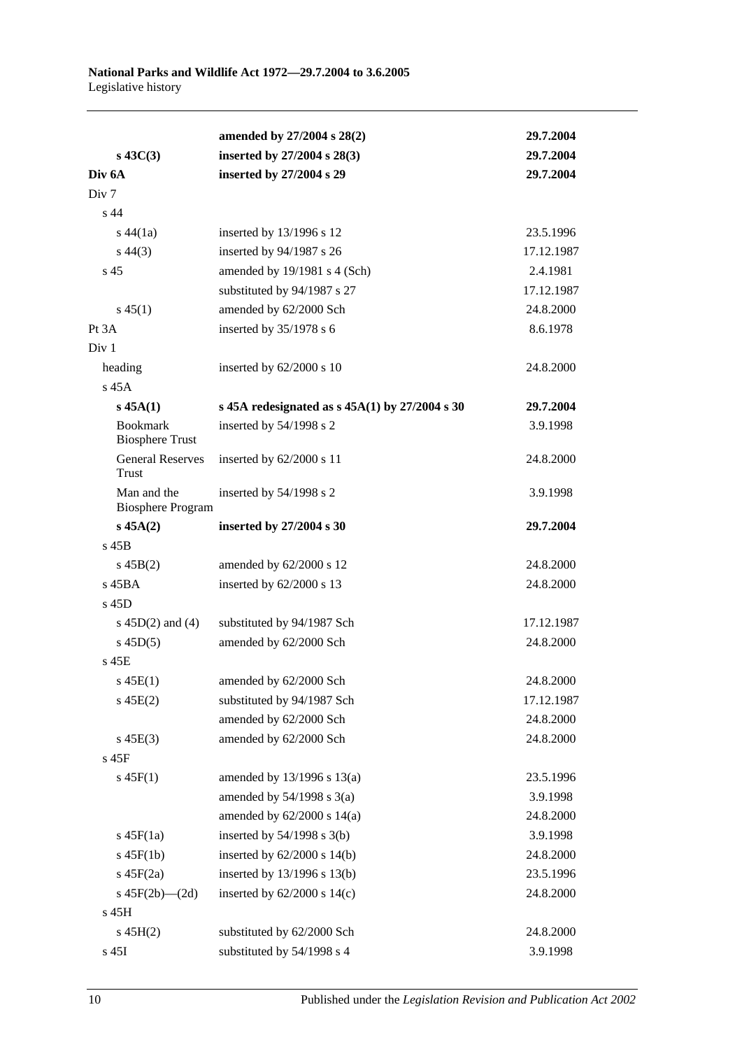| | | |
|---|---|---|
| | **amended by 27/2004 s 28(2)** | **29.7.2004** |
| **s 43C(3)** | **inserted by 27/2004 s 28(3)** | **29.7.2004** |
| **Div 6A** | **inserted by 27/2004 s 29** | **29.7.2004** |
| Div 7 | | |
| s 44 | | |
| s 44(1a) | inserted by 13/1996 s 12 | 23.5.1996 |
| s 44(3) | inserted by 94/1987 s 26 | 17.12.1987 |
| s 45 | amended by 19/1981 s 4 (Sch) | 2.4.1981 |
| | substituted by 94/1987 s 27 | 17.12.1987 |
| s 45(1) | amended by 62/2000 Sch | 24.8.2000 |
| Pt 3A | inserted by 35/1978 s 6 | 8.6.1978 |
| Div 1 | | |
| heading | inserted by 62/2000 s 10 | 24.8.2000 |
| s 45A | | |
| **s 45A(1)** | **s 45A redesignated as s 45A(1) by 27/2004 s 30** | **29.7.2004** |
| Bookmark Biosphere Trust | inserted by 54/1998 s 2 | 3.9.1998 |
| General Reserves Trust | inserted by 62/2000 s 11 | 24.8.2000 |
| Man and the Biosphere Program | inserted by 54/1998 s 2 | 3.9.1998 |
| **s 45A(2)** | **inserted by 27/2004 s 30** | **29.7.2004** |
| s 45B | | |
| s 45B(2) | amended by 62/2000 s 12 | 24.8.2000 |
| s 45BA | inserted by 62/2000 s 13 | 24.8.2000 |
| s 45D | | |
| s 45D(2) and (4) | substituted by 94/1987 Sch | 17.12.1987 |
| s 45D(5) | amended by 62/2000 Sch | 24.8.2000 |
| s 45E | | |
| s 45E(1) | amended by 62/2000 Sch | 24.8.2000 |
| s 45E(2) | substituted by 94/1987 Sch | 17.12.1987 |
| | amended by 62/2000 Sch | 24.8.2000 |
| s 45E(3) | amended by 62/2000 Sch | 24.8.2000 |
| s 45F | | |
| s 45F(1) | amended by 13/1996 s 13(a) | 23.5.1996 |
| | amended by 54/1998 s 3(a) | 3.9.1998 |
| | amended by 62/2000 s 14(a) | 24.8.2000 |
| s 45F(1a) | inserted by 54/1998 s 3(b) | 3.9.1998 |
| s 45F(1b) | inserted by 62/2000 s 14(b) | 24.8.2000 |
| s 45F(2a) | inserted by 13/1996 s 13(b) | 23.5.1996 |
| s 45F(2b)—(2d) | inserted by 62/2000 s 14(c) | 24.8.2000 |
| s 45H | | |
| s 45H(2) | substituted by 62/2000 Sch | 24.8.2000 |
| s 45I | substituted by 54/1998 s 4 | 3.9.1998 |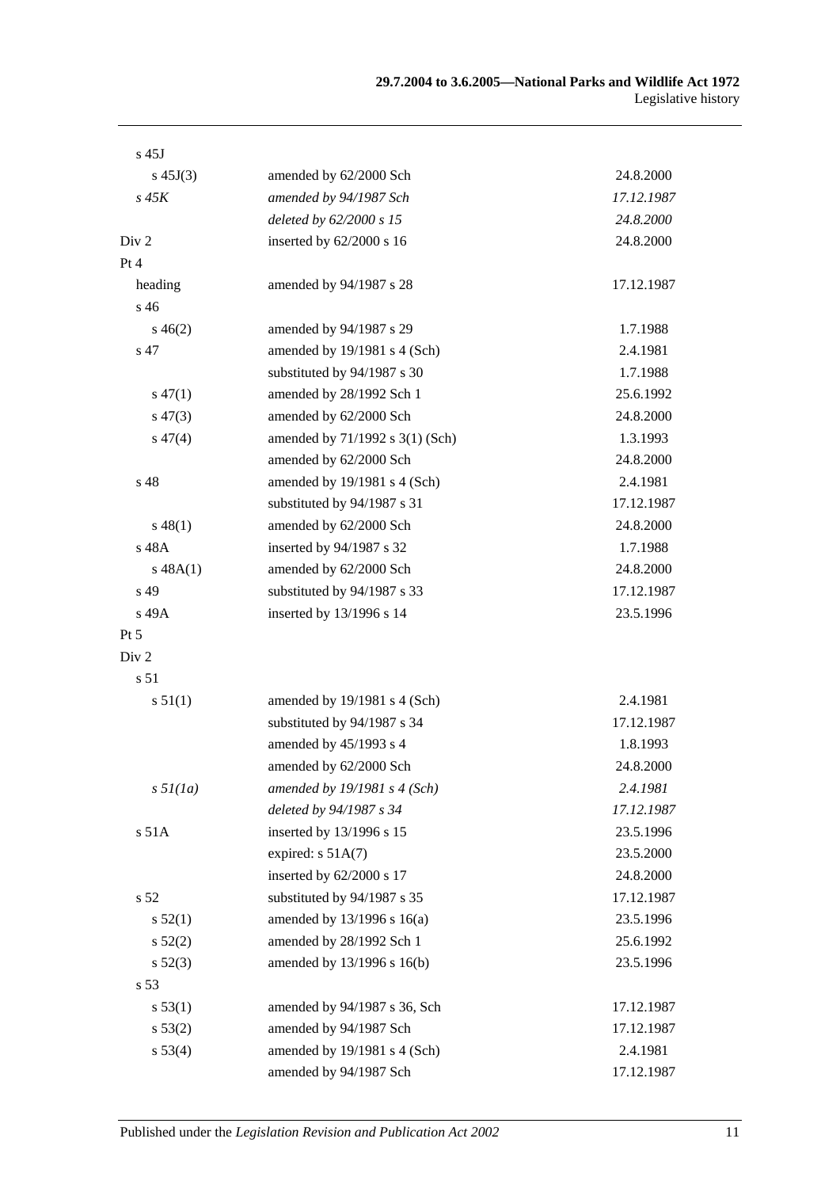| | | |
|---|---|---|
| s 45J | | |
| s 45J(3) | amended by 62/2000 Sch | 24.8.2000 |
| *s 45K* | *amended by 94/1987 Sch* | *17.12.1987* |
| | *deleted by 62/2000 s 15* | *24.8.2000* |
| Div 2 | inserted by 62/2000 s 16 | 24.8.2000 |
| Pt 4 | | |
| heading | amended by 94/1987 s 28 | 17.12.1987 |
| s 46 | | |
| s 46(2) | amended by 94/1987 s 29 | 1.7.1988 |
| s 47 | amended by 19/1981 s 4 (Sch) | 2.4.1981 |
| | substituted by 94/1987 s 30 | 1.7.1988 |
| s 47(1) | amended by 28/1992 Sch 1 | 25.6.1992 |
| s 47(3) | amended by 62/2000 Sch | 24.8.2000 |
| s 47(4) | amended by 71/1992 s 3(1) (Sch) | 1.3.1993 |
| | amended by 62/2000 Sch | 24.8.2000 |
| s 48 | amended by 19/1981 s 4 (Sch) | 2.4.1981 |
| | substituted by 94/1987 s 31 | 17.12.1987 |
| s 48(1) | amended by 62/2000 Sch | 24.8.2000 |
| s 48A | inserted by 94/1987 s 32 | 1.7.1988 |
| s 48A(1) | amended by 62/2000 Sch | 24.8.2000 |
| s 49 | substituted by 94/1987 s 33 | 17.12.1987 |
| s 49A | inserted by 13/1996 s 14 | 23.5.1996 |
| Pt 5 | | |
| Div 2 | | |
| s 51 | | |
| s 51(1) | amended by 19/1981 s 4 (Sch) | 2.4.1981 |
| | substituted by 94/1987 s 34 | 17.12.1987 |
| | amended by 45/1993 s 4 | 1.8.1993 |
| | amended by 62/2000 Sch | 24.8.2000 |
| *s 51(1a)* | *amended by 19/1981 s 4 (Sch)* | *2.4.1981* |
| | *deleted by 94/1987 s 34* | *17.12.1987* |
| s 51A | inserted by 13/1996 s 15 | 23.5.1996 |
| | expired: s 51A(7) | 23.5.2000 |
| | inserted by 62/2000 s 17 | 24.8.2000 |
| s 52 | substituted by 94/1987 s 35 | 17.12.1987 |
| s 52(1) | amended by 13/1996 s 16(a) | 23.5.1996 |
| s 52(2) | amended by 28/1992 Sch 1 | 25.6.1992 |
| s 52(3) | amended by 13/1996 s 16(b) | 23.5.1996 |
| s 53 | | |
| s 53(1) | amended by 94/1987 s 36, Sch | 17.12.1987 |
| s 53(2) | amended by 94/1987 Sch | 17.12.1987 |
| s 53(4) | amended by 19/1981 s 4 (Sch) | 2.4.1981 |
| | amended by 94/1987 Sch | 17.12.1987 |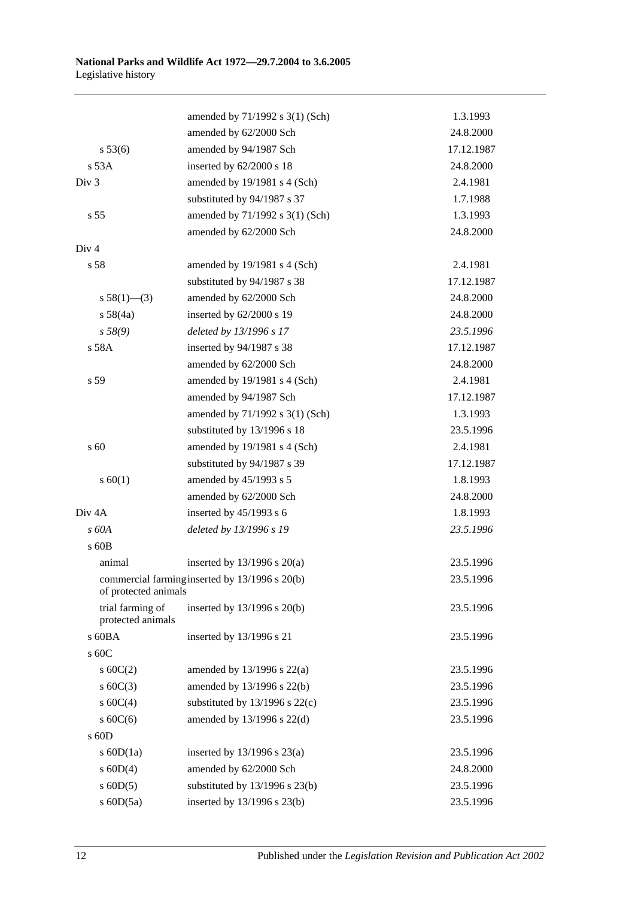| | | |
|---|---|---|
| | amended by 71/1992 s 3(1) (Sch) | 1.3.1993 |
| | amended by 62/2000 Sch | 24.8.2000 |
| s 53(6) | amended by 94/1987 Sch | 17.12.1987 |
| s 53A | inserted by 62/2000 s 18 | 24.8.2000 |
| Div 3 | amended by 19/1981 s 4 (Sch) | 2.4.1981 |
| | substituted by 94/1987 s 37 | 1.7.1988 |
| s 55 | amended by 71/1992 s 3(1) (Sch) | 1.3.1993 |
| | amended by 62/2000 Sch | 24.8.2000 |
| Div 4 | | |
| s 58 | amended by 19/1981 s 4 (Sch) | 2.4.1981 |
| | substituted by 94/1987 s 38 | 17.12.1987 |
| s 58(1)—(3) | amended by 62/2000 Sch | 24.8.2000 |
| s 58(4a) | inserted by 62/2000 s 19 | 24.8.2000 |
| *s 58(9)* | *deleted by 13/1996 s 17* | *23.5.1996* |
| s 58A | inserted by 94/1987 s 38 | 17.12.1987 |
| | amended by 62/2000 Sch | 24.8.2000 |
| s 59 | amended by 19/1981 s 4 (Sch) | 2.4.1981 |
| | amended by 94/1987 Sch | 17.12.1987 |
| | amended by 71/1992 s 3(1) (Sch) | 1.3.1993 |
| | substituted by 13/1996 s 18 | 23.5.1996 |
| s 60 | amended by 19/1981 s 4 (Sch) | 2.4.1981 |
| | substituted by 94/1987 s 39 | 17.12.1987 |
| s 60(1) | amended by 45/1993 s 5 | 1.8.1993 |
| | amended by 62/2000 Sch | 24.8.2000 |
| Div 4A | inserted by 45/1993 s 6 | 1.8.1993 |
| *s 60A* | *deleted by 13/1996 s 19* | *23.5.1996* |
| s 60B | | |
| animal | inserted by 13/1996 s 20(a) | 23.5.1996 |
| commercial farming of protected animals | inserted by 13/1996 s 20(b) | 23.5.1996 |
| trial farming of protected animals | inserted by 13/1996 s 20(b) | 23.5.1996 |
| s 60BA | inserted by 13/1996 s 21 | 23.5.1996 |
| s 60C | | |
| s 60C(2) | amended by 13/1996 s 22(a) | 23.5.1996 |
| s 60C(3) | amended by 13/1996 s 22(b) | 23.5.1996 |
| s 60C(4) | substituted by 13/1996 s 22(c) | 23.5.1996 |
| s 60C(6) | amended by 13/1996 s 22(d) | 23.5.1996 |
| s 60D | | |
| s 60D(1a) | inserted by 13/1996 s 23(a) | 23.5.1996 |
| s 60D(4) | amended by 62/2000 Sch | 24.8.2000 |
| s 60D(5) | substituted by 13/1996 s 23(b) | 23.5.1996 |
| s 60D(5a) | inserted by 13/1996 s 23(b) | 23.5.1996 |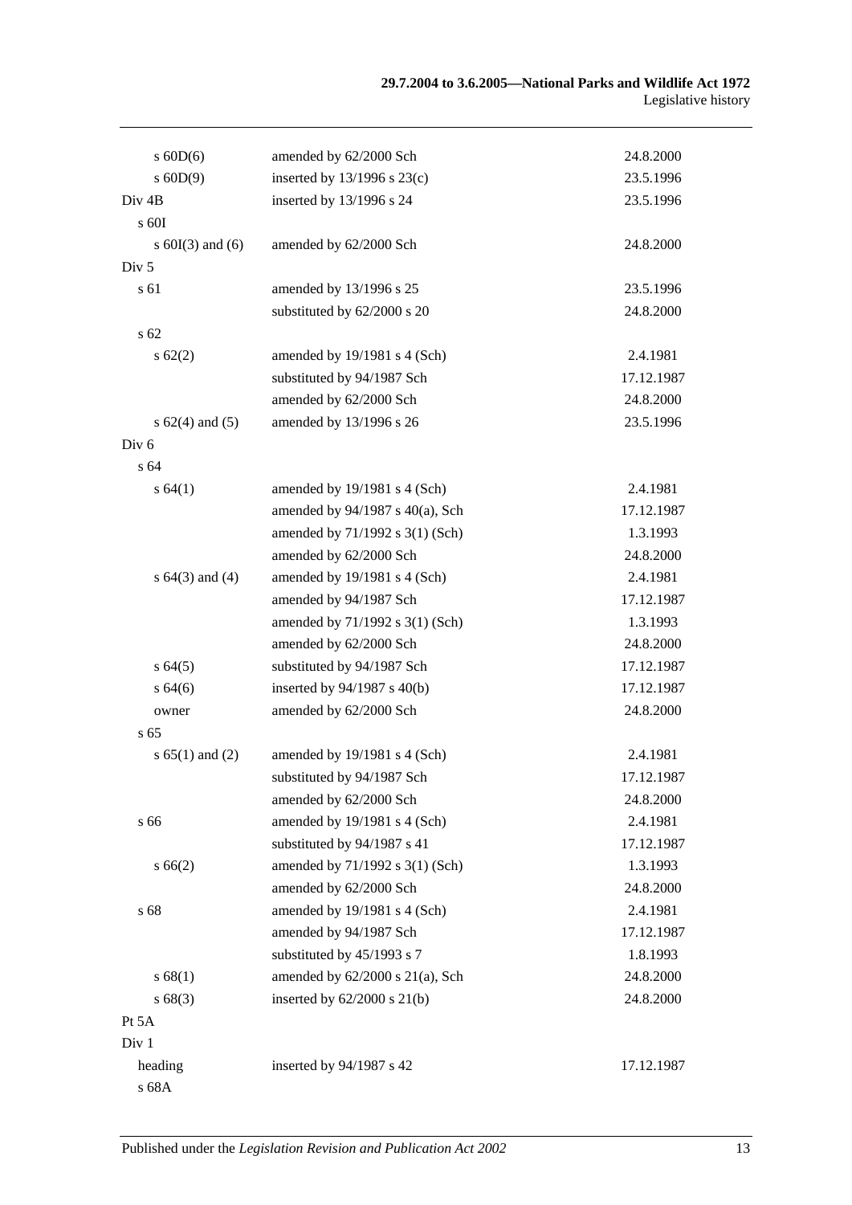| | | |
|---|---|---|
| s 60D(6) | amended by 62/2000 Sch | 24.8.2000 |
| s 60D(9) | inserted by 13/1996 s 23(c) | 23.5.1996 |
| Div 4B | inserted by 13/1996 s 24 | 23.5.1996 |
| s 60I | | |
| s 60I(3) and (6) | amended by 62/2000 Sch | 24.8.2000 |
| Div 5 | | |
| s 61 | amended by 13/1996 s 25 | 23.5.1996 |
| | substituted by 62/2000 s 20 | 24.8.2000 |
| s 62 | | |
| s 62(2) | amended by 19/1981 s 4 (Sch) | 2.4.1981 |
| | substituted by 94/1987 Sch | 17.12.1987 |
| | amended by 62/2000 Sch | 24.8.2000 |
| s 62(4) and (5) | amended by 13/1996 s 26 | 23.5.1996 |
| Div 6 | | |
| s 64 | | |
| s 64(1) | amended by 19/1981 s 4 (Sch) | 2.4.1981 |
| | amended by 94/1987 s 40(a), Sch | 17.12.1987 |
| | amended by 71/1992 s 3(1) (Sch) | 1.3.1993 |
| | amended by 62/2000 Sch | 24.8.2000 |
| s 64(3) and (4) | amended by 19/1981 s 4 (Sch) | 2.4.1981 |
| | amended by 94/1987 Sch | 17.12.1987 |
| | amended by 71/1992 s 3(1) (Sch) | 1.3.1993 |
| | amended by 62/2000 Sch | 24.8.2000 |
| s 64(5) | substituted by 94/1987 Sch | 17.12.1987 |
| s 64(6) | inserted by 94/1987 s 40(b) | 17.12.1987 |
| owner | amended by 62/2000 Sch | 24.8.2000 |
| s 65 | | |
| s 65(1) and (2) | amended by 19/1981 s 4 (Sch) | 2.4.1981 |
| | substituted by 94/1987 Sch | 17.12.1987 |
| | amended by 62/2000 Sch | 24.8.2000 |
| s 66 | amended by 19/1981 s 4 (Sch) | 2.4.1981 |
| | substituted by 94/1987 s 41 | 17.12.1987 |
| s 66(2) | amended by 71/1992 s 3(1) (Sch) | 1.3.1993 |
| | amended by 62/2000 Sch | 24.8.2000 |
| s 68 | amended by 19/1981 s 4 (Sch) | 2.4.1981 |
| | amended by 94/1987 Sch | 17.12.1987 |
| | substituted by 45/1993 s 7 | 1.8.1993 |
| s 68(1) | amended by 62/2000 s 21(a), Sch | 24.8.2000 |
| s 68(3) | inserted by 62/2000 s 21(b) | 24.8.2000 |
| Pt 5A | | |
| Div 1 | | |
| heading | inserted by 94/1987 s 42 | 17.12.1987 |
| s 68A | | |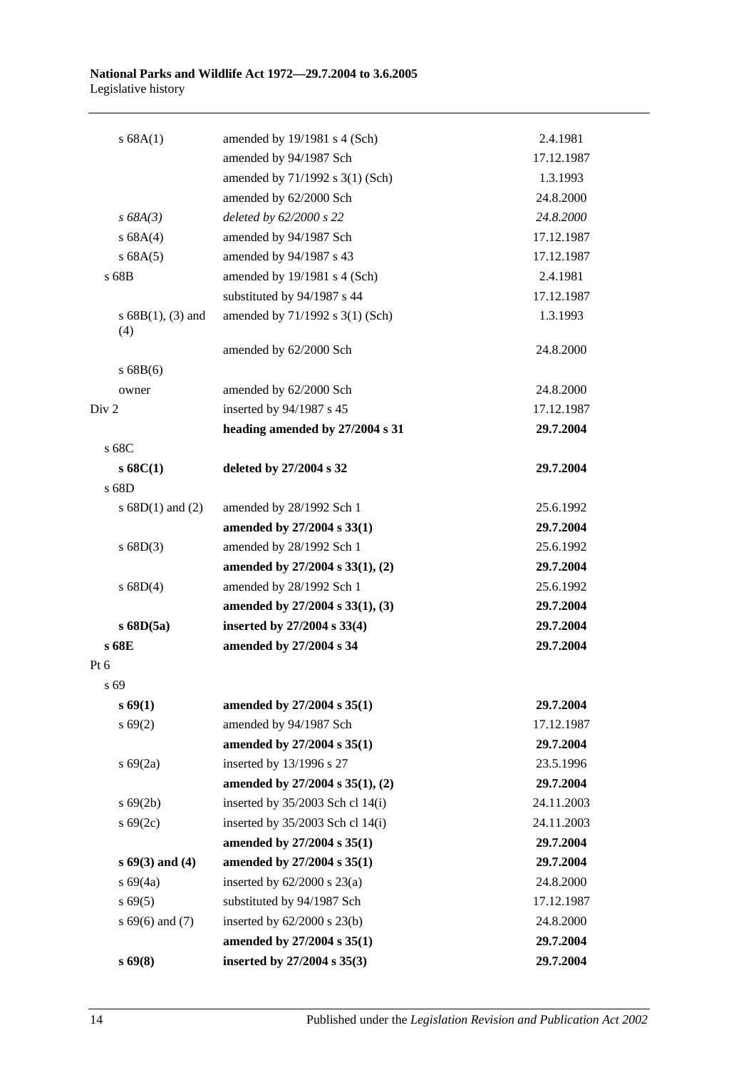| | | |
|---|---|---|
| s 68A(1) | amended by 19/1981 s 4 (Sch) | 2.4.1981 |
| | amended by 94/1987 Sch | 17.12.1987 |
| | amended by 71/1992 s 3(1) (Sch) | 1.3.1993 |
| | amended by 62/2000 Sch | 24.8.2000 |
| *s 68A(3)* | *deleted by 62/2000 s 22* | *24.8.2000* |
| s 68A(4) | amended by 94/1987 Sch | 17.12.1987 |
| s 68A(5) | amended by 94/1987 s 43 | 17.12.1987 |
| s 68B | amended by 19/1981 s 4 (Sch) | 2.4.1981 |
| | substituted by 94/1987 s 44 | 17.12.1987 |
| s 68B(1), (3) and (4) | amended by 71/1992 s 3(1) (Sch) | 1.3.1993 |
| | amended by 62/2000 Sch | 24.8.2000 |
| s 68B(6) | | |
| owner | amended by 62/2000 Sch | 24.8.2000 |
| Div 2 | inserted by 94/1987 s 45 | 17.12.1987 |
| | **heading amended by 27/2004 s 31** | **29.7.2004** |
| s 68C | | |
| **s 68C(1)** | **deleted by 27/2004 s 32** | **29.7.2004** |
| s 68D | | |
| s 68D(1) and (2) | amended by 28/1992 Sch 1 | 25.6.1992 |
| | **amended by 27/2004 s 33(1)** | **29.7.2004** |
| s 68D(3) | amended by 28/1992 Sch 1 | 25.6.1992 |
| | **amended by 27/2004 s 33(1), (2)** | **29.7.2004** |
| s 68D(4) | amended by 28/1992 Sch 1 | 25.6.1992 |
| | **amended by 27/2004 s 33(1), (3)** | **29.7.2004** |
| **s 68D(5a)** | **inserted by 27/2004 s 33(4)** | **29.7.2004** |
| **s 68E** | **amended by 27/2004 s 34** | **29.7.2004** |
| Pt 6 | | |
| s 69 | | |
| **s 69(1)** | **amended by 27/2004 s 35(1)** | **29.7.2004** |
| s 69(2) | amended by 94/1987 Sch | 17.12.1987 |
| | **amended by 27/2004 s 35(1)** | **29.7.2004** |
| s 69(2a) | inserted by 13/1996 s 27 | 23.5.1996 |
| | **amended by 27/2004 s 35(1), (2)** | **29.7.2004** |
| s 69(2b) | inserted by 35/2003 Sch cl 14(i) | 24.11.2003 |
| s 69(2c) | inserted by 35/2003 Sch cl 14(i) | 24.11.2003 |
| | **amended by 27/2004 s 35(1)** | **29.7.2004** |
| **s 69(3) and (4)** | **amended by 27/2004 s 35(1)** | **29.7.2004** |
| s 69(4a) | inserted by 62/2000 s 23(a) | 24.8.2000 |
| s 69(5) | substituted by 94/1987 Sch | 17.12.1987 |
| s 69(6) and (7) | inserted by 62/2000 s 23(b) | 24.8.2000 |
| | **amended by 27/2004 s 35(1)** | **29.7.2004** |
| **s 69(8)** | **inserted by 27/2004 s 35(3)** | **29.7.2004** |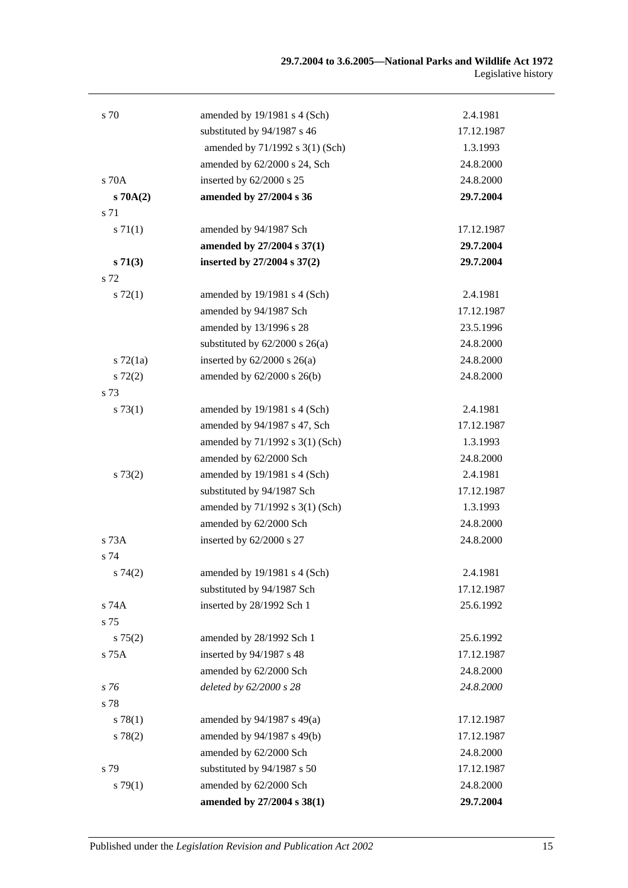| | | |
|---|---|---|
| s 70 | amended by 19/1981 s 4 (Sch) | 2.4.1981 |
| | substituted by 94/1987 s 46 | 17.12.1987 |
| | amended by 71/1992 s 3(1) (Sch) | 1.3.1993 |
| | amended by 62/2000 s 24, Sch | 24.8.2000 |
| s 70A | inserted by 62/2000 s 25 | 24.8.2000 |
| **s 70A(2)** | **amended by 27/2004 s 36** | **29.7.2004** |
| s 71 | | |
| s 71(1) | amended by 94/1987 Sch | 17.12.1987 |
| | **amended by 27/2004 s 37(1)** | **29.7.2004** |
| **s 71(3)** | **inserted by 27/2004 s 37(2)** | **29.7.2004** |
| s 72 | | |
| s 72(1) | amended by 19/1981 s 4 (Sch) | 2.4.1981 |
| | amended by 94/1987 Sch | 17.12.1987 |
| | amended by 13/1996 s 28 | 23.5.1996 |
| | substituted by 62/2000 s 26(a) | 24.8.2000 |
| s 72(1a) | inserted by 62/2000 s 26(a) | 24.8.2000 |
| s 72(2) | amended by 62/2000 s 26(b) | 24.8.2000 |
| s 73 | | |
| s 73(1) | amended by 19/1981 s 4 (Sch) | 2.4.1981 |
| | amended by 94/1987 s 47, Sch | 17.12.1987 |
| | amended by 71/1992 s 3(1) (Sch) | 1.3.1993 |
| | amended by 62/2000 Sch | 24.8.2000 |
| s 73(2) | amended by 19/1981 s 4 (Sch) | 2.4.1981 |
| | substituted by 94/1987 Sch | 17.12.1987 |
| | amended by 71/1992 s 3(1) (Sch) | 1.3.1993 |
| | amended by 62/2000 Sch | 24.8.2000 |
| s 73A | inserted by 62/2000 s 27 | 24.8.2000 |
| s 74 | | |
| s 74(2) | amended by 19/1981 s 4 (Sch) | 2.4.1981 |
| | substituted by 94/1987 Sch | 17.12.1987 |
| s 74A | inserted by 28/1992 Sch 1 | 25.6.1992 |
| s 75 | | |
| s 75(2) | amended by 28/1992 Sch 1 | 25.6.1992 |
| s 75A | inserted by 94/1987 s 48 | 17.12.1987 |
| | amended by 62/2000 Sch | 24.8.2000 |
| *s 76* | *deleted by 62/2000 s 28* | *24.8.2000* |
| s 78 | | |
| s 78(1) | amended by 94/1987 s 49(a) | 17.12.1987 |
| s 78(2) | amended by 94/1987 s 49(b) | 17.12.1987 |
| | amended by 62/2000 Sch | 24.8.2000 |
| s 79 | substituted by 94/1987 s 50 | 17.12.1987 |
| s 79(1) | amended by 62/2000 Sch | 24.8.2000 |
| | **amended by 27/2004 s 38(1)** | **29.7.2004** |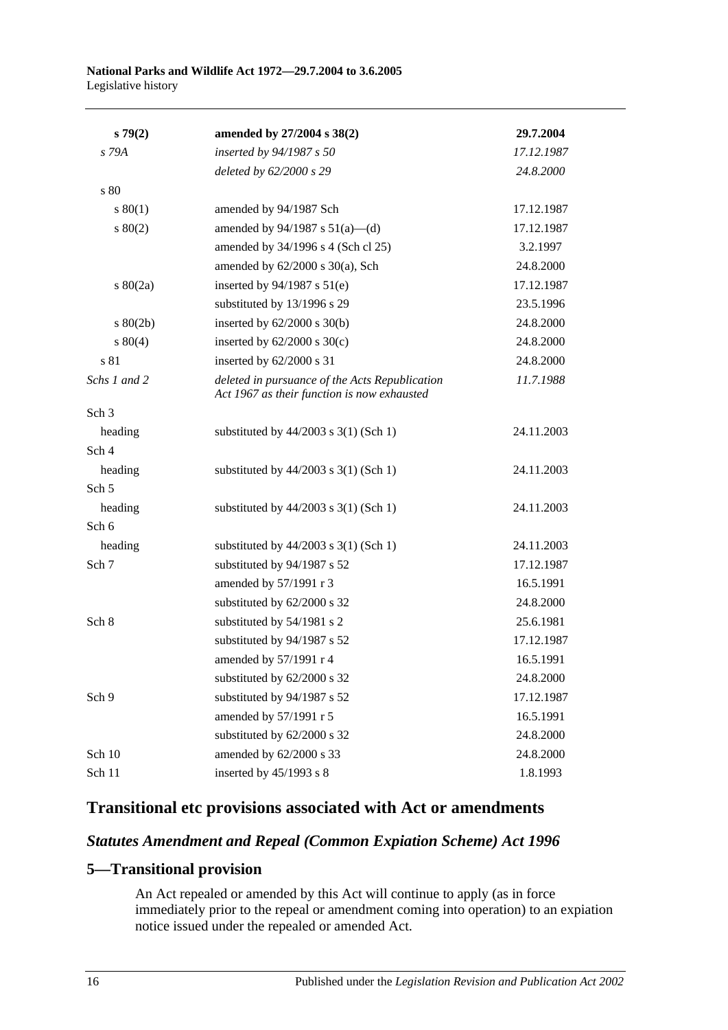| | | |
|---|---|---|
| **s 79(2)** | **amended by 27/2004 s 38(2)** | **29.7.2004** |
| *s 79A* | *inserted by 94/1987 s 50* | *17.12.1987* |
| | *deleted by 62/2000 s 29* | *24.8.2000* |
| s 80 | | |
| s 80(1) | amended by 94/1987 Sch | 17.12.1987 |
| s 80(2) | amended by 94/1987 s 51(a)—(d) | 17.12.1987 |
| | amended by 34/1996 s 4 (Sch cl 25) | 3.2.1997 |
| | amended by 62/2000 s 30(a), Sch | 24.8.2000 |
| s 80(2a) | inserted by 94/1987 s 51(e) | 17.12.1987 |
| | substituted by 13/1996 s 29 | 23.5.1996 |
| s 80(2b) | inserted by 62/2000 s 30(b) | 24.8.2000 |
| s 80(4) | inserted by 62/2000 s 30(c) | 24.8.2000 |
| s 81 | inserted by 62/2000 s 31 | 24.8.2000 |
| *Schs 1 and 2* | *deleted in pursuance of the Acts Republication Act 1967 as their function is now exhausted* | *11.7.1988* |
| Sch 3 | | |
| heading | substituted by 44/2003 s 3(1) (Sch 1) | 24.11.2003 |
| Sch 4 | | |
| heading | substituted by 44/2003 s 3(1) (Sch 1) | 24.11.2003 |
| Sch 5 | | |
| heading | substituted by 44/2003 s 3(1) (Sch 1) | 24.11.2003 |
| Sch 6 | | |
| heading | substituted by 44/2003 s 3(1) (Sch 1) | 24.11.2003 |
| Sch 7 | substituted by 94/1987 s 52 | 17.12.1987 |
| | amended by 57/1991 r 3 | 16.5.1991 |
| | substituted by 62/2000 s 32 | 24.8.2000 |
| Sch 8 | substituted by 54/1981 s 2 | 25.6.1981 |
| | substituted by 94/1987 s 52 | 17.12.1987 |
| | amended by 57/1991 r 4 | 16.5.1991 |
| | substituted by 62/2000 s 32 | 24.8.2000 |
| Sch 9 | substituted by 94/1987 s 52 | 17.12.1987 |
| | amended by 57/1991 r 5 | 16.5.1991 |
| | substituted by 62/2000 s 32 | 24.8.2000 |
| Sch 10 | amended by 62/2000 s 33 | 24.8.2000 |
| Sch 11 | inserted by 45/1993 s 8 | 1.8.1993 |

## Transitional etc provisions associated with Act or amendments

### *Statutes Amendment and Repeal (Common Expiation Scheme) Act 1996*

### 5—Transitional provision

An Act repealed or amended by this Act will continue to apply (as in force immediately prior to the repeal or amendment coming into operation) to an expiation notice issued under the repealed or amended Act.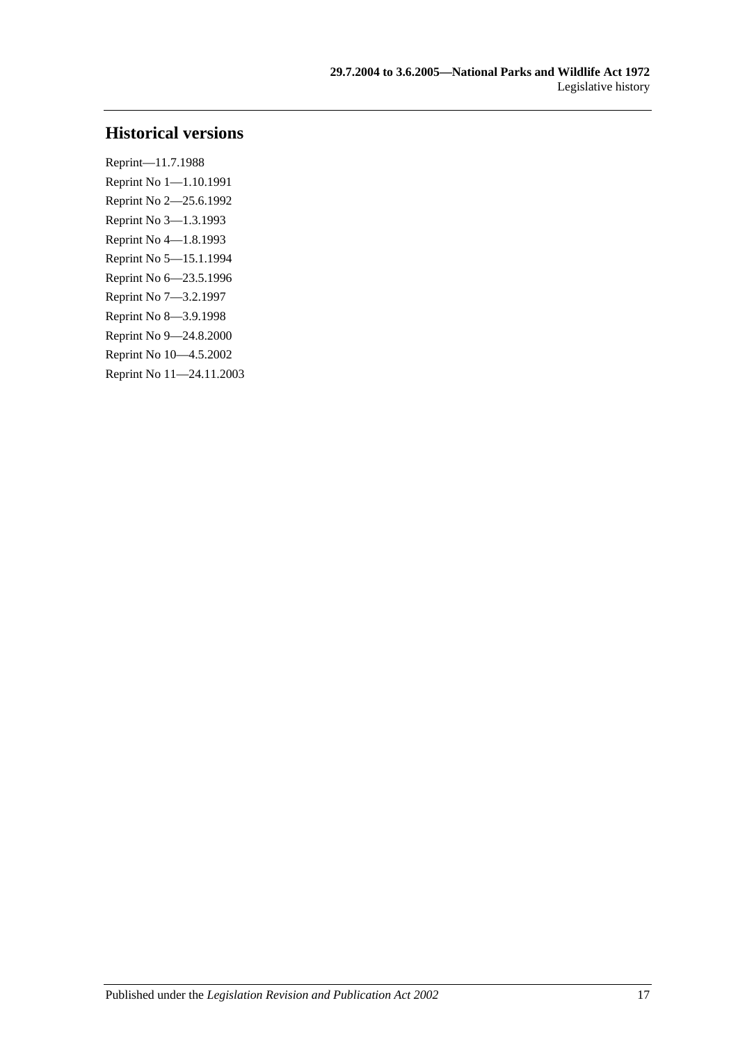## Historical versions

Reprint—11.7.1988

Reprint No 1—1.10.1991

Reprint No 2—25.6.1992

Reprint No 3—1.3.1993

Reprint No 4—1.8.1993

Reprint No 5—15.1.1994

Reprint No 6—23.5.1996

Reprint No 7—3.2.1997

Reprint No 8—3.9.1998

Reprint No 9—24.8.2000

Reprint No 10—4.5.2002

Reprint No 11—24.11.2003